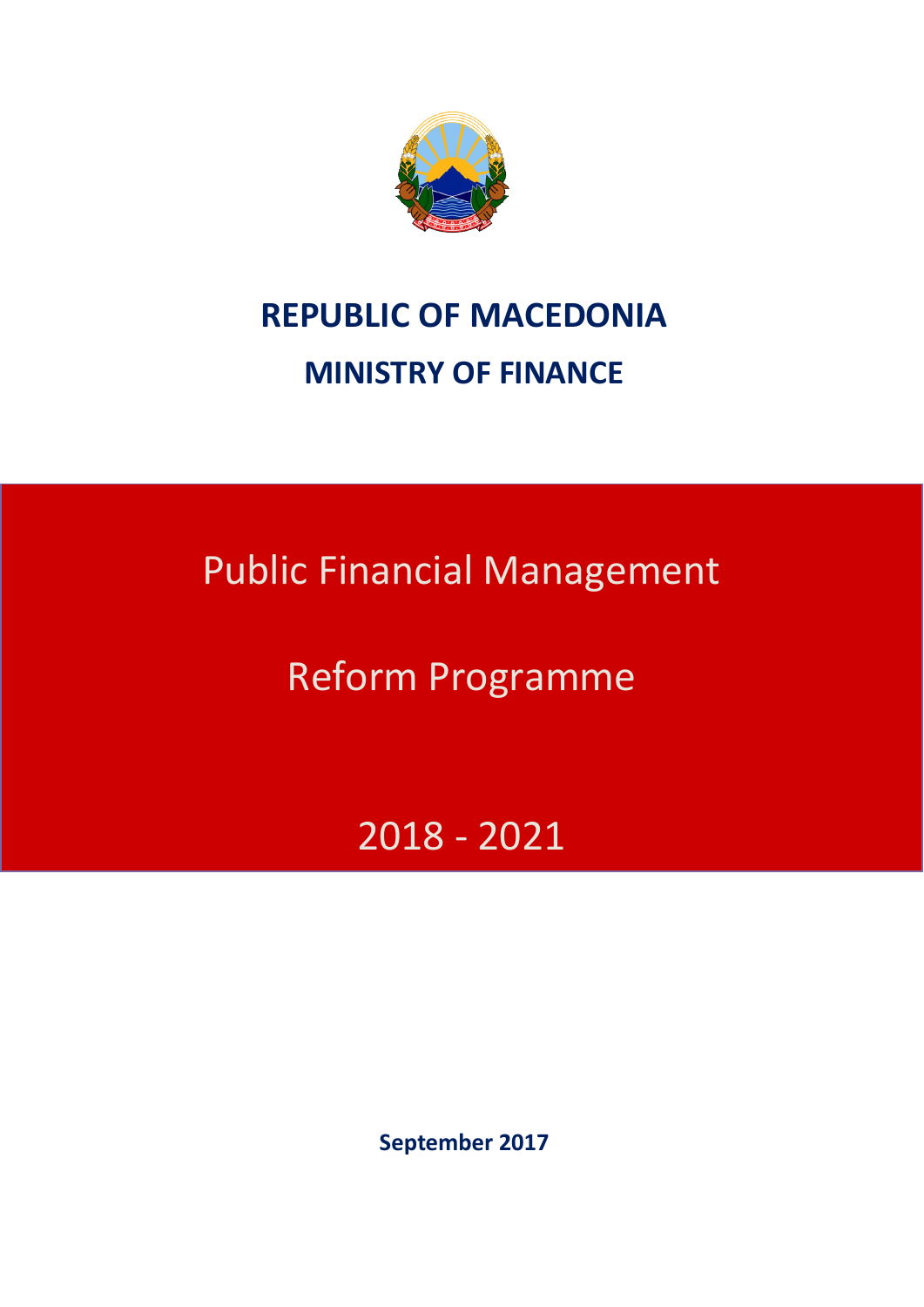# REPUBLIC OF MACEDONIA

## MINISTRY OF FINANCE

# Public Financial Management

# Reform Programme

# 2018 - 2021

**September 2017**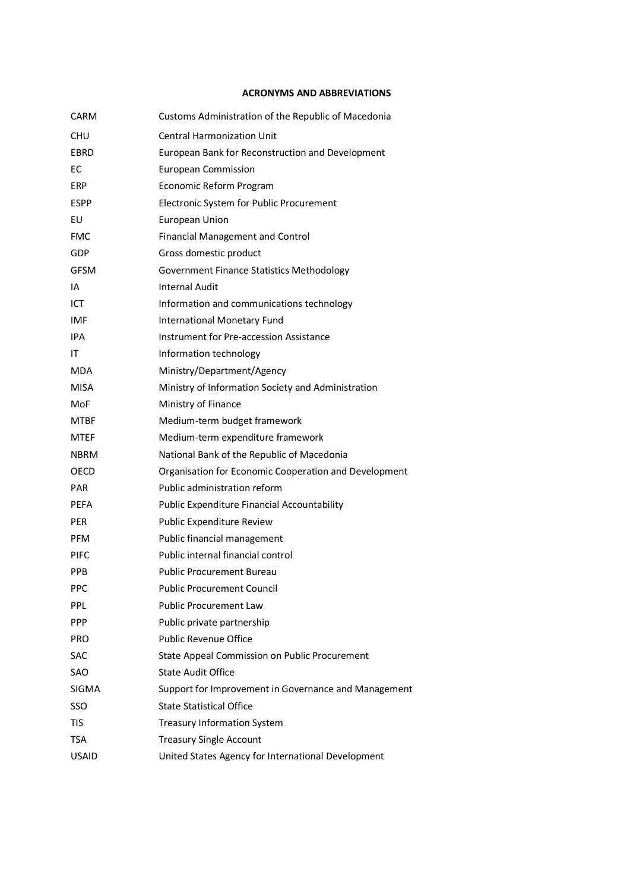## ACRONYMS AND ABBREVIATIONS

| | |
|---|---|
| CARM | Customs Administration of the Republic of Macedonia |
| CHU | Central Harmonization Unit |
| EBRD | European Bank for Reconstruction and Development |
| EC | European Commission |
| ERP | Economic Reform Program |
| ESPP | Electronic System for Public Procurement |
| EU | European Union |
| FMC | Financial Management and Control |
| GDP | Gross domestic product |
| GFSM | Government Finance Statistics Methodology |
| IA | Internal Audit |
| ICT | Information and communications technology |
| IMF | International Monetary Fund |
| IPA | Instrument for Pre-accession Assistance |
| IT | Information technology |
| MDA | Ministry/Department/Agency |
| MISA | Ministry of Information Society and Administration |
| MoF | Ministry of Finance |
| MTBF | Medium-term budget framework |
| MTEF | Medium-term expenditure framework |
| NBRM | National Bank of the Republic of Macedonia |
| OECD | Organisation for Economic Cooperation and Development |
| PAR | Public administration reform |
| PEFA | Public Expenditure Financial Accountability |
| PER | Public Expenditure Review |
| PFM | Public financial management |
| PIFC | Public internal financial control |
| PPB | Public Procurement Bureau |
| PPC | Public Procurement Council |
| PPL | Public Procurement Law |
| PPP | Public private partnership |
| PRO | Public Revenue Office |
| SAC | State Appeal Commission on Public Procurement |
| SAO | State Audit Office |
| SIGMA | Support for Improvement in Governance and Management |
| SSO | State Statistical Office |
| TIS | Treasury Information System |
| TSA | Treasury Single Account |
| USAID | United States Agency for International Development |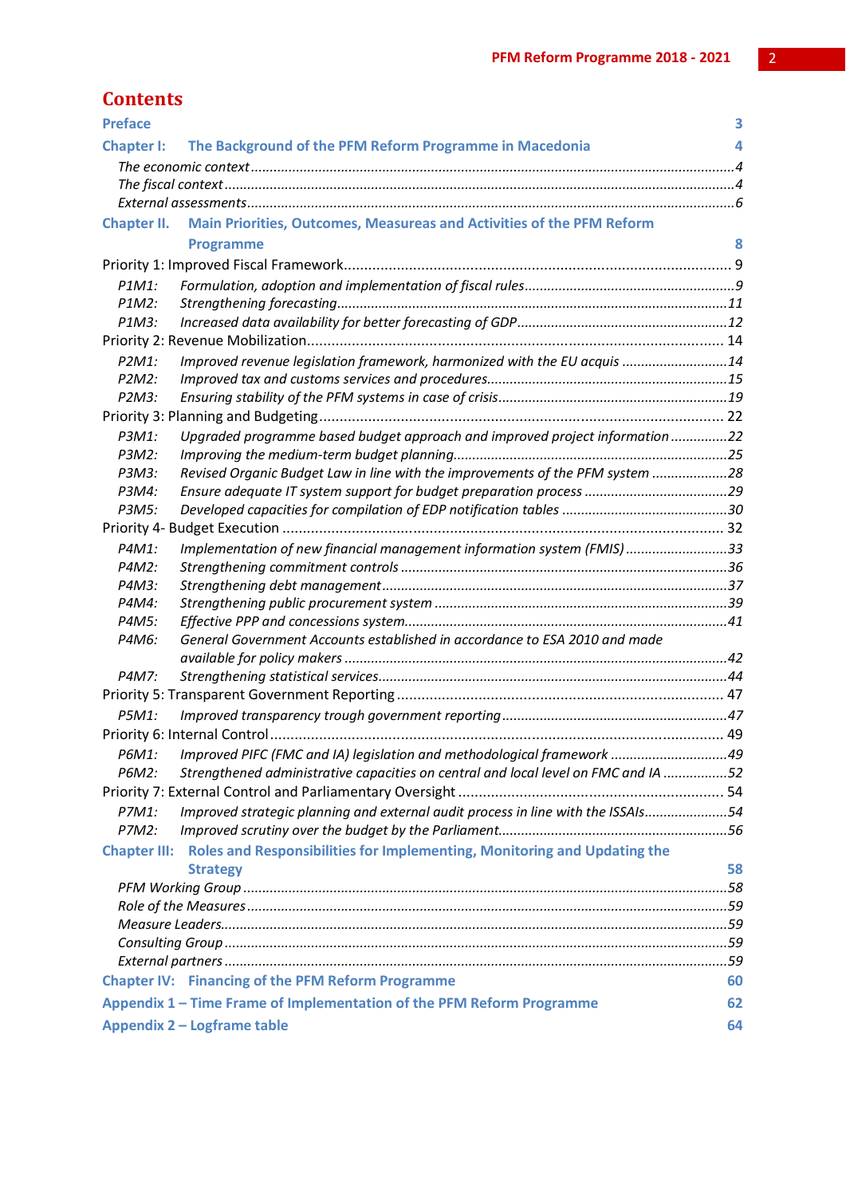# Contents

| | | |
|---|---|---|
| **Preface** | | **3** |
| **Chapter I:** | **The Background of the PFM Reform Programme in Macedonia** | **4** |
| | *The economic context* | *4* |
| | *The fiscal context* | *4* |
| | *External assessments* | *6* |
| **Chapter II.** | **Main Priorities, Outcomes, Measureas and Activities of the PFM Reform Programme** | **8** |
| Priority 1: Improved Fiscal Framework | | 9 |
| *P1M1:* | *Formulation, adoption and implementation of fiscal rules* | *9* |
| *P1M2:* | *Strengthening forecasting* | *11* |
| *P1M3:* | *Increased data availability for better forecasting of GDP* | *12* |
| Priority 2: Revenue Mobilization | | 14 |
| *P2M1:* | *Improved revenue legislation framework, harmonized with the EU acquis* | *14* |
| *P2M2:* | *Improved tax and customs services and procedures* | *15* |
| *P2M3:* | *Ensuring stability of the PFM systems in case of crisis* | *19* |
| Priority 3: Planning and Budgeting | | 22 |
| *P3M1:* | *Upgraded programme based budget approach and improved project information* | *22* |
| *P3M2:* | *Improving the medium-term budget planning* | *25* |
| *P3M3:* | *Revised Organic Budget Law in line with the improvements of the PFM system* | *28* |
| *P3M4:* | *Ensure adequate IT system support for budget preparation process* | *29* |
| *P3M5:* | *Developed capacities for compilation of EDP notification tables* | *30* |
| Priority 4- Budget Execution | | 32 |
| *P4M1:* | *Implementation of new financial management information system (FMIS)* | *33* |
| *P4M2:* | *Strengthening commitment controls* | *36* |
| *P4M3:* | *Strengthening debt management* | *37* |
| *P4M4:* | *Strengthening public procurement system* | *39* |
| *P4M5:* | *Effective PPP and concessions system* | *41* |
| *P4M6:* | *General Government Accounts established in accordance to ESA 2010 and made available for policy makers* | *42* |
| *P4M7:* | *Strengthening statistical services* | *44* |
| Priority 5: Transparent Government Reporting | | 47 |
| *P5M1:* | *Improved transparency trough government reporting* | *47* |
| Priority 6: Internal Control | | 49 |
| *P6M1:* | *Improved PIFC (FMC and IA) legislation and methodological framework* | *49* |
| *P6M2:* | *Strengthened administrative capacities on central and local level on FMC and IA* | *52* |
| Priority 7: External Control and Parliamentary Oversight | | 54 |
| *P7M1:* | *Improved strategic planning and external audit process in line with the ISSAIs* | *54* |
| *P7M2:* | *Improved scrutiny over the budget by the Parliament* | *56* |
| **Chapter III:** | **Roles and Responsibilities for Implementing, Monitoring and Updating the Strategy** | **58** |
| | *PFM Working Group* | *58* |
| | *Role of the Measures* | *59* |
| | *Measure Leaders* | *59* |
| | *Consulting Group* | *59* |
| | *External partners* | *59* |
| **Chapter IV:** | **Financing of the PFM Reform Programme** | **60** |
| **Appendix 1 – Time Frame of Implementation of the PFM Reform Programme** | | **62** |
| **Appendix 2 – Logframe table** | | **64** |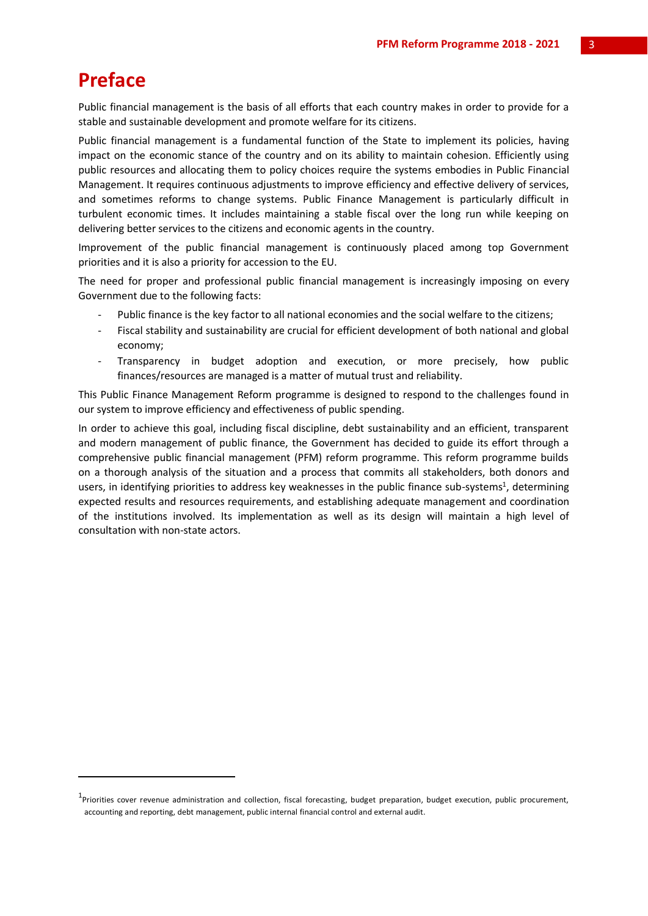# Preface

Public financial management is the basis of all efforts that each country makes in order to provide for a stable and sustainable development and promote welfare for its citizens.

Public financial management is a fundamental function of the State to implement its policies, having impact on the economic stance of the country and on its ability to maintain cohesion. Efficiently using public resources and allocating them to policy choices require the systems embodies in Public Financial Management. It requires continuous adjustments to improve efficiency and effective delivery of services, and sometimes reforms to change systems. Public Finance Management is particularly difficult in turbulent economic times. It includes maintaining a stable fiscal over the long run while keeping on delivering better services to the citizens and economic agents in the country.

Improvement of the public financial management is continuously placed among top Government priorities and it is also a priority for accession to the EU.

The need for proper and professional public financial management is increasingly imposing on every Government due to the following facts:

- Public finance is the key factor to all national economies and the social welfare to the citizens;
- Fiscal stability and sustainability are crucial for efficient development of both national and global economy;
- Transparency in budget adoption and execution, or more precisely, how public finances/resources are managed is a matter of mutual trust and reliability.

This Public Finance Management Reform programme is designed to respond to the challenges found in our system to improve efficiency and effectiveness of public spending.

In order to achieve this goal, including fiscal discipline, debt sustainability and an efficient, transparent and modern management of public finance, the Government has decided to guide its effort through a comprehensive public financial management (PFM) reform programme. This reform programme builds on a thorough analysis of the situation and a process that commits all stakeholders, both donors and users, in identifying priorities to address key weaknesses in the public finance sub-systems[1], determining expected results and resources requirements, and establishing adequate management and coordination of the institutions involved. Its implementation as well as its design will maintain a high level of consultation with non-state actors.

---

[1] Priorities cover revenue administration and collection, fiscal forecasting, budget preparation, budget execution, public procurement, accounting and reporting, debt management, public internal financial control and external audit.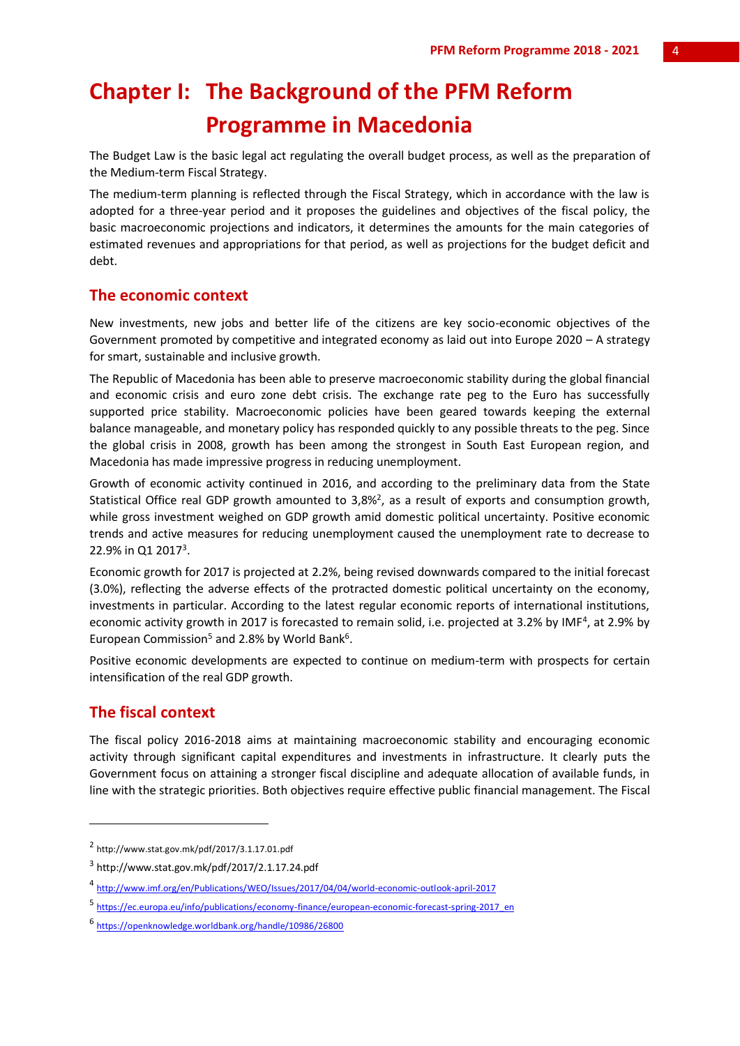# Chapter I: The Background of the PFM Reform Programme in Macedonia

The Budget Law is the basic legal act regulating the overall budget process, as well as the preparation of the Medium-term Fiscal Strategy.

The medium-term planning is reflected through the Fiscal Strategy, which in accordance with the law is adopted for a three-year period and it proposes the guidelines and objectives of the fiscal policy, the basic macroeconomic projections and indicators, it determines the amounts for the main categories of estimated revenues and appropriations for that period, as well as projections for the budget deficit and debt.

## The economic context

New investments, new jobs and better life of the citizens are key socio-economic objectives of the Government promoted by competitive and integrated economy as laid out into Europe 2020 – A strategy for smart, sustainable and inclusive growth.

The Republic of Macedonia has been able to preserve macroeconomic stability during the global financial and economic crisis and euro zone debt crisis. The exchange rate peg to the Euro has successfully supported price stability. Macroeconomic policies have been geared towards keeping the external balance manageable, and monetary policy has responded quickly to any possible threats to the peg. Since the global crisis in 2008, growth has been among the strongest in South East European region, and Macedonia has made impressive progress in reducing unemployment.

Growth of economic activity continued in 2016, and according to the preliminary data from the State Statistical Office real GDP growth amounted to 3,8%[2], as a result of exports and consumption growth, while gross investment weighed on GDP growth amid domestic political uncertainty. Positive economic trends and active measures for reducing unemployment caused the unemployment rate to decrease to 22.9% in Q1 2017[3].

Economic growth for 2017 is projected at 2.2%, being revised downwards compared to the initial forecast (3.0%), reflecting the adverse effects of the protracted domestic political uncertainty on the economy, investments in particular. According to the latest regular economic reports of international institutions, economic activity growth in 2017 is forecasted to remain solid, i.e. projected at 3.2% by IMF[4], at 2.9% by European Commission[5] and 2.8% by World Bank[6].

Positive economic developments are expected to continue on medium-term with prospects for certain intensification of the real GDP growth.

## The fiscal context

The fiscal policy 2016-2018 aims at maintaining macroeconomic stability and encouraging economic activity through significant capital expenditures and investments in infrastructure. It clearly puts the Government focus on attaining a stronger fiscal discipline and adequate allocation of available funds, in line with the strategic priorities. Both objectives require effective public financial management. The Fiscal

---

[2] http://www.stat.gov.mk/pdf/2017/3.1.17.01.pdf

[3] http://www.stat.gov.mk/pdf/2017/2.1.17.24.pdf

[4] http://www.imf.org/en/Publications/WEO/Issues/2017/04/04/world-economic-outlook-april-2017

[5] https://ec.europa.eu/info/publications/economy-finance/european-economic-forecast-spring-2017_en

[6] https://openknowledge.worldbank.org/handle/10986/26800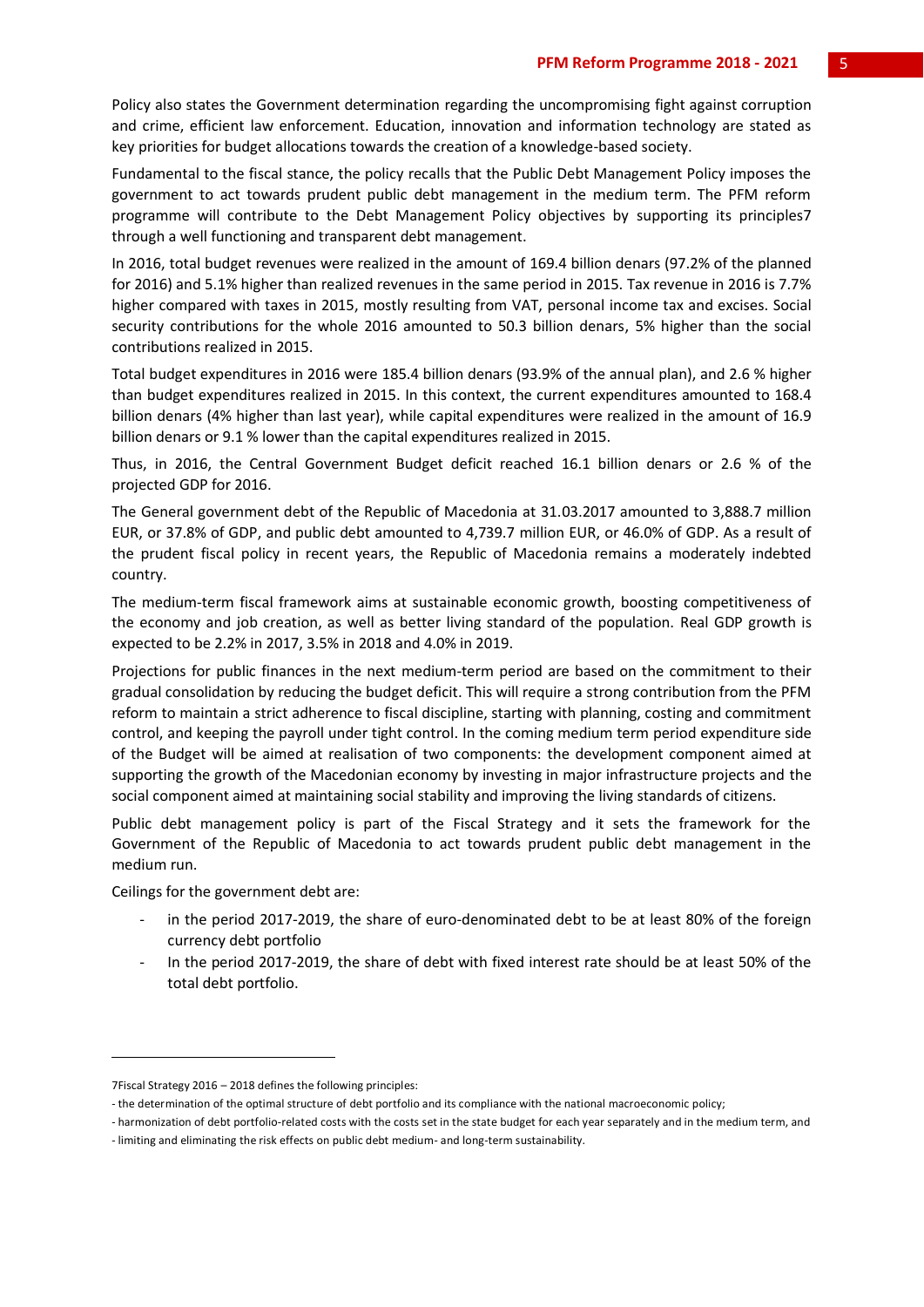Policy also states the Government determination regarding the uncompromising fight against corruption and crime, efficient law enforcement. Education, innovation and information technology are stated as key priorities for budget allocations towards the creation of a knowledge-based society.

Fundamental to the fiscal stance, the policy recalls that the Public Debt Management Policy imposes the government to act towards prudent public debt management in the medium term. The PFM reform programme will contribute to the Debt Management Policy objectives by supporting its principles[7] through a well functioning and transparent debt management.

In 2016, total budget revenues were realized in the amount of 169.4 billion denars (97.2% of the planned for 2016) and 5.1% higher than realized revenues in the same period in 2015. Tax revenue in 2016 is 7.7% higher compared with taxes in 2015, mostly resulting from VAT, personal income tax and excises. Social security contributions for the whole 2016 amounted to 50.3 billion denars, 5% higher than the social contributions realized in 2015.

Total budget expenditures in 2016 were 185.4 billion denars (93.9% of the annual plan), and 2.6 % higher than budget expenditures realized in 2015. In this context, the current expenditures amounted to 168.4 billion denars (4% higher than last year), while capital expenditures were realized in the amount of 16.9 billion denars or 9.1 % lower than the capital expenditures realized in 2015.

Thus, in 2016, the Central Government Budget deficit reached 16.1 billion denars or 2.6 % of the projected GDP for 2016.

The General government debt of the Republic of Macedonia at 31.03.2017 amounted to 3,888.7 million EUR, or 37.8% of GDP, and public debt amounted to 4,739.7 million EUR, or 46.0% of GDP. As a result of the prudent fiscal policy in recent years, the Republic of Macedonia remains a moderately indebted country.

The medium-term fiscal framework aims at sustainable economic growth, boosting competitiveness of the economy and job creation, as well as better living standard of the population. Real GDP growth is expected to be 2.2% in 2017, 3.5% in 2018 and 4.0% in 2019.

Projections for public finances in the next medium-term period are based on the commitment to their gradual consolidation by reducing the budget deficit. This will require a strong contribution from the PFM reform to maintain a strict adherence to fiscal discipline, starting with planning, costing and commitment control, and keeping the payroll under tight control. In the coming medium term period expenditure side of the Budget will be aimed at realisation of two components: the development component aimed at supporting the growth of the Macedonian economy by investing in major infrastructure projects and the social component aimed at maintaining social stability and improving the living standards of citizens.

Public debt management policy is part of the Fiscal Strategy and it sets the framework for the Government of the Republic of Macedonia to act towards prudent public debt management in the medium run.

Ceilings for the government debt are:

- in the period 2017-2019, the share of euro-denominated debt to be at least 80% of the foreign currency debt portfolio
- In the period 2017-2019, the share of debt with fixed interest rate should be at least 50% of the total debt portfolio.

---

[7] Fiscal Strategy 2016 – 2018 defines the following principles:

- the determination of the optimal structure of debt portfolio and its compliance with the national macroeconomic policy;
- harmonization of debt portfolio-related costs with the costs set in the state budget for each year separately and in the medium term, and
- limiting and eliminating the risk effects on public debt medium- and long-term sustainability.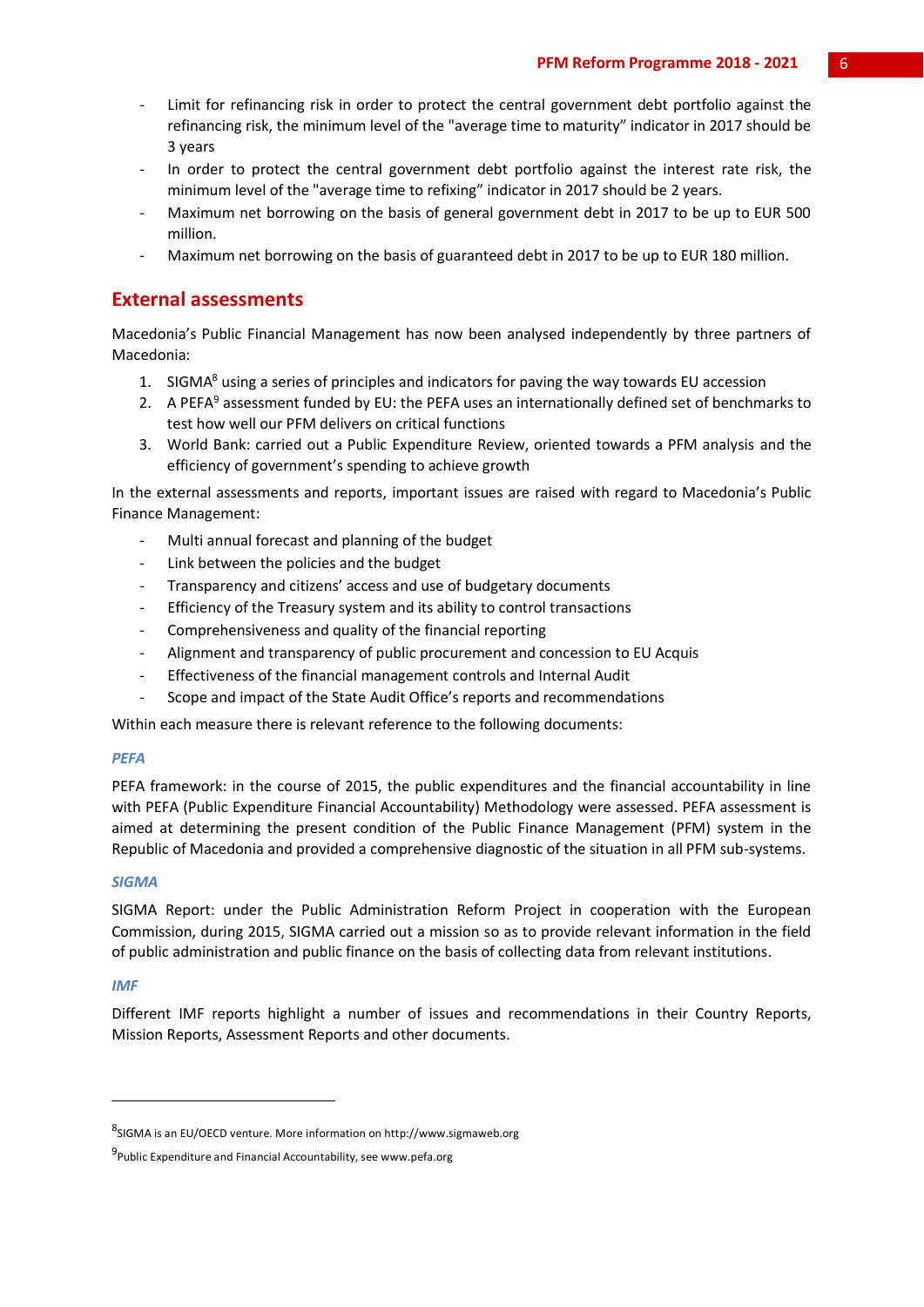- Limit for refinancing risk in order to protect the central government debt portfolio against the refinancing risk, the minimum level of the "average time to maturity" indicator in 2017 should be 3 years
- In order to protect the central government debt portfolio against the interest rate risk, the minimum level of the "average time to refixing" indicator in 2017 should be 2 years.
- Maximum net borrowing on the basis of general government debt in 2017 to be up to EUR 500 million.
- Maximum net borrowing on the basis of guaranteed debt in 2017 to be up to EUR 180 million.

## External assessments

Macedonia's Public Financial Management has now been analysed independently by three partners of Macedonia:

1. SIGMA[8] using a series of principles and indicators for paving the way towards EU accession
2. A PEFA[9] assessment funded by EU: the PEFA uses an internationally defined set of benchmarks to test how well our PFM delivers on critical functions
3. World Bank: carried out a Public Expenditure Review, oriented towards a PFM analysis and the efficiency of government's spending to achieve growth

In the external assessments and reports, important issues are raised with regard to Macedonia's Public Finance Management:

- Multi annual forecast and planning of the budget
- Link between the policies and the budget
- Transparency and citizens' access and use of budgetary documents
- Efficiency of the Treasury system and its ability to control transactions
- Comprehensiveness and quality of the financial reporting
- Alignment and transparency of public procurement and concession to EU Acquis
- Effectiveness of the financial management controls and Internal Audit
- Scope and impact of the State Audit Office's reports and recommendations

Within each measure there is relevant reference to the following documents:

### *PEFA*

PEFA framework: in the course of 2015, the public expenditures and the financial accountability in line with PEFA (Public Expenditure Financial Accountability) Methodology were assessed. PEFA assessment is aimed at determining the present condition of the Public Finance Management (PFM) system in the Republic of Macedonia and provided a comprehensive diagnostic of the situation in all PFM sub-systems.

### *SIGMA*

SIGMA Report: under the Public Administration Reform Project in cooperation with the European Commission, during 2015, SIGMA carried out a mission so as to provide relevant information in the field of public administration and public finance on the basis of collecting data from relevant institutions.

### *IMF*

Different IMF reports highlight a number of issues and recommendations in their Country Reports, Mission Reports, Assessment Reports and other documents.

---

[8] SIGMA is an EU/OECD venture. More information on http://www.sigmaweb.org

[9] Public Expenditure and Financial Accountability, see www.pefa.org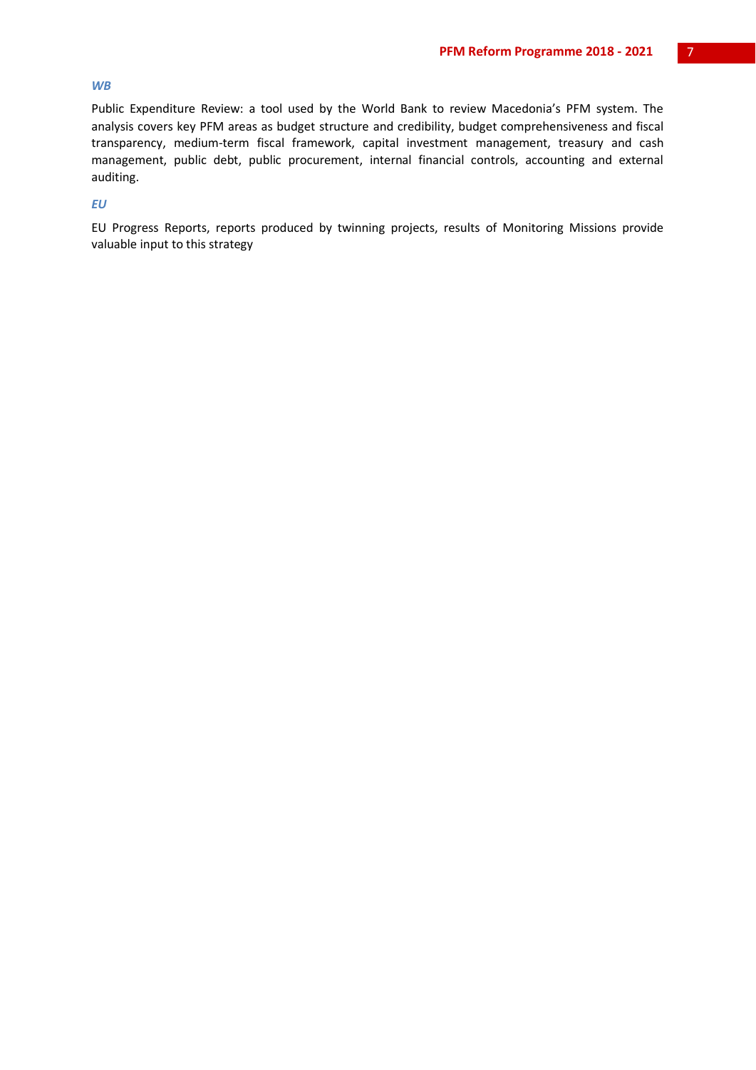***WB***

Public Expenditure Review: a tool used by the World Bank to review Macedonia's PFM system. The analysis covers key PFM areas as budget structure and credibility, budget comprehensiveness and fiscal transparency, medium-term fiscal framework, capital investment management, treasury and cash management, public debt, public procurement, internal financial controls, accounting and external auditing.

***EU***

EU Progress Reports, reports produced by twinning projects, results of Monitoring Missions provide valuable input to this strategy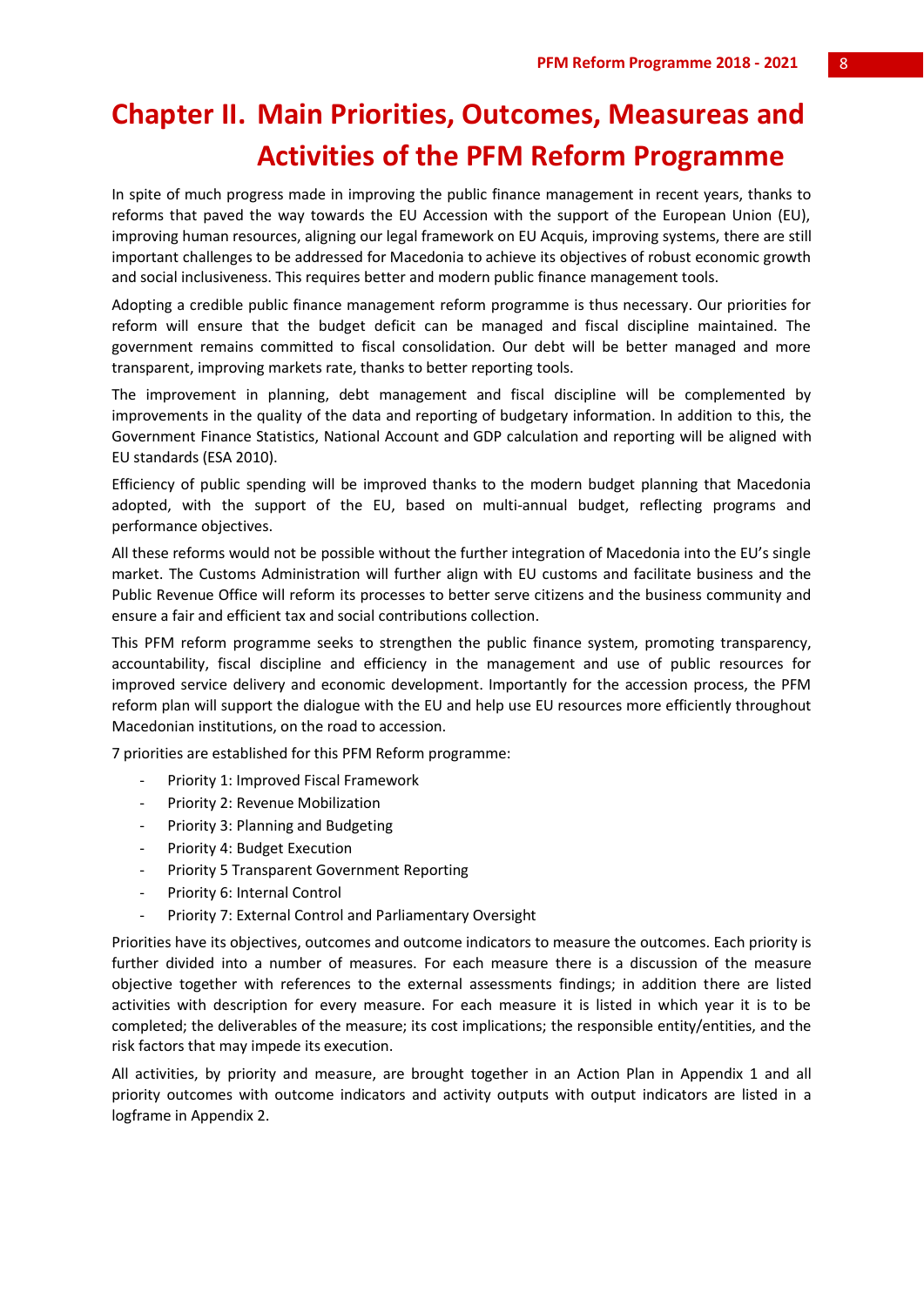# Chapter II. Main Priorities, Outcomes, Measureas and Activities of the PFM Reform Programme

In spite of much progress made in improving the public finance management in recent years, thanks to reforms that paved the way towards the EU Accession with the support of the European Union (EU), improving human resources, aligning our legal framework on EU Acquis, improving systems, there are still important challenges to be addressed for Macedonia to achieve its objectives of robust economic growth and social inclusiveness. This requires better and modern public finance management tools.

Adopting a credible public finance management reform programme is thus necessary. Our priorities for reform will ensure that the budget deficit can be managed and fiscal discipline maintained. The government remains committed to fiscal consolidation. Our debt will be better managed and more transparent, improving markets rate, thanks to better reporting tools.

The improvement in planning, debt management and fiscal discipline will be complemented by improvements in the quality of the data and reporting of budgetary information. In addition to this, the Government Finance Statistics, National Account and GDP calculation and reporting will be aligned with EU standards (ESA 2010).

Efficiency of public spending will be improved thanks to the modern budget planning that Macedonia adopted, with the support of the EU, based on multi-annual budget, reflecting programs and performance objectives.

All these reforms would not be possible without the further integration of Macedonia into the EU's single market. The Customs Administration will further align with EU customs and facilitate business and the Public Revenue Office will reform its processes to better serve citizens and the business community and ensure a fair and efficient tax and social contributions collection.

This PFM reform programme seeks to strengthen the public finance system, promoting transparency, accountability, fiscal discipline and efficiency in the management and use of public resources for improved service delivery and economic development. Importantly for the accession process, the PFM reform plan will support the dialogue with the EU and help use EU resources more efficiently throughout Macedonian institutions, on the road to accession.

7 priorities are established for this PFM Reform programme:

- Priority 1: Improved Fiscal Framework
- Priority 2: Revenue Mobilization
- Priority 3: Planning and Budgeting
- Priority 4: Budget Execution
- Priority 5 Transparent Government Reporting
- Priority 6: Internal Control
- Priority 7: External Control and Parliamentary Oversight

Priorities have its objectives, outcomes and outcome indicators to measure the outcomes. Each priority is further divided into a number of measures. For each measure there is a discussion of the measure objective together with references to the external assessments findings; in addition there are listed activities with description for every measure. For each measure it is listed in which year it is to be completed; the deliverables of the measure; its cost implications; the responsible entity/entities, and the risk factors that may impede its execution.

All activities, by priority and measure, are brought together in an Action Plan in Appendix 1 and all priority outcomes with outcome indicators and activity outputs with output indicators are listed in a logframe in Appendix 2.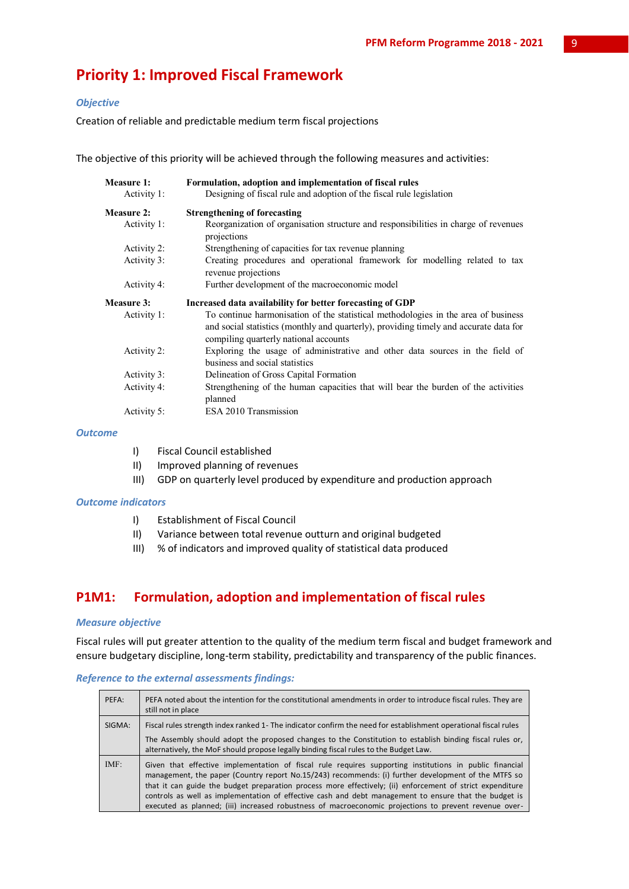# Priority 1: Improved Fiscal Framework

### *Objective*

Creation of reliable and predictable medium term fiscal projections

The objective of this priority will be achieved through the following measures and activities:

**Measure 1:** **Formulation, adoption and implementation of fiscal rules**
- Activity 1: Designing of fiscal rule and adoption of the fiscal rule legislation

**Measure 2:** **Strengthening of forecasting**
- Activity 1: Reorganization of organisation structure and responsibilities in charge of revenues projections
- Activity 2: Strengthening of capacities for tax revenue planning
- Activity 3: Creating procedures and operational framework for modelling related to tax revenue projections
- Activity 4: Further development of the macroeconomic model

**Measure 3:** **Increased data availability for better forecasting of GDP**
- Activity 1: To continue harmonisation of the statistical methodologies in the area of business and social statistics (monthly and quarterly), providing timely and accurate data for compiling quarterly national accounts
- Activity 2: Exploring the usage of administrative and other data sources in the field of business and social statistics
- Activity 3: Delineation of Gross Capital Formation
- Activity 4: Strengthening of the human capacities that will bear the burden of the activities planned
- Activity 5: ESA 2010 Transmission

### *Outcome*

I) Fiscal Council established
II) Improved planning of revenues
III) GDP on quarterly level produced by expenditure and production approach

### *Outcome indicators*

I) Establishment of Fiscal Council
II) Variance between total revenue outturn and original budgeted
III) % of indicators and improved quality of statistical data produced

## P1M1: Formulation, adoption and implementation of fiscal rules

### *Measure objective*

Fiscal rules will put greater attention to the quality of the medium term fiscal and budget framework and ensure budgetary discipline, long-term stability, predictability and transparency of the public finances.

### *Reference to the external assessments findings:*

| | |
|---|---|
| PEFA: | PEFA noted about the intention for the constitutional amendments in order to introduce fiscal rules. They are still not in place |
| SIGMA: | Fiscal rules strength index ranked 1- The indicator confirm the need for establishment operational fiscal rules<br>The Assembly should adopt the proposed changes to the Constitution to establish binding fiscal rules or, alternatively, the MoF should propose legally binding fiscal rules to the Budget Law. |
| IMF: | Given that effective implementation of fiscal rule requires supporting institutions in public financial management, the paper (Country report No.15/243) recommends: (i) further development of the MTFS so that it can guide the budget preparation process more effectively; (ii) enforcement of strict expenditure controls as well as implementation of effective cash and debt management to ensure that the budget is executed as planned; (iii) increased robustness of macroeconomic projections to prevent revenue over- |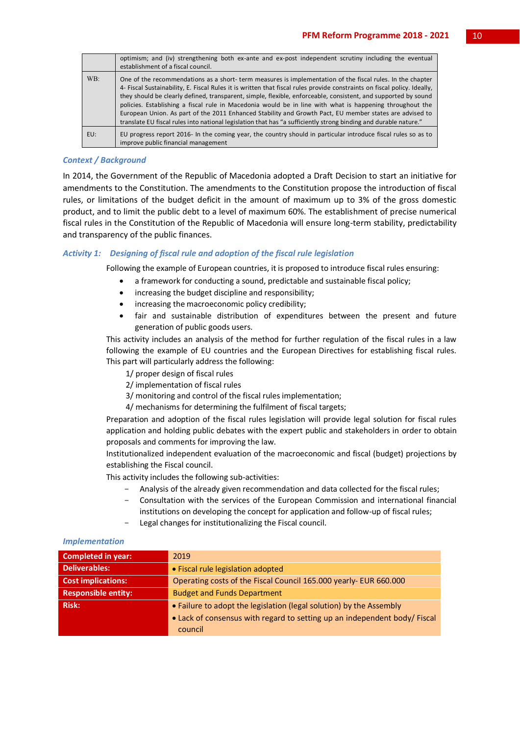|  |  |
|---|---|
|  | optimism; and (iv) strengthening both ex-ante and ex-post independent scrutiny including the eventual establishment of a fiscal council. |
| WB: | One of the recommendations as a short- term measures is implementation of the fiscal rules. In the chapter 4- Fiscal Sustainability, E. Fiscal Rules it is written that fiscal rules provide constraints on fiscal policy. Ideally, they should be clearly defined, transparent, simple, flexible, enforceable, consistent, and supported by sound policies. Establishing a fiscal rule in Macedonia would be in line with what is happening throughout the European Union. As part of the 2011 Enhanced Stability and Growth Pact, EU member states are advised to translate EU fiscal rules into national legislation that has "a sufficiently strong binding and durable nature." |
| EU: | EU progress report 2016- In the coming year, the country should in particular introduce fiscal rules so as to improve public financial management |

### *Context / Background*

In 2014, the Government of the Republic of Macedonia adopted a Draft Decision to start an initiative for amendments to the Constitution. The amendments to the Constitution propose the introduction of fiscal rules, or limitations of the budget deficit in the amount of maximum up to 3% of the gross domestic product, and to limit the public debt to a level of maximum 60%. The establishment of precise numerical fiscal rules in the Constitution of the Republic of Macedonia will ensure long-term stability, predictability and transparency of the public finances.

### *Activity 1: Designing of fiscal rule and adoption of the fiscal rule legislation*

Following the example of European countries, it is proposed to introduce fiscal rules ensuring:

- a framework for conducting a sound, predictable and sustainable fiscal policy;
- increasing the budget discipline and responsibility;
- increasing the macroeconomic policy credibility;
- fair and sustainable distribution of expenditures between the present and future generation of public goods users.

This activity includes an analysis of the method for further regulation of the fiscal rules in a law following the example of EU countries and the European Directives for establishing fiscal rules. This part will particularly address the following:

1/ proper design of fiscal rules
2/ implementation of fiscal rules
3/ monitoring and control of the fiscal rules implementation;
4/ mechanisms for determining the fulfilment of fiscal targets;

Preparation and adoption of the fiscal rules legislation will provide legal solution for fiscal rules application and holding public debates with the expert public and stakeholders in order to obtain proposals and comments for improving the law.

Institutionalized independent evaluation of the macroeconomic and fiscal (budget) projections by establishing the Fiscal council.

This activity includes the following sub-activities:

- Analysis of the already given recommendation and data collected for the fiscal rules;
- Consultation with the services of the European Commission and international financial institutions on developing the concept for application and follow-up of fiscal rules;
- Legal changes for institutionalizing the Fiscal council.

### *Implementation*

| **Completed in year:** | 2019 |
|---|---|
| **Deliverables:** | • Fiscal rule legislation adopted |
| **Cost implications:** | Operating costs of the Fiscal Council 165.000 yearly- EUR 660.000 |
| **Responsible entity:** | Budget and Funds Department |
| **Risk:** | • Failure to adopt the legislation (legal solution) by the Assembly<br>• Lack of consensus with regard to setting up an independent body/ Fiscal council |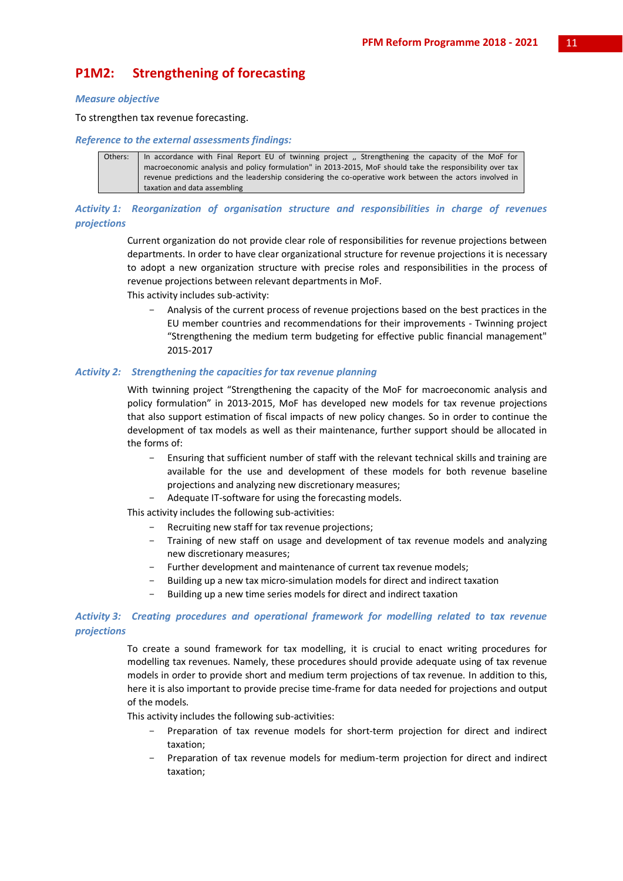## P1M2: Strengthening of forecasting

***Measure objective***

To strengthen tax revenue forecasting.

***Reference to the external assessments findings:***

| Others: | In accordance with Final Report EU of twinning project „ Strengthening the capacity of the MoF for macroeconomic analysis and policy formulation" in 2013-2015, MoF should take the responsibility over tax revenue predictions and the leadership considering the co-operative work between the actors involved in taxation and data assembling |
|---|---|

***Activity 1: Reorganization of organisation structure and responsibilities in charge of revenues projections***

Current organization do not provide clear role of responsibilities for revenue projections between departments. In order to have clear organizational structure for revenue projections it is necessary to adopt a new organization structure with precise roles and responsibilities in the process of revenue projections between relevant departments in MoF.

This activity includes sub-activity:

- Analysis of the current process of revenue projections based on the best practices in the EU member countries and recommendations for their improvements - Twinning project "Strengthening the medium term budgeting for effective public financial management" 2015-2017

***Activity 2: Strengthening the capacities for tax revenue planning***

With twinning project "Strengthening the capacity of the MoF for macroeconomic analysis and policy formulation" in 2013-2015, MoF has developed new models for tax revenue projections that also support estimation of fiscal impacts of new policy changes. So in order to continue the development of tax models as well as their maintenance, further support should be allocated in the forms of:

- Ensuring that sufficient number of staff with the relevant technical skills and training are available for the use and development of these models for both revenue baseline projections and analyzing new discretionary measures;
- Adequate IT-software for using the forecasting models.

This activity includes the following sub-activities:

- Recruiting new staff for tax revenue projections;
- Training of new staff on usage and development of tax revenue models and analyzing new discretionary measures;
- Further development and maintenance of current tax revenue models;
- Building up a new tax micro-simulation models for direct and indirect taxation
- Building up a new time series models for direct and indirect taxation

***Activity 3: Creating procedures and operational framework for modelling related to tax revenue projections***

To create a sound framework for tax modelling, it is crucial to enact writing procedures for modelling tax revenues. Namely, these procedures should provide adequate using of tax revenue models in order to provide short and medium term projections of tax revenue. In addition to this, here it is also important to provide precise time-frame for data needed for projections and output of the models.

This activity includes the following sub-activities:

- Preparation of tax revenue models for short-term projection for direct and indirect taxation;
- Preparation of tax revenue models for medium-term projection for direct and indirect taxation;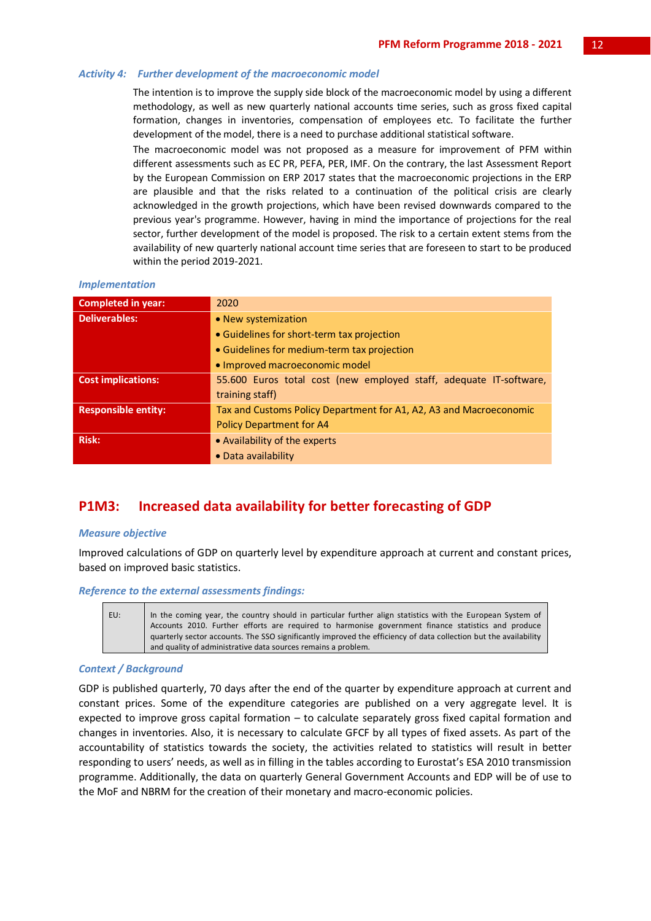### *Activity 4: Further development of the macroeconomic model*

The intention is to improve the supply side block of the macroeconomic model by using a different methodology, as well as new quarterly national accounts time series, such as gross fixed capital formation, changes in inventories, compensation of employees etc. To facilitate the further development of the model, there is a need to purchase additional statistical software.

The macroeconomic model was not proposed as a measure for improvement of PFM within different assessments such as EC PR, PEFA, PER, IMF. On the contrary, the last Assessment Report by the European Commission on ERP 2017 states that the macroeconomic projections in the ERP are plausible and that the risks related to a continuation of the political crisis are clearly acknowledged in the growth projections, which have been revised downwards compared to the previous year's programme. However, having in mind the importance of projections for the real sector, further development of the model is proposed. The risk to a certain extent stems from the availability of new quarterly national account time series that are foreseen to start to be produced within the period 2019-2021.

#### *Implementation*

| | |
|---|---|
| **Completed in year:** | 2020 |
| **Deliverables:** | • New systemization<br>• Guidelines for short-term tax projection<br>• Guidelines for medium-term tax projection<br>• Improved macroeconomic model |
| **Cost implications:** | 55.600 Euros total cost (new employed staff, adequate IT-software, training staff) |
| **Responsible entity:** | Tax and Customs Policy Department for A1, A2, A3 and Macroeconomic Policy Department for A4 |
| **Risk:** | • Availability of the experts<br>• Data availability |

## P1M3: Increased data availability for better forecasting of GDP

#### *Measure objective*

Improved calculations of GDP on quarterly level by expenditure approach at current and constant prices, based on improved basic statistics.

#### *Reference to the external assessments findings:*

| | |
|---|---|
| EU: | In the coming year, the country should in particular further align statistics with the European System of Accounts 2010. Further efforts are required to harmonise government finance statistics and produce quarterly sector accounts. The SSO significantly improved the efficiency of data collection but the availability and quality of administrative data sources remains a problem. |

#### *Context / Background*

GDP is published quarterly, 70 days after the end of the quarter by expenditure approach at current and constant prices. Some of the expenditure categories are published on a very aggregate level. It is expected to improve gross capital formation – to calculate separately gross fixed capital formation and changes in inventories. Also, it is necessary to calculate GFCF by all types of fixed assets. As part of the accountability of statistics towards the society, the activities related to statistics will result in better responding to users' needs, as well as in filling in the tables according to Eurostat's ESA 2010 transmission programme. Additionally, the data on quarterly General Government Accounts and EDP will be of use to the MoF and NBRM for the creation of their monetary and macro-economic policies.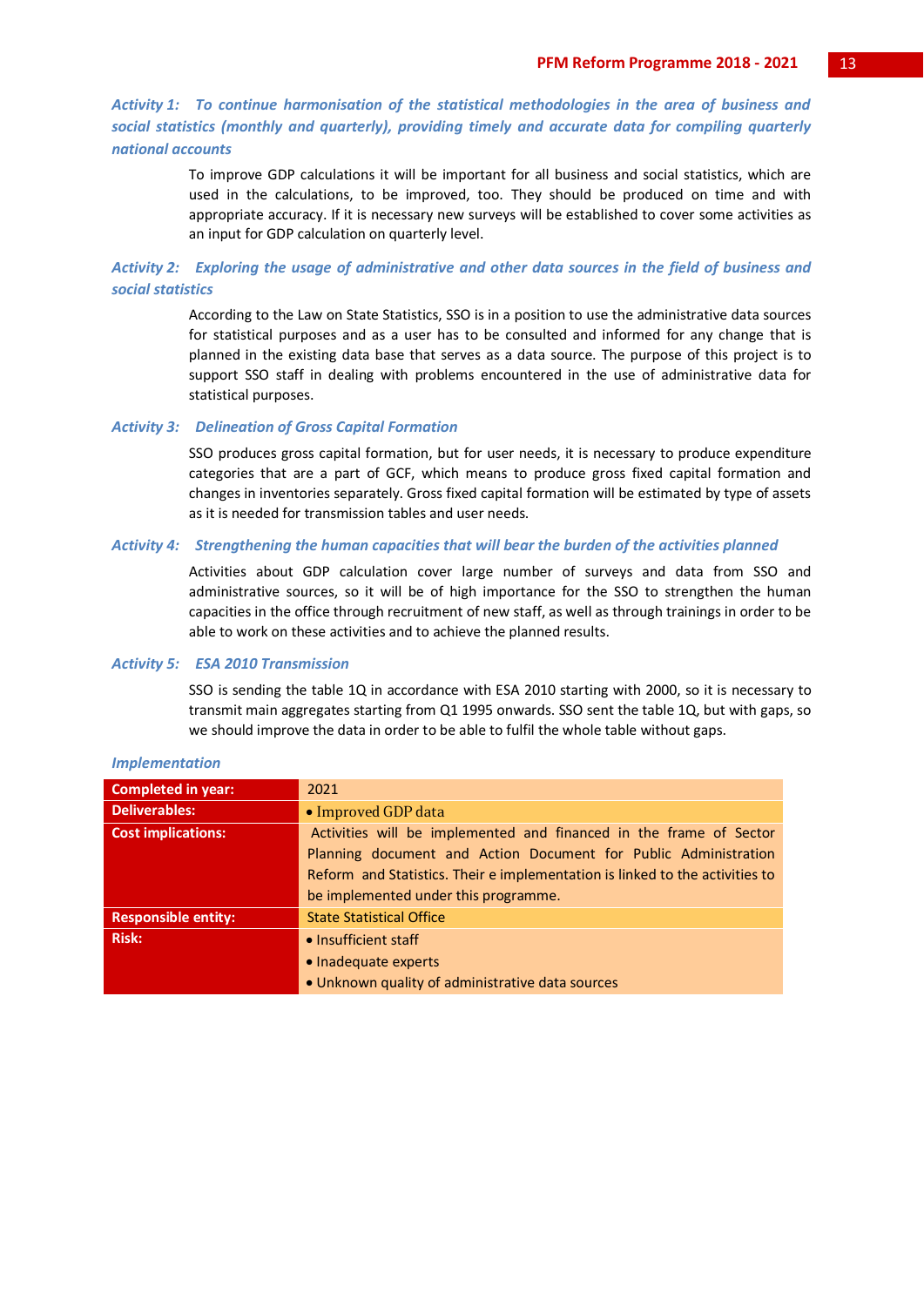### *Activity 1: To continue harmonisation of the statistical methodologies in the area of business and social statistics (monthly and quarterly), providing timely and accurate data for compiling quarterly national accounts*

To improve GDP calculations it will be important for all business and social statistics, which are used in the calculations, to be improved, too. They should be produced on time and with appropriate accuracy. If it is necessary new surveys will be established to cover some activities as an input for GDP calculation on quarterly level.

### *Activity 2: Exploring the usage of administrative and other data sources in the field of business and social statistics*

According to the Law on State Statistics, SSO is in a position to use the administrative data sources for statistical purposes and as a user has to be consulted and informed for any change that is planned in the existing data base that serves as a data source. The purpose of this project is to support SSO staff in dealing with problems encountered in the use of administrative data for statistical purposes.

### *Activity 3: Delineation of Gross Capital Formation*

SSO produces gross capital formation, but for user needs, it is necessary to produce expenditure categories that are a part of GCF, which means to produce gross fixed capital formation and changes in inventories separately. Gross fixed capital formation will be estimated by type of assets as it is needed for transmission tables and user needs.

### *Activity 4: Strengthening the human capacities that will bear the burden of the activities planned*

Activities about GDP calculation cover large number of surveys and data from SSO and administrative sources, so it will be of high importance for the SSO to strengthen the human capacities in the office through recruitment of new staff, as well as through trainings in order to be able to work on these activities and to achieve the planned results.

### *Activity 5: ESA 2010 Transmission*

SSO is sending the table 1Q in accordance with ESA 2010 starting with 2000, so it is necessary to transmit main aggregates starting from Q1 1995 onwards. SSO sent the table 1Q, but with gaps, so we should improve the data in order to be able to fulfil the whole table without gaps.

### *Implementation*

| | |
|---|---|
| **Completed in year:** | 2021 |
| **Deliverables:** | • Improved GDP data |
| **Cost implications:** | Activities will be implemented and financed in the frame of Sector Planning document and Action Document for Public Administration Reform and Statistics. Their e implementation is linked to the activities to be implemented under this programme. |
| **Responsible entity:** | State Statistical Office |
| **Risk:** | • Insufficient staff<br>• Inadequate experts<br>• Unknown quality of administrative data sources |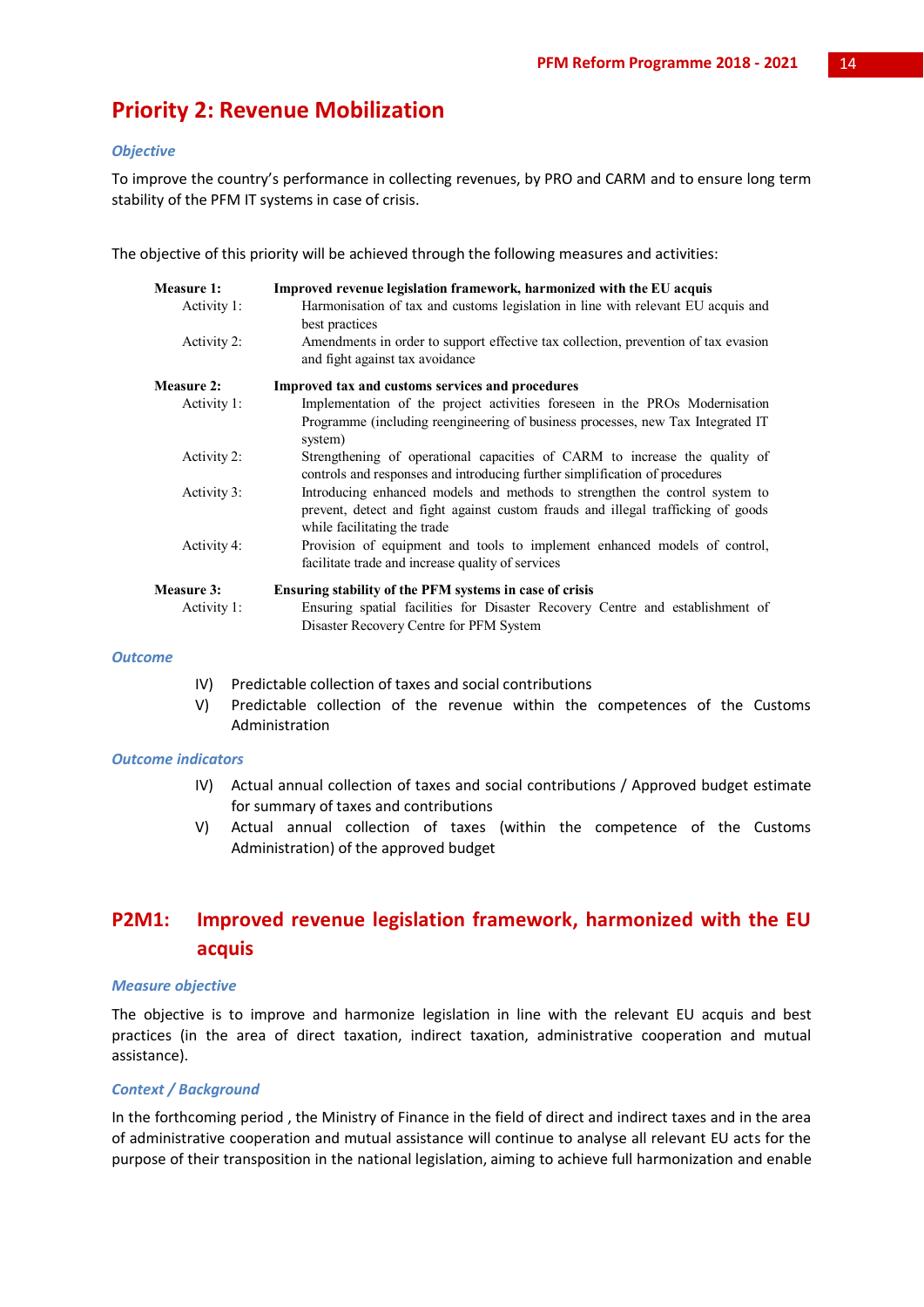## Priority 2: Revenue Mobilization

### *Objective*

To improve the country's performance in collecting revenues, by PRO and CARM and to ensure long term stability of the PFM IT systems in case of crisis.

The objective of this priority will be achieved through the following measures and activities:

**Measure 1: Improved revenue legislation framework, harmonized with the EU acquis**

- Activity 1: Harmonisation of tax and customs legislation in line with relevant EU acquis and best practices
- Activity 2: Amendments in order to support effective tax collection, prevention of tax evasion and fight against tax avoidance

**Measure 2: Improved tax and customs services and procedures**

- Activity 1: Implementation of the project activities foreseen in the PROs Modernisation Programme (including reengineering of business processes, new Tax Integrated IT system)
- Activity 2: Strengthening of operational capacities of CARM to increase the quality of controls and responses and introducing further simplification of procedures
- Activity 3: Introducing enhanced models and methods to strengthen the control system to prevent, detect and fight against custom frauds and illegal trafficking of goods while facilitating the trade
- Activity 4: Provision of equipment and tools to implement enhanced models of control, facilitate trade and increase quality of services

**Measure 3: Ensuring stability of the PFM systems in case of crisis**

- Activity 1: Ensuring spatial facilities for Disaster Recovery Centre and establishment of Disaster Recovery Centre for PFM System

### *Outcome*

IV) Predictable collection of taxes and social contributions

V) Predictable collection of the revenue within the competences of the Customs Administration

### *Outcome indicators*

IV) Actual annual collection of taxes and social contributions / Approved budget estimate for summary of taxes and contributions

V) Actual annual collection of taxes (within the competence of the Customs Administration) of the approved budget

## P2M1: Improved revenue legislation framework, harmonized with the EU acquis

### *Measure objective*

The objective is to improve and harmonize legislation in line with the relevant EU acquis and best practices (in the area of direct taxation, indirect taxation, administrative cooperation and mutual assistance).

### *Context / Background*

In the forthcoming period , the Ministry of Finance in the field of direct and indirect taxes and in the area of administrative cooperation and mutual assistance will continue to analyse all relevant EU acts for the purpose of their transposition in the national legislation, aiming to achieve full harmonization and enable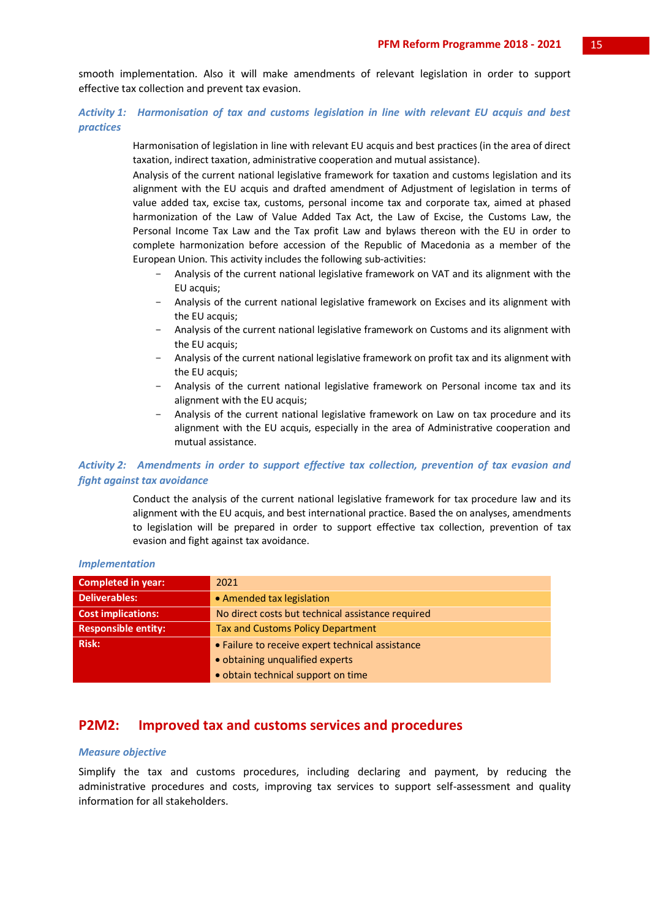smooth implementation. Also it will make amendments of relevant legislation in order to support effective tax collection and prevent tax evasion.

### *Activity 1: Harmonisation of tax and customs legislation in line with relevant EU acquis and best practices*

Harmonisation of legislation in line with relevant EU acquis and best practices (in the area of direct taxation, indirect taxation, administrative cooperation and mutual assistance).

Analysis of the current national legislative framework for taxation and customs legislation and its alignment with the EU acquis and drafted amendment of Adjustment of legislation in terms of value added tax, excise tax, customs, personal income tax and corporate tax, aimed at phased harmonization of the Law of Value Added Tax Act, the Law of Excise, the Customs Law, the Personal Income Tax Law and the Tax profit Law and bylaws thereon with the EU in order to complete harmonization before accession of the Republic of Macedonia as a member of the European Union. This activity includes the following sub-activities:

- Analysis of the current national legislative framework on VAT and its alignment with the EU acquis;
- Analysis of the current national legislative framework on Excises and its alignment with the EU acquis;
- Analysis of the current national legislative framework on Customs and its alignment with the EU acquis;
- Analysis of the current national legislative framework on profit tax and its alignment with the EU acquis;
- Analysis of the current national legislative framework on Personal income tax and its alignment with the EU acquis;
- Analysis of the current national legislative framework on Law on tax procedure and its alignment with the EU acquis, especially in the area of Administrative cooperation and mutual assistance.

### *Activity 2: Amendments in order to support effective tax collection, prevention of tax evasion and fight against tax avoidance*

Conduct the analysis of the current national legislative framework for tax procedure law and its alignment with the EU acquis, and best international practice. Based the on analyses, amendments to legislation will be prepared in order to support effective tax collection, prevention of tax evasion and fight against tax avoidance.

#### *Implementation*

| | |
|---|---|
| **Completed in year:** | 2021 |
| **Deliverables:** | • Amended tax legislation |
| **Cost implications:** | No direct costs but technical assistance required |
| **Responsible entity:** | Tax and Customs Policy Department |
| **Risk:** | • Failure to receive expert technical assistance<br>• obtaining unqualified experts<br>• obtain technical support on time |

## P2M2: Improved tax and customs services and procedures

#### *Measure objective*

Simplify the tax and customs procedures, including declaring and payment, by reducing the administrative procedures and costs, improving tax services to support self-assessment and quality information for all stakeholders.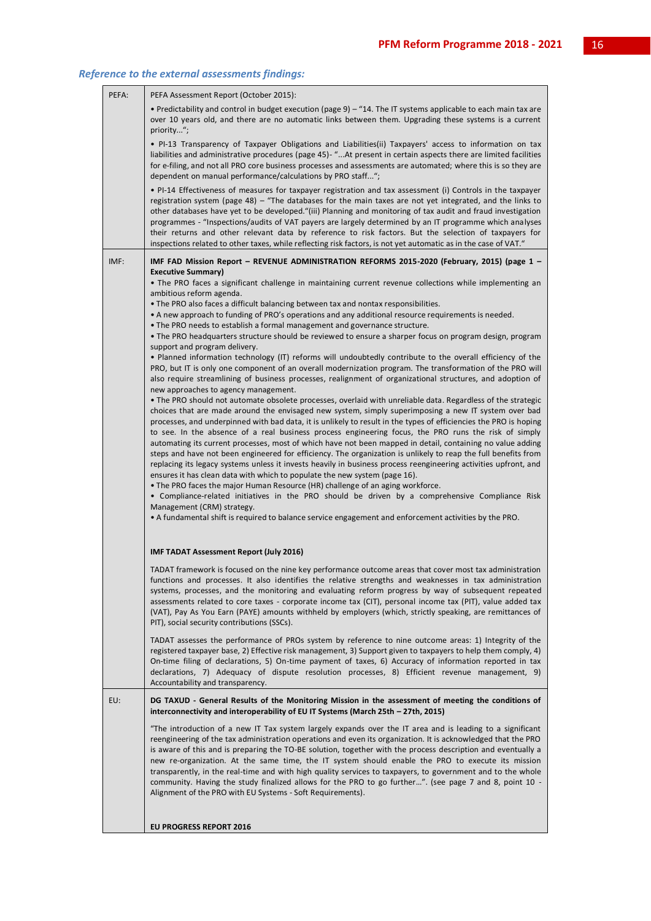### *Reference to the external assessments findings:*

| | |
|---|---|
| PEFA: | PEFA Assessment Report (October 2015):<br><br>• Predictability and control in budget execution (page 9) – "14. The IT systems applicable to each main tax are over 10 years old, and there are no automatic links between them. Upgrading these systems is a current priority...";<br><br>• PI-13 Transparency of Taxpayer Obligations and Liabilities(ii) Taxpayers' access to information on tax liabilities and administrative procedures (page 45)- "...At present in certain aspects there are limited facilities for e-filing, and not all PRO core business processes and assessments are automated; where this is so they are dependent on manual performance/calculations by PRO staff...";<br><br>• PI-14 Effectiveness of measures for taxpayer registration and tax assessment (i) Controls in the taxpayer registration system (page 48) – "The databases for the main taxes are not yet integrated, and the links to other databases have yet to be developed."(iii) Planning and monitoring of tax audit and fraud investigation programmes - "Inspections/audits of VAT payers are largely determined by an IT programme which analyses their returns and other relevant data by reference to risk factors. But the selection of taxpayers for inspections related to other taxes, while reflecting risk factors, is not yet automatic as in the case of VAT." |
| IMF: | **IMF FAD Mission Report – REVENUE ADMINISTRATION REFORMS 2015-2020 (February, 2015) (page 1 – Executive Summary)**<br>• The PRO faces a significant challenge in maintaining current revenue collections while implementing an ambitious reform agenda.<br>• The PRO also faces a difficult balancing between tax and nontax responsibilities.<br>• A new approach to funding of PRO's operations and any additional resource requirements is needed.<br>• The PRO needs to establish a formal management and governance structure.<br>• The PRO headquarters structure should be reviewed to ensure a sharper focus on program design, program support and program delivery.<br>• Planned information technology (IT) reforms will undoubtedly contribute to the overall efficiency of the PRO, but IT is only one component of an overall modernization program. The transformation of the PRO will also require streamlining of business processes, realignment of organizational structures, and adoption of new approaches to agency management.<br>• The PRO should not automate obsolete processes, overlaid with unreliable data. Regardless of the strategic choices that are made around the envisaged new system, simply superimposing a new IT system over bad processes, and underpinned with bad data, it is unlikely to result in the types of efficiencies the PRO is hoping to see. In the absence of a real business process engineering focus, the PRO runs the risk of simply automating its current processes, most of which have not been mapped in detail, containing no value adding steps and have not been engineered for efficiency. The organization is unlikely to reap the full benefits from replacing its legacy systems unless it invests heavily in business process reengineering activities upfront, and ensures it has clean data with which to populate the new system (page 16).<br>• The PRO faces the major Human Resource (HR) challenge of an aging workforce.<br>• Compliance-related initiatives in the PRO should be driven by a comprehensive Compliance Risk Management (CRM) strategy.<br>• A fundamental shift is required to balance service engagement and enforcement activities by the PRO.<br><br>**IMF TADAT Assessment Report (July 2016)**<br><br>TADAT framework is focused on the nine key performance outcome areas that cover most tax administration functions and processes. It also identifies the relative strengths and weaknesses in tax administration systems, processes, and the monitoring and evaluating reform progress by way of subsequent repeated assessments related to core taxes - corporate income tax (CIT), personal income tax (PIT), value added tax (VAT), Pay As You Earn (PAYE) amounts withheld by employers (which, strictly speaking, are remittances of PIT), social security contributions (SSCs).<br><br>TADAT assesses the performance of PROs system by reference to nine outcome areas: 1) Integrity of the registered taxpayer base, 2) Effective risk management, 3) Support given to taxpayers to help them comply, 4) On-time filing of declarations, 5) On-time payment of taxes, 6) Accuracy of information reported in tax declarations, 7) Adequacy of dispute resolution processes, 8) Efficient revenue management, 9) Accountability and transparency. |
| EU: | **DG TAXUD - General Results of the Monitoring Mission in the assessment of meeting the conditions of interconnectivity and interoperability of EU IT Systems (March 25th – 27th, 2015)**<br><br>"The introduction of a new IT Tax system largely expands over the IT area and is leading to a significant reengineering of the tax administration operations and even its organization. It is acknowledged that the PRO is aware of this and is preparing the TO-BE solution, together with the process description and eventually a new re-organization. At the same time, the IT system should enable the PRO to execute its mission transparently, in the real-time and with high quality services to taxpayers, to government and to the whole community. Having the study finalized allows for the PRO to go further…". (see page 7 and 8, point 10 - Alignment of the PRO with EU Systems - Soft Requirements).<br><br>**EU PROGRESS REPORT 2016** |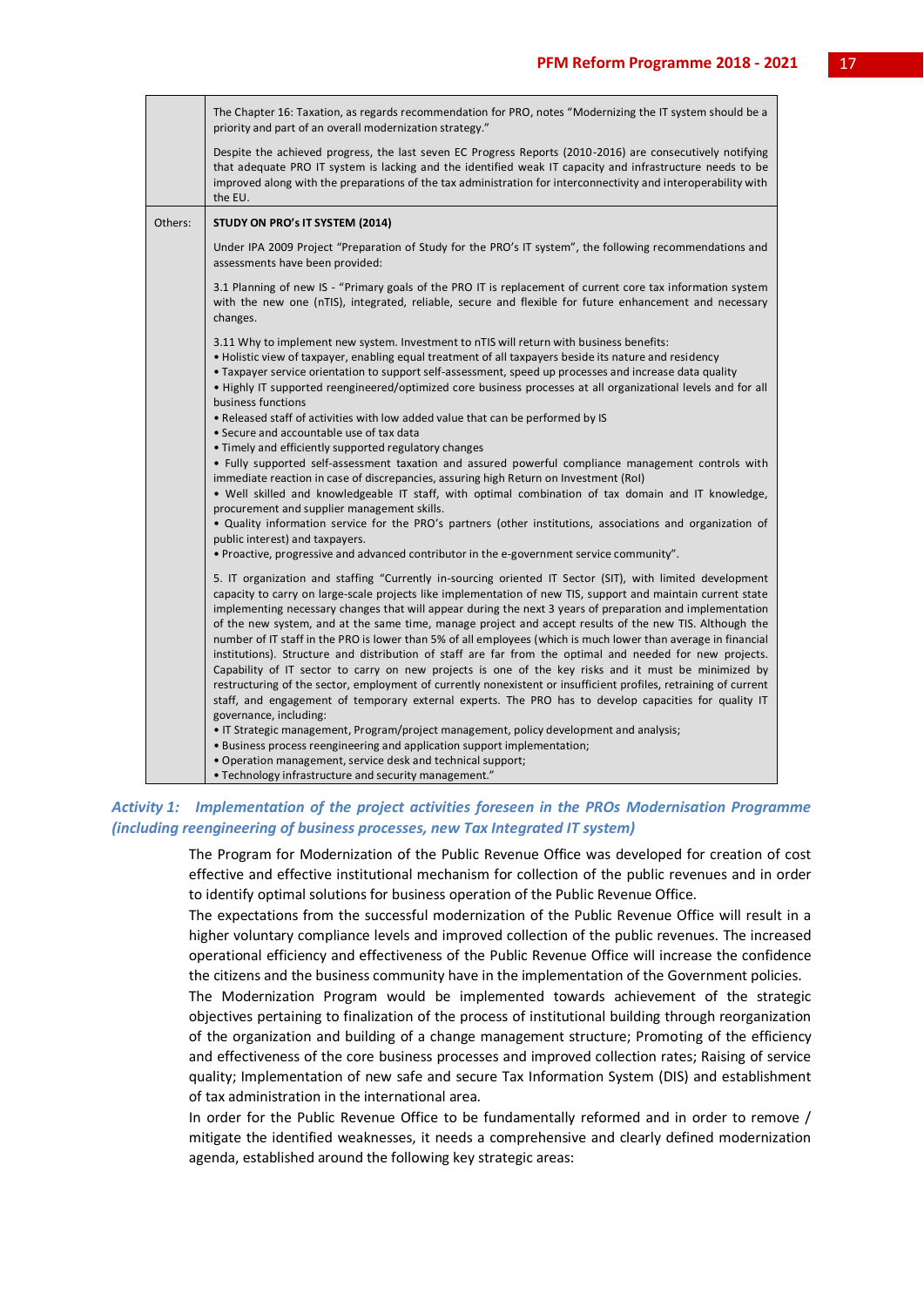| | |
|---|---|
| | The Chapter 16: Taxation, as regards recommendation for PRO, notes "Modernizing the IT system should be a priority and part of an overall modernization strategy." <br><br> Despite the achieved progress, the last seven EC Progress Reports (2010-2016) are consecutively notifying that adequate PRO IT system is lacking and the identified weak IT capacity and infrastructure needs to be improved along with the preparations of the tax administration for interconnectivity and interoperability with the EU. |
| Others: | **STUDY ON PRO's IT SYSTEM (2014)** <br><br> Under IPA 2009 Project "Preparation of Study for the PRO's IT system", the following recommendations and assessments have been provided: <br><br> 3.1 Planning of new IS - "Primary goals of the PRO IT is replacement of current core tax information system with the new one (nTIS), integrated, reliable, secure and flexible for future enhancement and necessary changes. <br><br> 3.11 Why to implement new system. Investment to nTIS will return with business benefits: <br> • Holistic view of taxpayer, enabling equal treatment of all taxpayers beside its nature and residency <br> • Taxpayer service orientation to support self-assessment, speed up processes and increase data quality <br> • Highly IT supported reengineered/optimized core business processes at all organizational levels and for all business functions <br> • Released staff of activities with low added value that can be performed by IS <br> • Secure and accountable use of tax data <br> • Timely and efficiently supported regulatory changes <br> • Fully supported self-assessment taxation and assured powerful compliance management controls with immediate reaction in case of discrepancies, assuring high Return on Investment (RoI) <br> • Well skilled and knowledgeable IT staff, with optimal combination of tax domain and IT knowledge, procurement and supplier management skills. <br> • Quality information service for the PRO's partners (other institutions, associations and organization of public interest) and taxpayers. <br> • Proactive, progressive and advanced contributor in the e-government service community". <br><br> 5. IT organization and staffing "Currently in-sourcing oriented IT Sector (SIT), with limited development capacity to carry on large-scale projects like implementation of new TIS, support and maintain current state implementing necessary changes that will appear during the next 3 years of preparation and implementation of the new system, and at the same time, manage project and accept results of the new TIS. Although the number of IT staff in the PRO is lower than 5% of all employees (which is much lower than average in financial institutions). Structure and distribution of staff are far from the optimal and needed for new projects. Capability of IT sector to carry on new projects is one of the key risks and it must be minimized by restructuring of the sector, employment of currently nonexistent or insufficient profiles, retraining of current staff, and engagement of temporary external experts. The PRO has to develop capacities for quality IT governance, including: <br> • IT Strategic management, Program/project management, policy development and analysis; <br> • Business process reengineering and application support implementation; <br> • Operation management, service desk and technical support; <br> • Technology infrastructure and security management." |

### *Activity 1: Implementation of the project activities foreseen in the PROs Modernisation Programme (including reengineering of business processes, new Tax Integrated IT system)*

The Program for Modernization of the Public Revenue Office was developed for creation of cost effective and effective institutional mechanism for collection of the public revenues and in order to identify optimal solutions for business operation of the Public Revenue Office.

The expectations from the successful modernization of the Public Revenue Office will result in a higher voluntary compliance levels and improved collection of the public revenues. The increased operational efficiency and effectiveness of the Public Revenue Office will increase the confidence the citizens and the business community have in the implementation of the Government policies.

The Modernization Program would be implemented towards achievement of the strategic objectives pertaining to finalization of the process of institutional building through reorganization of the organization and building of a change management structure; Promoting of the efficiency and effectiveness of the core business processes and improved collection rates; Raising of service quality; Implementation of new safe and secure Tax Information System (DIS) and establishment of tax administration in the international area.

In order for the Public Revenue Office to be fundamentally reformed and in order to remove / mitigate the identified weaknesses, it needs a comprehensive and clearly defined modernization agenda, established around the following key strategic areas: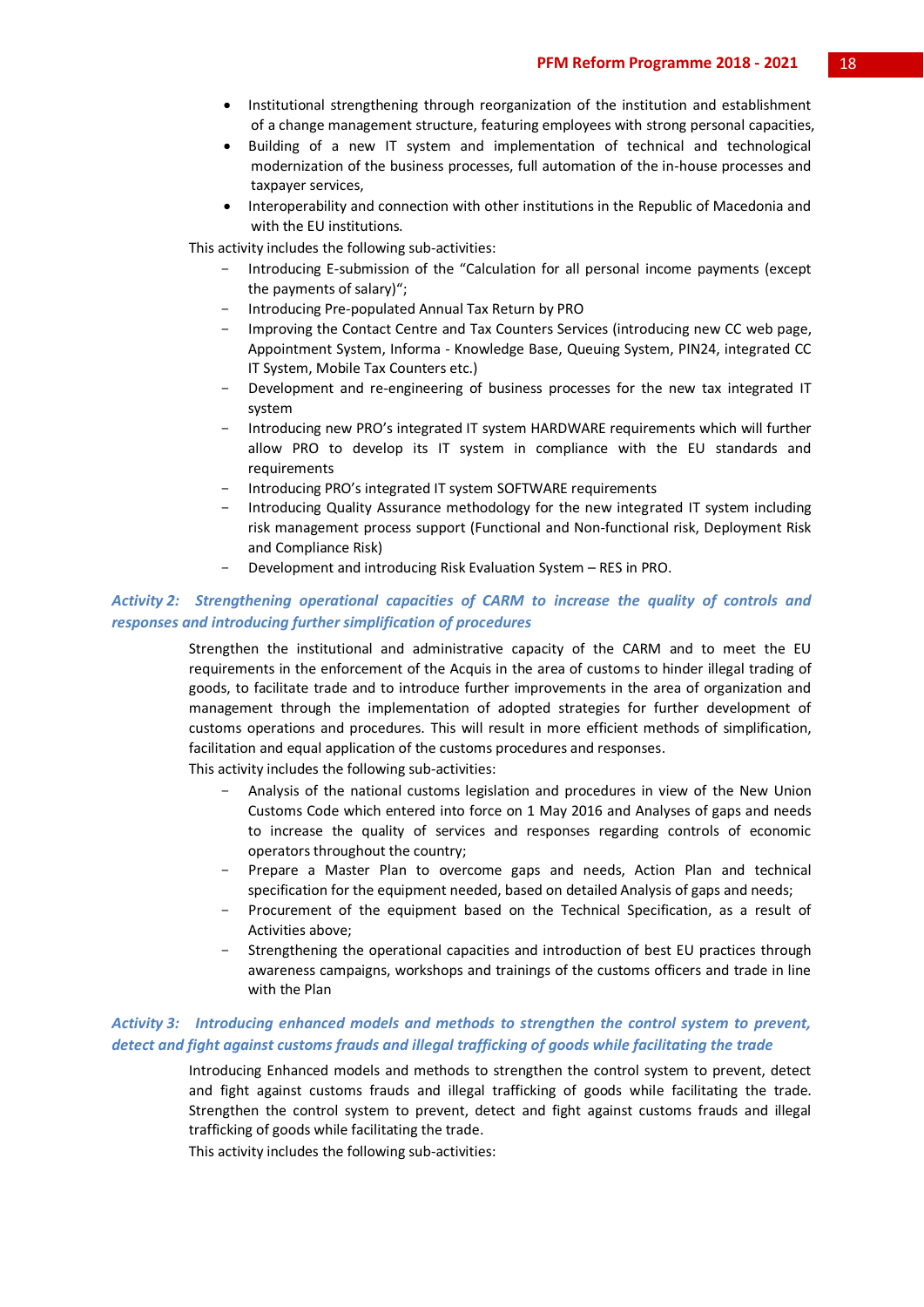- Institutional strengthening through reorganization of the institution and establishment of a change management structure, featuring employees with strong personal capacities,
- Building of a new IT system and implementation of technical and technological modernization of the business processes, full automation of the in-house processes and taxpayer services,
- Interoperability and connection with other institutions in the Republic of Macedonia and with the EU institutions.

This activity includes the following sub-activities:

- Introducing E-submission of the "Calculation for all personal income payments (except the payments of salary)";
- Introducing Pre-populated Annual Tax Return by PRO
- Improving the Contact Centre and Tax Counters Services (introducing new CC web page, Appointment System, Informa - Knowledge Base, Queuing System, PIN24, integrated CC IT System, Mobile Tax Counters etc.)
- Development and re-engineering of business processes for the new tax integrated IT system
- Introducing new PRO's integrated IT system HARDWARE requirements which will further allow PRO to develop its IT system in compliance with the EU standards and requirements
- Introducing PRO's integrated IT system SOFTWARE requirements
- Introducing Quality Assurance methodology for the new integrated IT system including risk management process support (Functional and Non-functional risk, Deployment Risk and Compliance Risk)
- Development and introducing Risk Evaluation System – RES in PRO.

### *Activity 2: Strengthening operational capacities of CARM to increase the quality of controls and responses and introducing further simplification of procedures*

Strengthen the institutional and administrative capacity of the CARM and to meet the EU requirements in the enforcement of the Acquis in the area of customs to hinder illegal trading of goods, to facilitate trade and to introduce further improvements in the area of organization and management through the implementation of adopted strategies for further development of customs operations and procedures. This will result in more efficient methods of simplification, facilitation and equal application of the customs procedures and responses.

This activity includes the following sub-activities:

- Analysis of the national customs legislation and procedures in view of the New Union Customs Code which entered into force on 1 May 2016 and Analyses of gaps and needs to increase the quality of services and responses regarding controls of economic operators throughout the country;
- Prepare a Master Plan to overcome gaps and needs, Action Plan and technical specification for the equipment needed, based on detailed Analysis of gaps and needs;
- Procurement of the equipment based on the Technical Specification, as a result of Activities above;
- Strengthening the operational capacities and introduction of best EU practices through awareness campaigns, workshops and trainings of the customs officers and trade in line with the Plan

### *Activity 3: Introducing enhanced models and methods to strengthen the control system to prevent, detect and fight against customs frauds and illegal trafficking of goods while facilitating the trade*

Introducing Enhanced models and methods to strengthen the control system to prevent, detect and fight against customs frauds and illegal trafficking of goods while facilitating the trade. Strengthen the control system to prevent, detect and fight against customs frauds and illegal trafficking of goods while facilitating the trade.

This activity includes the following sub-activities: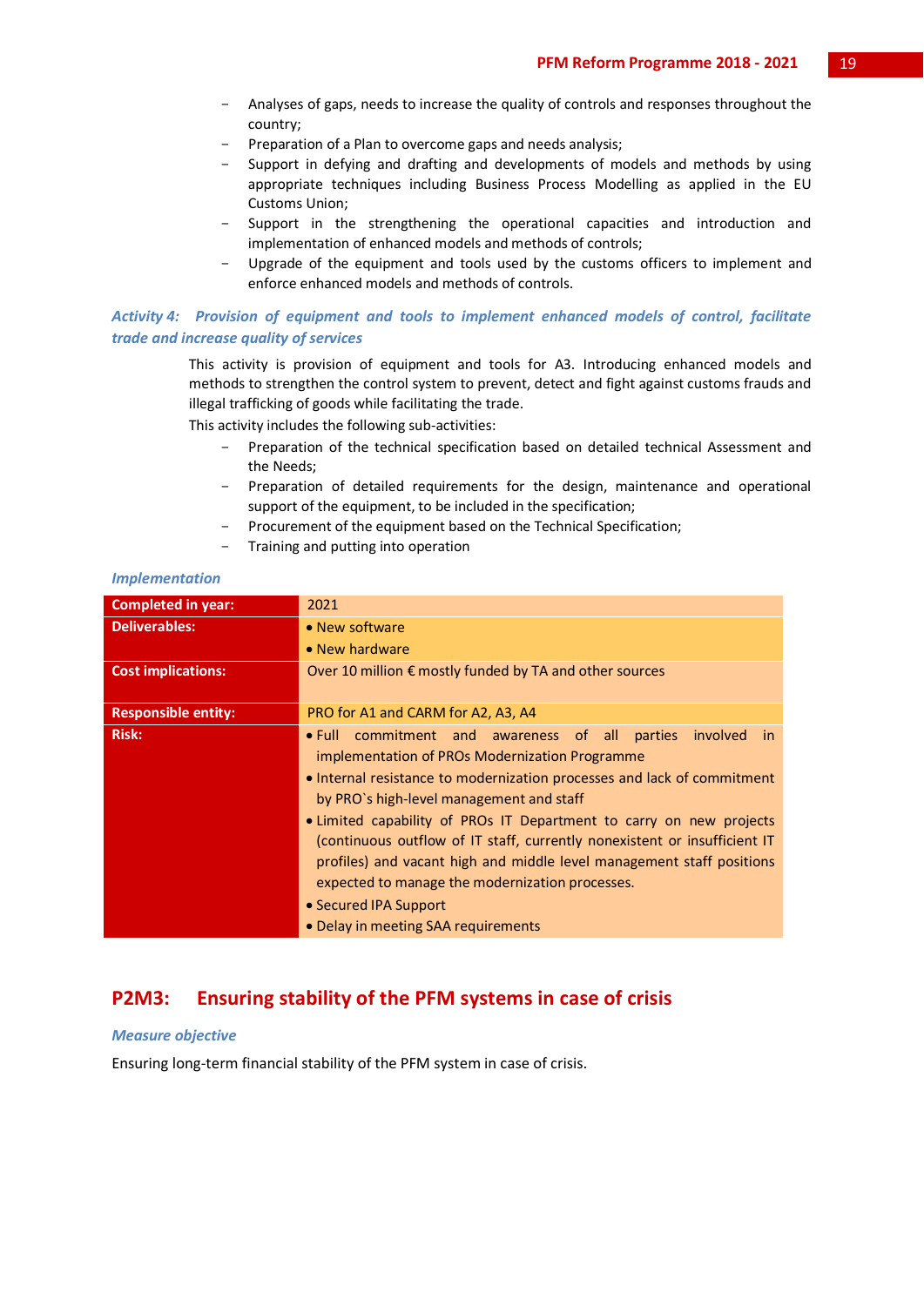- Analyses of gaps, needs to increase the quality of controls and responses throughout the country;
- Preparation of a Plan to overcome gaps and needs analysis;
- Support in defying and drafting and developments of models and methods by using appropriate techniques including Business Process Modelling as applied in the EU Customs Union;
- Support in the strengthening the operational capacities and introduction and implementation of enhanced models and methods of controls;
- Upgrade of the equipment and tools used by the customs officers to implement and enforce enhanced models and methods of controls.

*Activity 4: Provision of equipment and tools to implement enhanced models of control, facilitate trade and increase quality of services*

This activity is provision of equipment and tools for A3. Introducing enhanced models and methods to strengthen the control system to prevent, detect and fight against customs frauds and illegal trafficking of goods while facilitating the trade.

This activity includes the following sub-activities:

- Preparation of the technical specification based on detailed technical Assessment and the Needs;
- Preparation of detailed requirements for the design, maintenance and operational support of the equipment, to be included in the specification;
- Procurement of the equipment based on the Technical Specification;
- Training and putting into operation

*Implementation*

| | |
|---|---|
| **Completed in year:** | 2021 |
| **Deliverables:** | • New software<br>• New hardware |
| **Cost implications:** | Over 10 million € mostly funded by TA and other sources |
| **Responsible entity:** | PRO for A1 and CARM for A2, A3, A4 |
| **Risk:** | • Full commitment and awareness of all parties involved in implementation of PROs Modernization Programme<br>• Internal resistance to modernization processes and lack of commitment by PRO`s high-level management and staff<br>• Limited capability of PROs IT Department to carry on new projects (continuous outflow of IT staff, currently nonexistent or insufficient IT profiles) and vacant high and middle level management staff positions expected to manage the modernization processes.<br>• Secured IPA Support<br>• Delay in meeting SAA requirements |

## P2M3: Ensuring stability of the PFM systems in case of crisis

*Measure objective*

Ensuring long-term financial stability of the PFM system in case of crisis.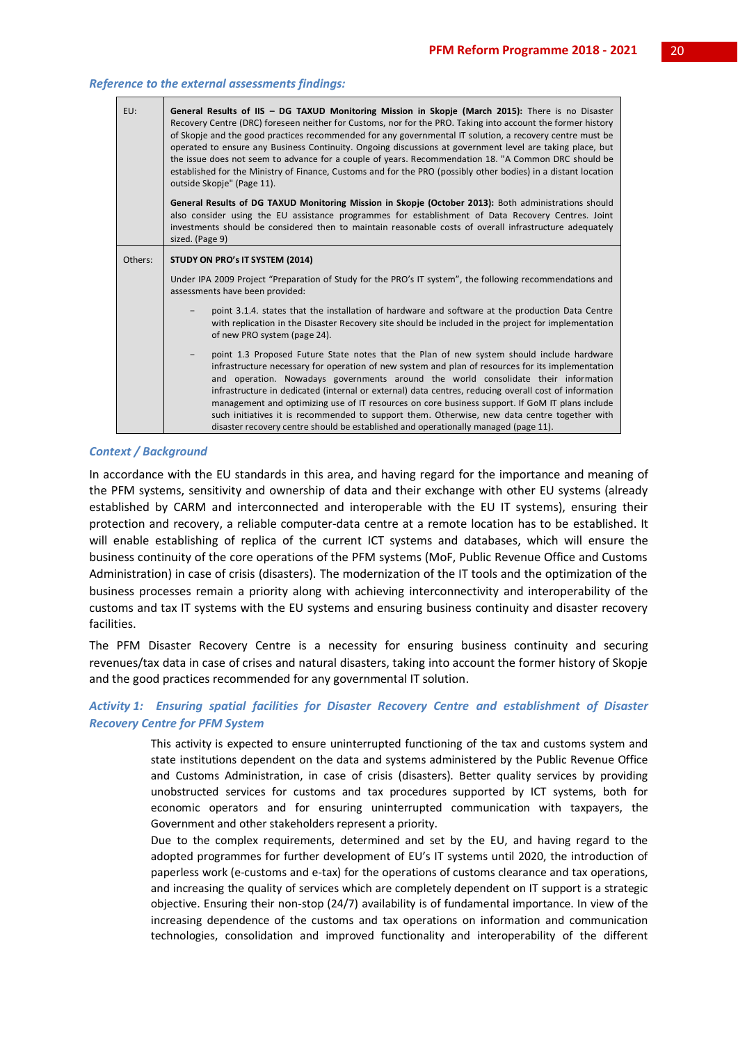### *Reference to the external assessments findings:*

| | |
|---|---|
| EU: | **General Results of IIS – DG TAXUD Monitoring Mission in Skopje (March 2015):** There is no Disaster Recovery Centre (DRC) foreseen neither for Customs, nor for the PRO. Taking into account the former history of Skopje and the good practices recommended for any governmental IT solution, a recovery centre must be operated to ensure any Business Continuity. Ongoing discussions at government level are taking place, but the issue does not seem to advance for a couple of years. Recommendation 18. "A Common DRC should be established for the Ministry of Finance, Customs and for the PRO (possibly other bodies) in a distant location outside Skopje" (Page 11).<br><br>**General Results of DG TAXUD Monitoring Mission in Skopje (October 2013):** Both administrations should also consider using the EU assistance programmes for establishment of Data Recovery Centres. Joint investments should be considered then to maintain reasonable costs of overall infrastructure adequately sized. (Page 9) |
| Others: | **STUDY ON PRO's IT SYSTEM (2014)**<br><br>Under IPA 2009 Project "Preparation of Study for the PRO's IT system", the following recommendations and assessments have been provided:<br><br>– point 3.1.4. states that the installation of hardware and software at the production Data Centre with replication in the Disaster Recovery site should be included in the project for implementation of new PRO system (page 24).<br><br>– point 1.3 Proposed Future State notes that the Plan of new system should include hardware infrastructure necessary for operation of new system and plan of resources for its implementation and operation. Nowadays governments around the world consolidate their information infrastructure in dedicated (internal or external) data centres, reducing overall cost of information management and optimizing use of IT resources on core business support. If GoM IT plans include such initiatives it is recommended to support them. Otherwise, new data centre together with disaster recovery centre should be established and operationally managed (page 11). |

### *Context / Background*

In accordance with the EU standards in this area, and having regard for the importance and meaning of the PFM systems, sensitivity and ownership of data and their exchange with other EU systems (already established by CARM and interconnected and interoperable with the EU IT systems), ensuring their protection and recovery, a reliable computer-data centre at a remote location has to be established. It will enable establishing of replica of the current ICT systems and databases, which will ensure the business continuity of the core operations of the PFM systems (MoF, Public Revenue Office and Customs Administration) in case of crisis (disasters). The modernization of the IT tools and the optimization of the business processes remain a priority along with achieving interconnectivity and interoperability of the customs and tax IT systems with the EU systems and ensuring business continuity and disaster recovery facilities.

The PFM Disaster Recovery Centre is a necessity for ensuring business continuity and securing revenues/tax data in case of crises and natural disasters, taking into account the former history of Skopje and the good practices recommended for any governmental IT solution.

### *Activity 1: Ensuring spatial facilities for Disaster Recovery Centre and establishment of Disaster Recovery Centre for PFM System*

This activity is expected to ensure uninterrupted functioning of the tax and customs system and state institutions dependent on the data and systems administered by the Public Revenue Office and Customs Administration, in case of crisis (disasters). Better quality services by providing unobstructed services for customs and tax procedures supported by ICT systems, both for economic operators and for ensuring uninterrupted communication with taxpayers, the Government and other stakeholders represent a priority.

Due to the complex requirements, determined and set by the EU, and having regard to the adopted programmes for further development of EU's IT systems until 2020, the introduction of paperless work (e-customs and e-tax) for the operations of customs clearance and tax operations, and increasing the quality of services which are completely dependent on IT support is a strategic objective. Ensuring their non-stop (24/7) availability is of fundamental importance. In view of the increasing dependence of the customs and tax operations on information and communication technologies, consolidation and improved functionality and interoperability of the different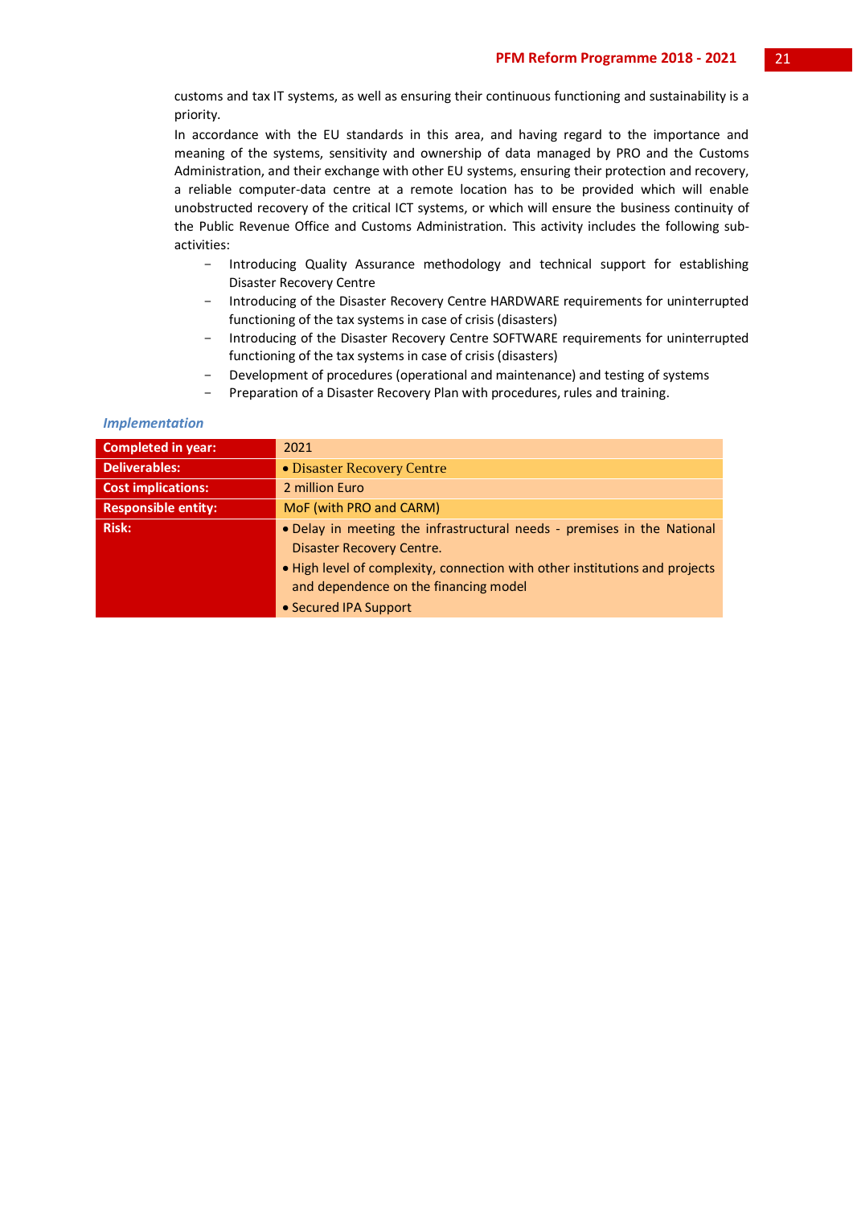customs and tax IT systems, as well as ensuring their continuous functioning and sustainability is a priority.

In accordance with the EU standards in this area, and having regard to the importance and meaning of the systems, sensitivity and ownership of data managed by PRO and the Customs Administration, and their exchange with other EU systems, ensuring their protection and recovery, a reliable computer-data centre at a remote location has to be provided which will enable unobstructed recovery of the critical ICT systems, or which will ensure the business continuity of the Public Revenue Office and Customs Administration. This activity includes the following sub-activities:

- Introducing Quality Assurance methodology and technical support for establishing Disaster Recovery Centre
- Introducing of the Disaster Recovery Centre HARDWARE requirements for uninterrupted functioning of the tax systems in case of crisis (disasters)
- Introducing of the Disaster Recovery Centre SOFTWARE requirements for uninterrupted functioning of the tax systems in case of crisis (disasters)
- Development of procedures (operational and maintenance) and testing of systems
- Preparation of a Disaster Recovery Plan with procedures, rules and training.

*Implementation*

| | |
|---|---|
| **Completed in year:** | 2021 |
| **Deliverables:** | • Disaster Recovery Centre |
| **Cost implications:** | 2 million Euro |
| **Responsible entity:** | MoF (with PRO and CARM) |
| **Risk:** | • Delay in meeting the infrastructural needs - premises in the National Disaster Recovery Centre.<br>• High level of complexity, connection with other institutions and projects and dependence on the financing model<br>• Secured IPA Support |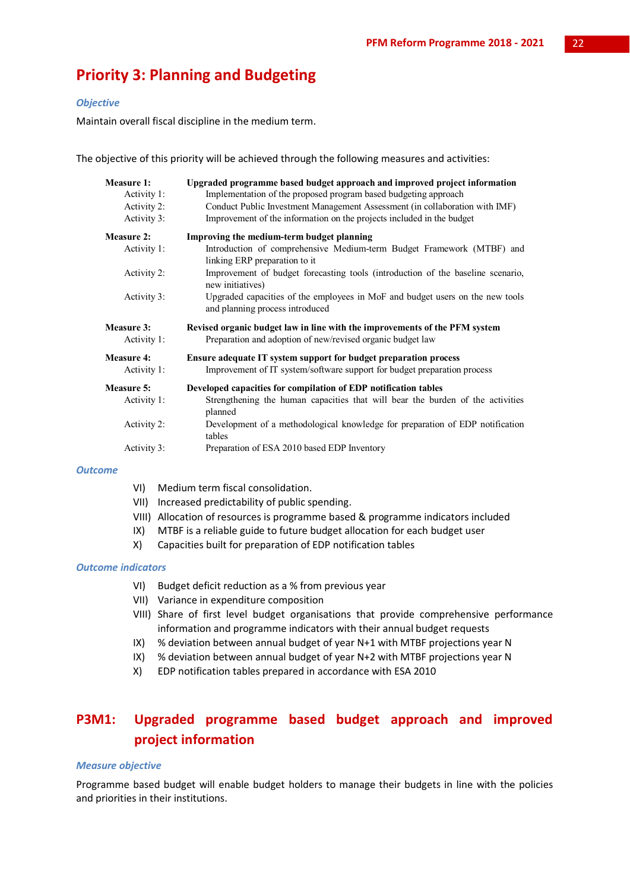# Priority 3: Planning and Budgeting

### *Objective*

Maintain overall fiscal discipline in the medium term.

The objective of this priority will be achieved through the following measures and activities:

**Measure 1:** **Upgraded programme based budget approach and improved project information**
- Activity 1: Implementation of the proposed program based budgeting approach
- Activity 2: Conduct Public Investment Management Assessment (in collaboration with IMF)
- Activity 3: Improvement of the information on the projects included in the budget

**Measure 2:** **Improving the medium-term budget planning**
- Activity 1: Introduction of comprehensive Medium-term Budget Framework (MTBF) and linking ERP preparation to it
- Activity 2: Improvement of budget forecasting tools (introduction of the baseline scenario, new initiatives)
- Activity 3: Upgraded capacities of the employees in MoF and budget users on the new tools and planning process introduced

**Measure 3:** **Revised organic budget law in line with the improvements of the PFM system**
- Activity 1: Preparation and adoption of new/revised organic budget law

**Measure 4:** **Ensure adequate IT system support for budget preparation process**
- Activity 1: Improvement of IT system/software support for budget preparation process

**Measure 5:** **Developed capacities for compilation of EDP notification tables**
- Activity 1: Strengthening the human capacities that will bear the burden of the activities planned
- Activity 2: Development of a methodological knowledge for preparation of EDP notification tables
- Activity 3: Preparation of ESA 2010 based EDP Inventory

### *Outcome*

- VI) Medium term fiscal consolidation.
- VII) Increased predictability of public spending.
- VIII) Allocation of resources is programme based & programme indicators included
- IX) MTBF is a reliable guide to future budget allocation for each budget user
- X) Capacities built for preparation of EDP notification tables

### *Outcome indicators*

- VI) Budget deficit reduction as a % from previous year
- VII) Variance in expenditure composition
- VIII) Share of first level budget organisations that provide comprehensive performance information and programme indicators with their annual budget requests
- IX) % deviation between annual budget of year N+1 with MTBF projections year N
- IX) % deviation between annual budget of year N+2 with MTBF projections year N
- X) EDP notification tables prepared in accordance with ESA 2010

## P3M1: Upgraded programme based budget approach and improved project information

### *Measure objective*

Programme based budget will enable budget holders to manage their budgets in line with the policies and priorities in their institutions.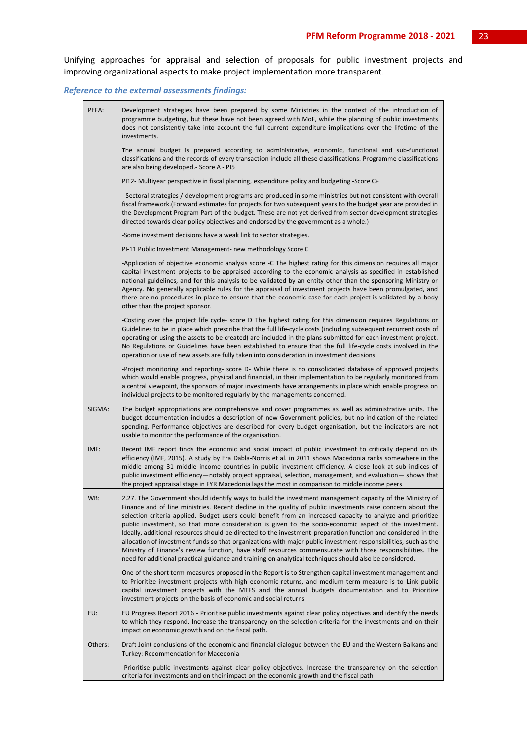Unifying approaches for appraisal and selection of proposals for public investment projects and improving organizational aspects to make project implementation more transparent.

***Reference to the external assessments findings:***

| | |
|---|---|
| PEFA: | Development strategies have been prepared by some Ministries in the context of the introduction of programme budgeting, but these have not been agreed with MoF, while the planning of public investments does not consistently take into account the full current expenditure implications over the lifetime of the investments.<br><br>The annual budget is prepared according to administrative, economic, functional and sub-functional classifications and the records of every transaction include all these classifications. Programme classifications are also being developed.- Score A - PI5<br><br>PI12- Multiyear perspective in fiscal planning, expenditure policy and budgeting -Score C+<br><br>- Sectoral strategies / development programs are produced in some ministries but not consistent with overall fiscal framework.(Forward estimates for projects for two subsequent years to the budget year are provided in the Development Program Part of the budget. These are not yet derived from sector development strategies directed towards clear policy objectives and endorsed by the government as a whole.)<br><br>-Some investment decisions have a weak link to sector strategies.<br><br>PI-11 Public Investment Management- new methodology Score C<br><br>-Application of objective economic analysis score -C The highest rating for this dimension requires all major capital investment projects to be appraised according to the economic analysis as specified in established national guidelines, and for this analysis to be validated by an entity other than the sponsoring Ministry or Agency. No generally applicable rules for the appraisal of investment projects have been promulgated, and there are no procedures in place to ensure that the economic case for each project is validated by a body other than the project sponsor.<br><br>-Costing over the project life cycle- score D The highest rating for this dimension requires Regulations or Guidelines to be in place which prescribe that the full life-cycle costs (including subsequent recurrent costs of operating or using the assets to be created) are included in the plans submitted for each investment project. No Regulations or Guidelines have been established to ensure that the full life-cycle costs involved in the operation or use of new assets are fully taken into consideration in investment decisions.<br><br>-Project monitoring and reporting- score D- While there is no consolidated database of approved projects which would enable progress, physical and financial, in their implementation to be regularly monitored from a central viewpoint, the sponsors of major investments have arrangements in place which enable progress on individual projects to be monitored regularly by the managements concerned. |
| SIGMA: | The budget appropriations are comprehensive and cover programmes as well as administrative units. The budget documentation includes a description of new Government policies, but no indication of the related spending. Performance objectives are described for every budget organisation, but the indicators are not usable to monitor the performance of the organisation. |
| IMF: | Recent IMF report finds the economic and social impact of public investment to critically depend on its efficiency (IMF, 2015). A study by Era Dabla-Norris et al. in 2011 shows Macedonia ranks somewhere in the middle among 31 middle income countries in public investment efficiency. A close look at sub indices of public investment efficiency—notably project appraisal, selection, management, and evaluation— shows that the project appraisal stage in FYR Macedonia lags the most in comparison to middle income peers |
| WB: | 2.27. The Government should identify ways to build the investment management capacity of the Ministry of Finance and of line ministries. Recent decline in the quality of public investments raise concern about the selection criteria applied. Budget users could benefit from an increased capacity to analyze and prioritize public investment, so that more consideration is given to the socio-economic aspect of the investment. Ideally, additional resources should be directed to the investment-preparation function and considered in the allocation of investment funds so that organizations with major public investment responsibilities, such as the Ministry of Finance's review function, have staff resources commensurate with those responsibilities. The need for additional practical guidance and training on analytical techniques should also be considered.<br><br>One of the short term measures proposed in the Report is to Strengthen capital investment management and to Prioritize investment projects with high economic returns, and medium term measure is to Link public capital investment projects with the MTFS and the annual budgets documentation and to Prioritize investment projects on the basis of economic and social returns |
| EU: | EU Progress Report 2016 - Prioritise public investments against clear policy objectives and identify the needs to which they respond. Increase the transparency on the selection criteria for the investments and on their impact on economic growth and on the fiscal path. |
| Others: | Draft Joint conclusions of the economic and financial dialogue between the EU and the Western Balkans and Turkey: Recommendation for Macedonia<br><br>-Prioritise public investments against clear policy objectives. Increase the transparency on the selection criteria for investments and on their impact on the economic growth and the fiscal path |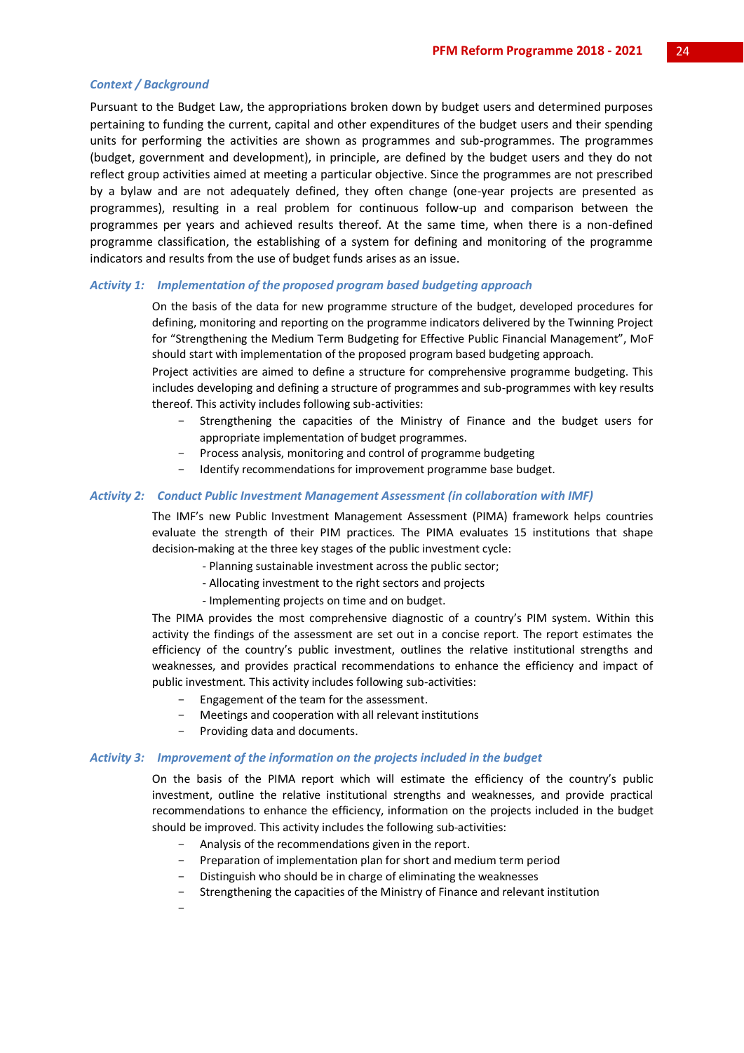### *Context / Background*

Pursuant to the Budget Law, the appropriations broken down by budget users and determined purposes pertaining to funding the current, capital and other expenditures of the budget users and their spending units for performing the activities are shown as programmes and sub-programmes. The programmes (budget, government and development), in principle, are defined by the budget users and they do not reflect group activities aimed at meeting a particular objective. Since the programmes are not prescribed by a bylaw and are not adequately defined, they often change (one-year projects are presented as programmes), resulting in a real problem for continuous follow-up and comparison between the programmes per years and achieved results thereof. At the same time, when there is a non-defined programme classification, the establishing of a system for defining and monitoring of the programme indicators and results from the use of budget funds arises as an issue.

### *Activity 1: Implementation of the proposed program based budgeting approach*

On the basis of the data for new programme structure of the budget, developed procedures for defining, monitoring and reporting on the programme indicators delivered by the Twinning Project for "Strengthening the Medium Term Budgeting for Effective Public Financial Management", MoF should start with implementation of the proposed program based budgeting approach.

Project activities are aimed to define a structure for comprehensive programme budgeting. This includes developing and defining a structure of programmes and sub-programmes with key results thereof. This activity includes following sub-activities:

- Strengthening the capacities of the Ministry of Finance and the budget users for appropriate implementation of budget programmes.
- Process analysis, monitoring and control of programme budgeting
- Identify recommendations for improvement programme base budget.

### *Activity 2: Conduct Public Investment Management Assessment (in collaboration with IMF)*

The IMF's new Public Investment Management Assessment (PIMA) framework helps countries evaluate the strength of their PIM practices. The PIMA evaluates 15 institutions that shape decision-making at the three key stages of the public investment cycle:

- Planning sustainable investment across the public sector;
- Allocating investment to the right sectors and projects
- Implementing projects on time and on budget.

The PIMA provides the most comprehensive diagnostic of a country's PIM system. Within this activity the findings of the assessment are set out in a concise report. The report estimates the efficiency of the country's public investment, outlines the relative institutional strengths and weaknesses, and provides practical recommendations to enhance the efficiency and impact of public investment. This activity includes following sub-activities:

- Engagement of the team for the assessment.
- Meetings and cooperation with all relevant institutions
- Providing data and documents.

### *Activity 3: Improvement of the information on the projects included in the budget*

On the basis of the PIMA report which will estimate the efficiency of the country's public investment, outline the relative institutional strengths and weaknesses, and provide practical recommendations to enhance the efficiency, information on the projects included in the budget should be improved. This activity includes the following sub-activities:

- Analysis of the recommendations given in the report.
- Preparation of implementation plan for short and medium term period
- Distinguish who should be in charge of eliminating the weaknesses
- Strengthening the capacities of the Ministry of Finance and relevant institution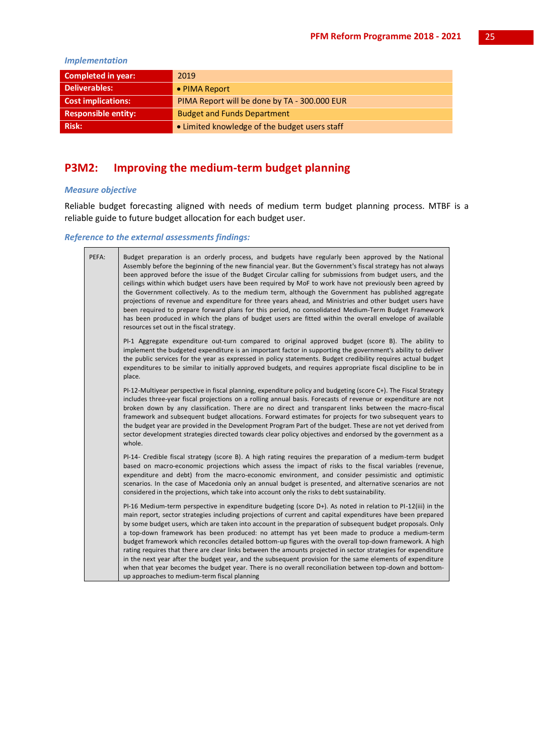*Implementation*

| Completed in year: | 2019 |
|---|---|
| Deliverables: | • PIMA Report |
| Cost implications: | PIMA Report will be done by TA - 300.000 EUR |
| Responsible entity: | Budget and Funds Department |
| Risk: | • Limited knowledge of the budget users staff |

## P3M2: Improving the medium-term budget planning

*Measure objective*

Reliable budget forecasting aligned with needs of medium term budget planning process. MTBF is a reliable guide to future budget allocation for each budget user.

*Reference to the external assessments findings:*

| PEFA: | Budget preparation is an orderly process, and budgets have regularly been approved by the National Assembly before the beginning of the new financial year. But the Government's fiscal strategy has not always been approved before the issue of the Budget Circular calling for submissions from budget users, and the ceilings within which budget users have been required by MoF to work have not previously been agreed by the Government collectively. As to the medium term, although the Government has published aggregate projections of revenue and expenditure for three years ahead, and Ministries and other budget users have been required to prepare forward plans for this period, no consolidated Medium-Term Budget Framework has been produced in which the plans of budget users are fitted within the overall envelope of available resources set out in the fiscal strategy.<br><br>PI-1 Aggregate expenditure out-turn compared to original approved budget (score B). The ability to implement the budgeted expenditure is an important factor in supporting the government's ability to deliver the public services for the year as expressed in policy statements. Budget credibility requires actual budget expenditures to be similar to initially approved budgets, and requires appropriate fiscal discipline to be in place.<br><br>PI-12-Multiyear perspective in fiscal planning, expenditure policy and budgeting (score C+). The Fiscal Strategy includes three-year fiscal projections on a rolling annual basis. Forecasts of revenue or expenditure are not broken down by any classification. There are no direct and transparent links between the macro-fiscal framework and subsequent budget allocations. Forward estimates for projects for two subsequent years to the budget year are provided in the Development Program Part of the budget. These are not yet derived from sector development strategies directed towards clear policy objectives and endorsed by the government as a whole.<br><br>PI-14- Credible fiscal strategy (score B). A high rating requires the preparation of a medium-term budget based on macro-economic projections which assess the impact of risks to the fiscal variables (revenue, expenditure and debt) from the macro-economic environment, and consider pessimistic and optimistic scenarios. In the case of Macedonia only an annual budget is presented, and alternative scenarios are not considered in the projections, which take into account only the risks to debt sustainability.<br><br>PI-16 Medium-term perspective in expenditure budgeting (score D+). As noted in relation to PI-12(iii) in the main report, sector strategies including projections of current and capital expenditures have been prepared by some budget users, which are taken into account in the preparation of subsequent budget proposals. Only a top-down framework has been produced: no attempt has yet been made to produce a medium-term budget framework which reconciles detailed bottom-up figures with the overall top-down framework. A high rating requires that there are clear links between the amounts projected in sector strategies for expenditure in the next year after the budget year, and the subsequent provision for the same elements of expenditure when that year becomes the budget year. There is no overall reconciliation between top-down and bottom-up approaches to medium-term fiscal planning |
|---|---|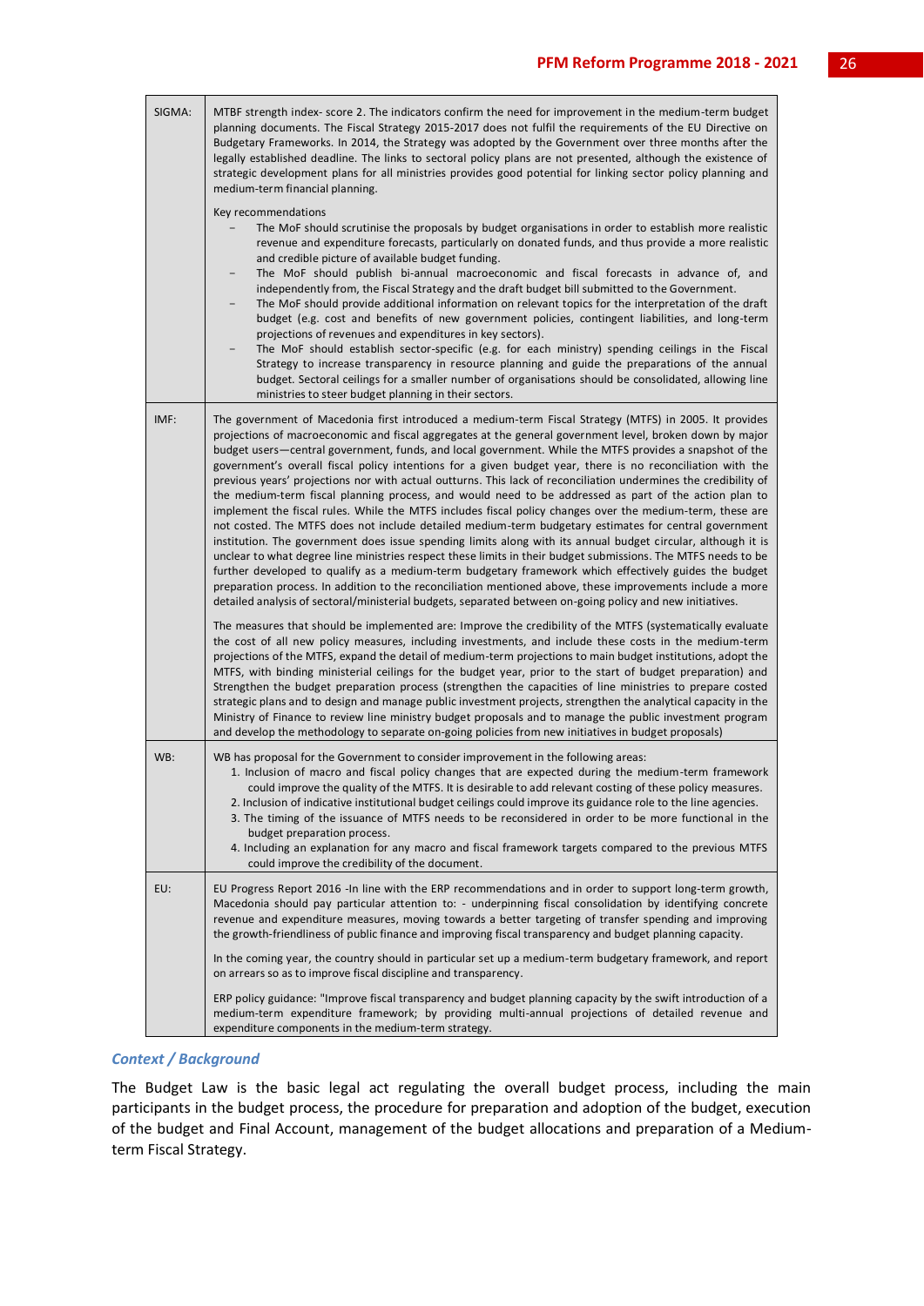| | |
|---|---|
| SIGMA: | MTBF strength index- score 2. The indicators confirm the need for improvement in the medium-term budget planning documents. The Fiscal Strategy 2015-2017 does not fulfil the requirements of the EU Directive on Budgetary Frameworks. In 2014, the Strategy was adopted by the Government over three months after the legally established deadline. The links to sectoral policy plans are not presented, although the existence of strategic development plans for all ministries provides good potential for linking sector policy planning and medium-term financial planning.<br><br>Key recommendations<br>- The MoF should scrutinise the proposals by budget organisations in order to establish more realistic revenue and expenditure forecasts, particularly on donated funds, and thus provide a more realistic and credible picture of available budget funding.<br>- The MoF should publish bi-annual macroeconomic and fiscal forecasts in advance of, and independently from, the Fiscal Strategy and the draft budget bill submitted to the Government.<br>- The MoF should provide additional information on relevant topics for the interpretation of the draft budget (e.g. cost and benefits of new government policies, contingent liabilities, and long-term projections of revenues and expenditures in key sectors).<br>- The MoF should establish sector-specific (e.g. for each ministry) spending ceilings in the Fiscal Strategy to increase transparency in resource planning and guide the preparations of the annual budget. Sectoral ceilings for a smaller number of organisations should be consolidated, allowing line ministries to steer budget planning in their sectors. |
| IMF: | The government of Macedonia first introduced a medium-term Fiscal Strategy (MTFS) in 2005. It provides projections of macroeconomic and fiscal aggregates at the general government level, broken down by major budget users—central government, funds, and local government. While the MTFS provides a snapshot of the government's overall fiscal policy intentions for a given budget year, there is no reconciliation with the previous years' projections nor with actual outturns. This lack of reconciliation undermines the credibility of the medium-term fiscal planning process, and would need to be addressed as part of the action plan to implement the fiscal rules. While the MTFS includes fiscal policy changes over the medium-term, these are not costed. The MTFS does not include detailed medium-term budgetary estimates for central government institution. The government does issue spending limits along with its annual budget circular, although it is unclear to what degree line ministries respect these limits in their budget submissions. The MTFS needs to be further developed to qualify as a medium-term budgetary framework which effectively guides the budget preparation process. In addition to the reconciliation mentioned above, these improvements include a more detailed analysis of sectoral/ministerial budgets, separated between on-going policy and new initiatives.<br><br>The measures that should be implemented are: Improve the credibility of the MTFS (systematically evaluate the cost of all new policy measures, including investments, and include these costs in the medium-term projections of the MTFS, expand the detail of medium-term projections to main budget institutions, adopt the MTFS, with binding ministerial ceilings for the budget year, prior to the start of budget preparation) and Strengthen the budget preparation process (strengthen the capacities of line ministries to prepare costed strategic plans and to design and manage public investment projects, strengthen the analytical capacity in the Ministry of Finance to review line ministry budget proposals and to manage the public investment program and develop the methodology to separate on-going policies from new initiatives in budget proposals) |
| WB: | WB has proposal for the Government to consider improvement in the following areas:<br>1. Inclusion of macro and fiscal policy changes that are expected during the medium-term framework could improve the quality of the MTFS. It is desirable to add relevant costing of these policy measures.<br>2. Inclusion of indicative institutional budget ceilings could improve its guidance role to the line agencies.<br>3. The timing of the issuance of MTFS needs to be reconsidered in order to be more functional in the budget preparation process.<br>4. Including an explanation for any macro and fiscal framework targets compared to the previous MTFS could improve the credibility of the document. |
| EU: | EU Progress Report 2016 -In line with the ERP recommendations and in order to support long-term growth, Macedonia should pay particular attention to: - underpinning fiscal consolidation by identifying concrete revenue and expenditure measures, moving towards a better targeting of transfer spending and improving the growth-friendliness of public finance and improving fiscal transparency and budget planning capacity.<br><br>In the coming year, the country should in particular set up a medium-term budgetary framework, and report on arrears so as to improve fiscal discipline and transparency.<br><br>ERP policy guidance: "Improve fiscal transparency and budget planning capacity by the swift introduction of a medium-term expenditure framework; by providing multi-annual projections of detailed revenue and expenditure components in the medium-term strategy. |

### *Context / Background*

The Budget Law is the basic legal act regulating the overall budget process, including the main participants in the budget process, the procedure for preparation and adoption of the budget, execution of the budget and Final Account, management of the budget allocations and preparation of a Medium-term Fiscal Strategy.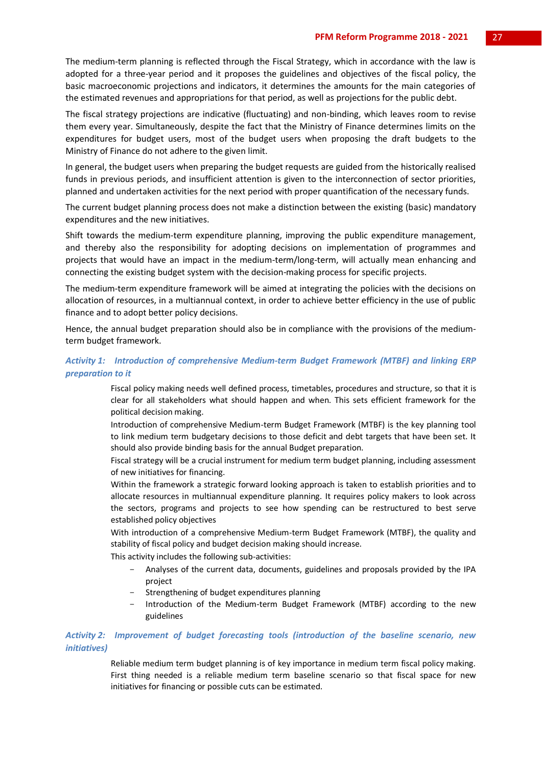The medium-term planning is reflected through the Fiscal Strategy, which in accordance with the law is adopted for a three-year period and it proposes the guidelines and objectives of the fiscal policy, the basic macroeconomic projections and indicators, it determines the amounts for the main categories of the estimated revenues and appropriations for that period, as well as projections for the public debt.

The fiscal strategy projections are indicative (fluctuating) and non-binding, which leaves room to revise them every year. Simultaneously, despite the fact that the Ministry of Finance determines limits on the expenditures for budget users, most of the budget users when proposing the draft budgets to the Ministry of Finance do not adhere to the given limit.

In general, the budget users when preparing the budget requests are guided from the historically realised funds in previous periods, and insufficient attention is given to the interconnection of sector priorities, planned and undertaken activities for the next period with proper quantification of the necessary funds.

The current budget planning process does not make a distinction between the existing (basic) mandatory expenditures and the new initiatives.

Shift towards the medium-term expenditure planning, improving the public expenditure management, and thereby also the responsibility for adopting decisions on implementation of programmes and projects that would have an impact in the medium-term/long-term, will actually mean enhancing and connecting the existing budget system with the decision-making process for specific projects.

The medium-term expenditure framework will be aimed at integrating the policies with the decisions on allocation of resources, in a multiannual context, in order to achieve better efficiency in the use of public finance and to adopt better policy decisions.

Hence, the annual budget preparation should also be in compliance with the provisions of the medium-term budget framework.

### *Activity 1: Introduction of comprehensive Medium-term Budget Framework (MTBF) and linking ERP preparation to it*

Fiscal policy making needs well defined process, timetables, procedures and structure, so that it is clear for all stakeholders what should happen and when. This sets efficient framework for the political decision making.

Introduction of comprehensive Medium-term Budget Framework (MTBF) is the key planning tool to link medium term budgetary decisions to those deficit and debt targets that have been set. It should also provide binding basis for the annual Budget preparation.

Fiscal strategy will be a crucial instrument for medium term budget planning, including assessment of new initiatives for financing.

Within the framework a strategic forward looking approach is taken to establish priorities and to allocate resources in multiannual expenditure planning. It requires policy makers to look across the sectors, programs and projects to see how spending can be restructured to best serve established policy objectives

With introduction of a comprehensive Medium-term Budget Framework (MTBF), the quality and stability of fiscal policy and budget decision making should increase.

This activity includes the following sub-activities:

- Analyses of the current data, documents, guidelines and proposals provided by the IPA project
- Strengthening of budget expenditures planning
- Introduction of the Medium-term Budget Framework (MTBF) according to the new guidelines

### *Activity 2: Improvement of budget forecasting tools (introduction of the baseline scenario, new initiatives)*

Reliable medium term budget planning is of key importance in medium term fiscal policy making. First thing needed is a reliable medium term baseline scenario so that fiscal space for new initiatives for financing or possible cuts can be estimated.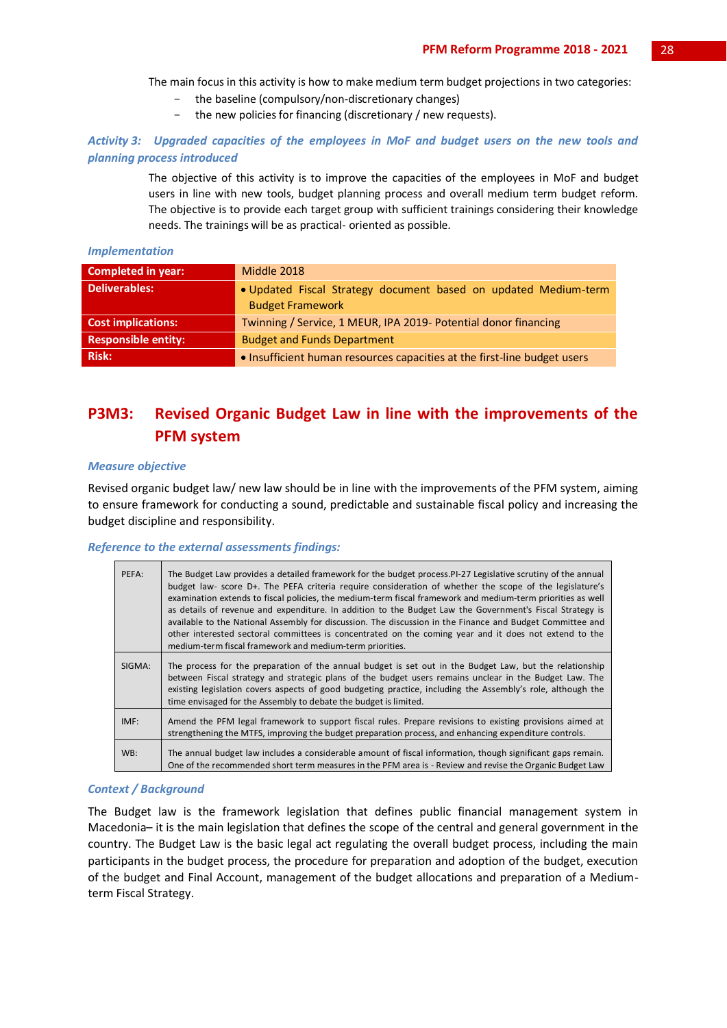The main focus in this activity is how to make medium term budget projections in two categories:

- the baseline (compulsory/non-discretionary changes)
- the new policies for financing (discretionary / new requests).

*Activity 3: Upgraded capacities of the employees in MoF and budget users on the new tools and planning process introduced*

The objective of this activity is to improve the capacities of the employees in MoF and budget users in line with new tools, budget planning process and overall medium term budget reform. The objective is to provide each target group with sufficient trainings considering their knowledge needs. The trainings will be as practical- oriented as possible.

*Implementation*

| **Completed in year:** | Middle 2018 |
|---|---|
| **Deliverables:** | • Updated Fiscal Strategy document based on updated Medium-term Budget Framework |
| **Cost implications:** | Twinning / Service, 1 MEUR, IPA 2019- Potential donor financing |
| **Responsible entity:** | Budget and Funds Department |
| **Risk:** | • Insufficient human resources capacities at the first-line budget users |

## P3M3: Revised Organic Budget Law in line with the improvements of the PFM system

*Measure objective*

Revised organic budget law/ new law should be in line with the improvements of the PFM system, aiming to ensure framework for conducting a sound, predictable and sustainable fiscal policy and increasing the budget discipline and responsibility.

*Reference to the external assessments findings:*

| | |
|---|---|
| PEFA: | The Budget Law provides a detailed framework for the budget process.PI-27 Legislative scrutiny of the annual budget law- score D+. The PEFA criteria require consideration of whether the scope of the legislature's examination extends to fiscal policies, the medium-term fiscal framework and medium-term priorities as well as details of revenue and expenditure. In addition to the Budget Law the Government's Fiscal Strategy is available to the National Assembly for discussion. The discussion in the Finance and Budget Committee and other interested sectoral committees is concentrated on the coming year and it does not extend to the medium-term fiscal framework and medium-term priorities. |
| SIGMA: | The process for the preparation of the annual budget is set out in the Budget Law, but the relationship between Fiscal strategy and strategic plans of the budget users remains unclear in the Budget Law. The existing legislation covers aspects of good budgeting practice, including the Assembly's role, although the time envisaged for the Assembly to debate the budget is limited. |
| IMF: | Amend the PFM legal framework to support fiscal rules. Prepare revisions to existing provisions aimed at strengthening the MTFS, improving the budget preparation process, and enhancing expenditure controls. |
| WB: | The annual budget law includes a considerable amount of fiscal information, though significant gaps remain. One of the recommended short term measures in the PFM area is - Review and revise the Organic Budget Law |

*Context / Background*

The Budget law is the framework legislation that defines public financial management system in Macedonia– it is the main legislation that defines the scope of the central and general government in the country. The Budget Law is the basic legal act regulating the overall budget process, including the main participants in the budget process, the procedure for preparation and adoption of the budget, execution of the budget and Final Account, management of the budget allocations and preparation of a Medium-term Fiscal Strategy.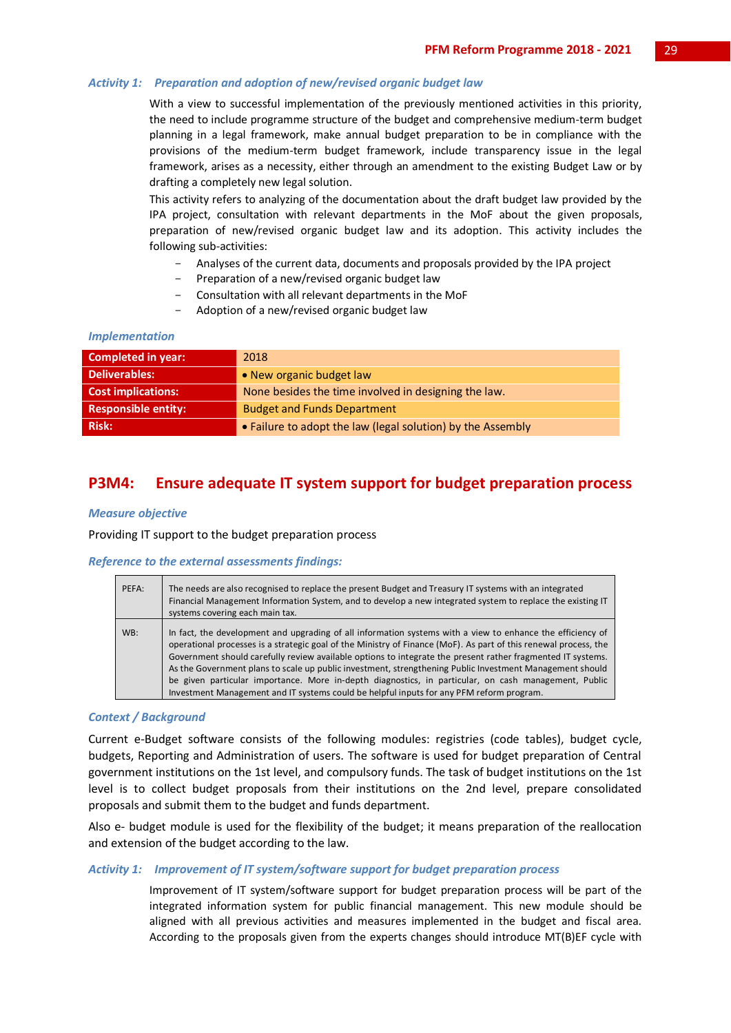### *Activity 1: Preparation and adoption of new/revised organic budget law*

With a view to successful implementation of the previously mentioned activities in this priority, the need to include programme structure of the budget and comprehensive medium-term budget planning in a legal framework, make annual budget preparation to be in compliance with the provisions of the medium-term budget framework, include transparency issue in the legal framework, arises as a necessity, either through an amendment to the existing Budget Law or by drafting a completely new legal solution.

This activity refers to analyzing of the documentation about the draft budget law provided by the IPA project, consultation with relevant departments in the MoF about the given proposals, preparation of new/revised organic budget law and its adoption. This activity includes the following sub-activities:

- Analyses of the current data, documents and proposals provided by the IPA project
- Preparation of a new/revised organic budget law
- Consultation with all relevant departments in the MoF
- Adoption of a new/revised organic budget law

#### *Implementation*

| | |
|---|---|
| **Completed in year:** | 2018 |
| **Deliverables:** | • New organic budget law |
| **Cost implications:** | None besides the time involved in designing the law. |
| **Responsible entity:** | Budget and Funds Department |
| **Risk:** | • Failure to adopt the law (legal solution) by the Assembly |

## P3M4: Ensure adequate IT system support for budget preparation process

#### *Measure objective*

Providing IT support to the budget preparation process

#### *Reference to the external assessments findings:*

| | |
|---|---|
| PEFA: | The needs are also recognised to replace the present Budget and Treasury IT systems with an integrated Financial Management Information System, and to develop a new integrated system to replace the existing IT systems covering each main tax. |
| WB: | In fact, the development and upgrading of all information systems with a view to enhance the efficiency of operational processes is a strategic goal of the Ministry of Finance (MoF). As part of this renewal process, the Government should carefully review available options to integrate the present rather fragmented IT systems. As the Government plans to scale up public investment, strengthening Public Investment Management should be given particular importance. More in-depth diagnostics, in particular, on cash management, Public Investment Management and IT systems could be helpful inputs for any PFM reform program. |

#### *Context / Background*

Current e-Budget software consists of the following modules: registries (code tables), budget cycle, budgets, Reporting and Administration of users. The software is used for budget preparation of Central government institutions on the 1st level, and compulsory funds. The task of budget institutions on the 1st level is to collect budget proposals from their institutions on the 2nd level, prepare consolidated proposals and submit them to the budget and funds department.

Also e- budget module is used for the flexibility of the budget; it means preparation of the reallocation and extension of the budget according to the law.

### *Activity 1: Improvement of IT system/software support for budget preparation process*

Improvement of IT system/software support for budget preparation process will be part of the integrated information system for public financial management. This new module should be aligned with all previous activities and measures implemented in the budget and fiscal area. According to the proposals given from the experts changes should introduce MT(B)EF cycle with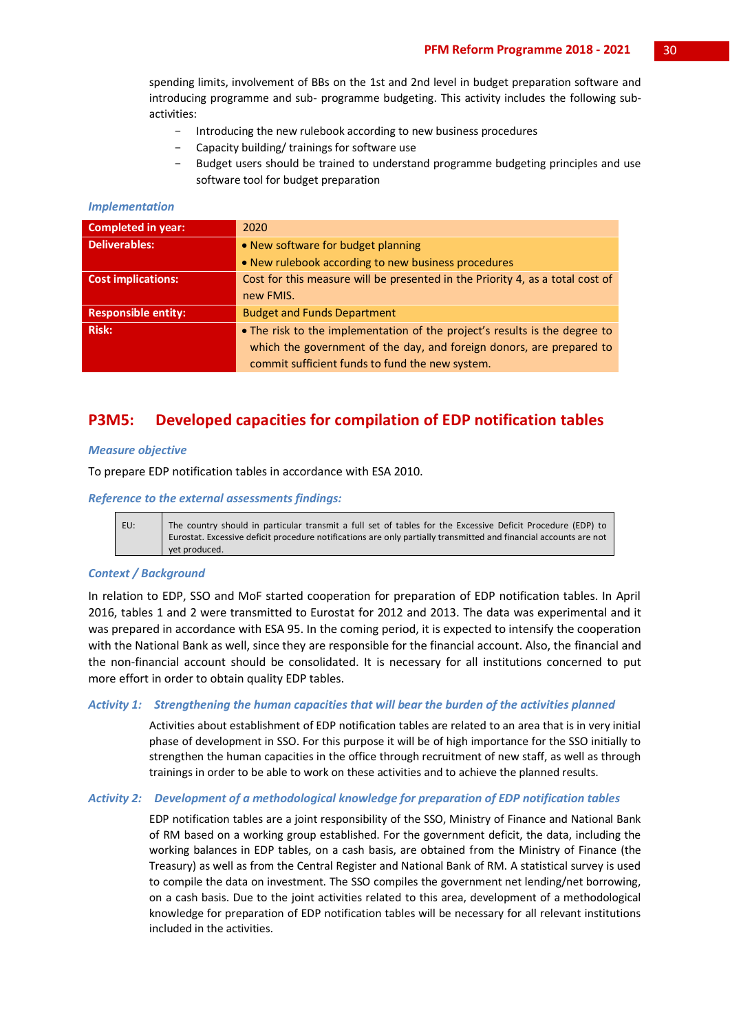spending limits, involvement of BBs on the 1st and 2nd level in budget preparation software and introducing programme and sub- programme budgeting. This activity includes the following sub-activities:

- Introducing the new rulebook according to new business procedures
- Capacity building/ trainings for software use
- Budget users should be trained to understand programme budgeting principles and use software tool for budget preparation

*Implementation*

| | |
|---|---|
| **Completed in year:** | 2020 |
| **Deliverables:** | • New software for budget planning<br>• New rulebook according to new business procedures |
| **Cost implications:** | Cost for this measure will be presented in the Priority 4, as a total cost of new FMIS. |
| **Responsible entity:** | Budget and Funds Department |
| **Risk:** | • The risk to the implementation of the project's results is the degree to which the government of the day, and foreign donors, are prepared to commit sufficient funds to fund the new system. |

## P3M5: Developed capacities for compilation of EDP notification tables

*Measure objective*

To prepare EDP notification tables in accordance with ESA 2010.

*Reference to the external assessments findings:*

| | |
|---|---|
| EU: | The country should in particular transmit a full set of tables for the Excessive Deficit Procedure (EDP) to Eurostat. Excessive deficit procedure notifications are only partially transmitted and financial accounts are not yet produced. |

*Context / Background*

In relation to EDP, SSO and MoF started cooperation for preparation of EDP notification tables. In April 2016, tables 1 and 2 were transmitted to Eurostat for 2012 and 2013. The data was experimental and it was prepared in accordance with ESA 95. In the coming period, it is expected to intensify the cooperation with the National Bank as well, since they are responsible for the financial account. Also, the financial and the non-financial account should be consolidated. It is necessary for all institutions concerned to put more effort in order to obtain quality EDP tables.

*Activity 1: Strengthening the human capacities that will bear the burden of the activities planned*

Activities about establishment of EDP notification tables are related to an area that is in very initial phase of development in SSO. For this purpose it will be of high importance for the SSO initially to strengthen the human capacities in the office through recruitment of new staff, as well as through trainings in order to be able to work on these activities and to achieve the planned results.

*Activity 2: Development of a methodological knowledge for preparation of EDP notification tables*

EDP notification tables are a joint responsibility of the SSO, Ministry of Finance and National Bank of RM based on a working group established. For the government deficit, the data, including the working balances in EDP tables, on a cash basis, are obtained from the Ministry of Finance (the Treasury) as well as from the Central Register and National Bank of RM. A statistical survey is used to compile the data on investment. The SSO compiles the government net lending/net borrowing, on a cash basis. Due to the joint activities related to this area, development of a methodological knowledge for preparation of EDP notification tables will be necessary for all relevant institutions included in the activities.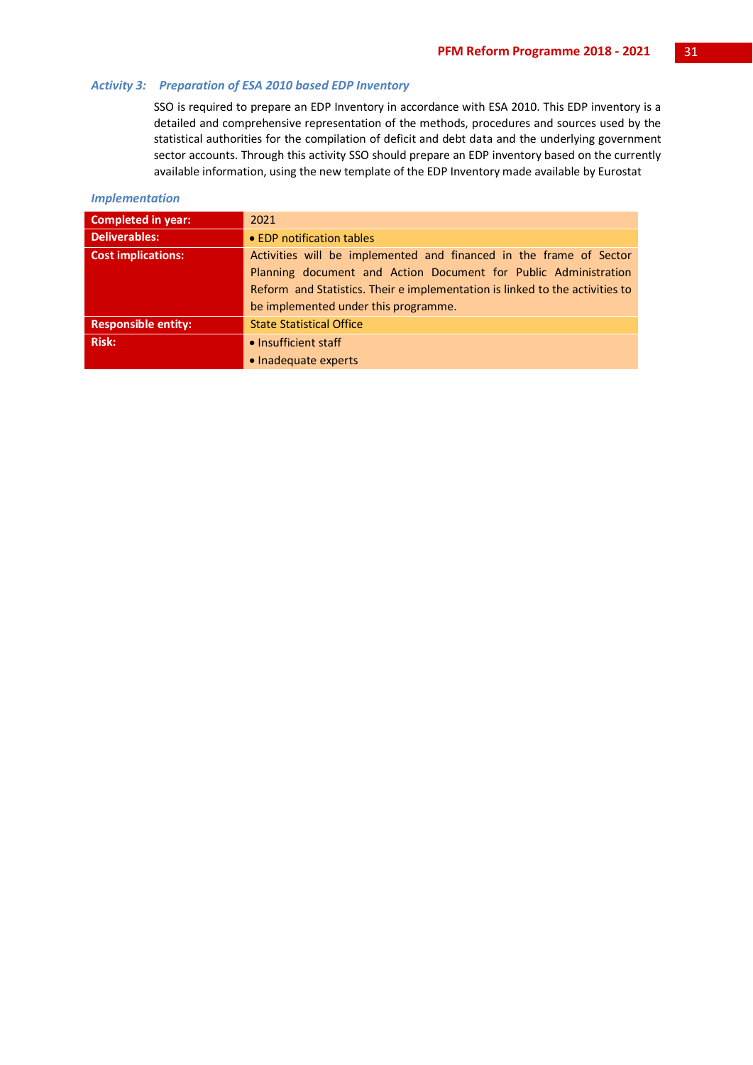### *Activity 3: Preparation of ESA 2010 based EDP Inventory*

SSO is required to prepare an EDP Inventory in accordance with ESA 2010. This EDP inventory is a detailed and comprehensive representation of the methods, procedures and sources used by the statistical authorities for the compilation of deficit and debt data and the underlying government sector accounts. Through this activity SSO should prepare an EDP inventory based on the currently available information, using the new template of the EDP Inventory made available by Eurostat

#### *Implementation*

| | |
|---|---|
| **Completed in year:** | 2021 |
| **Deliverables:** | • EDP notification tables |
| **Cost implications:** | Activities will be implemented and financed in the frame of Sector Planning document and Action Document for Public Administration Reform and Statistics. Their e implementation is linked to the activities to be implemented under this programme. |
| **Responsible entity:** | State Statistical Office |
| **Risk:** | • Insufficient staff<br>• Inadequate experts |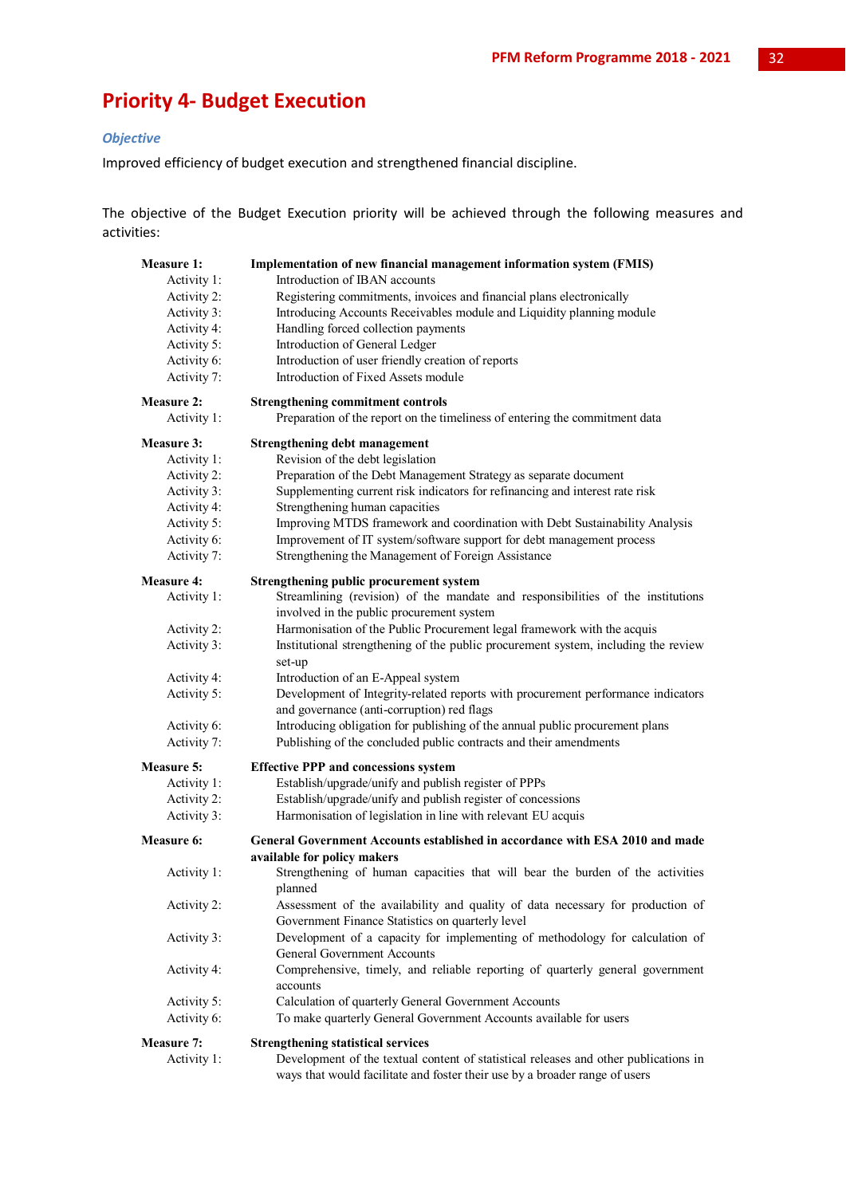# Priority 4- Budget Execution

### *Objective*

Improved efficiency of budget execution and strengthened financial discipline.

The objective of the Budget Execution priority will be achieved through the following measures and activities:

**Measure 1: Implementation of new financial management information system (FMIS)**

- Activity 1: Introduction of IBAN accounts
- Activity 2: Registering commitments, invoices and financial plans electronically
- Activity 3: Introducing Accounts Receivables module and Liquidity planning module
- Activity 4: Handling forced collection payments
- Activity 5: Introduction of General Ledger
- Activity 6: Introduction of user friendly creation of reports
- Activity 7: Introduction of Fixed Assets module

**Measure 2: Strengthening commitment controls**

- Activity 1: Preparation of the report on the timeliness of entering the commitment data

**Measure 3: Strengthening debt management**

- Activity 1: Revision of the debt legislation
- Activity 2: Preparation of the Debt Management Strategy as separate document
- Activity 3: Supplementing current risk indicators for refinancing and interest rate risk
- Activity 4: Strengthening human capacities
- Activity 5: Improving MTDS framework and coordination with Debt Sustainability Analysis
- Activity 6: Improvement of IT system/software support for debt management process
- Activity 7: Strengthening the Management of Foreign Assistance

**Measure 4: Strengthening public procurement system**

- Activity 1: Streamlining (revision) of the mandate and responsibilities of the institutions involved in the public procurement system
- Activity 2: Harmonisation of the Public Procurement legal framework with the acquis
- Activity 3: Institutional strengthening of the public procurement system, including the review set-up
- Activity 4: Introduction of an E-Appeal system
- Activity 5: Development of Integrity-related reports with procurement performance indicators and governance (anti-corruption) red flags
- Activity 6: Introducing obligation for publishing of the annual public procurement plans
- Activity 7: Publishing of the concluded public contracts and their amendments

**Measure 5: Effective PPP and concessions system**

- Activity 1: Establish/upgrade/unify and publish register of PPPs
- Activity 2: Establish/upgrade/unify and publish register of concessions
- Activity 3: Harmonisation of legislation in line with relevant EU acquis

**Measure 6: General Government Accounts established in accordance with ESA 2010 and made available for policy makers**

- Activity 1: Strengthening of human capacities that will bear the burden of the activities planned
- Activity 2: Assessment of the availability and quality of data necessary for production of Government Finance Statistics on quarterly level
- Activity 3: Development of a capacity for implementing of methodology for calculation of General Government Accounts
- Activity 4: Comprehensive, timely, and reliable reporting of quarterly general government accounts
- Activity 5: Calculation of quarterly General Government Accounts
- Activity 6: To make quarterly General Government Accounts available for users

**Measure 7: Strengthening statistical services**

- Activity 1: Development of the textual content of statistical releases and other publications in ways that would facilitate and foster their use by a broader range of users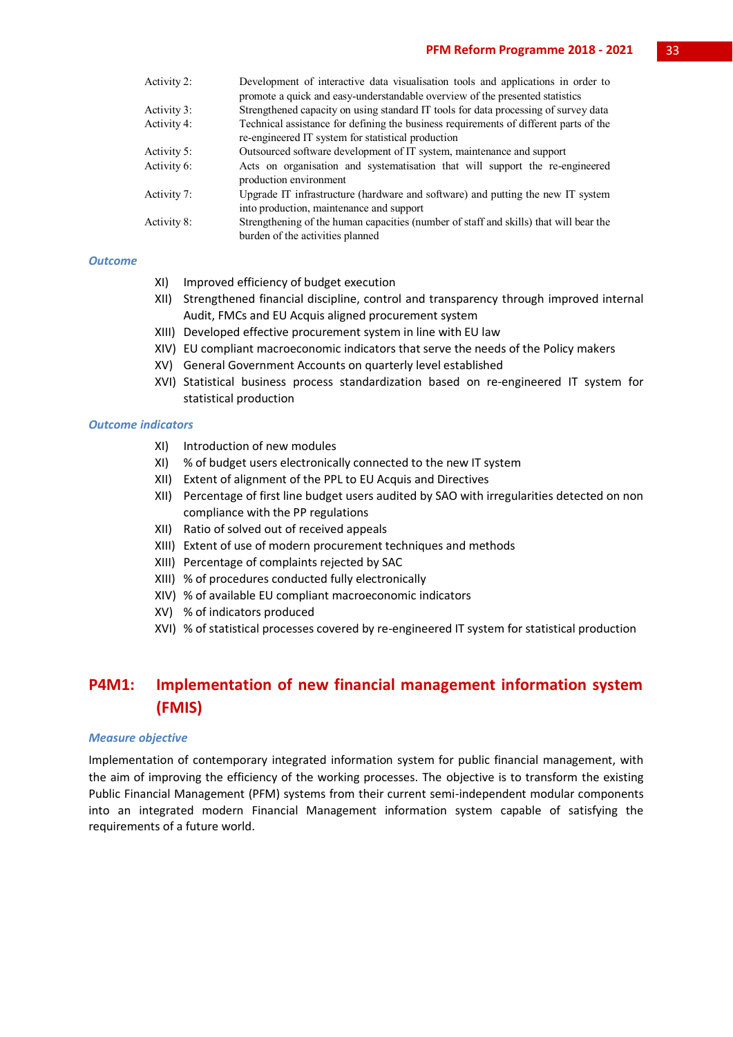| | |
|---|---|
| Activity 2: | Development of interactive data visualisation tools and applications in order to promote a quick and easy-understandable overview of the presented statistics |
| Activity 3: | Strengthened capacity on using standard IT tools for data processing of survey data |
| Activity 4: | Technical assistance for defining the business requirements of different parts of the re-engineered IT system for statistical production |
| Activity 5: | Outsourced software development of IT system, maintenance and support |
| Activity 6: | Acts on organisation and systematisation that will support the re-engineered production environment |
| Activity 7: | Upgrade IT infrastructure (hardware and software) and putting the new IT system into production, maintenance and support |
| Activity 8: | Strengthening of the human capacities (number of staff and skills) that will bear the burden of the activities planned |

***Outcome***

XI) Improved efficiency of budget execution

XII) Strengthened financial discipline, control and transparency through improved internal Audit, FMCs and EU Acquis aligned procurement system

XIII) Developed effective procurement system in line with EU law

XIV) EU compliant macroeconomic indicators that serve the needs of the Policy makers

XV) General Government Accounts on quarterly level established

XVI) Statistical business process standardization based on re-engineered IT system for statistical production

***Outcome indicators***

XI) Introduction of new modules

XI) % of budget users electronically connected to the new IT system

XII) Extent of alignment of the PPL to EU Acquis and Directives

XII) Percentage of first line budget users audited by SAO with irregularities detected on non compliance with the PP regulations

XII) Ratio of solved out of received appeals

XIII) Extent of use of modern procurement techniques and methods

XIII) Percentage of complaints rejected by SAC

XIII) % of procedures conducted fully electronically

XIV) % of available EU compliant macroeconomic indicators

XV) % of indicators produced

XVI) % of statistical processes covered by re-engineered IT system for statistical production

## P4M1: Implementation of new financial management information system (FMIS)

***Measure objective***

Implementation of contemporary integrated information system for public financial management, with the aim of improving the efficiency of the working processes. The objective is to transform the existing Public Financial Management (PFM) systems from their current semi-independent modular components into an integrated modern Financial Management information system capable of satisfying the requirements of a future world.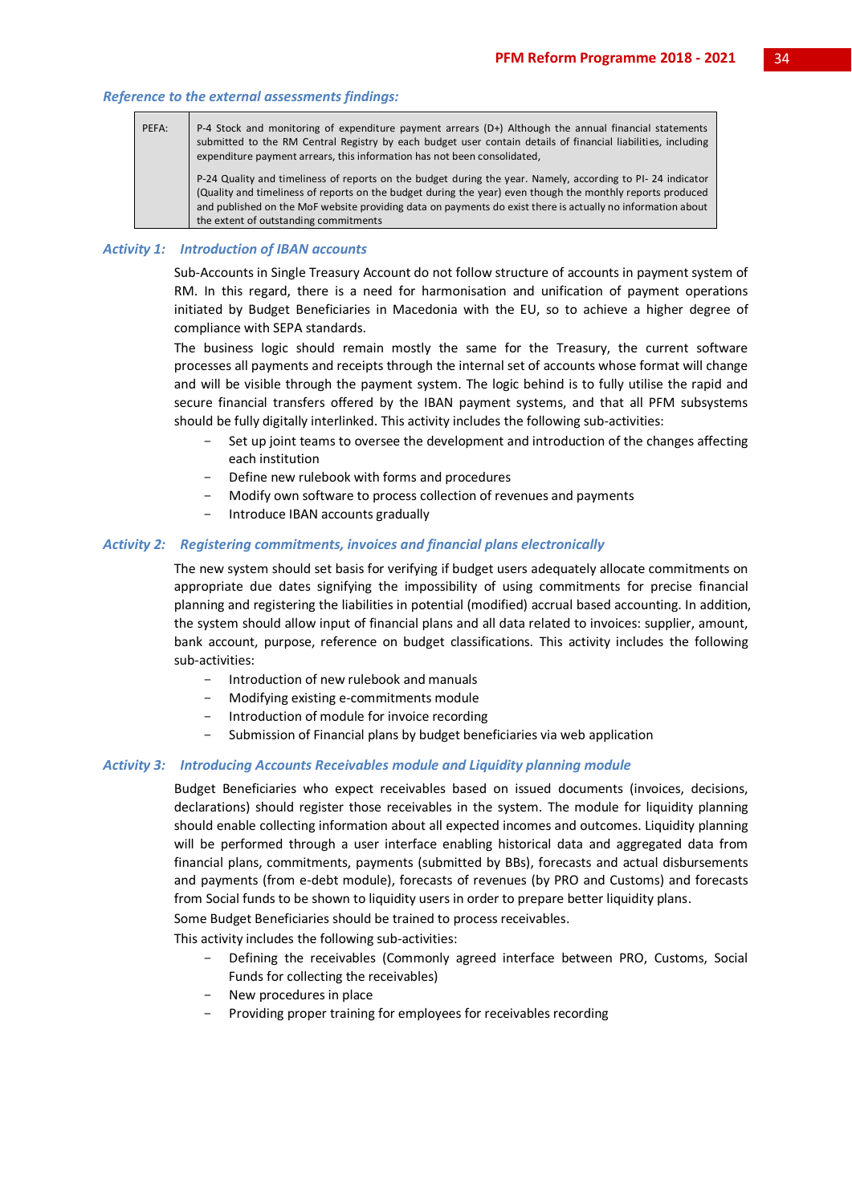*Reference to the external assessments findings:*

| PEFA: | P-4 Stock and monitoring of expenditure payment arrears (D+) Although the annual financial statements submitted to the RM Central Registry by each budget user contain details of financial liabilities, including expenditure payment arrears, this information has not been consolidated,<br><br>P-24 Quality and timeliness of reports on the budget during the year. Namely, according to PI- 24 indicator (Quality and timeliness of reports on the budget during the year) even though the monthly reports produced and published on the MoF website providing data on payments do exist there is actually no information about the extent of outstanding commitments |
|---|---|

### *Activity 1: Introduction of IBAN accounts*

Sub-Accounts in Single Treasury Account do not follow structure of accounts in payment system of RM. In this regard, there is a need for harmonisation and unification of payment operations initiated by Budget Beneficiaries in Macedonia with the EU, so to achieve a higher degree of compliance with SEPA standards.

The business logic should remain mostly the same for the Treasury, the current software processes all payments and receipts through the internal set of accounts whose format will change and will be visible through the payment system. The logic behind is to fully utilise the rapid and secure financial transfers offered by the IBAN payment systems, and that all PFM subsystems should be fully digitally interlinked. This activity includes the following sub-activities:

- Set up joint teams to oversee the development and introduction of the changes affecting each institution
- Define new rulebook with forms and procedures
- Modify own software to process collection of revenues and payments
- Introduce IBAN accounts gradually

### *Activity 2: Registering commitments, invoices and financial plans electronically*

The new system should set basis for verifying if budget users adequately allocate commitments on appropriate due dates signifying the impossibility of using commitments for precise financial planning and registering the liabilities in potential (modified) accrual based accounting. In addition, the system should allow input of financial plans and all data related to invoices: supplier, amount, bank account, purpose, reference on budget classifications. This activity includes the following sub-activities:

- Introduction of new rulebook and manuals
- Modifying existing e-commitments module
- Introduction of module for invoice recording
- Submission of Financial plans by budget beneficiaries via web application

### *Activity 3: Introducing Accounts Receivables module and Liquidity planning module*

Budget Beneficiaries who expect receivables based on issued documents (invoices, decisions, declarations) should register those receivables in the system. The module for liquidity planning should enable collecting information about all expected incomes and outcomes. Liquidity planning will be performed through a user interface enabling historical data and aggregated data from financial plans, commitments, payments (submitted by BBs), forecasts and actual disbursements and payments (from e-debt module), forecasts of revenues (by PRO and Customs) and forecasts from Social funds to be shown to liquidity users in order to prepare better liquidity plans.

Some Budget Beneficiaries should be trained to process receivables.

This activity includes the following sub-activities:

- Defining the receivables (Commonly agreed interface between PRO, Customs, Social Funds for collecting the receivables)
- New procedures in place
- Providing proper training for employees for receivables recording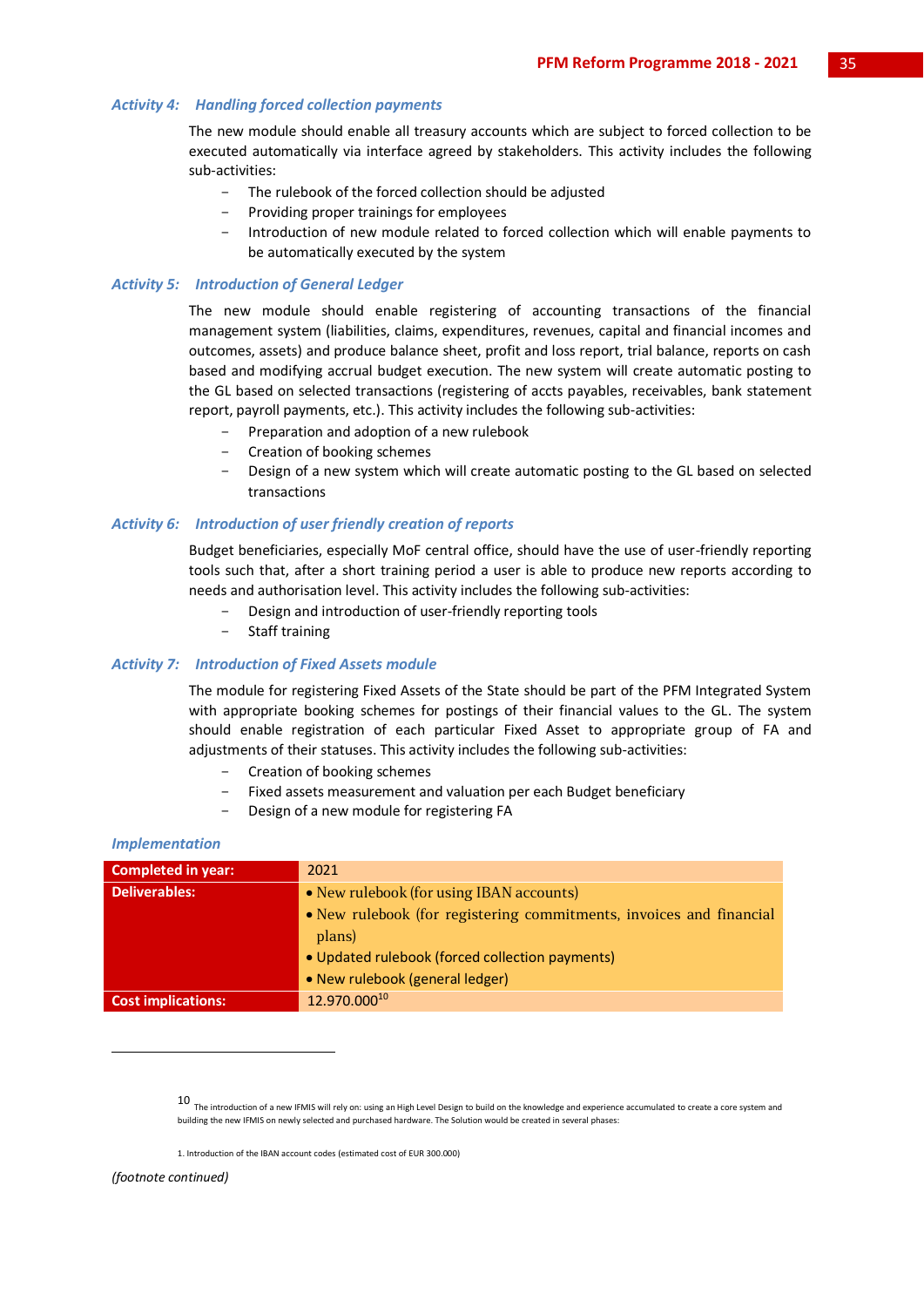### *Activity 4: Handling forced collection payments*

The new module should enable all treasury accounts which are subject to forced collection to be executed automatically via interface agreed by stakeholders. This activity includes the following sub-activities:

- The rulebook of the forced collection should be adjusted
- Providing proper trainings for employees
- Introduction of new module related to forced collection which will enable payments to be automatically executed by the system

### *Activity 5: Introduction of General Ledger*

The new module should enable registering of accounting transactions of the financial management system (liabilities, claims, expenditures, revenues, capital and financial incomes and outcomes, assets) and produce balance sheet, profit and loss report, trial balance, reports on cash based and modifying accrual budget execution. The new system will create automatic posting to the GL based on selected transactions (registering of accts payables, receivables, bank statement report, payroll payments, etc.). This activity includes the following sub-activities:

- Preparation and adoption of a new rulebook
- Creation of booking schemes
- Design of a new system which will create automatic posting to the GL based on selected transactions

### *Activity 6: Introduction of user friendly creation of reports*

Budget beneficiaries, especially MoF central office, should have the use of user-friendly reporting tools such that, after a short training period a user is able to produce new reports according to needs and authorisation level. This activity includes the following sub-activities:

- Design and introduction of user-friendly reporting tools
- Staff training

### *Activity 7: Introduction of Fixed Assets module*

The module for registering Fixed Assets of the State should be part of the PFM Integrated System with appropriate booking schemes for postings of their financial values to the GL. The system should enable registration of each particular Fixed Asset to appropriate group of FA and adjustments of their statuses. This activity includes the following sub-activities:

- Creation of booking schemes
- Fixed assets measurement and valuation per each Budget beneficiary
- Design of a new module for registering FA

### *Implementation*

| **Completed in year:** | 2021 |
|---|---|
| **Deliverables:** | • New rulebook (for using IBAN accounts)<br>• New rulebook (for registering commitments, invoices and financial plans)<br>• Updated rulebook (forced collection payments)<br>• New rulebook (general ledger) |
| **Cost implications:** | 12.970.000[10] |

[10] The introduction of a new IFMIS will rely on: using an High Level Design to build on the knowledge and experience accumulated to create a core system and building the new IFMIS on newly selected and purchased hardware. The Solution would be created in several phases:

1. Introduction of the IBAN account codes (estimated cost of EUR 300.000)

*(footnote continued)*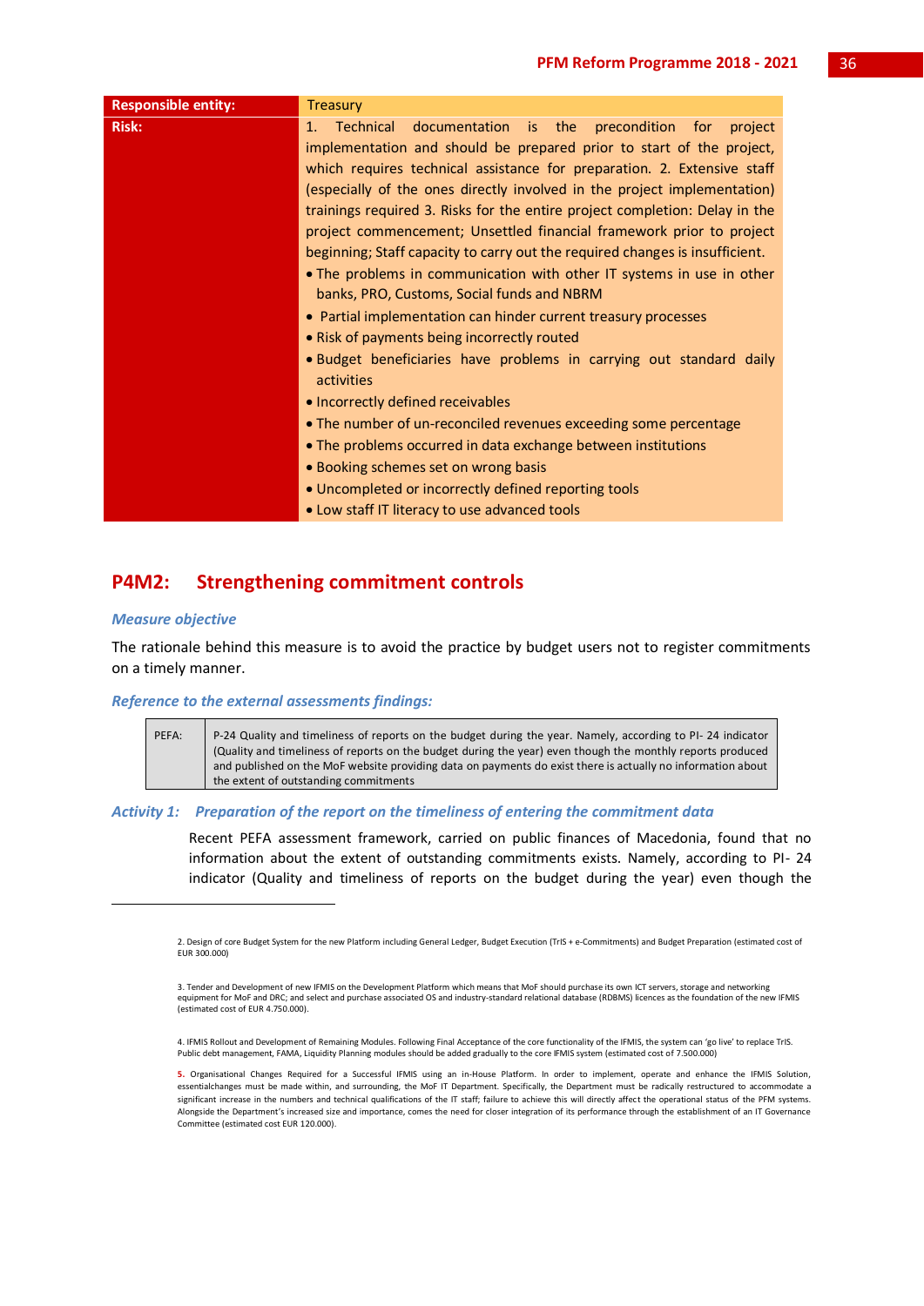| **Responsible entity:** | Treasury |
| --- | --- |
| **Risk:** | 1. Technical documentation is the precondition for project implementation and should be prepared prior to start of the project, which requires technical assistance for preparation. 2. Extensive staff (especially of the ones directly involved in the project implementation) trainings required 3. Risks for the entire project completion: Delay in the project commencement; Unsettled financial framework prior to project beginning; Staff capacity to carry out the required changes is insufficient.<br>• The problems in communication with other IT systems in use in other banks, PRO, Customs, Social funds and NBRM<br>• Partial implementation can hinder current treasury processes<br>• Risk of payments being incorrectly routed<br>• Budget beneficiaries have problems in carrying out standard daily activities<br>• Incorrectly defined receivables<br>• The number of un-reconciled revenues exceeding some percentage<br>• The problems occurred in data exchange between institutions<br>• Booking schemes set on wrong basis<br>• Uncompleted or incorrectly defined reporting tools<br>• Low staff IT literacy to use advanced tools |

## P4M2: Strengthening commitment controls

### *Measure objective*

The rationale behind this measure is to avoid the practice by budget users not to register commitments on a timely manner.

### *Reference to the external assessments findings:*

| PEFA: | P-24 Quality and timeliness of reports on the budget during the year. Namely, according to PI- 24 indicator (Quality and timeliness of reports on the budget during the year) even though the monthly reports produced and published on the MoF website providing data on payments do exist there is actually no information about the extent of outstanding commitments |
| --- | --- |

### *Activity 1: Preparation of the report on the timeliness of entering the commitment data*

Recent PEFA assessment framework, carried on public finances of Macedonia, found that no information about the extent of outstanding commitments exists. Namely, according to PI- 24 indicator (Quality and timeliness of reports on the budget during the year) even though the

---

2. Design of core Budget System for the new Platform including General Ledger, Budget Execution (TrIS + e-Commitments) and Budget Preparation (estimated cost of EUR 300.000)

3. Tender and Development of new IFMIS on the Development Platform which means that MoF should purchase its own ICT servers, storage and networking equipment for MoF and DRC; and select and purchase associated OS and industry-standard relational database (RDBMS) licences as the foundation of the new IFMIS (estimated cost of EUR 4.750.000).

4. IFMIS Rollout and Development of Remaining Modules. Following Final Acceptance of the core functionality of the IFMIS, the system can 'go live' to replace TrIS. Public debt management, FAMA, Liquidity Planning modules should be added gradually to the core IFMIS system (estimated cost of 7.500.000)

5. Organisational Changes Required for a Successful IFMIS using an in-House Platform. In order to implement, operate and enhance the IFMIS Solution, essentialchanges must be made within, and surrounding, the MoF IT Department. Specifically, the Department must be radically restructured to accommodate a significant increase in the numbers and technical qualifications of the IT staff; failure to achieve this will directly affect the operational status of the PFM systems. Alongside the Department's increased size and importance, comes the need for closer integration of its performance through the establishment of an IT Governance Committee (estimated cost EUR 120.000).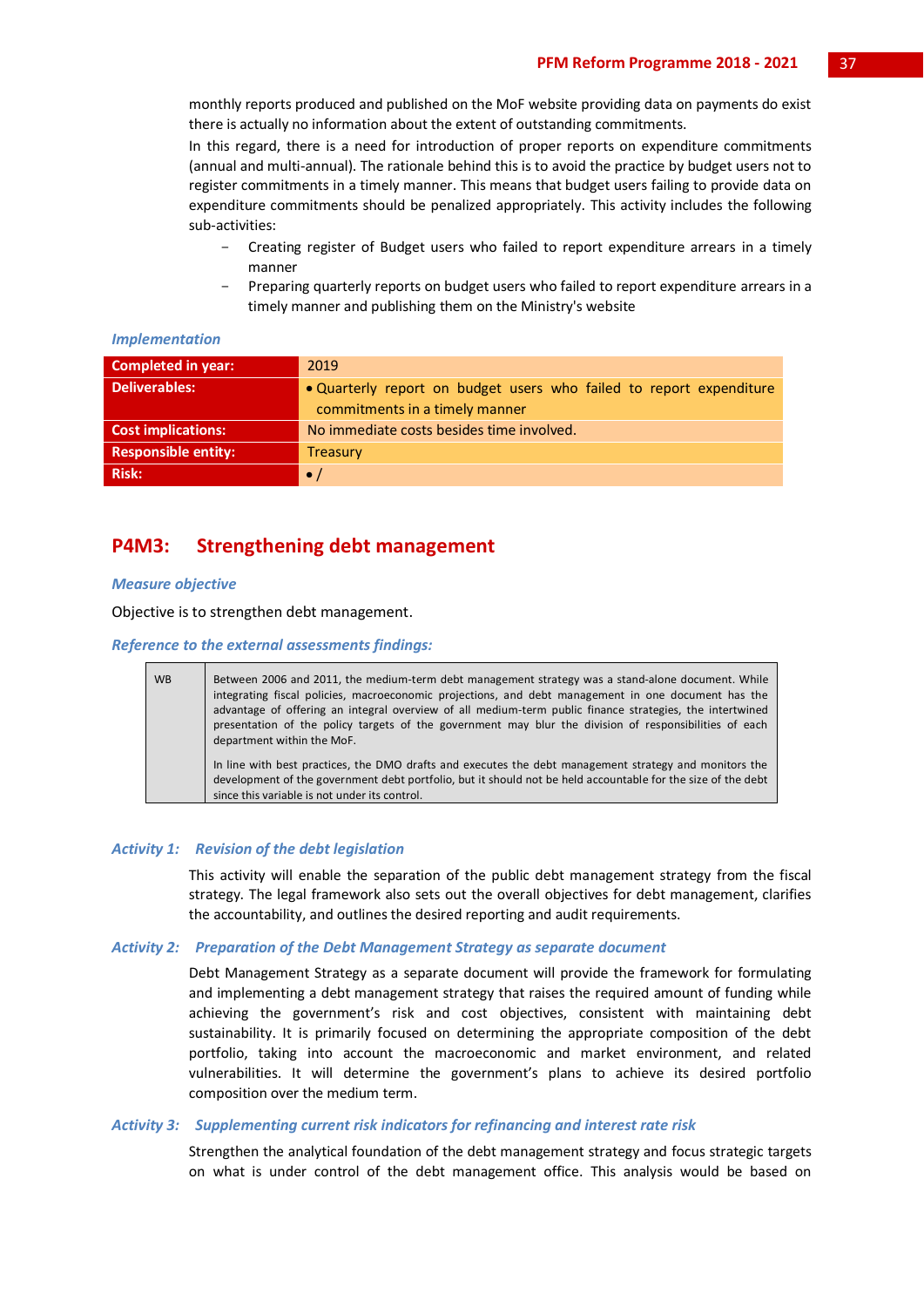monthly reports produced and published on the MoF website providing data on payments do exist there is actually no information about the extent of outstanding commitments.

In this regard, there is a need for introduction of proper reports on expenditure commitments (annual and multi-annual). The rationale behind this is to avoid the practice by budget users not to register commitments in a timely manner. This means that budget users failing to provide data on expenditure commitments should be penalized appropriately. This activity includes the following sub-activities:

- Creating register of Budget users who failed to report expenditure arrears in a timely manner
- Preparing quarterly reports on budget users who failed to report expenditure arrears in a timely manner and publishing them on the Ministry's website

***Implementation***

| | |
|---|---|
| **Completed in year:** | 2019 |
| **Deliverables:** | • Quarterly report on budget users who failed to report expenditure commitments in a timely manner |
| **Cost implications:** | No immediate costs besides time involved. |
| **Responsible entity:** | Treasury |
| **Risk:** | • / |

## P4M3: Strengthening debt management

***Measure objective***

Objective is to strengthen debt management.

***Reference to the external assessments findings:***

| | |
|---|---|
| WB | Between 2006 and 2011, the medium-term debt management strategy was a stand-alone document. While integrating fiscal policies, macroeconomic projections, and debt management in one document has the advantage of offering an integral overview of all medium-term public finance strategies, the intertwined presentation of the policy targets of the government may blur the division of responsibilities of each department within the MoF.<br><br>In line with best practices, the DMO drafts and executes the debt management strategy and monitors the development of the government debt portfolio, but it should not be held accountable for the size of the debt since this variable is not under its control. |

***Activity 1: Revision of the debt legislation***

This activity will enable the separation of the public debt management strategy from the fiscal strategy. The legal framework also sets out the overall objectives for debt management, clarifies the accountability, and outlines the desired reporting and audit requirements.

***Activity 2: Preparation of the Debt Management Strategy as separate document***

Debt Management Strategy as a separate document will provide the framework for formulating and implementing a debt management strategy that raises the required amount of funding while achieving the government's risk and cost objectives, consistent with maintaining debt sustainability. It is primarily focused on determining the appropriate composition of the debt portfolio, taking into account the macroeconomic and market environment, and related vulnerabilities. It will determine the government's plans to achieve its desired portfolio composition over the medium term.

***Activity 3: Supplementing current risk indicators for refinancing and interest rate risk***

Strengthen the analytical foundation of the debt management strategy and focus strategic targets on what is under control of the debt management office. This analysis would be based on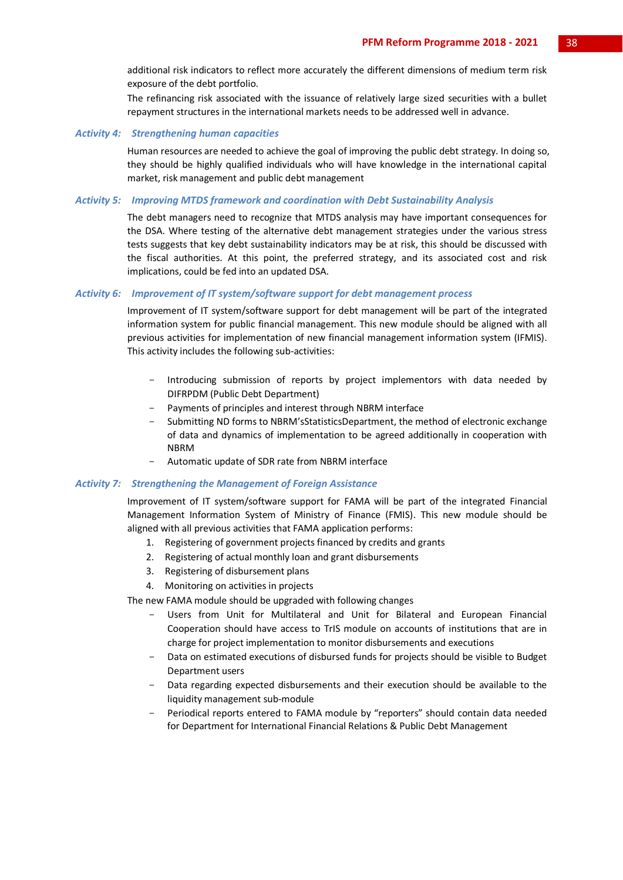additional risk indicators to reflect more accurately the different dimensions of medium term risk exposure of the debt portfolio.

The refinancing risk associated with the issuance of relatively large sized securities with a bullet repayment structures in the international markets needs to be addressed well in advance.

### *Activity 4: Strengthening human capacities*

Human resources are needed to achieve the goal of improving the public debt strategy. In doing so, they should be highly qualified individuals who will have knowledge in the international capital market, risk management and public debt management

### *Activity 5: Improving MTDS framework and coordination with Debt Sustainability Analysis*

The debt managers need to recognize that MTDS analysis may have important consequences for the DSA. Where testing of the alternative debt management strategies under the various stress tests suggests that key debt sustainability indicators may be at risk, this should be discussed with the fiscal authorities. At this point, the preferred strategy, and its associated cost and risk implications, could be fed into an updated DSA.

### *Activity 6: Improvement of IT system/software support for debt management process*

Improvement of IT system/software support for debt management will be part of the integrated information system for public financial management. This new module should be aligned with all previous activities for implementation of new financial management information system (IFMIS). This activity includes the following sub-activities:

- Introducing submission of reports by project implementors with data needed by DIFRPDM (Public Debt Department)
- Payments of principles and interest through NBRM interface
- Submitting ND forms to NBRM'sStatisticsDepartment, the method of electronic exchange of data and dynamics of implementation to be agreed additionally in cooperation with NBRM
- Automatic update of SDR rate from NBRM interface

### *Activity 7: Strengthening the Management of Foreign Assistance*

Improvement of IT system/software support for FAMA will be part of the integrated Financial Management Information System of Ministry of Finance (FMIS). This new module should be aligned with all previous activities that FAMA application performs:

1. Registering of government projects financed by credits and grants
2. Registering of actual monthly loan and grant disbursements
3. Registering of disbursement plans
4. Monitoring on activities in projects

The new FAMA module should be upgraded with following changes

- Users from Unit for Multilateral and Unit for Bilateral and European Financial Cooperation should have access to TrIS module on accounts of institutions that are in charge for project implementation to monitor disbursements and executions
- Data on estimated executions of disbursed funds for projects should be visible to Budget Department users
- Data regarding expected disbursements and their execution should be available to the liquidity management sub-module
- Periodical reports entered to FAMA module by "reporters" should contain data needed for Department for International Financial Relations & Public Debt Management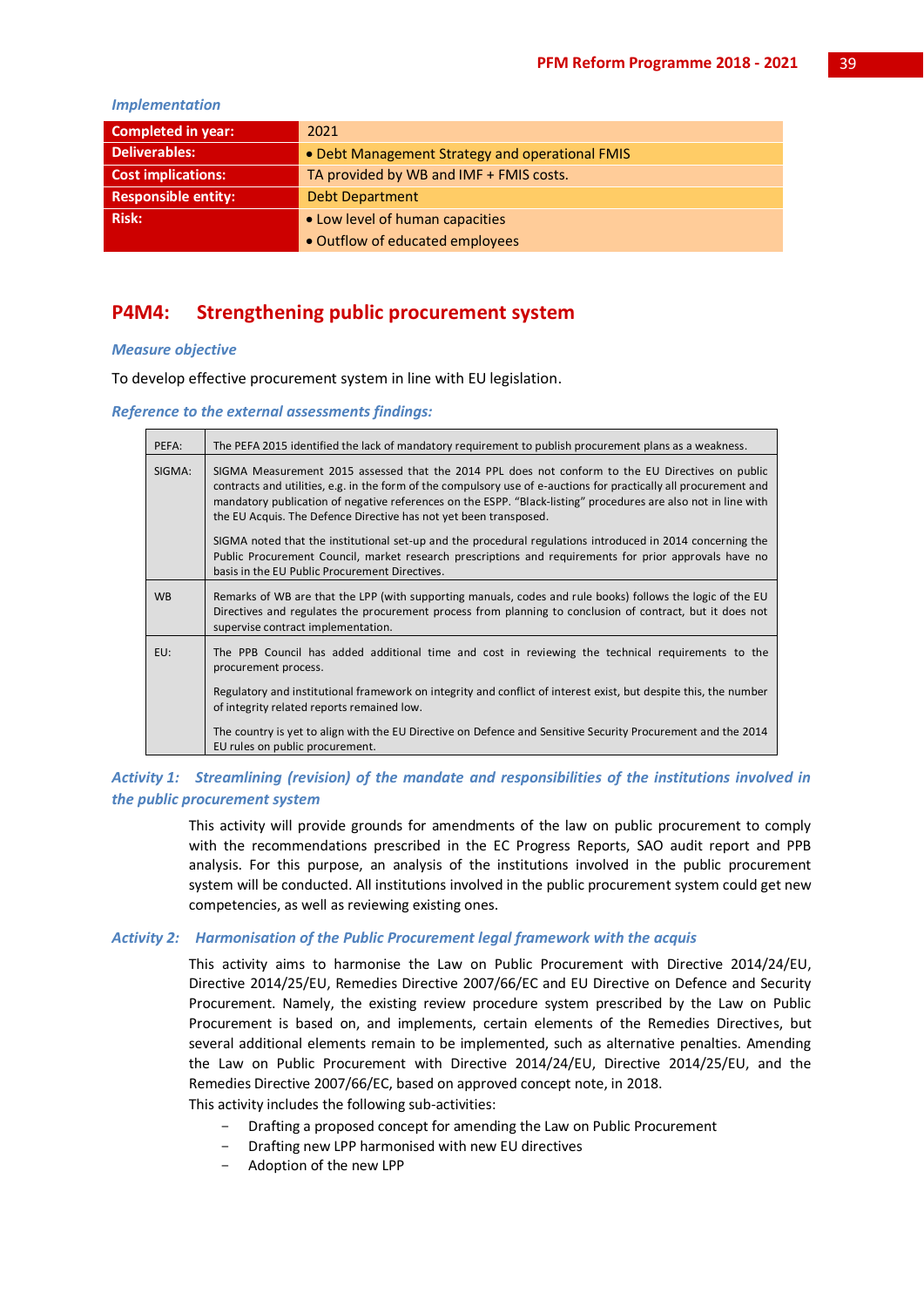*Implementation*

| | |
|---|---|
| **Completed in year:** | 2021 |
| **Deliverables:** | • Debt Management Strategy and operational FMIS |
| **Cost implications:** | TA provided by WB and IMF + FMIS costs. |
| **Responsible entity:** | Debt Department |
| **Risk:** | • Low level of human capacities<br>• Outflow of educated employees |

## P4M4: Strengthening public procurement system

*Measure objective*

To develop effective procurement system in line with EU legislation.

*Reference to the external assessments findings:*

| | |
|---|---|
| PEFA: | The PEFA 2015 identified the lack of mandatory requirement to publish procurement plans as a weakness. |
| SIGMA: | SIGMA Measurement 2015 assessed that the 2014 PPL does not conform to the EU Directives on public contracts and utilities, e.g. in the form of the compulsory use of e-auctions for practically all procurement and mandatory publication of negative references on the ESPP. "Black-listing" procedures are also not in line with the EU Acquis. The Defence Directive has not yet been transposed.<br><br>SIGMA noted that the institutional set-up and the procedural regulations introduced in 2014 concerning the Public Procurement Council, market research prescriptions and requirements for prior approvals have no basis in the EU Public Procurement Directives. |
| WB | Remarks of WB are that the LPP (with supporting manuals, codes and rule books) follows the logic of the EU Directives and regulates the procurement process from planning to conclusion of contract, but it does not supervise contract implementation. |
| EU: | The PPB Council has added additional time and cost in reviewing the technical requirements to the procurement process.<br><br>Regulatory and institutional framework on integrity and conflict of interest exist, but despite this, the number of integrity related reports remained low.<br><br>The country is yet to align with the EU Directive on Defence and Sensitive Security Procurement and the 2014 EU rules on public procurement. |

***Activity 1: Streamlining (revision) of the mandate and responsibilities of the institutions involved in the public procurement system***

This activity will provide grounds for amendments of the law on public procurement to comply with the recommendations prescribed in the EC Progress Reports, SAO audit report and PPB analysis. For this purpose, an analysis of the institutions involved in the public procurement system will be conducted. All institutions involved in the public procurement system could get new competencies, as well as reviewing existing ones.

***Activity 2: Harmonisation of the Public Procurement legal framework with the acquis***

This activity aims to harmonise the Law on Public Procurement with Directive 2014/24/EU, Directive 2014/25/EU, Remedies Directive 2007/66/EC and EU Directive on Defence and Security Procurement. Namely, the existing review procedure system prescribed by the Law on Public Procurement is based on, and implements, certain elements of the Remedies Directives, but several additional elements remain to be implemented, such as alternative penalties. Amending the Law on Public Procurement with Directive 2014/24/EU, Directive 2014/25/EU, and the Remedies Directive 2007/66/EC, based on approved concept note, in 2018.

This activity includes the following sub-activities:

- Drafting a proposed concept for amending the Law on Public Procurement
- Drafting new LPP harmonised with new EU directives
- Adoption of the new LPP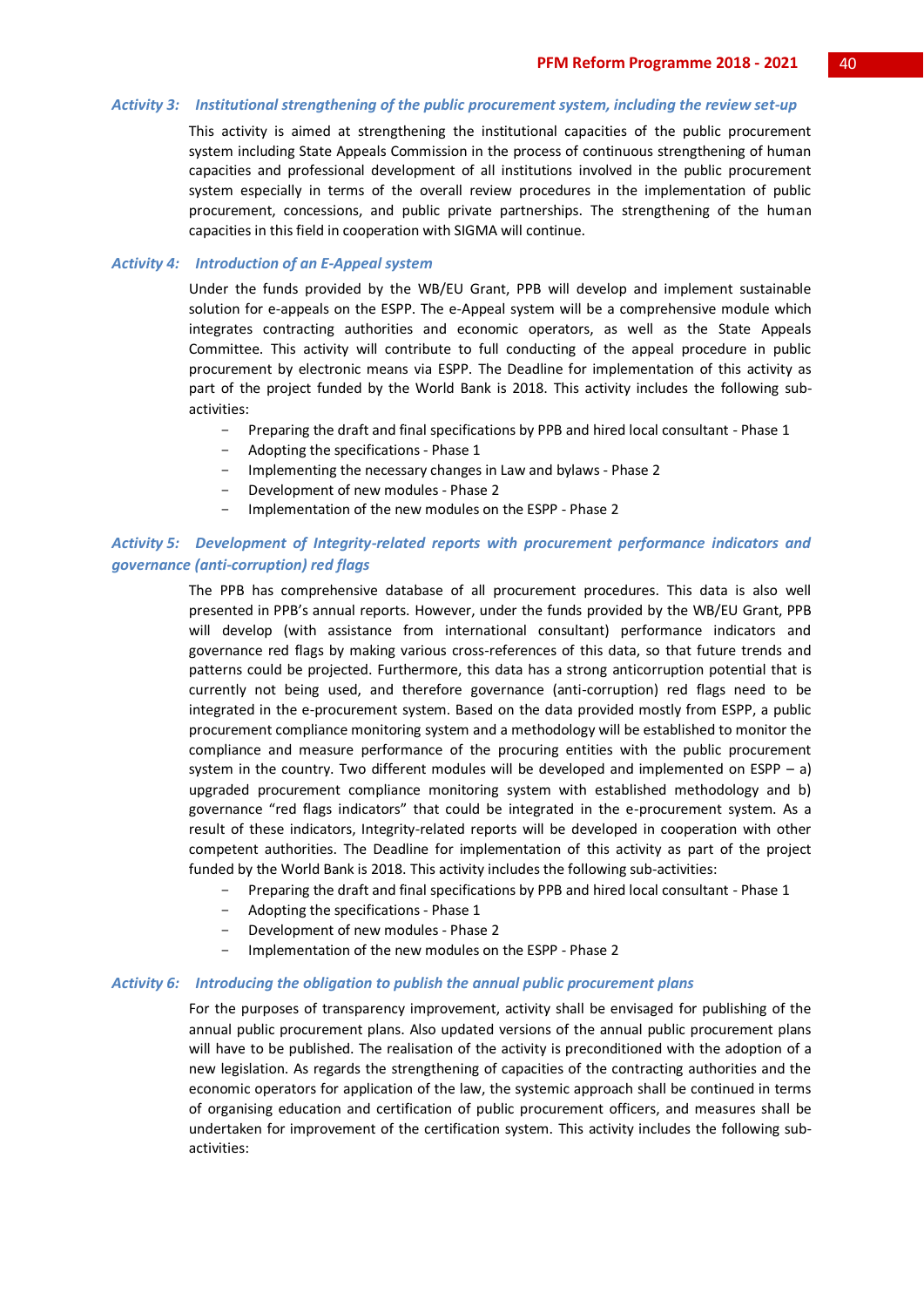### *Activity 3: Institutional strengthening of the public procurement system, including the review set-up*

This activity is aimed at strengthening the institutional capacities of the public procurement system including State Appeals Commission in the process of continuous strengthening of human capacities and professional development of all institutions involved in the public procurement system especially in terms of the overall review procedures in the implementation of public procurement, concessions, and public private partnerships. The strengthening of the human capacities in this field in cooperation with SIGMA will continue.

### *Activity 4: Introduction of an E-Appeal system*

Under the funds provided by the WB/EU Grant, PPB will develop and implement sustainable solution for e-appeals on the ESPP. The e-Appeal system will be a comprehensive module which integrates contracting authorities and economic operators, as well as the State Appeals Committee. This activity will contribute to full conducting of the appeal procedure in public procurement by electronic means via ESPP. The Deadline for implementation of this activity as part of the project funded by the World Bank is 2018. This activity includes the following sub-activities:

- Preparing the draft and final specifications by PPB and hired local consultant - Phase 1
- Adopting the specifications - Phase 1
- Implementing the necessary changes in Law and bylaws - Phase 2
- Development of new modules - Phase 2
- Implementation of the new modules on the ESPP - Phase 2

### *Activity 5: Development of Integrity-related reports with procurement performance indicators and governance (anti-corruption) red flags*

The PPB has comprehensive database of all procurement procedures. This data is also well presented in PPB's annual reports. However, under the funds provided by the WB/EU Grant, PPB will develop (with assistance from international consultant) performance indicators and governance red flags by making various cross-references of this data, so that future trends and patterns could be projected. Furthermore, this data has a strong anticorruption potential that is currently not being used, and therefore governance (anti-corruption) red flags need to be integrated in the e-procurement system. Based on the data provided mostly from ESPP, a public procurement compliance monitoring system and a methodology will be established to monitor the compliance and measure performance of the procuring entities with the public procurement system in the country. Two different modules will be developed and implemented on ESPP – a) upgraded procurement compliance monitoring system with established methodology and b) governance "red flags indicators" that could be integrated in the e-procurement system. As a result of these indicators, Integrity-related reports will be developed in cooperation with other competent authorities. The Deadline for implementation of this activity as part of the project funded by the World Bank is 2018. This activity includes the following sub-activities:

- Preparing the draft and final specifications by PPB and hired local consultant - Phase 1
- Adopting the specifications - Phase 1
- Development of new modules - Phase 2
- Implementation of the new modules on the ESPP - Phase 2

### *Activity 6: Introducing the obligation to publish the annual public procurement plans*

For the purposes of transparency improvement, activity shall be envisaged for publishing of the annual public procurement plans. Also updated versions of the annual public procurement plans will have to be published. The realisation of the activity is preconditioned with the adoption of a new legislation. As regards the strengthening of capacities of the contracting authorities and the economic operators for application of the law, the systemic approach shall be continued in terms of organising education and certification of public procurement officers, and measures shall be undertaken for improvement of the certification system. This activity includes the following sub-activities: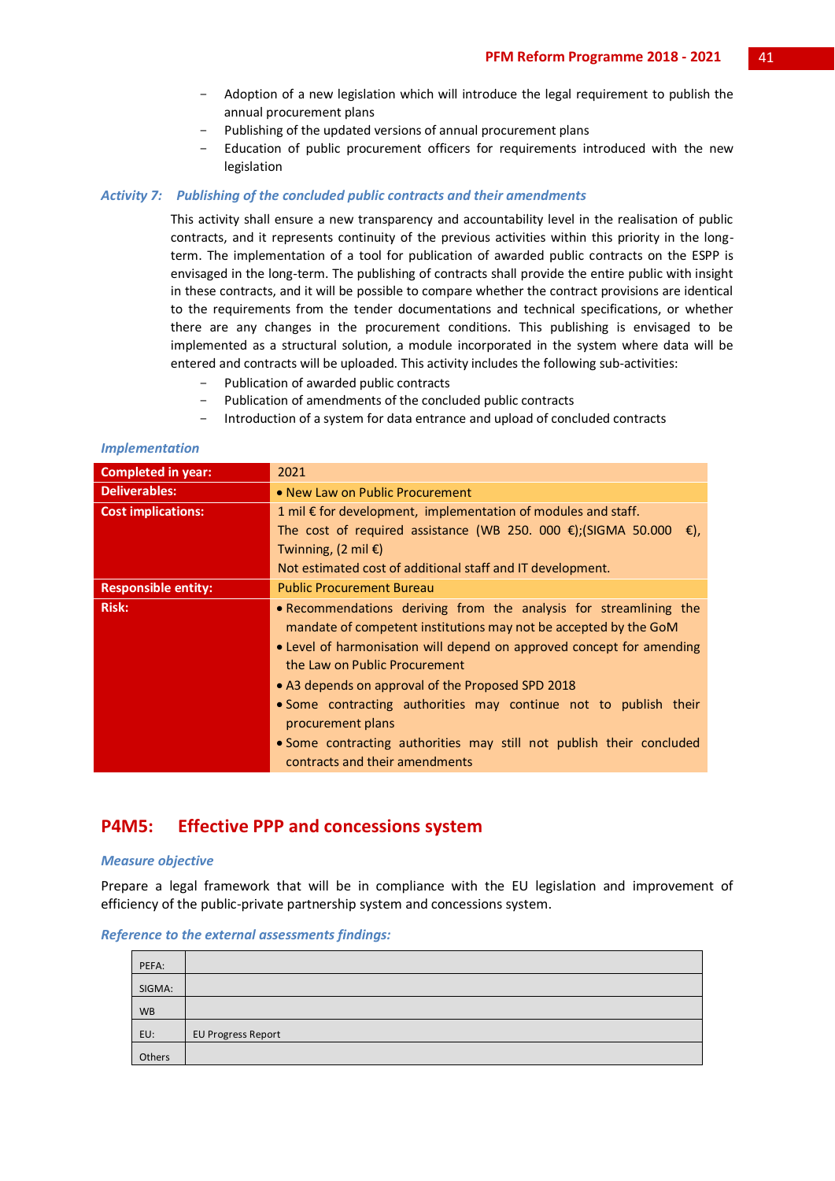- Adoption of a new legislation which will introduce the legal requirement to publish the annual procurement plans
- Publishing of the updated versions of annual procurement plans
- Education of public procurement officers for requirements introduced with the new legislation

### *Activity 7: Publishing of the concluded public contracts and their amendments*

This activity shall ensure a new transparency and accountability level in the realisation of public contracts, and it represents continuity of the previous activities within this priority in the long-term. The implementation of a tool for publication of awarded public contracts on the ESPP is envisaged in the long-term. The publishing of contracts shall provide the entire public with insight in these contracts, and it will be possible to compare whether the contract provisions are identical to the requirements from the tender documentations and technical specifications, or whether there are any changes in the procurement conditions. This publishing is envisaged to be implemented as a structural solution, a module incorporated in the system where data will be entered and contracts will be uploaded. This activity includes the following sub-activities:

- Publication of awarded public contracts
- Publication of amendments of the concluded public contracts
- Introduction of a system for data entrance and upload of concluded contracts

#### *Implementation*

| **Completed in year:** | 2021 |
|---|---|
| **Deliverables:** | • New Law on Public Procurement |
| **Cost implications:** | 1 mil € for development, implementation of modules and staff.<br>The cost of required assistance (WB 250. 000 €);(SIGMA 50.000 €), Twinning, (2 mil €)<br>Not estimated cost of additional staff and IT development. |
| **Responsible entity:** | Public Procurement Bureau |
| **Risk:** | • Recommendations deriving from the analysis for streamlining the mandate of competent institutions may not be accepted by the GoM<br>• Level of harmonisation will depend on approved concept for amending the Law on Public Procurement<br>• A3 depends on approval of the Proposed SPD 2018<br>• Some contracting authorities may continue not to publish their procurement plans<br>• Some contracting authorities may still not publish their concluded contracts and their amendments |

## P4M5: Effective PPP and concessions system

#### *Measure objective*

Prepare a legal framework that will be in compliance with the EU legislation and improvement of efficiency of the public-private partnership system and concessions system.

#### *Reference to the external assessments findings:*

| PEFA: | |
|---|---|
| SIGMA: | |
| WB | |
| EU: | EU Progress Report |
| Others | |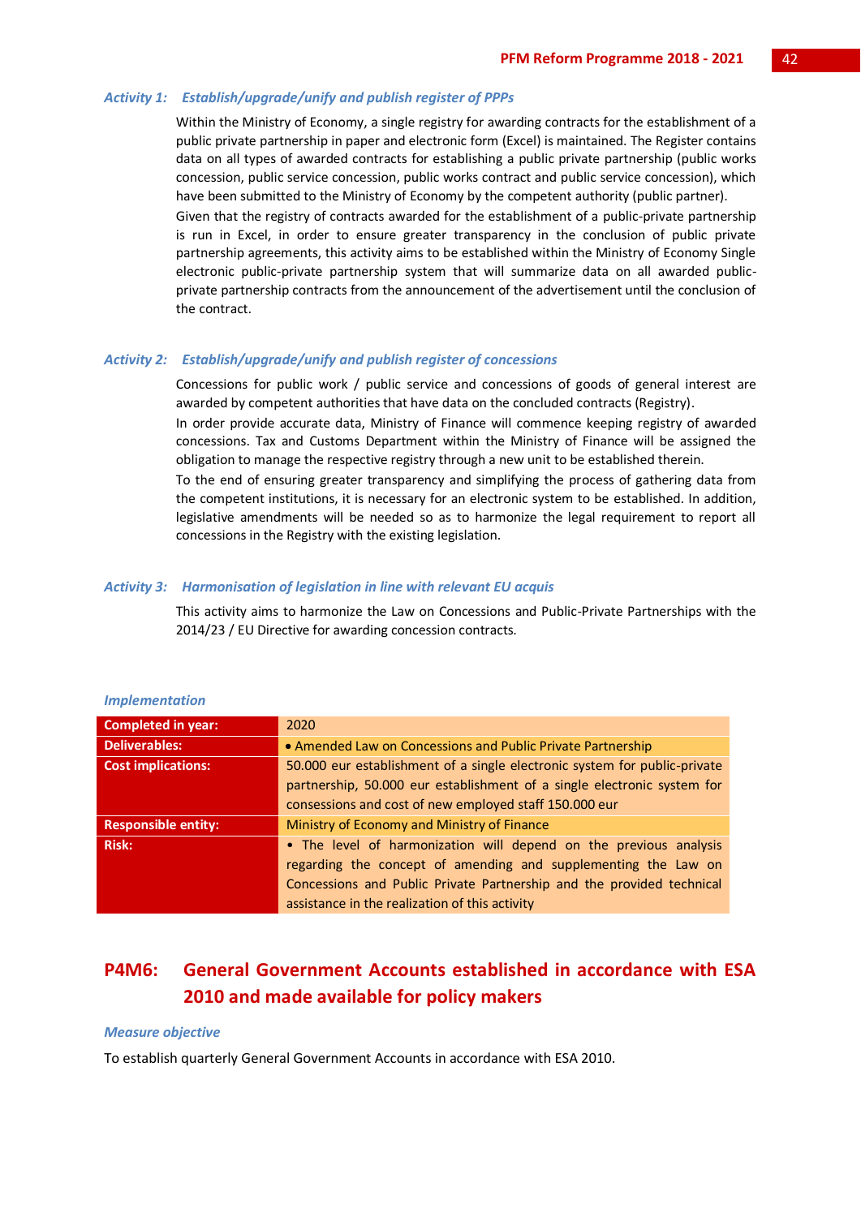### *Activity 1: Establish/upgrade/unify and publish register of PPPs*

Within the Ministry of Economy, a single registry for awarding contracts for the establishment of a public private partnership in paper and electronic form (Excel) is maintained. The Register contains data on all types of awarded contracts for establishing a public private partnership (public works concession, public service concession, public works contract and public service concession), which have been submitted to the Ministry of Economy by the competent authority (public partner).

Given that the registry of contracts awarded for the establishment of a public-private partnership is run in Excel, in order to ensure greater transparency in the conclusion of public private partnership agreements, this activity aims to be established within the Ministry of Economy Single electronic public-private partnership system that will summarize data on all awarded public-private partnership contracts from the announcement of the advertisement until the conclusion of the contract.

### *Activity 2: Establish/upgrade/unify and publish register of concessions*

Concessions for public work / public service and concessions of goods of general interest are awarded by competent authorities that have data on the concluded contracts (Registry).

In order provide accurate data, Ministry of Finance will commence keeping registry of awarded concessions. Tax and Customs Department within the Ministry of Finance will be assigned the obligation to manage the respective registry through a new unit to be established therein.

To the end of ensuring greater transparency and simplifying the process of gathering data from the competent institutions, it is necessary for an electronic system to be established. In addition, legislative amendments will be needed so as to harmonize the legal requirement to report all concessions in the Registry with the existing legislation.

### *Activity 3: Harmonisation of legislation in line with relevant EU acquis*

This activity aims to harmonize the Law on Concessions and Public-Private Partnerships with the 2014/23 / EU Directive for awarding concession contracts.

*Implementation*

| | |
|---|---|
| **Completed in year:** | 2020 |
| **Deliverables:** | • Amended Law on Concessions and Public Private Partnership |
| **Cost implications:** | 50.000 eur establishment of a single electronic system for public-private partnership, 50.000 eur establishment of a single electronic system for concessions and cost of new employed staff 150.000 eur |
| **Responsible entity:** | Ministry of Economy and Ministry of Finance |
| **Risk:** | • The level of harmonization will depend on the previous analysis regarding the concept of amending and supplementing the Law on Concessions and Public Private Partnership and the provided technical assistance in the realization of this activity |

## P4M6: General Government Accounts established in accordance with ESA 2010 and made available for policy makers

*Measure objective*

To establish quarterly General Government Accounts in accordance with ESA 2010.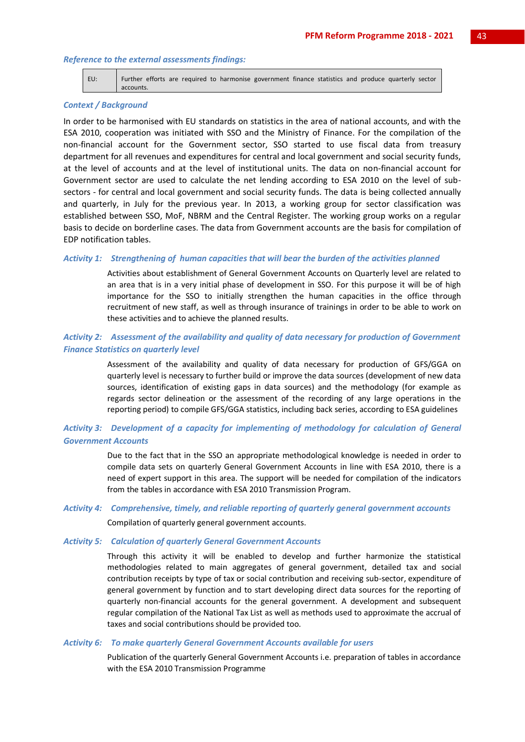*Reference to the external assessments findings:*

| EU: | Further efforts are required to harmonise government finance statistics and produce quarterly sector accounts. |
|---|---|

*Context / Background*

In order to be harmonised with EU standards on statistics in the area of national accounts, and with the ESA 2010, cooperation was initiated with SSO and the Ministry of Finance. For the compilation of the non-financial account for the Government sector, SSO started to use fiscal data from treasury department for all revenues and expenditures for central and local government and social security funds, at the level of accounts and at the level of institutional units. The data on non-financial account for Government sector are used to calculate the net lending according to ESA 2010 on the level of sub-sectors - for central and local government and social security funds. The data is being collected annually and quarterly, in July for the previous year. In 2013, a working group for sector classification was established between SSO, MoF, NBRM and the Central Register. The working group works on a regular basis to decide on borderline cases. The data from Government accounts are the basis for compilation of EDP notification tables.

*Activity 1: Strengthening of human capacities that will bear the burden of the activities planned*

Activities about establishment of General Government Accounts on Quarterly level are related to an area that is in a very initial phase of development in SSO. For this purpose it will be of high importance for the SSO to initially strengthen the human capacities in the office through recruitment of new staff, as well as through insurance of trainings in order to be able to work on these activities and to achieve the planned results.

*Activity 2: Assessment of the availability and quality of data necessary for production of Government Finance Statistics on quarterly level*

Assessment of the availability and quality of data necessary for production of GFS/GGA on quarterly level is necessary to further build or improve the data sources (development of new data sources, identification of existing gaps in data sources) and the methodology (for example as regards sector delineation or the assessment of the recording of any large operations in the reporting period) to compile GFS/GGA statistics, including back series, according to ESA guidelines

*Activity 3: Development of a capacity for implementing of methodology for calculation of General Government Accounts*

Due to the fact that in the SSO an appropriate methodological knowledge is needed in order to compile data sets on quarterly General Government Accounts in line with ESA 2010, there is a need of expert support in this area. The support will be needed for compilation of the indicators from the tables in accordance with ESA 2010 Transmission Program.

*Activity 4: Comprehensive, timely, and reliable reporting of quarterly general government accounts*

Compilation of quarterly general government accounts.

*Activity 5: Calculation of quarterly General Government Accounts*

Through this activity it will be enabled to develop and further harmonize the statistical methodologies related to main aggregates of general government, detailed tax and social contribution receipts by type of tax or social contribution and receiving sub-sector, expenditure of general government by function and to start developing direct data sources for the reporting of quarterly non-financial accounts for the general government. A development and subsequent regular compilation of the National Tax List as well as methods used to approximate the accrual of taxes and social contributions should be provided too.

*Activity 6: To make quarterly General Government Accounts available for users*

Publication of the quarterly General Government Accounts i.e. preparation of tables in accordance with the ESA 2010 Transmission Programme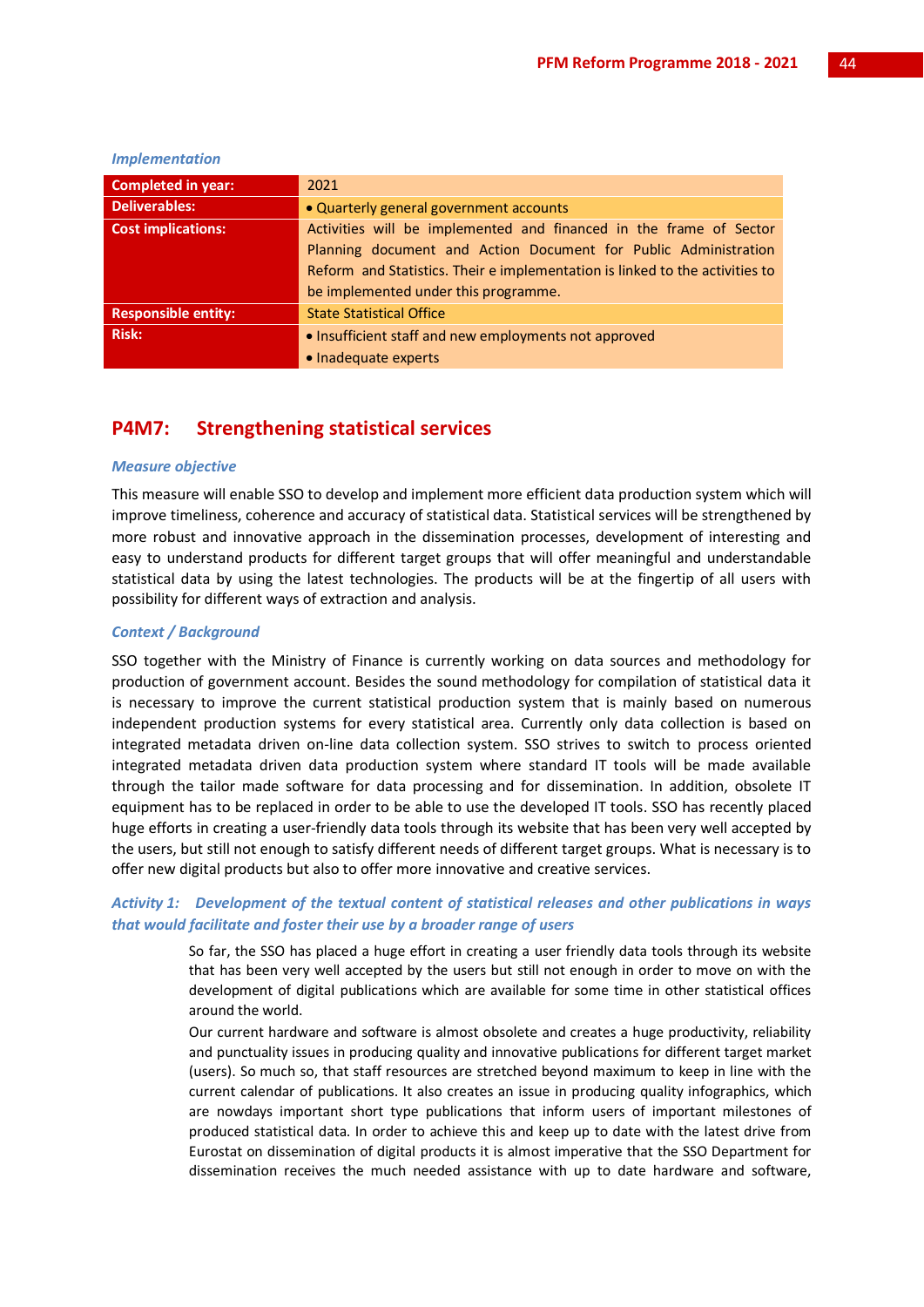*Implementation*

| | |
|---|---|
| **Completed in year:** | 2021 |
| **Deliverables:** | • Quarterly general government accounts |
| **Cost implications:** | Activities will be implemented and financed in the frame of Sector Planning document and Action Document for Public Administration Reform and Statistics. Their e implementation is linked to the activities to be implemented under this programme. |
| **Responsible entity:** | State Statistical Office |
| **Risk:** | • Insufficient staff and new employments not approved<br>• Inadequate experts |

## P4M7: Strengthening statistical services

*Measure objective*

This measure will enable SSO to develop and implement more efficient data production system which will improve timeliness, coherence and accuracy of statistical data. Statistical services will be strengthened by more robust and innovative approach in the dissemination processes, development of interesting and easy to understand products for different target groups that will offer meaningful and understandable statistical data by using the latest technologies. The products will be at the fingertip of all users with possibility for different ways of extraction and analysis.

*Context / Background*

SSO together with the Ministry of Finance is currently working on data sources and methodology for production of government account. Besides the sound methodology for compilation of statistical data it is necessary to improve the current statistical production system that is mainly based on numerous independent production systems for every statistical area. Currently only data collection is based on integrated metadata driven on-line data collection system. SSO strives to switch to process oriented integrated metadata driven data production system where standard IT tools will be made available through the tailor made software for data processing and for dissemination. In addition, obsolete IT equipment has to be replaced in order to be able to use the developed IT tools. SSO has recently placed huge efforts in creating a user-friendly data tools through its website that has been very well accepted by the users, but still not enough to satisfy different needs of different target groups. What is necessary is to offer new digital products but also to offer more innovative and creative services.

***Activity 1: Development of the textual content of statistical releases and other publications in ways that would facilitate and foster their use by a broader range of users***

So far, the SSO has placed a huge effort in creating a user friendly data tools through its website that has been very well accepted by the users but still not enough in order to move on with the development of digital publications which are available for some time in other statistical offices around the world.

Our current hardware and software is almost obsolete and creates a huge productivity, reliability and punctuality issues in producing quality and innovative publications for different target market (users). So much so, that staff resources are stretched beyond maximum to keep in line with the current calendar of publications. It also creates an issue in producing quality infographics, which are nowdays important short type publications that inform users of important milestones of produced statistical data. In order to achieve this and keep up to date with the latest drive from Eurostat on dissemination of digital products it is almost imperative that the SSO Department for dissemination receives the much needed assistance with up to date hardware and software,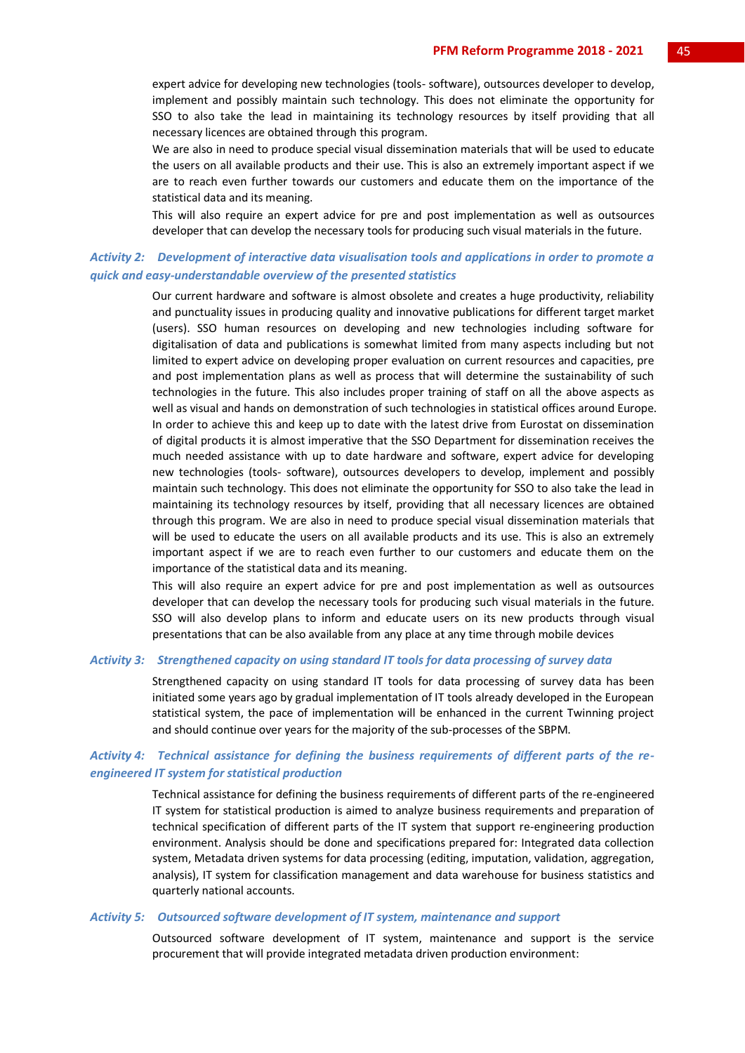expert advice for developing new technologies (tools- software), outsources developer to develop, implement and possibly maintain such technology. This does not eliminate the opportunity for SSO to also take the lead in maintaining its technology resources by itself providing that all necessary licences are obtained through this program.

We are also in need to produce special visual dissemination materials that will be used to educate the users on all available products and their use. This is also an extremely important aspect if we are to reach even further towards our customers and educate them on the importance of the statistical data and its meaning.

This will also require an expert advice for pre and post implementation as well as outsources developer that can develop the necessary tools for producing such visual materials in the future.

### *Activity 2: Development of interactive data visualisation tools and applications in order to promote a quick and easy-understandable overview of the presented statistics*

Our current hardware and software is almost obsolete and creates a huge productivity, reliability and punctuality issues in producing quality and innovative publications for different target market (users). SSO human resources on developing and new technologies including software for digitalisation of data and publications is somewhat limited from many aspects including but not limited to expert advice on developing proper evaluation on current resources and capacities, pre and post implementation plans as well as process that will determine the sustainability of such technologies in the future. This also includes proper training of staff on all the above aspects as well as visual and hands on demonstration of such technologies in statistical offices around Europe. In order to achieve this and keep up to date with the latest drive from Eurostat on dissemination of digital products it is almost imperative that the SSO Department for dissemination receives the much needed assistance with up to date hardware and software, expert advice for developing new technologies (tools- software), outsources developers to develop, implement and possibly maintain such technology. This does not eliminate the opportunity for SSO to also take the lead in maintaining its technology resources by itself, providing that all necessary licences are obtained through this program. We are also in need to produce special visual dissemination materials that will be used to educate the users on all available products and its use. This is also an extremely important aspect if we are to reach even further to our customers and educate them on the importance of the statistical data and its meaning.

This will also require an expert advice for pre and post implementation as well as outsources developer that can develop the necessary tools for producing such visual materials in the future. SSO will also develop plans to inform and educate users on its new products through visual presentations that can be also available from any place at any time through mobile devices

### *Activity 3: Strengthened capacity on using standard IT tools for data processing of survey data*

Strengthened capacity on using standard IT tools for data processing of survey data has been initiated some years ago by gradual implementation of IT tools already developed in the European statistical system, the pace of implementation will be enhanced in the current Twinning project and should continue over years for the majority of the sub-processes of the SBPM.

### *Activity 4: Technical assistance for defining the business requirements of different parts of the re-engineered IT system for statistical production*

Technical assistance for defining the business requirements of different parts of the re-engineered IT system for statistical production is aimed to analyze business requirements and preparation of technical specification of different parts of the IT system that support re-engineering production environment. Analysis should be done and specifications prepared for: Integrated data collection system, Metadata driven systems for data processing (editing, imputation, validation, aggregation, analysis), IT system for classification management and data warehouse for business statistics and quarterly national accounts.

### *Activity 5: Outsourced software development of IT system, maintenance and support*

Outsourced software development of IT system, maintenance and support is the service procurement that will provide integrated metadata driven production environment: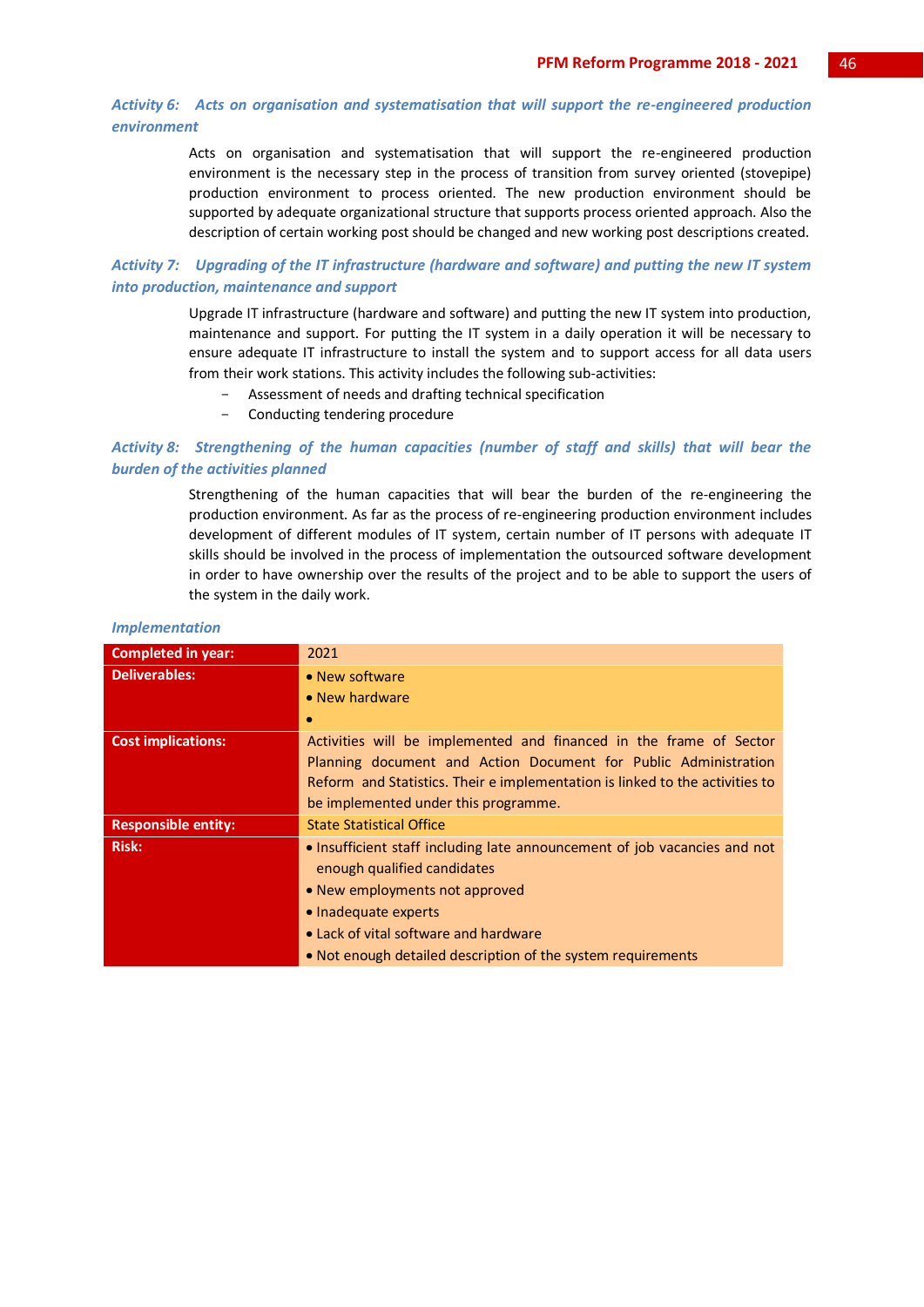***Activity 6: Acts on organisation and systematisation that will support the re-engineered production environment***

Acts on organisation and systematisation that will support the re-engineered production environment is the necessary step in the process of transition from survey oriented (stovepipe) production environment to process oriented. The new production environment should be supported by adequate organizational structure that supports process oriented approach. Also the description of certain working post should be changed and new working post descriptions created.

***Activity 7: Upgrading of the IT infrastructure (hardware and software) and putting the new IT system into production, maintenance and support***

Upgrade IT infrastructure (hardware and software) and putting the new IT system into production, maintenance and support. For putting the IT system in a daily operation it will be necessary to ensure adequate IT infrastructure to install the system and to support access for all data users from their work stations. This activity includes the following sub-activities:

- Assessment of needs and drafting technical specification
- Conducting tendering procedure

***Activity 8: Strengthening of the human capacities (number of staff and skills) that will bear the burden of the activities planned***

Strengthening of the human capacities that will bear the burden of the re-engineering the production environment. As far as the process of re-engineering production environment includes development of different modules of IT system, certain number of IT persons with adequate IT skills should be involved in the process of implementation the outsourced software development in order to have ownership over the results of the project and to be able to support the users of the system in the daily work.

*Implementation*

| **Completed in year:** | 2021 |
|---|---|
| **Deliverables:** | • New software<br>• New hardware<br>• |
| **Cost implications:** | Activities will be implemented and financed in the frame of Sector Planning document and Action Document for Public Administration Reform and Statistics. Their e implementation is linked to the activities to be implemented under this programme. |
| **Responsible entity:** | State Statistical Office |
| **Risk:** | • Insufficient staff including late announcement of job vacancies and not enough qualified candidates<br>• New employments not approved<br>• Inadequate experts<br>• Lack of vital software and hardware<br>• Not enough detailed description of the system requirements |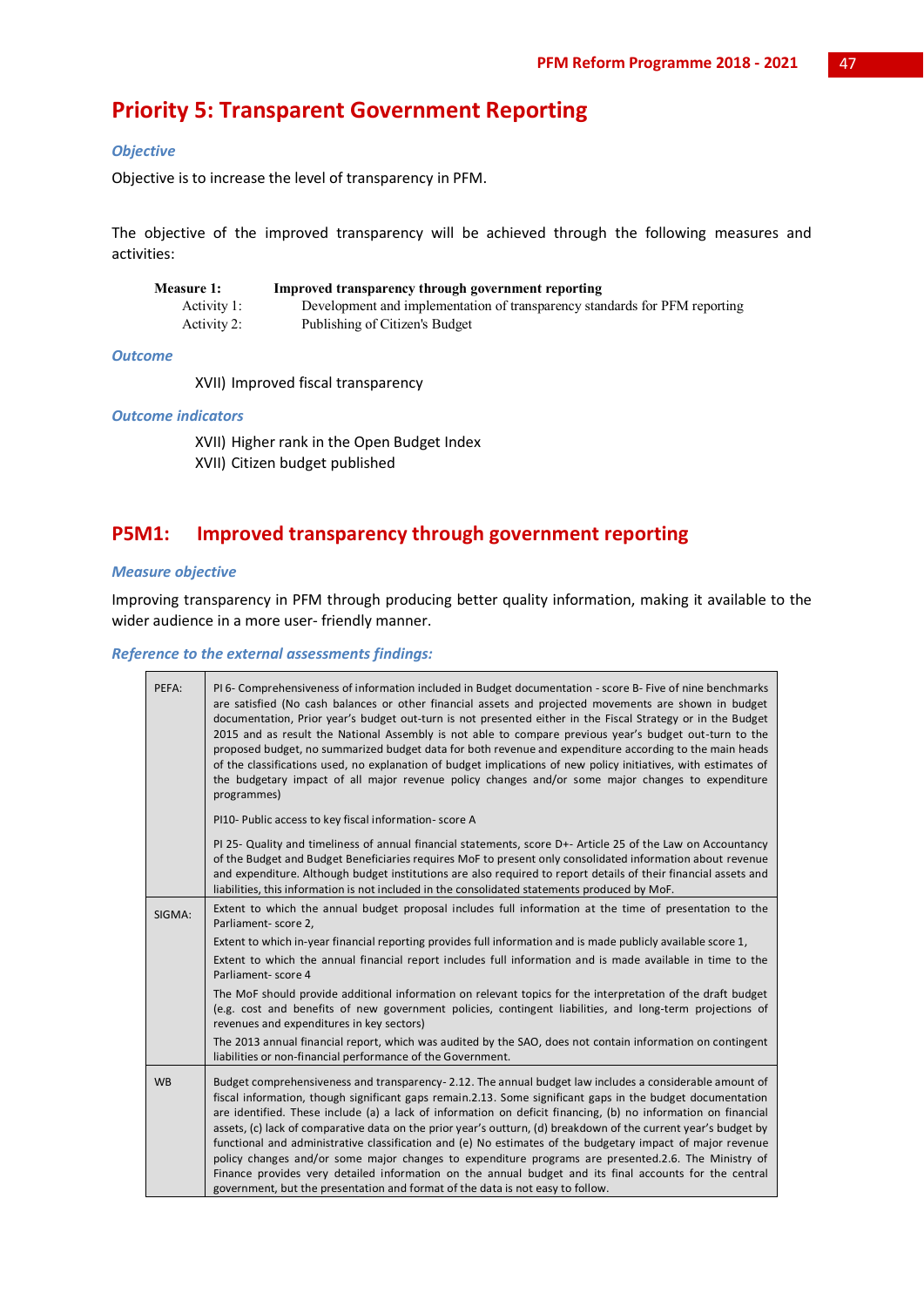# Priority 5: Transparent Government Reporting

### *Objective*

Objective is to increase the level of transparency in PFM.

The objective of the improved transparency will be achieved through the following measures and activities:

| **Measure 1:** | **Improved transparency through government reporting** |
|---|---|
| Activity 1: | Development and implementation of transparency standards for PFM reporting |
| Activity 2: | Publishing of Citizen's Budget |

### *Outcome*

XVII) Improved fiscal transparency

### *Outcome indicators*

XVII) Higher rank in the Open Budget Index

XVII) Citizen budget published

## P5M1: Improved transparency through government reporting

### *Measure objective*

Improving transparency in PFM through producing better quality information, making it available to the wider audience in a more user- friendly manner.

### *Reference to the external assessments findings:*

| | |
|---|---|
| PEFA: | PI 6- Comprehensiveness of information included in Budget documentation - score B- Five of nine benchmarks are satisfied (No cash balances or other financial assets and projected movements are shown in budget documentation, Prior year's budget out-turn is not presented either in the Fiscal Strategy or in the Budget 2015 and as result the National Assembly is not able to compare previous year's budget out-turn to the proposed budget, no summarized budget data for both revenue and expenditure according to the main heads of the classifications used, no explanation of budget implications of new policy initiatives, with estimates of the budgetary impact of all major revenue policy changes and/or some major changes to expenditure programmes)<br><br>PI10- Public access to key fiscal information- score A<br><br>PI 25- Quality and timeliness of annual financial statements, score D+- Article 25 of the Law on Accountancy of the Budget and Budget Beneficiaries requires MoF to present only consolidated information about revenue and expenditure. Although budget institutions are also required to report details of their financial assets and liabilities, this information is not included in the consolidated statements produced by MoF. |
| SIGMA: | Extent to which the annual budget proposal includes full information at the time of presentation to the Parliament- score 2,<br><br>Extent to which in-year financial reporting provides full information and is made publicly available score 1,<br><br>Extent to which the annual financial report includes full information and is made available in time to the Parliament- score 4<br><br>The MoF should provide additional information on relevant topics for the interpretation of the draft budget (e.g. cost and benefits of new government policies, contingent liabilities, and long-term projections of revenues and expenditures in key sectors)<br><br>The 2013 annual financial report, which was audited by the SAO, does not contain information on contingent liabilities or non-financial performance of the Government. |
| WB | Budget comprehensiveness and transparency- 2.12. The annual budget law includes a considerable amount of fiscal information, though significant gaps remain.2.13. Some significant gaps in the budget documentation are identified. These include (a) a lack of information on deficit financing, (b) no information on financial assets, (c) lack of comparative data on the prior year's outturn, (d) breakdown of the current year's budget by functional and administrative classification and (e) No estimates of the budgetary impact of major revenue policy changes and/or some major changes to expenditure programs are presented.2.6. The Ministry of Finance provides very detailed information on the annual budget and its final accounts for the central government, but the presentation and format of the data is not easy to follow. |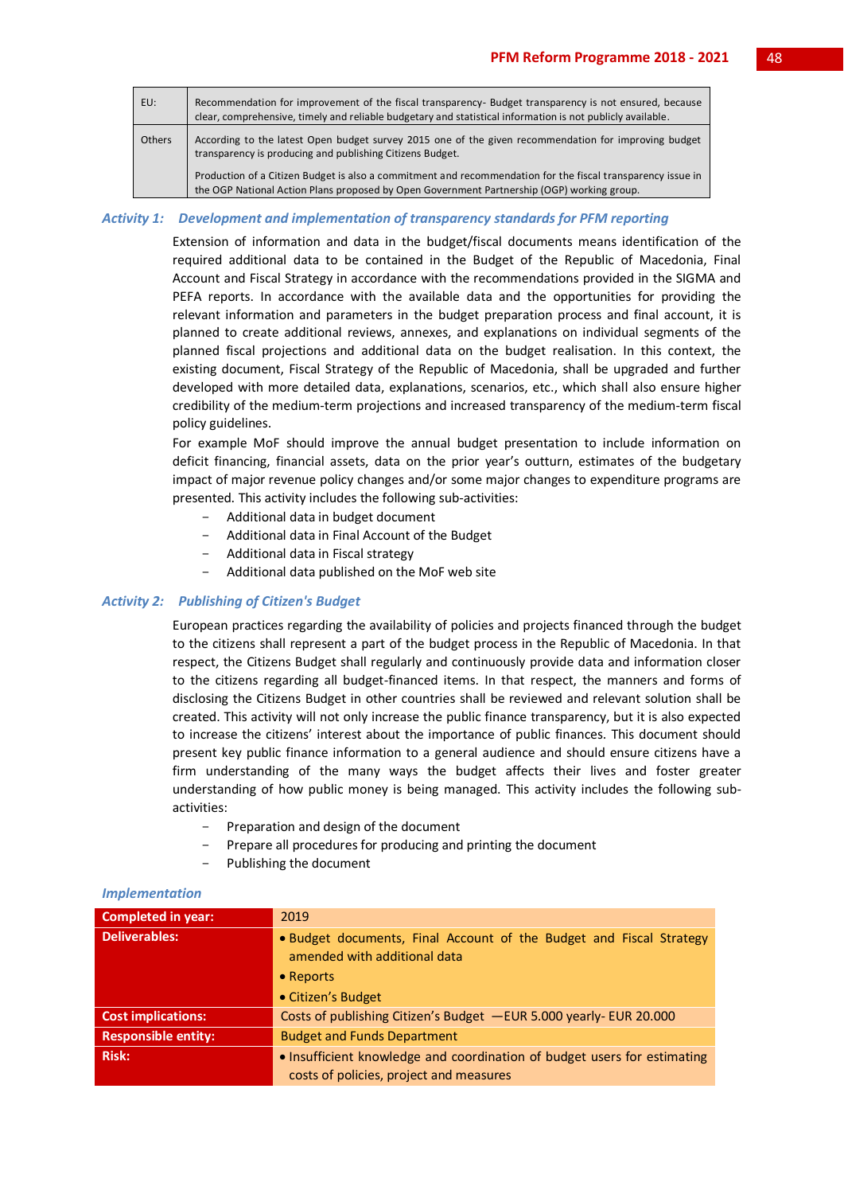| | |
|---|---|
| EU: | Recommendation for improvement of the fiscal transparency- Budget transparency is not ensured, because clear, comprehensive, timely and reliable budgetary and statistical information is not publicly available. |
| Others | According to the latest Open budget survey 2015 one of the given recommendation for improving budget transparency is producing and publishing Citizens Budget.<br><br>Production of a Citizen Budget is also a commitment and recommendation for the fiscal transparency issue in the OGP National Action Plans proposed by Open Government Partnership (OGP) working group. |

### *Activity 1: Development and implementation of transparency standards for PFM reporting*

Extension of information and data in the budget/fiscal documents means identification of the required additional data to be contained in the Budget of the Republic of Macedonia, Final Account and Fiscal Strategy in accordance with the recommendations provided in the SIGMA and PEFA reports. In accordance with the available data and the opportunities for providing the relevant information and parameters in the budget preparation process and final account, it is planned to create additional reviews, annexes, and explanations on individual segments of the planned fiscal projections and additional data on the budget realisation. In this context, the existing document, Fiscal Strategy of the Republic of Macedonia, shall be upgraded and further developed with more detailed data, explanations, scenarios, etc., which shall also ensure higher credibility of the medium-term projections and increased transparency of the medium-term fiscal policy guidelines.

For example MoF should improve the annual budget presentation to include information on deficit financing, financial assets, data on the prior year's outturn, estimates of the budgetary impact of major revenue policy changes and/or some major changes to expenditure programs are presented. This activity includes the following sub-activities:

- Additional data in budget document
- Additional data in Final Account of the Budget
- Additional data in Fiscal strategy
- Additional data published on the MoF web site

### *Activity 2: Publishing of Citizen's Budget*

European practices regarding the availability of policies and projects financed through the budget to the citizens shall represent a part of the budget process in the Republic of Macedonia. In that respect, the Citizens Budget shall regularly and continuously provide data and information closer to the citizens regarding all budget-financed items. In that respect, the manners and forms of disclosing the Citizens Budget in other countries shall be reviewed and relevant solution shall be created. This activity will not only increase the public finance transparency, but it is also expected to increase the citizens' interest about the importance of public finances. This document should present key public finance information to a general audience and should ensure citizens have a firm understanding of the many ways the budget affects their lives and foster greater understanding of how public money is being managed. This activity includes the following sub-activities:

- Preparation and design of the document
- Prepare all procedures for producing and printing the document
- Publishing the document

### *Implementation*

| | |
|---|---|
| **Completed in year:** | 2019 |
| **Deliverables:** | • Budget documents, Final Account of the Budget and Fiscal Strategy amended with additional data<br>• Reports<br>• Citizen's Budget |
| **Cost implications:** | Costs of publishing Citizen's Budget —EUR 5.000 yearly- EUR 20.000 |
| **Responsible entity:** | Budget and Funds Department |
| **Risk:** | • Insufficient knowledge and coordination of budget users for estimating costs of policies, project and measures |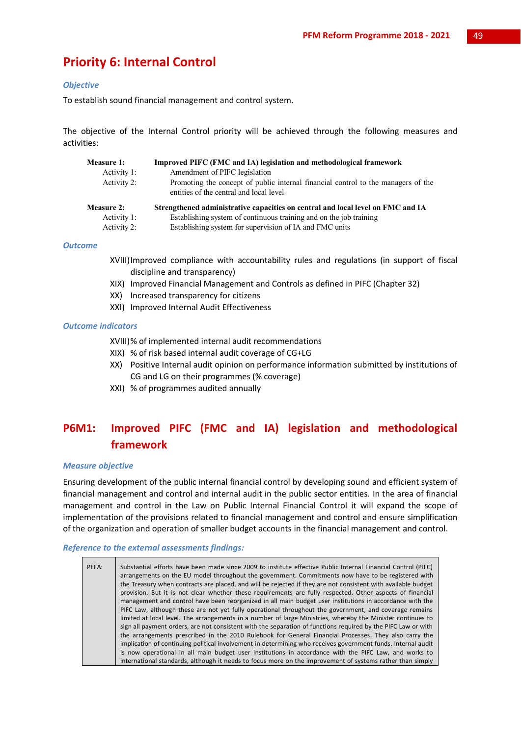# Priority 6: Internal Control

***Objective***

To establish sound financial management and control system.

The objective of the Internal Control priority will be achieved through the following measures and activities:

**Measure 1:** **Improved PIFC (FMC and IA) legislation and methodological framework**

- Activity 1: Amendment of PIFC legislation
- Activity 2: Promoting the concept of public internal financial control to the managers of the entities of the central and local level

**Measure 2:** **Strengthened administrative capacities on central and local level on FMC and IA**

- Activity 1: Establishing system of continuous training and on the job training
- Activity 2: Establishing system for supervision of IA and FMC units

***Outcome***

XVIII) Improved compliance with accountability rules and regulations (in support of fiscal discipline and transparency)

XIX) Improved Financial Management and Controls as defined in PIFC (Chapter 32)

XX) Increased transparency for citizens

XXI) Improved Internal Audit Effectiveness

***Outcome indicators***

XVIII) % of implemented internal audit recommendations

XIX) % of risk based internal audit coverage of CG+LG

XX) Positive Internal audit opinion on performance information submitted by institutions of CG and LG on their programmes (% coverage)

XXI) % of programmes audited annually

## P6M1: Improved PIFC (FMC and IA) legislation and methodological framework

***Measure objective***

Ensuring development of the public internal financial control by developing sound and efficient system of financial management and control and internal audit in the public sector entities. In the area of financial management and control in the Law on Public Internal Financial Control it will expand the scope of implementation of the provisions related to financial management and control and ensure simplification of the organization and operation of smaller budget accounts in the financial management and control.

***Reference to the external assessments findings:***

| | |
|---|---|
| PEFA: | Substantial efforts have been made since 2009 to institute effective Public Internal Financial Control (PIFC) arrangements on the EU model throughout the government. Commitments now have to be registered with the Treasury when contracts are placed, and will be rejected if they are not consistent with available budget provision. But it is not clear whether these requirements are fully respected. Other aspects of financial management and control have been reorganized in all main budget user institutions in accordance with the PIFC Law, although these are not yet fully operational throughout the government, and coverage remains limited at local level. The arrangements in a number of large Ministries, whereby the Minister continues to sign all payment orders, are not consistent with the separation of functions required by the PIFC Law or with the arrangements prescribed in the 2010 Rulebook for General Financial Processes. They also carry the implication of continuing political involvement in determining who receives government funds. Internal audit is now operational in all main budget user institutions in accordance with the PIFC Law, and works to international standards, although it needs to focus more on the improvement of systems rather than simply |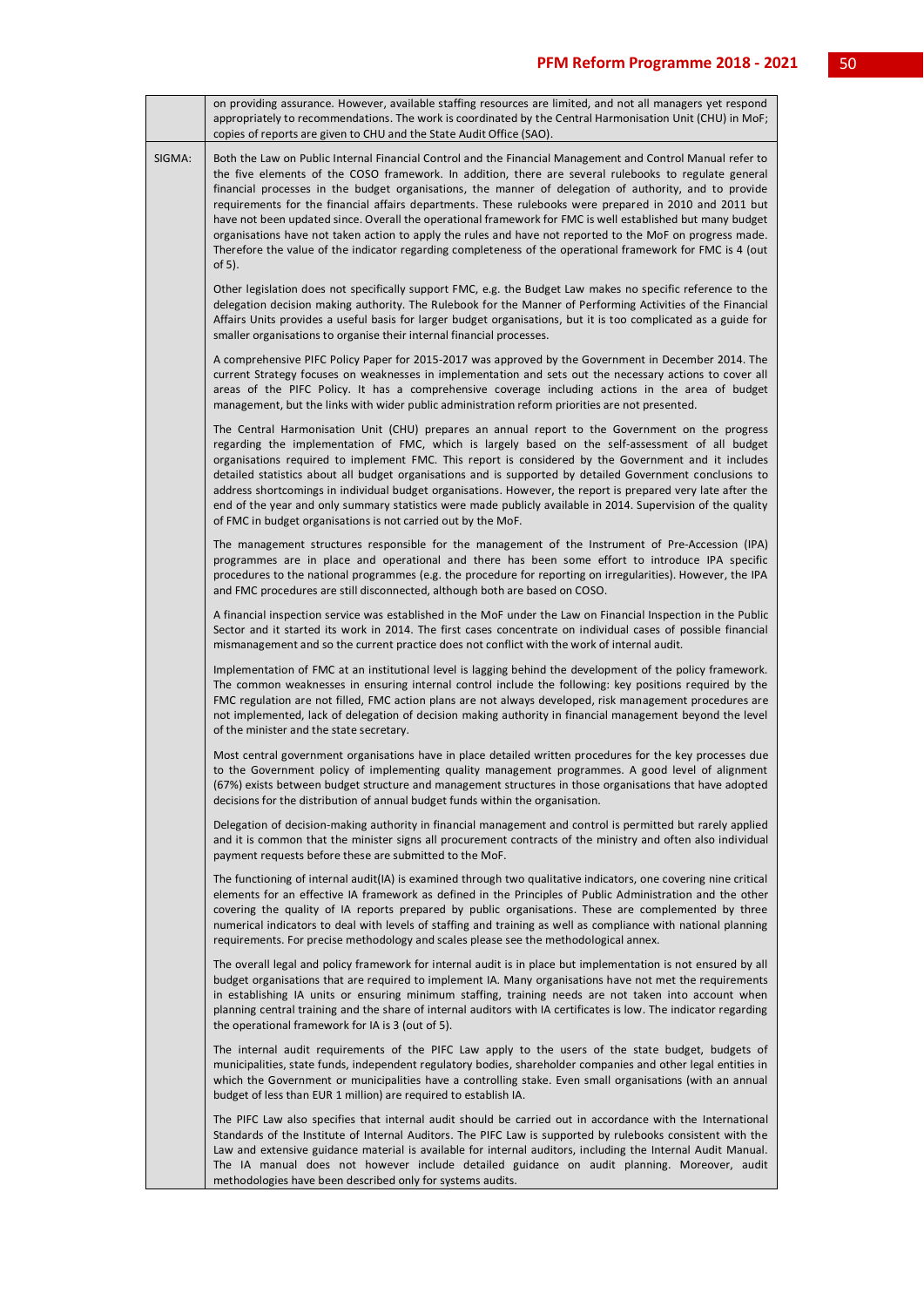| | |
|---|---|
| | on providing assurance. However, available staffing resources are limited, and not all managers yet respond appropriately to recommendations. The work is coordinated by the Central Harmonisation Unit (CHU) in MoF; copies of reports are given to CHU and the State Audit Office (SAO). |
| SIGMA: | Both the Law on Public Internal Financial Control and the Financial Management and Control Manual refer to the five elements of the COSO framework. In addition, there are several rulebooks to regulate general financial processes in the budget organisations, the manner of delegation of authority, and to provide requirements for the financial affairs departments. These rulebooks were prepared in 2010 and 2011 but have not been updated since. Overall the operational framework for FMC is well established but many budget organisations have not taken action to apply the rules and have not reported to the MoF on progress made. Therefore the value of the indicator regarding completeness of the operational framework for FMC is 4 (out of 5).<br><br>Other legislation does not specifically support FMC, e.g. the Budget Law makes no specific reference to the delegation decision making authority. The Rulebook for the Manner of Performing Activities of the Financial Affairs Units provides a useful basis for larger budget organisations, but it is too complicated as a guide for smaller organisations to organise their internal financial processes.<br><br>A comprehensive PIFC Policy Paper for 2015-2017 was approved by the Government in December 2014. The current Strategy focuses on weaknesses in implementation and sets out the necessary actions to cover all areas of the PIFC Policy. It has a comprehensive coverage including actions in the area of budget management, but the links with wider public administration reform priorities are not presented.<br><br>The Central Harmonisation Unit (CHU) prepares an annual report to the Government on the progress regarding the implementation of FMC, which is largely based on the self-assessment of all budget organisations required to implement FMC. This report is considered by the Government and it includes detailed statistics about all budget organisations and is supported by detailed Government conclusions to address shortcomings in individual budget organisations. However, the report is prepared very late after the end of the year and only summary statistics were made publicly available in 2014. Supervision of the quality of FMC in budget organisations is not carried out by the MoF.<br><br>The management structures responsible for the management of the Instrument of Pre-Accession (IPA) programmes are in place and operational and there has been some effort to introduce IPA specific procedures to the national programmes (e.g. the procedure for reporting on irregularities). However, the IPA and FMC procedures are still disconnected, although both are based on COSO.<br><br>A financial inspection service was established in the MoF under the Law on Financial Inspection in the Public Sector and it started its work in 2014. The first cases concentrate on individual cases of possible financial mismanagement and so the current practice does not conflict with the work of internal audit.<br><br>Implementation of FMC at an institutional level is lagging behind the development of the policy framework. The common weaknesses in ensuring internal control include the following: key positions required by the FMC regulation are not filled, FMC action plans are not always developed, risk management procedures are not implemented, lack of delegation of decision making authority in financial management beyond the level of the minister and the state secretary.<br><br>Most central government organisations have in place detailed written procedures for the key processes due to the Government policy of implementing quality management programmes. A good level of alignment (67%) exists between budget structure and management structures in those organisations that have adopted decisions for the distribution of annual budget funds within the organisation.<br><br>Delegation of decision-making authority in financial management and control is permitted but rarely applied and it is common that the minister signs all procurement contracts of the ministry and often also individual payment requests before these are submitted to the MoF.<br><br>The functioning of internal audit(IA) is examined through two qualitative indicators, one covering nine critical elements for an effective IA framework as defined in the Principles of Public Administration and the other covering the quality of IA reports prepared by public organisations. These are complemented by three numerical indicators to deal with levels of staffing and training as well as compliance with national planning requirements. For precise methodology and scales please see the methodological annex.<br><br>The overall legal and policy framework for internal audit is in place but implementation is not ensured by all budget organisations that are required to implement IA. Many organisations have not met the requirements in establishing IA units or ensuring minimum staffing, training needs are not taken into account when planning central training and the share of internal auditors with IA certificates is low. The indicator regarding the operational framework for IA is 3 (out of 5).<br><br>The internal audit requirements of the PIFC Law apply to the users of the state budget, budgets of municipalities, state funds, independent regulatory bodies, shareholder companies and other legal entities in which the Government or municipalities have a controlling stake. Even small organisations (with an annual budget of less than EUR 1 million) are required to establish IA.<br><br>The PIFC Law also specifies that internal audit should be carried out in accordance with the International Standards of the Institute of Internal Auditors. The PIFC Law is supported by rulebooks consistent with the Law and extensive guidance material is available for internal auditors, including the Internal Audit Manual. The IA manual does not however include detailed guidance on audit planning. Moreover, audit methodologies have been described only for systems audits. |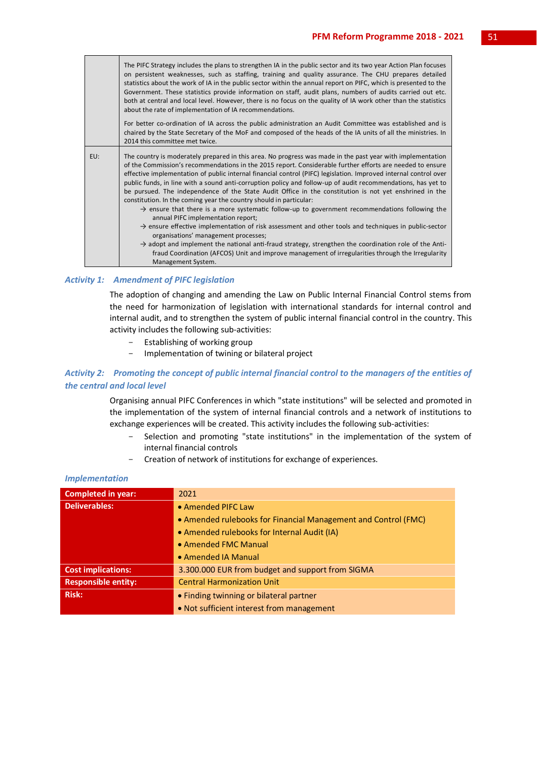| | |
|---|---|
| | The PIFC Strategy includes the plans to strengthen IA in the public sector and its two year Action Plan focuses on persistent weaknesses, such as staffing, training and quality assurance. The CHU prepares detailed statistics about the work of IA in the public sector within the annual report on PIFC, which is presented to the Government. These statistics provide information on staff, audit plans, numbers of audits carried out etc. both at central and local level. However, there is no focus on the quality of IA work other than the statistics about the rate of implementation of IA recommendations.<br><br>For better co-ordination of IA across the public administration an Audit Committee was established and is chaired by the State Secretary of the MoF and composed of the heads of the IA units of all the ministries. In 2014 this committee met twice. |
| EU: | The country is moderately prepared in this area. No progress was made in the past year with implementation of the Commission's recommendations in the 2015 report. Considerable further efforts are needed to ensure effective implementation of public internal financial control (PIFC) legislation. Improved internal control over public funds, in line with a sound anti-corruption policy and follow-up of audit recommendations, has yet to be pursued. The independence of the State Audit Office in the constitution is not yet enshrined in the constitution. In the coming year the country should in particular:<br>→ ensure that there is a more systematic follow-up to government recommendations following the annual PIFC implementation report;<br>→ ensure effective implementation of risk assessment and other tools and techniques in public-sector organisations' management processes;<br>→ adopt and implement the national anti-fraud strategy, strengthen the coordination role of the Anti-fraud Coordination (AFCOS) Unit and improve management of irregularities through the Irregularity Management System. |

### *Activity 1: Amendment of PIFC legislation*

The adoption of changing and amending the Law on Public Internal Financial Control stems from the need for harmonization of legislation with international standards for internal control and internal audit, and to strengthen the system of public internal financial control in the country. This activity includes the following sub-activities:

- Establishing of working group
- Implementation of twining or bilateral project

### *Activity 2: Promoting the concept of public internal financial control to the managers of the entities of the central and local level*

Organising annual PIFC Conferences in which "state institutions" will be selected and promoted in the implementation of the system of internal financial controls and a network of institutions to exchange experiences will be created. This activity includes the following sub-activities:

- Selection and promoting "state institutions" in the implementation of the system of internal financial controls
- Creation of network of institutions for exchange of experiences.

### *Implementation*

| | |
|---|---|
| **Completed in year:** | 2021 |
| **Deliverables:** | • Amended PIFC Law<br>• Amended rulebooks for Financial Management and Control (FMC)<br>• Amended rulebooks for Internal Audit (IA)<br>• Amended FMC Manual<br>• Amended IA Manual |
| **Cost implications:** | 3.300.000 EUR from budget and support from SIGMA |
| **Responsible entity:** | Central Harmonization Unit |
| **Risk:** | • Finding twinning or bilateral partner<br>• Not sufficient interest from management |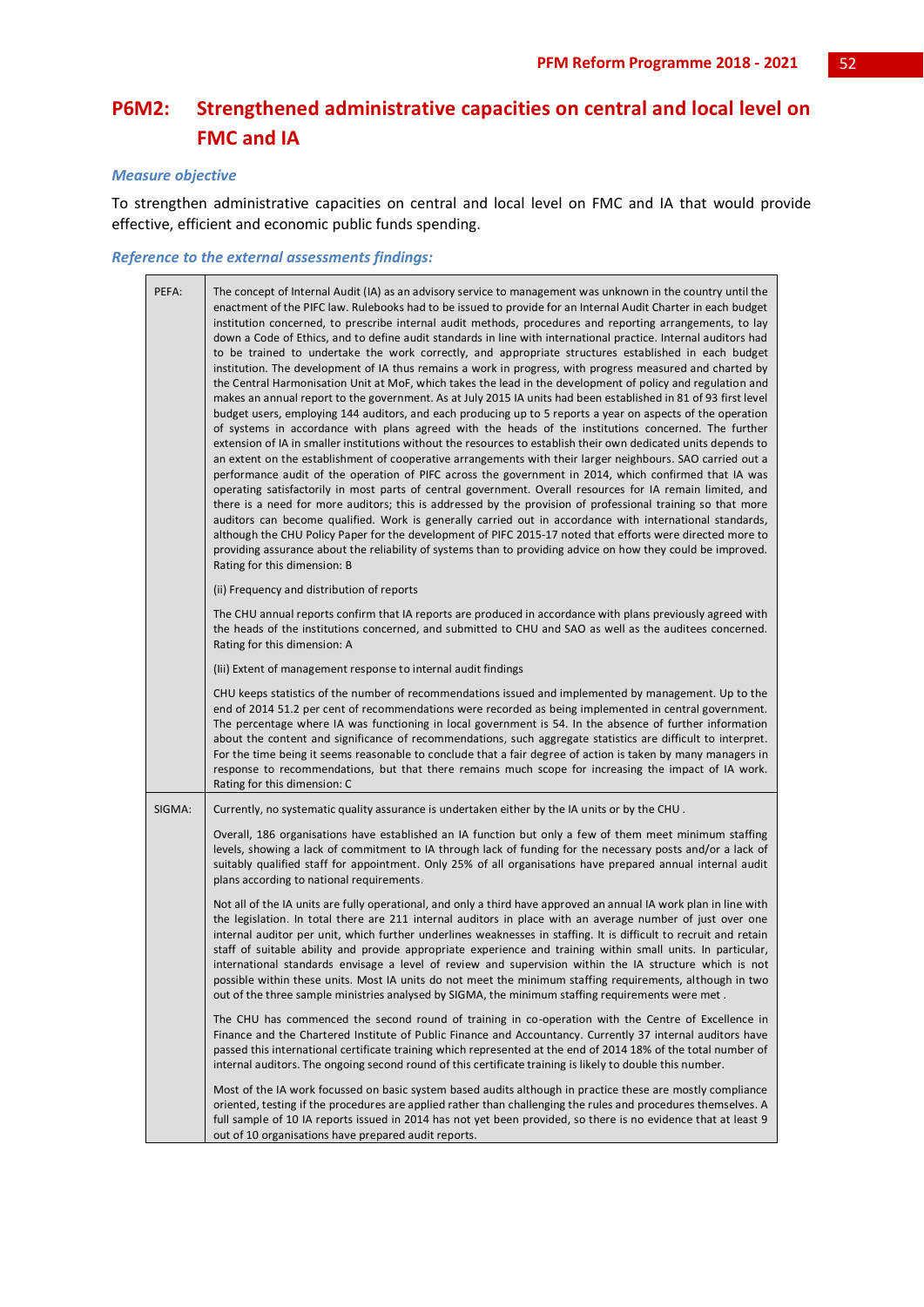## P6M2: Strengthened administrative capacities on central and local level on FMC and IA

### *Measure objective*

To strengthen administrative capacities on central and local level on FMC and IA that would provide effective, efficient and economic public funds spending.

### *Reference to the external assessments findings:*

| | |
|---|---|
| PEFA: | The concept of Internal Audit (IA) as an advisory service to management was unknown in the country until the enactment of the PIFC law. Rulebooks had to be issued to provide for an Internal Audit Charter in each budget institution concerned, to prescribe internal audit methods, procedures and reporting arrangements, to lay down a Code of Ethics, and to define audit standards in line with international practice. Internal auditors had to be trained to undertake the work correctly, and appropriate structures established in each budget institution. The development of IA thus remains a work in progress, with progress measured and charted by the Central Harmonisation Unit at MoF, which takes the lead in the development of policy and regulation and makes an annual report to the government. As at July 2015 IA units had been established in 81 of 93 first level budget users, employing 144 auditors, and each producing up to 5 reports a year on aspects of the operation of systems in accordance with plans agreed with the heads of the institutions concerned. The further extension of IA in smaller institutions without the resources to establish their own dedicated units depends to an extent on the establishment of cooperative arrangements with their larger neighbours. SAO carried out a performance audit of the operation of PIFC across the government in 2014, which confirmed that IA was operating satisfactorily in most parts of central government. Overall resources for IA remain limited, and there is a need for more auditors; this is addressed by the provision of professional training so that more auditors can become qualified. Work is generally carried out in accordance with international standards, although the CHU Policy Paper for the development of PIFC 2015-17 noted that efforts were directed more to providing assurance about the reliability of systems than to providing advice on how they could be improved. Rating for this dimension: B<br><br>(ii) Frequency and distribution of reports<br><br>The CHU annual reports confirm that IA reports are produced in accordance with plans previously agreed with the heads of the institutions concerned, and submitted to CHU and SAO as well as the auditees concerned. Rating for this dimension: A<br><br>(Iii) Extent of management response to internal audit findings<br><br>CHU keeps statistics of the number of recommendations issued and implemented by management. Up to the end of 2014 51.2 per cent of recommendations were recorded as being implemented in central government. The percentage where IA was functioning in local government is 54. In the absence of further information about the content and significance of recommendations, such aggregate statistics are difficult to interpret. For the time being it seems reasonable to conclude that a fair degree of action is taken by many managers in response to recommendations, but that there remains much scope for increasing the impact of IA work. Rating for this dimension: C |
| SIGMA: | Currently, no systematic quality assurance is undertaken either by the IA units or by the CHU .<br><br>Overall, 186 organisations have established an IA function but only a few of them meet minimum staffing levels, showing a lack of commitment to IA through lack of funding for the necessary posts and/or a lack of suitably qualified staff for appointment. Only 25% of all organisations have prepared annual internal audit plans according to national requirements.<br><br>Not all of the IA units are fully operational, and only a third have approved an annual IA work plan in line with the legislation. In total there are 211 internal auditors in place with an average number of just over one internal auditor per unit, which further underlines weaknesses in staffing. It is difficult to recruit and retain staff of suitable ability and provide appropriate experience and training within small units. In particular, international standards envisage a level of review and supervision within the IA structure which is not possible within these units. Most IA units do not meet the minimum staffing requirements, although in two out of the three sample ministries analysed by SIGMA, the minimum staffing requirements were met .<br><br>The CHU has commenced the second round of training in co-operation with the Centre of Excellence in Finance and the Chartered Institute of Public Finance and Accountancy. Currently 37 internal auditors have passed this international certificate training which represented at the end of 2014 18% of the total number of internal auditors. The ongoing second round of this certificate training is likely to double this number.<br><br>Most of the IA work focussed on basic system based audits although in practice these are mostly compliance oriented, testing if the procedures are applied rather than challenging the rules and procedures themselves. A full sample of 10 IA reports issued in 2014 has not yet been provided, so there is no evidence that at least 9 out of 10 organisations have prepared audit reports. |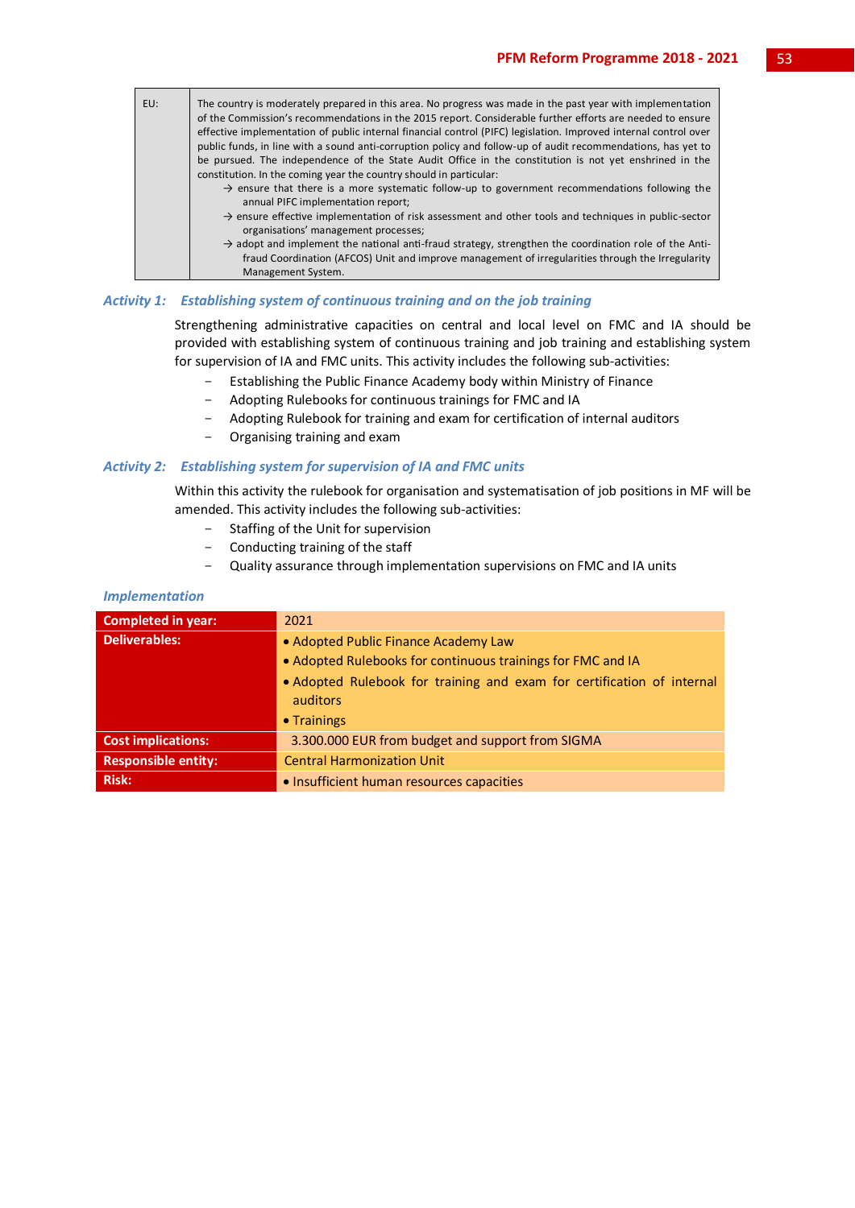| EU: | The country is moderately prepared in this area. No progress was made in the past year with implementation of the Commission's recommendations in the 2015 report. Considerable further efforts are needed to ensure effective implementation of public internal financial control (PIFC) legislation. Improved internal control over public funds, in line with a sound anti-corruption policy and follow-up of audit recommendations, has yet to be pursued. The independence of the State Audit Office in the constitution is not yet enshrined in the constitution. In the coming year the country should in particular:<br>→ ensure that there is a more systematic follow-up to government recommendations following the annual PIFC implementation report;<br>→ ensure effective implementation of risk assessment and other tools and techniques in public-sector organisations' management processes;<br>→ adopt and implement the national anti-fraud strategy, strengthen the coordination role of the Anti-fraud Coordination (AFCOS) Unit and improve management of irregularities through the Irregularity Management System. |
|---|---|

### *Activity 1: Establishing system of continuous training and on the job training*

Strengthening administrative capacities on central and local level on FMC and IA should be provided with establishing system of continuous training and job training and establishing system for supervision of IA and FMC units. This activity includes the following sub-activities:

- Establishing the Public Finance Academy body within Ministry of Finance
- Adopting Rulebooks for continuous trainings for FMC and IA
- Adopting Rulebook for training and exam for certification of internal auditors
- Organising training and exam

### *Activity 2: Establishing system for supervision of IA and FMC units*

Within this activity the rulebook for organisation and systematisation of job positions in MF will be amended. This activity includes the following sub-activities:

- Staffing of the Unit for supervision
- Conducting training of the staff
- Quality assurance through implementation supervisions on FMC and IA units

### *Implementation*

| **Completed in year:** | 2021 |
|---|---|
| **Deliverables:** | • Adopted Public Finance Academy Law<br>• Adopted Rulebooks for continuous trainings for FMC and IA<br>• Adopted Rulebook for training and exam for certification of internal auditors<br>• Trainings |
| **Cost implications:** | 3.300.000 EUR from budget and support from SIGMA |
| **Responsible entity:** | Central Harmonization Unit |
| **Risk:** | • Insufficient human resources capacities |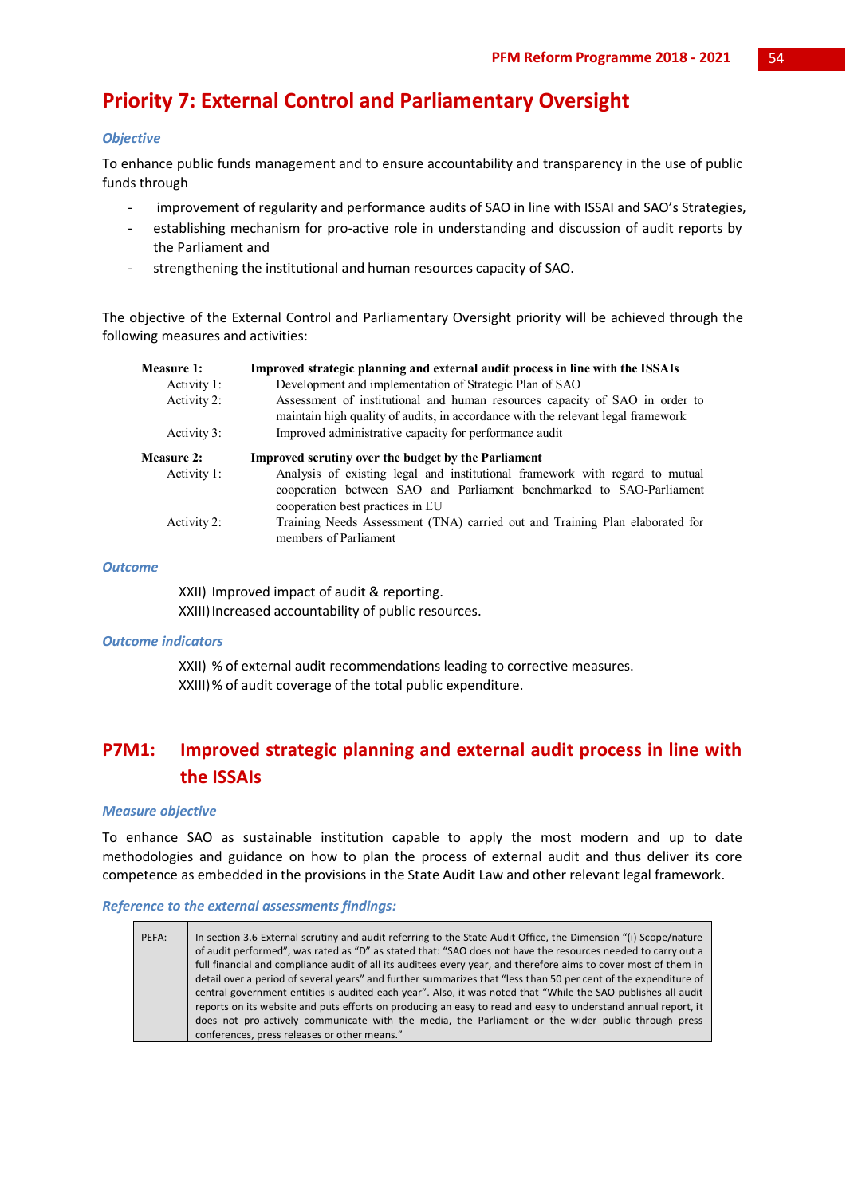# Priority 7: External Control and Parliamentary Oversight

*Objective*

To enhance public funds management and to ensure accountability and transparency in the use of public funds through

- improvement of regularity and performance audits of SAO in line with ISSAI and SAO's Strategies,
- establishing mechanism for pro-active role in understanding and discussion of audit reports by the Parliament and
- strengthening the institutional and human resources capacity of SAO.

The objective of the External Control and Parliamentary Oversight priority will be achieved through the following measures and activities:

| | |
|---|---|
| **Measure 1:** | **Improved strategic planning and external audit process in line with the ISSAIs** |
| Activity 1: | Development and implementation of Strategic Plan of SAO |
| Activity 2: | Assessment of institutional and human resources capacity of SAO in order to maintain high quality of audits, in accordance with the relevant legal framework |
| Activity 3: | Improved administrative capacity for performance audit |
| **Measure 2:** | **Improved scrutiny over the budget by the Parliament** |
| Activity 1: | Analysis of existing legal and institutional framework with regard to mutual cooperation between SAO and Parliament benchmarked to SAO-Parliament cooperation best practices in EU |
| Activity 2: | Training Needs Assessment (TNA) carried out and Training Plan elaborated for members of Parliament |

*Outcome*

XXII) Improved impact of audit & reporting.
XXIII) Increased accountability of public resources.

*Outcome indicators*

XXII) % of external audit recommendations leading to corrective measures.
XXIII) % of audit coverage of the total public expenditure.

## P7M1: Improved strategic planning and external audit process in line with the ISSAIs

*Measure objective*

To enhance SAO as sustainable institution capable to apply the most modern and up to date methodologies and guidance on how to plan the process of external audit and thus deliver its core competence as embedded in the provisions in the State Audit Law and other relevant legal framework.

*Reference to the external assessments findings:*

| | |
|---|---|
| PEFA: | In section 3.6 External scrutiny and audit referring to the State Audit Office, the Dimension "(i) Scope/nature of audit performed", was rated as "D" as stated that: "SAO does not have the resources needed to carry out a full financial and compliance audit of all its auditees every year, and therefore aims to cover most of them in detail over a period of several years" and further summarizes that "less than 50 per cent of the expenditure of central government entities is audited each year". Also, it was noted that "While the SAO publishes all audit reports on its website and puts efforts on producing an easy to read and easy to understand annual report, it does not pro-actively communicate with the media, the Parliament or the wider public through press conferences, press releases or other means." |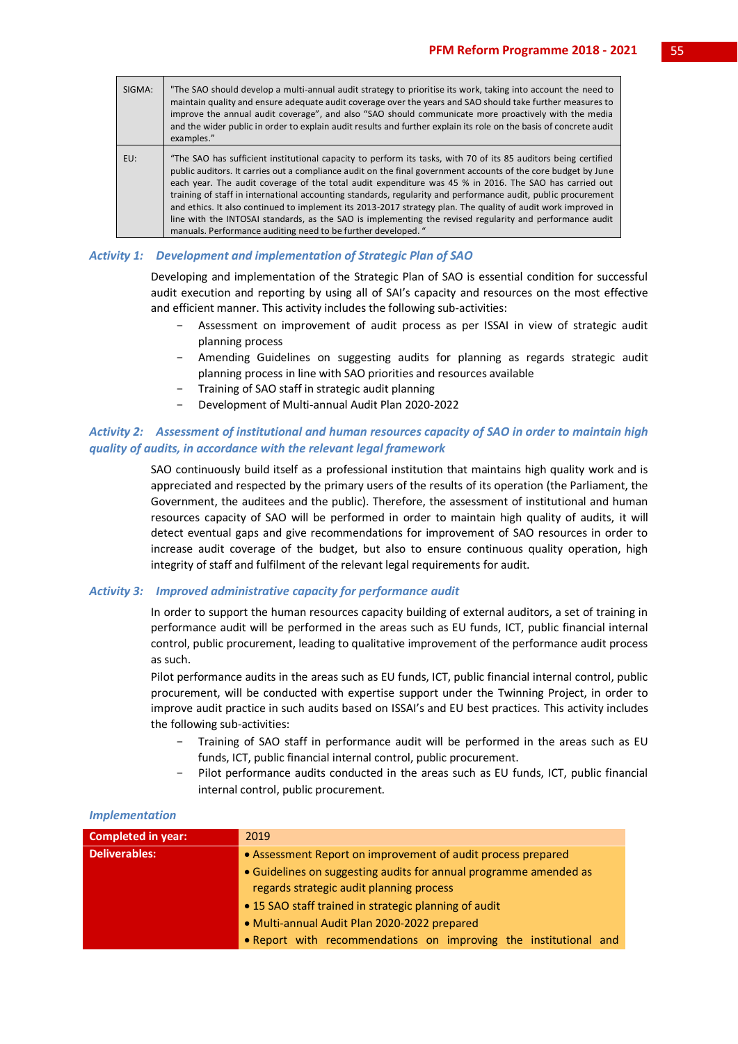| | |
|---|---|
| SIGMA: | "The SAO should develop a multi-annual audit strategy to prioritise its work, taking into account the need to maintain quality and ensure adequate audit coverage over the years and SAO should take further measures to improve the annual audit coverage", and also "SAO should communicate more proactively with the media and the wider public in order to explain audit results and further explain its role on the basis of concrete audit examples." |
| EU: | "The SAO has sufficient institutional capacity to perform its tasks, with 70 of its 85 auditors being certified public auditors. It carries out a compliance audit on the final government accounts of the core budget by June each year. The audit coverage of the total audit expenditure was 45 % in 2016. The SAO has carried out training of staff in international accounting standards, regularity and performance audit, public procurement and ethics. It also continued to implement its 2013-2017 strategy plan. The quality of audit work improved in line with the INTOSAI standards, as the SAO is implementing the revised regularity and performance audit manuals. Performance auditing need to be further developed. " |

### *Activity 1: Development and implementation of Strategic Plan of SAO*

Developing and implementation of the Strategic Plan of SAO is essential condition for successful audit execution and reporting by using all of SAI's capacity and resources on the most effective and efficient manner. This activity includes the following sub-activities:

- Assessment on improvement of audit process as per ISSAI in view of strategic audit planning process
- Amending Guidelines on suggesting audits for planning as regards strategic audit planning process in line with SAO priorities and resources available
- Training of SAO staff in strategic audit planning
- Development of Multi-annual Audit Plan 2020-2022

### *Activity 2: Assessment of institutional and human resources capacity of SAO in order to maintain high quality of audits, in accordance with the relevant legal framework*

SAO continuously build itself as a professional institution that maintains high quality work and is appreciated and respected by the primary users of the results of its operation (the Parliament, the Government, the auditees and the public). Therefore, the assessment of institutional and human resources capacity of SAO will be performed in order to maintain high quality of audits, it will detect eventual gaps and give recommendations for improvement of SAO resources in order to increase audit coverage of the budget, but also to ensure continuous quality operation, high integrity of staff and fulfilment of the relevant legal requirements for audit.

### *Activity 3: Improved administrative capacity for performance audit*

In order to support the human resources capacity building of external auditors, a set of training in performance audit will be performed in the areas such as EU funds, ICT, public financial internal control, public procurement, leading to qualitative improvement of the performance audit process as such.

Pilot performance audits in the areas such as EU funds, ICT, public financial internal control, public procurement, will be conducted with expertise support under the Twinning Project, in order to improve audit practice in such audits based on ISSAI's and EU best practices. This activity includes the following sub-activities:

- Training of SAO staff in performance audit will be performed in the areas such as EU funds, ICT, public financial internal control, public procurement.
- Pilot performance audits conducted in the areas such as EU funds, ICT, public financial internal control, public procurement.

#### *Implementation*

| **Completed in year:** | 2019 |
|---|---|
| **Deliverables:** | • Assessment Report on improvement of audit process prepared<br>• Guidelines on suggesting audits for annual programme amended as regards strategic audit planning process<br>• 15 SAO staff trained in strategic planning of audit<br>• Multi-annual Audit Plan 2020-2022 prepared<br>• Report with recommendations on improving the institutional and |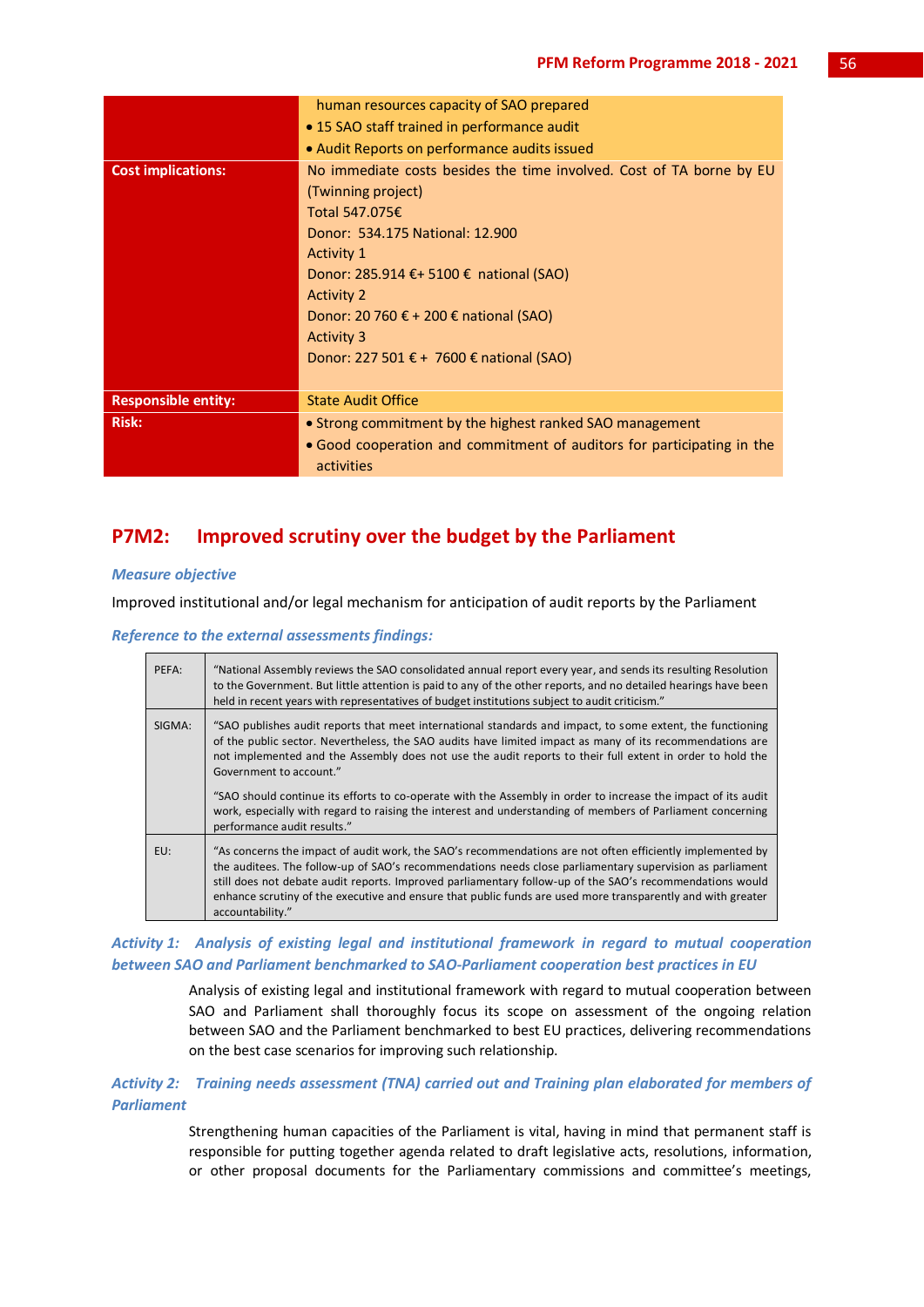| | |
|---|---|
| | human resources capacity of SAO prepared<br>• 15 SAO staff trained in performance audit<br>• Audit Reports on performance audits issued |
| **Cost implications:** | No immediate costs besides the time involved. Cost of TA borne by EU (Twinning project)<br>Total 547.075€<br>Donor: 534.175 National: 12.900<br>Activity 1<br>Donor: 285.914 €+ 5100 € national (SAO)<br>Activity 2<br>Donor: 20 760 € + 200 € national (SAO)<br>Activity 3<br>Donor: 227 501 € + 7600 € national (SAO) |
| **Responsible entity:** | State Audit Office |
| **Risk:** | • Strong commitment by the highest ranked SAO management<br>• Good cooperation and commitment of auditors for participating in the activities |

## P7M2: Improved scrutiny over the budget by the Parliament

***Measure objective***

Improved institutional and/or legal mechanism for anticipation of audit reports by the Parliament

***Reference to the external assessments findings:***

| | |
|---|---|
| PEFA: | "National Assembly reviews the SAO consolidated annual report every year, and sends its resulting Resolution to the Government. But little attention is paid to any of the other reports, and no detailed hearings have been held in recent years with representatives of budget institutions subject to audit criticism." |
| SIGMA: | "SAO publishes audit reports that meet international standards and impact, to some extent, the functioning of the public sector. Nevertheless, the SAO audits have limited impact as many of its recommendations are not implemented and the Assembly does not use the audit reports to their full extent in order to hold the Government to account."<br><br>"SAO should continue its efforts to co-operate with the Assembly in order to increase the impact of its audit work, especially with regard to raising the interest and understanding of members of Parliament concerning performance audit results." |
| EU: | "As concerns the impact of audit work, the SAO's recommendations are not often efficiently implemented by the auditees. The follow-up of SAO's recommendations needs close parliamentary supervision as parliament still does not debate audit reports. Improved parliamentary follow-up of the SAO's recommendations would enhance scrutiny of the executive and ensure that public funds are used more transparently and with greater accountability." |

***Activity 1: Analysis of existing legal and institutional framework in regard to mutual cooperation between SAO and Parliament benchmarked to SAO-Parliament cooperation best practices in EU***

Analysis of existing legal and institutional framework with regard to mutual cooperation between SAO and Parliament shall thoroughly focus its scope on assessment of the ongoing relation between SAO and the Parliament benchmarked to best EU practices, delivering recommendations on the best case scenarios for improving such relationship.

***Activity 2: Training needs assessment (TNA) carried out and Training plan elaborated for members of Parliament***

Strengthening human capacities of the Parliament is vital, having in mind that permanent staff is responsible for putting together agenda related to draft legislative acts, resolutions, information, or other proposal documents for the Parliamentary commissions and committee's meetings,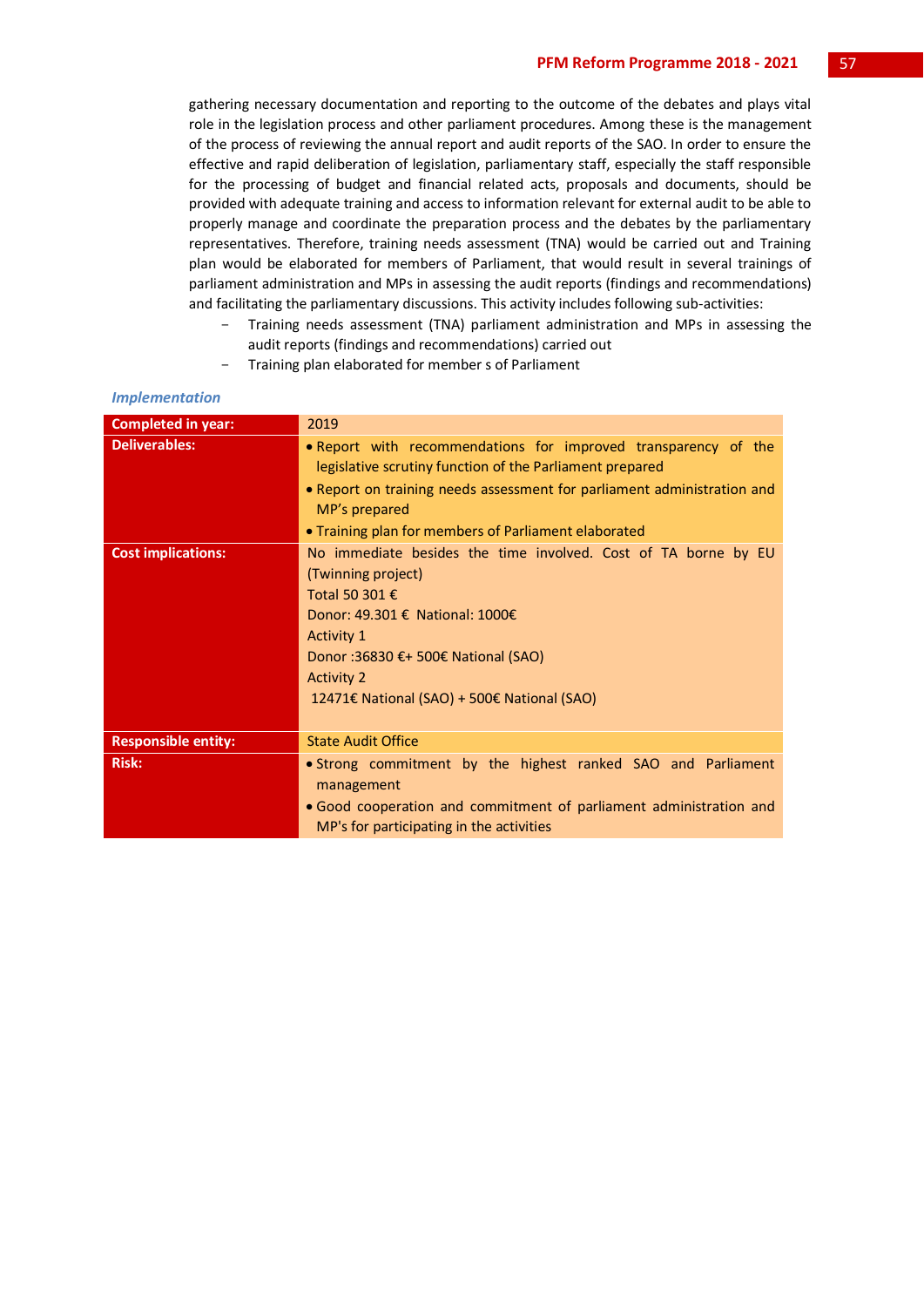gathering necessary documentation and reporting to the outcome of the debates and plays vital role in the legislation process and other parliament procedures. Among these is the management of the process of reviewing the annual report and audit reports of the SAO. In order to ensure the effective and rapid deliberation of legislation, parliamentary staff, especially the staff responsible for the processing of budget and financial related acts, proposals and documents, should be provided with adequate training and access to information relevant for external audit to be able to properly manage and coordinate the preparation process and the debates by the parliamentary representatives. Therefore, training needs assessment (TNA) would be carried out and Training plan would be elaborated for members of Parliament, that would result in several trainings of parliament administration and MPs in assessing the audit reports (findings and recommendations) and facilitating the parliamentary discussions. This activity includes following sub-activities:

- Training needs assessment (TNA) parliament administration and MPs in assessing the audit reports (findings and recommendations) carried out
- Training plan elaborated for member s of Parliament

*Implementation*

| **Completed in year:** | 2019 |
|---|---|
| **Deliverables:** | • Report with recommendations for improved transparency of the legislative scrutiny function of the Parliament prepared<br>• Report on training needs assessment for parliament administration and MP's prepared<br>• Training plan for members of Parliament elaborated |
| **Cost implications:** | No immediate besides the time involved. Cost of TA borne by EU (Twinning project)<br>Total 50 301 €<br>Donor: 49.301 € National: 1000€<br>Activity 1<br>Donor :36830 €+ 500€ National (SAO)<br>Activity 2<br>12471€ National (SAO) + 500€ National (SAO) |
| **Responsible entity:** | State Audit Office |
| **Risk:** | • Strong commitment by the highest ranked SAO and Parliament management<br>• Good cooperation and commitment of parliament administration and MP's for participating in the activities |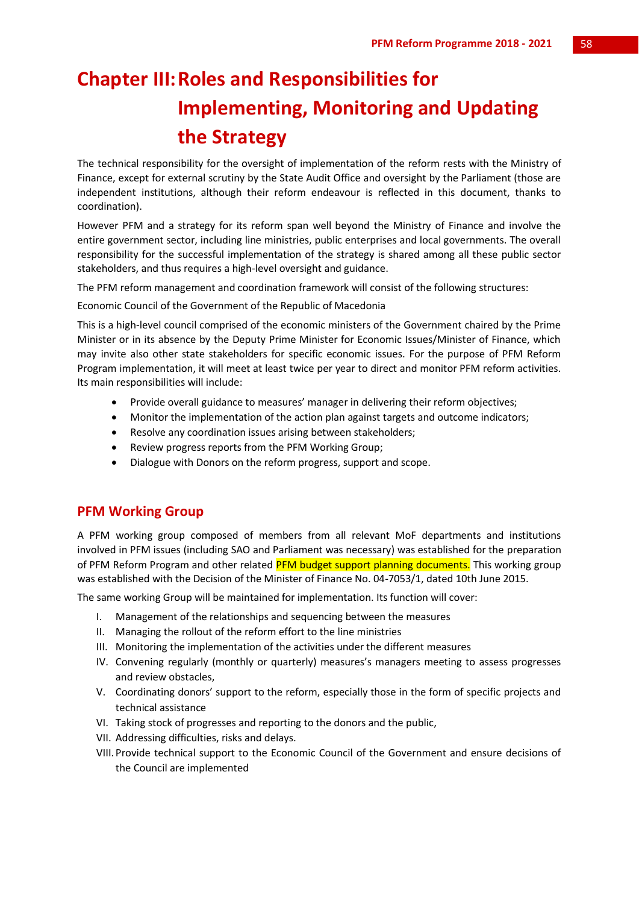# Chapter III: Roles and Responsibilities for Implementing, Monitoring and Updating the Strategy

The technical responsibility for the oversight of implementation of the reform rests with the Ministry of Finance, except for external scrutiny by the State Audit Office and oversight by the Parliament (those are independent institutions, although their reform endeavour is reflected in this document, thanks to coordination).

However PFM and a strategy for its reform span well beyond the Ministry of Finance and involve the entire government sector, including line ministries, public enterprises and local governments. The overall responsibility for the successful implementation of the strategy is shared among all these public sector stakeholders, and thus requires a high-level oversight and guidance.

The PFM reform management and coordination framework will consist of the following structures:

Economic Council of the Government of the Republic of Macedonia

This is a high-level council comprised of the economic ministers of the Government chaired by the Prime Minister or in its absence by the Deputy Prime Minister for Economic Issues/Minister of Finance, which may invite also other state stakeholders for specific economic issues. For the purpose of PFM Reform Program implementation, it will meet at least twice per year to direct and monitor PFM reform activities. Its main responsibilities will include:

- Provide overall guidance to measures' manager in delivering their reform objectives;
- Monitor the implementation of the action plan against targets and outcome indicators;
- Resolve any coordination issues arising between stakeholders;
- Review progress reports from the PFM Working Group;
- Dialogue with Donors on the reform progress, support and scope.

## PFM Working Group

A PFM working group composed of members from all relevant MoF departments and institutions involved in PFM issues (including SAO and Parliament was necessary) was established for the preparation of PFM Reform Program and other related PFM budget support planning documents. This working group was established with the Decision of the Minister of Finance No. 04-7053/1, dated 10th June 2015.

The same working Group will be maintained for implementation. Its function will cover:

I. Management of the relationships and sequencing between the measures
II. Managing the rollout of the reform effort to the line ministries
III. Monitoring the implementation of the activities under the different measures
IV. Convening regularly (monthly or quarterly) measures's managers meeting to assess progresses and review obstacles,
V. Coordinating donors' support to the reform, especially those in the form of specific projects and technical assistance
VI. Taking stock of progresses and reporting to the donors and the public,
VII. Addressing difficulties, risks and delays.
VIII. Provide technical support to the Economic Council of the Government and ensure decisions of the Council are implemented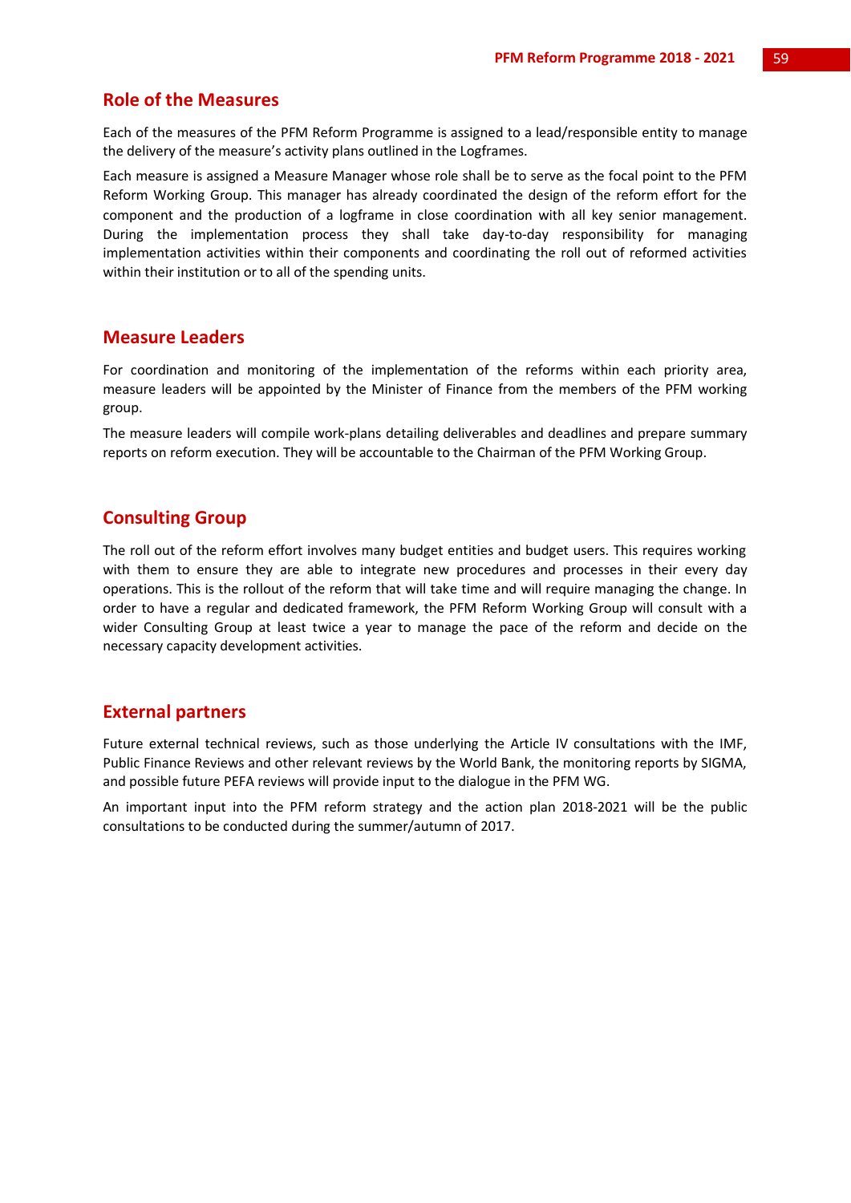## Role of the Measures

Each of the measures of the PFM Reform Programme is assigned to a lead/responsible entity to manage the delivery of the measure's activity plans outlined in the Logframes.

Each measure is assigned a Measure Manager whose role shall be to serve as the focal point to the PFM Reform Working Group. This manager has already coordinated the design of the reform effort for the component and the production of a logframe in close coordination with all key senior management. During the implementation process they shall take day-to-day responsibility for managing implementation activities within their components and coordinating the roll out of reformed activities within their institution or to all of the spending units.

## Measure Leaders

For coordination and monitoring of the implementation of the reforms within each priority area, measure leaders will be appointed by the Minister of Finance from the members of the PFM working group.

The measure leaders will compile work-plans detailing deliverables and deadlines and prepare summary reports on reform execution. They will be accountable to the Chairman of the PFM Working Group.

## Consulting Group

The roll out of the reform effort involves many budget entities and budget users. This requires working with them to ensure they are able to integrate new procedures and processes in their every day operations. This is the rollout of the reform that will take time and will require managing the change. In order to have a regular and dedicated framework, the PFM Reform Working Group will consult with a wider Consulting Group at least twice a year to manage the pace of the reform and decide on the necessary capacity development activities.

## External partners

Future external technical reviews, such as those underlying the Article IV consultations with the IMF, Public Finance Reviews and other relevant reviews by the World Bank, the monitoring reports by SIGMA, and possible future PEFA reviews will provide input to the dialogue in the PFM WG.

An important input into the PFM reform strategy and the action plan 2018-2021 will be the public consultations to be conducted during the summer/autumn of 2017.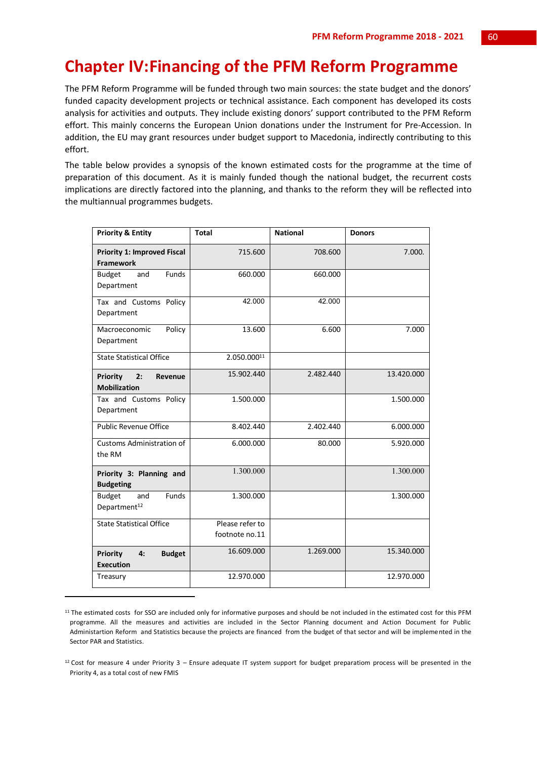# Chapter IV:Financing of the PFM Reform Programme

The PFM Reform Programme will be funded through two main sources: the state budget and the donors' funded capacity development projects or technical assistance. Each component has developed its costs analysis for activities and outputs. They include existing donors' support contributed to the PFM Reform effort. This mainly concerns the European Union donations under the Instrument for Pre-Accession. In addition, the EU may grant resources under budget support to Macedonia, indirectly contributing to this effort.

The table below provides a synopsis of the known estimated costs for the programme at the time of preparation of this document. As it is mainly funded though the national budget, the recurrent costs implications are directly factored into the planning, and thanks to the reform they will be reflected into the multiannual programmes budgets.

| Priority & Entity | Total | National | Donors |
|---|---|---|---|
| **Priority 1: Improved Fiscal Framework** | 715.600 | 708.600 | 7.000. |
| Budget and Funds Department | 660.000 | 660.000 | |
| Tax and Customs Policy Department | 42.000 | 42.000 | |
| Macroeconomic Policy Department | 13.600 | 6.600 | 7.000 |
| State Statistical Office | 2.050.000[11] | | |
| **Priority 2: Revenue Mobilization** | 15.902.440 | 2.482.440 | 13.420.000 |
| Tax and Customs Policy Department | 1.500.000 | | 1.500.000 |
| Public Revenue Office | 8.402.440 | 2.402.440 | 6.000.000 |
| Customs Administration of the RM | 6.000.000 | 80.000 | 5.920.000 |
| **Priority 3: Planning and Budgeting** | 1.300.000 | | 1.300.000 |
| Budget and Funds Department[12] | 1.300.000 | | 1.300.000 |
| State Statistical Office | Please refer to footnote no.11 | | |
| **Priority 4: Budget Execution** | 16.609.000 | 1.269.000 | 15.340.000 |
| Treasury | 12.970.000 | | 12.970.000 |

[11] The estimated costs for SSO are included only for informative purposes and should be not included in the estimated cost for this PFM programme. All the measures and activities are included in the Sector Planning document and Action Document for Public Administartion Reform and Statistics because the projects are financed from the budget of that sector and will be implemented in the Sector PAR and Statistics.

[12] Cost for measure 4 under Priority 3 – Ensure adequate IT system support for budget preparatiom process will be presented in the Priority 4, as a total cost of new FMIS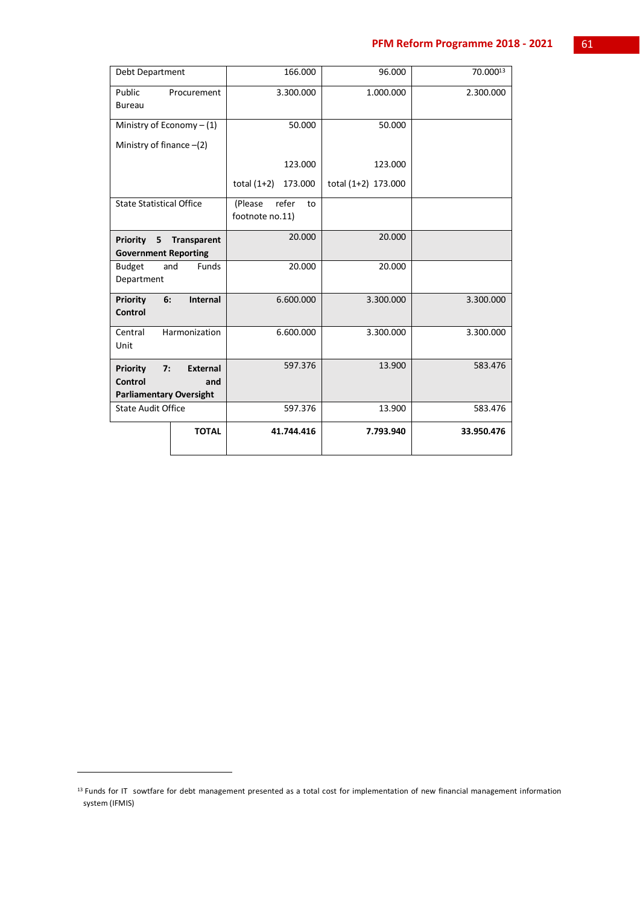| | | | |
|---|---|---|---|
| Debt Department | 166.000 | 96.000 | 70.000[13] |
| Public Procurement Bureau | 3.300.000 | 1.000.000 | 2.300.000 |
| Ministry of Economy – (1)<br><br>Ministry of finance –(2) | 50.000<br><br>123.000<br><br>total (1+2) 173.000 | 50.000<br><br>123.000<br><br>total (1+2) 173.000 | |
| State Statistical Office | (Please refer to footnote no.11) | | |
| **Priority 5 Transparent Government Reporting** | 20.000 | 20.000 | |
| Budget and Funds Department | 20.000 | 20.000 | |
| **Priority 6: Internal Control** | 6.600.000 | 3.300.000 | 3.300.000 |
| Central Harmonization Unit | 6.600.000 | 3.300.000 | 3.300.000 |
| **Priority 7: External Control and Parliamentary Oversight** | 597.376 | 13.900 | 583.476 |
| State Audit Office | 597.376 | 13.900 | 583.476 |
| **TOTAL** | **41.744.416** | **7.793.940** | **33.950.476** |

[13] Funds for IT sowtfare for debt management presented as a total cost for implementation of new financial management information system (IFMIS)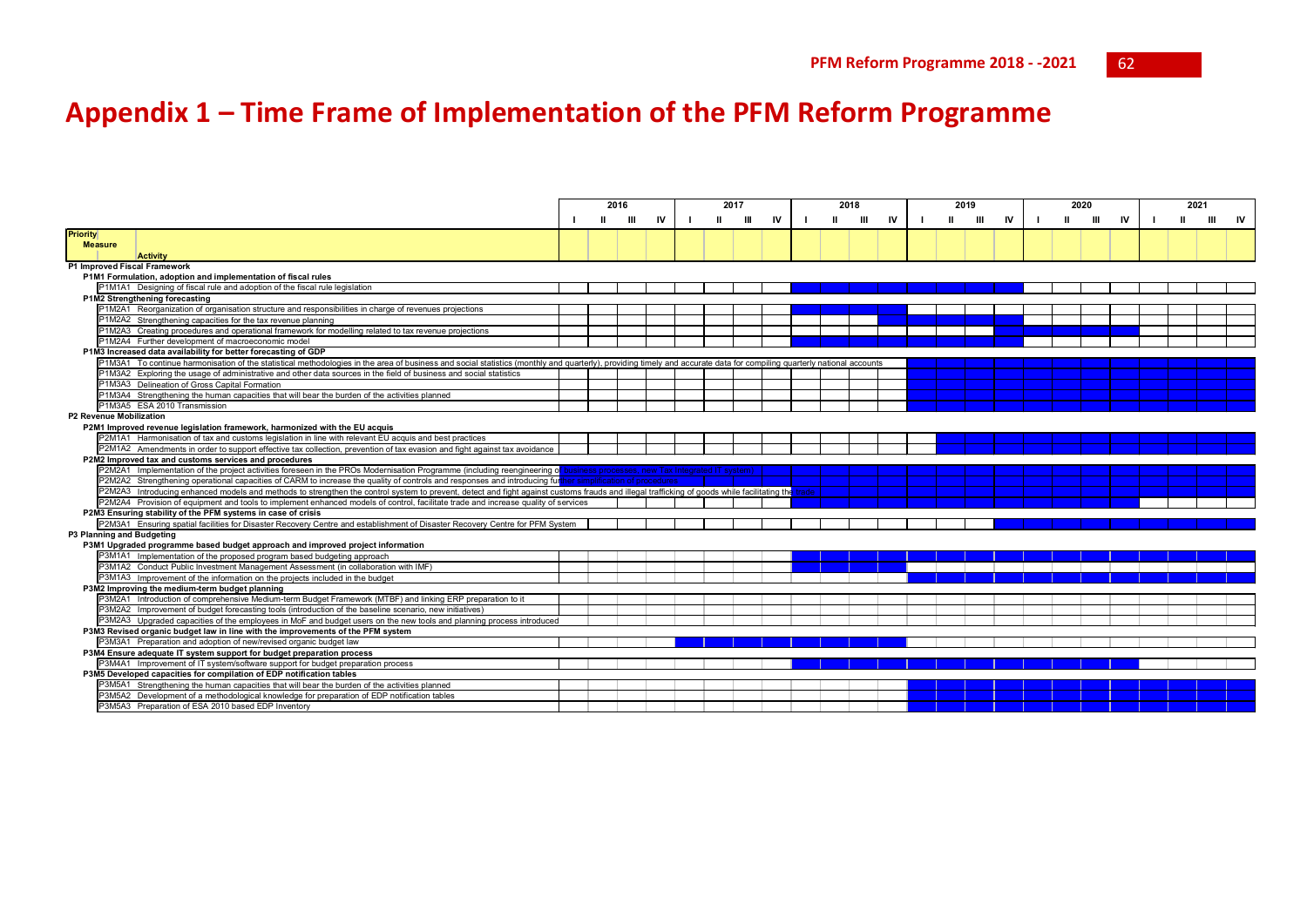# Appendix 1 – Time Frame of Implementation of the PFM Reform Programme

| Priority / Measure / Activity | 2016 | | | | 2017 | | | | 2018 | | | | 2019 | | | | 2020 | | | | 2021 | | | |
|---|---|---|---|---|---|---|---|---|---|---|---|---|---|---|---|---|---|---|---|---|---|---|---|---|
| | I | II | III | IV | I | II | III | IV | I | II | III | IV | I | II | III | IV | I | II | III | IV | I | II | III | IV |
| **P1 Improved Fiscal Framework** | | | | | | | | | | | | | | | | | | | | | | | | |
| **P1M1 Formulation, adoption and implementation of fiscal rules** | | | | | | | | | | | | | | | | | | | | | | | | |
| P1M1A1 Designing of fiscal rule and adoption of the fiscal rule legislation | | | | | | | | | X | X | X | X | X | X | X | X | | | | | | | | |
| **P1M2 Strengthening forecasting** | | | | | | | | | | | | | | | | | | | | | | | | |
| P1M2A1 Reorganization of organisation structure and responsibilities in charge of revenues projections | | | | | | | | | X | X | X | X | | | | | | | | | | | | |
| P1M2A2 Strengthening capacities for the tax revenue planning | | | | | | | | | | | | | X | X | X | X | | | | | | | | |
| P1M2A3 Creating procedures and operational framework for modelling related to tax revenue projections | | | | | | | | | | | | | | | | X | X | X | X | X | | | | |
| P1M2A4 Further development of macroeconomic model | | | | | | | | | X | X | X | X | X | X | X | X | | | | | | | | |
| **P1M3 Increased data availability for better forecasting of GDP** | | | | | | | | | | | | | | | | | | | | | | | | |
| P1M3A1 To continue harmonisation of the statistical methodologies in the area of business and social statistics (monthly and quarterly), providing timely and accurate data for compiling quarterly national accounts | | | | | | | | | | | | | X | X | X | X | X | X | X | X | X | X | X | X |
| P1M3A2 Exploring the usage of administrative and other data sources in the field of business and social statistics | | | | | | | | | | | | | X | X | X | X | X | X | X | X | X | X | X | X |
| P1M3A3 Delineation of Gross Capital Formation | | | | | | | | | | | | | X | X | X | X | X | X | X | X | X | X | X | X |
| P1M3A4 Strengthening the human capacities that will bear the burden of the activities planned | | | | | | | | | | | | | X | X | X | X | X | X | X | X | X | X | X | X |
| P1M3A5 ESA 2010 Transmission | | | | | | | | | | | | | X | X | X | X | X | X | X | X | X | X | X | X |
| **P2 Revenue Mobilization** | | | | | | | | | | | | | | | | | | | | | | | | |
| **P2M1 Improved revenue legislation framework, harmonized with the EU acquis** | | | | | | | | | | | | | | | | | | | | | | | | |
| P2M1A1 Harmonisation of tax and customs legislation in line with relevant EU acquis and best practices | | | | | | | | | | | | | | X | X | X | X | X | X | X | X | X | X | X |
| P2M1A2 Amendments in order to support effective tax collection, prevention of tax evasion and fight against tax avoidance | | | | | | | | | | | | | | X | X | X | X | X | X | X | X | X | X | X |
| **P2M2 Improved tax and customs services and procedures** | | | | | | | | | | | | | | | | | | | | | | | | |
| P2M2A1 Implementation of the project activities foreseen in the PROs Modernisation Programme (including reengineering of business processes, new Tax integrated IT system) | X | X | X | X | X | X | X | X | X | X | X | X | X | X | X | X | X | X | X | X | X | X | X | X |
| P2M2A2 Strengthening operational capacities of CARM to increase the quality of controls and responses and introducing further simplification of procedures | X | X | X | X | X | X | X | X | X | X | X | X | X | X | X | X | X | X | X | X | X | X | X | X |
| P2M2A3 Introducing enhanced models and methods to strengthen the control system to prevent, detect and fight against customs frauds and illegal trafficking of goods while facilitating the trade | | | | | | | | | X | X | X | X | X | X | X | X | X | X | X | X | X | X | X | X |
| P2M2A4 Provision of equipment and tools to implement enhanced models of control, facilitate trade and increase quality of services | | | | | | | | | X | X | X | X | X | X | X | X | X | X | X | X | | | | |
| **P2M3 Ensuring stability of the PFM systems in case of crisis** | | | | | | | | | | | | | | | | | | | | | | | | |
| P2M3A1 Ensuring spatial facilities for Disaster Recovery Centre and establishment of Disaster Recovery Centre for PFM System | | | | | | | | | | | | | | | | X | X | X | X | X | X | X | X | X |
| **P3 Planning and Budgeting** | | | | | | | | | | | | | | | | | | | | | | | | |
| **P3M1 Upgraded programme based budget approach and improved project information** | | | | | | | | | | | | | | | | | | | | | | | | |
| P3M1A1 Implementation of the proposed program based budgeting approach | | | | | | | | | X | X | X | X | X | X | X | X | X | X | X | X | X | X | X | X |
| P3M1A2 Conduct Public Investment Management Assessment (in collaboration with IMF) | | | | | | | | | X | X | X | X | | | | | | | | | | | | |
| P3M1A3 Improvement of the information on the projects included in the budget | | | | | | | | | | | | | X | X | X | X | X | X | X | X | X | X | X | X |
| **P3M2 Improving the medium-term budget planning** | | | | | | | | | | | | | | | | | | | | | | | | |
| P3M2A1 Introduction of comprehensive Medium-term Budget Framework (MTBF) and linking ERP preparation to it | | | | | | | | | | | | | | | | | | | | | | | | |
| P3M2A2 Improvement of budget forecasting tools (introduction of the baseline scenario, new initiatives) | | | | | | | | | | | | | | | | | | | | | | | | |
| P3M2A3 Upgraded capacities of the employees in MoF and budget users on the new tools and planning process introduced | | | | | | | | | | | | | | | | | | | | | | | | |
| **P3M3 Revised organic budget law in line with the improvements of the PFM system** | | | | | | | | | | | | | | | | | | | | | | | | |
| P3M3A1 Preparation and adoption of new/revised organic budget law | | | | | X | X | X | X | X | X | X | X | | | | | | | | | | | | |
| **P3M4 Ensure adequate IT system support for budget preparation process** | | | | | | | | | | | | | | | | | | | | | | | | |
| P3M4A1 Improvement of IT system/software support for budget preparation process | | | | | | | | | X | X | X | X | X | X | X | X | X | X | X | X | | | | |
| **P3M5 Developed capacities for compilation of EDP notification tables** | | | | | | | | | | | | | | | | | | | | | | | | |
| P3M5A1 Strengthening the human capacities that will bear the burden of the activities planned | | | | | | | | | | | | | X | X | X | X | X | X | X | X | X | X | X | X |
| P3M5A2 Development of a methodological knowledge for preparation of EDP notification tables | | | | | | | | | | | | | X | X | X | X | X | X | X | X | X | X | X | X |
| P3M5A3 Preparation of ESA 2010 based EDP Inventory | | | | | | | | | | | | | X | X | X | X | X | X | X | X | X | X | X | X |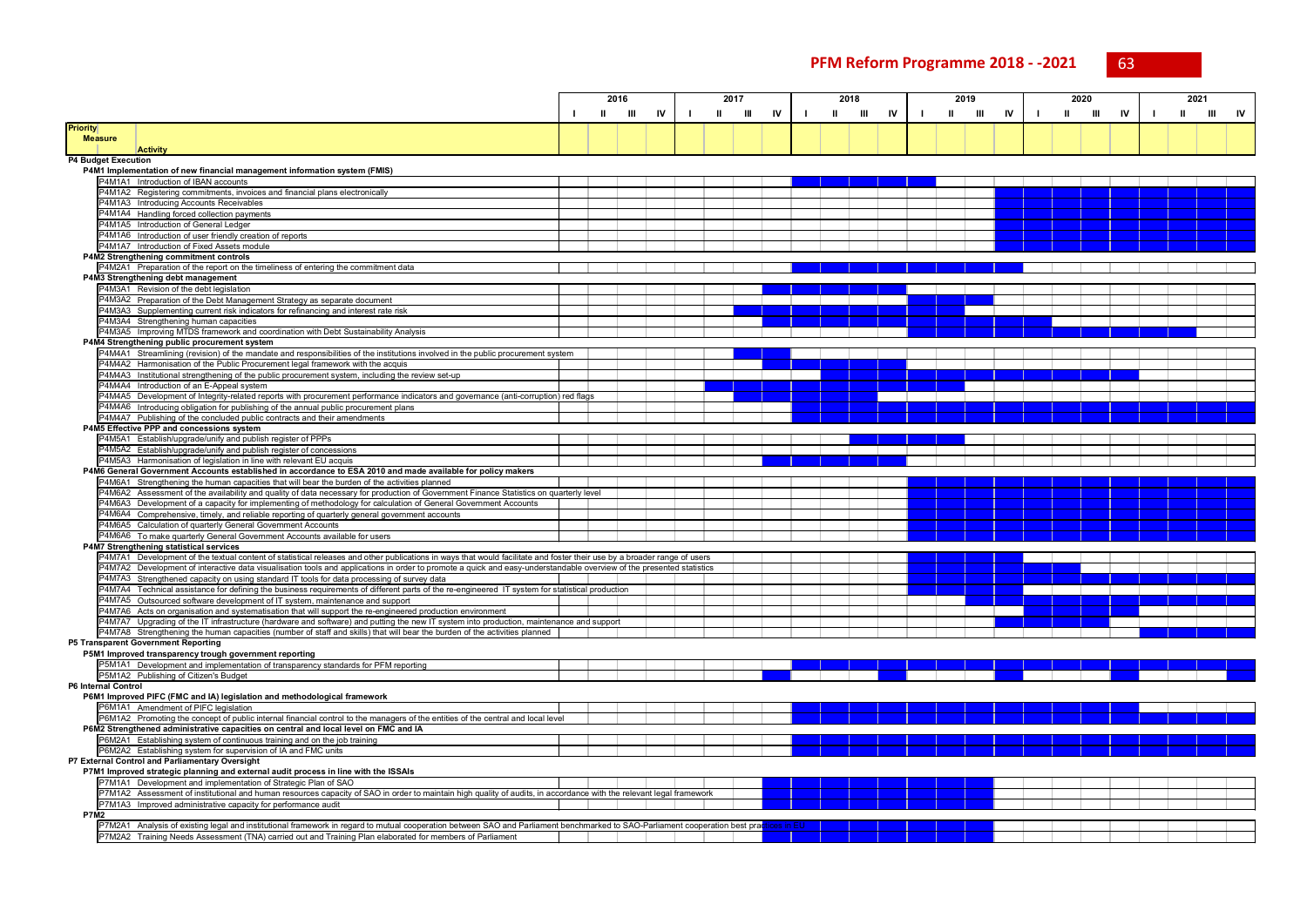# PFM Reform Programme 2018 - -2021

| Priority / Measure / Activity | 2016 | | | | 2017 | | | | 2018 | | | | 2019 | | | | 2020 | | | | 2021 | | | |
|---|---|---|---|---|---|---|---|---|---|---|---|---|---|---|---|---|---|---|---|---|---|---|---|---|
| | I | II | III | IV | I | II | III | IV | I | II | III | IV | I | II | III | IV | I | II | III | IV | I | II | III | IV |
| **P4 Budget Execution** | | | | | | | | | | | | | | | | | | | | | | | | |
| **P4M1 Implementation of new financial management information system (FMIS)** | | | | | | | | | | | | | | | | | | | | | | | | |
| P4M1A1 Introduction of IBAN accounts | | | | | | | | | X | X | X | X | X | | | | | | | | | | | |
| P4M1A2 Registering commitments, invoices and financial plans electronically | | | | | | | | | | | | | | | | | | | | | | | | |
| P4M1A3 Introducing Accounts Receivables | | | | | | | | | | | | | | | | X | X | X | X | X | X | X | X | X |
| P4M1A4 Handling forced collection payments | | | | | | | | | | | | | | | | X | X | X | X | X | X | X | X | X |
| P4M1A5 Introduction of General Ledger | | | | | | | | | | | | | | | | X | X | X | X | X | X | X | X | X |
| P4M1A6 Introduction of user friendly creation of reports | | | | | | | | | | | | | | | | X | X | X | X | X | X | X | X | X |
| P4M1A7 Introduction of Fixed Assets module | | | | | | | | | | | | | | | | X | X | X | X | X | X | X | X | X |
| **P4M2 Strengthening commitment controls** | | | | | | | | | | | | | | | | | | | | | | | | |
| P4M2A1 Preparation of the report on the timeliness of entering the commitment data | | | | | | | | | X | X | X | X | X | X | X | X | | | | | | | | |
| **P4M3 Strengthening debt management** | | | | | | | | | | | | | | | | | | | | | | | | |
| P4M3A1 Revision of the debt legislation | | | | | | | | X | X | X | X | X | | | | | | | | | | | | |
| P4M3A2 Preparation of the Debt Management Strategy as separate document | | | | | | | | | | | | | X | X | X | | | | | | | | | |
| P4M3A3 Supplementing current risk indicators for refinancing and interest rate risk | | | | | | | X | X | X | X | X | X | X | X | | | | | | | | | | |
| P4M3A4 Strengthening human capacities | | | | | | | | X | X | X | X | X | | | | | | | | | | | | |
| P4M3A5 Improving MTDS framework and coordination with Debt Sustainability Analysis | | | | | | | | | | | | | X | X | X | X | X | X | X | X | X | X | | |
| **P4M4 Strengthening public procurement system** | | | | | | | | | | | | | | | | | | | | | | | | |
| P4M4A1 Streamlining (revision) of the mandate and responsibilities of the institutions involved in the public procurement system | | | | | | | X | X | | | | | | | | | | | | | | | | |
| P4M4A2 Harmonisation of the Public Procurement legal framework with the acquis | | | | | | | | X | X | X | X | X | | | | | | | | | | | | |
| P4M4A3 Institutional strengthening of the public procurement system, including the review set-up | | | | | | | | | | X | X | X | X | X | X | X | X | X | X | X | | | | |
| P4M4A4 Introduction of an E-Appeal system | | | | | | X | X | X | X | X | X | X | X | X | | | | | | | | | | |
| P4M4A5 Development of Integrity-related reports with procurement performance indicators and governance (anti-corruption) red flags | | | | | | | X | X | X | X | X | | | | | | | | | | | | | |
| P4M4A6 Introducing obligation for publishing of the annual public procurement plans | | | | | | | | | X | X | X | X | X | X | X | X | X | X | X | X | X | X | X | X |
| P4M4A7 Publishing of the concluded public contracts and their amendments | | | | | | | | | X | X | X | X | X | X | X | X | X | X | X | X | X | X | X | X |
| **P4M5 Effective PPP and concessions system** | | | | | | | | | | | | | | | | | | | | | | | | |
| P4M5A1 Establish/upgrade/unify and publish register of PPPs | | | | | | | | | | | X | X | X | X | | | | | | | | | | |
| P4M5A2 Establish/upgrade/unify and publish register of concessions | | | | | | | | | | | | | | | | | | | | | | | | |
| P4M5A3 Harmonisation of legislation in line with relevant EU acquis | | | | | | | | X | X | X | X | X | | | | | | | | | | | | |
| **P4M6 General Government Accounts established in accordance to ESA 2010 and made available for policy makers** | | | | | | | | | | | | | | | | | | | | | | | | |
| P4M6A1 Strengthening the human capacities that will bear the burden of the activities planned | | | | | | | | | | | | | X | X | X | X | X | X | X | X | X | X | X | X |
| P4M6A2 Assessment of the availability and quality of data necessary for production of Government Finance Statistics on quarterly level | | | | | | | | | | | | | X | X | X | X | X | X | X | X | X | X | X | X |
| P4M6A3 Development of a capacity for implementing of methodology for calculation of General Government Accounts | | | | | | | | | | | | | X | X | X | X | X | X | X | X | X | X | X | X |
| P4M6A4 Comprehensive, timely, and reliable reporting of quarterly general government accounts | | | | | | | | | | | | | X | X | X | X | X | X | X | X | X | X | X | X |
| P4M6A5 Calculation of quarterly General Government Accounts | | | | | | | | | | | | | X | X | X | X | X | X | X | X | X | X | X | X |
| P4M6A6 To make quarterly General Government Accounts available for users | | | | | | | | | | | | | X | X | X | X | X | X | X | X | X | X | X | X |
| **P4M7 Strengthening statistical services** | | | | | | | | | | | | | | | | | | | | | | | | |
| P4M7A1 Development of the textual content of statistical releases and other publications in ways that would facilitate and foster their use by a broader range of users | | | | | | | | | | | | | X | X | X | X | | | | | | | | |
| P4M7A2 Development of interactive data visualisation tools and applications in order to promote a quick and easy-understandable overview of the presented statistics | | | | | | | | | | | | | X | X | X | X | X | X | X | | | | | |
| P4M7A3 Strengthened capacity on using standard IT tools for data processing of survey data | | | | | | | | | | | | | X | X | X | X | X | X | X | X | X | X | X | X |
| P4M7A4 Technical assistance for defining the business requirements of different parts of the re-engineered IT system for statistical production | | | | | | | | | | | | | X | X | | | | | | | | | | |
| P4M7A5 Outsourced software development of IT system, maintenance and support | | | | | | | | | | | | | | | X | X | X | X | X | X | X | X | X | X |
| P4M7A6 Acts on organisation and systematisation that will support the re-engineered production environment | | | | | | | | | | | | | | | | | X | X | X | X | | | | |
| P4M7A7 Upgrading of the IT infrastructure (hardware and software) and putting the new IT system into production, maintenance and support | | | | | | | | | | | | | | | | X | X | X | X | | | | | |
| P4M7A8 Strengthening the human capacities (number of staff and skills) that will bear the burden of the activities planned | | | | | | | | | | | | | | | | | | | | | X | X | X | X |
| **P5 Transparent Government Reporting** | | | | | | | | | | | | | | | | | | | | | | | | |
| **P5M1 Improved transparency trough government reporting** | | | | | | | | | | | | | | | | | | | | | | | | |
| P5M1A1 Development and implementation of transparency standards for PFM reporting | | | | | | | | | X | X | X | X | X | X | X | X | X | X | X | X | X | X | X | X |
| P5M1A2 Publishing of Citizen's Budget | | | | | | | | X | | | | X | | | | X | | | | X | | | | X |
| **P6 Internal Control** | | | | | | | | | | | | | | | | | | | | | | | | |
| **P6M1 Improved PIFC (FMC and IA) legislation and methodological framework** | | | | | | | | | | | | | | | | | | | | | | | | |
| P6M1A1 Amendment of PIFC legislation | | | | | | | | | X | X | X | X | X | X | X | X | X | X | X | X | | | | |
| P6M1A2 Promoting the concept of public internal financial control to the managers of the entities of the central and local level | | | | | | | | | X | X | X | X | X | X | X | X | X | X | X | X | X | X | X | X |
| **P6M2 Strengthened administrative capacities on central and local level on FMC and IA** | | | | | | | | | | | | | | | | | | | | | | | | |
| P6M2A1 Establishing system of continuous training and on the job training | | | | | | | | | X | X | X | X | X | X | X | X | X | X | X | X | X | X | X | X |
| P6M2A2 Establishing system for supervision of IA and FMC units | | | | | | | | | X | X | X | X | X | X | X | X | X | X | X | X | X | X | X | X |
| **P7 External Control and Parliamentary Oversight** | | | | | | | | | | | | | | | | | | | | | | | | |
| **P7M1 Improved strategic planning and external audit process in line with the ISSAIs** | | | | | | | | | | | | | | | | | | | | | | | | |
| P7M1A1 Development and implementation of Strategic Plan of SAO | | | | | | | | X | X | X | X | X | X | X | X | | | | | | | | | |
| P7M1A2 Assessment of institutional and human resources capacity of SAO in order to maintain high quality of audits, in accordance with the relevant legal framework | | | | | | | | X | X | X | X | X | X | X | X | | | | | | | | | |
| P7M1A3 Improved administrative capacity for performance audit | | | | | | | | X | X | X | X | X | X | X | X | | | | | | | | | |
| **P7M2** | | | | | | | | | | | | | | | | | | | | | | | | |
| P7M2A1 Analysis of existing legal and institutional framework in regard to mutual cooperation between SAO and Parliament benchmarked to SAO-Parliament cooperation best practices in EU | | | | | | | | X | X | X | X | X | X | X | X | | | | | | | | | |
| P7M2A2 Training Needs Assessment (TNA) carried out and Training Plan elaborated for members of Parliament | | | | | | | | X | X | X | X | X | X | X | X | | | | | | | | | |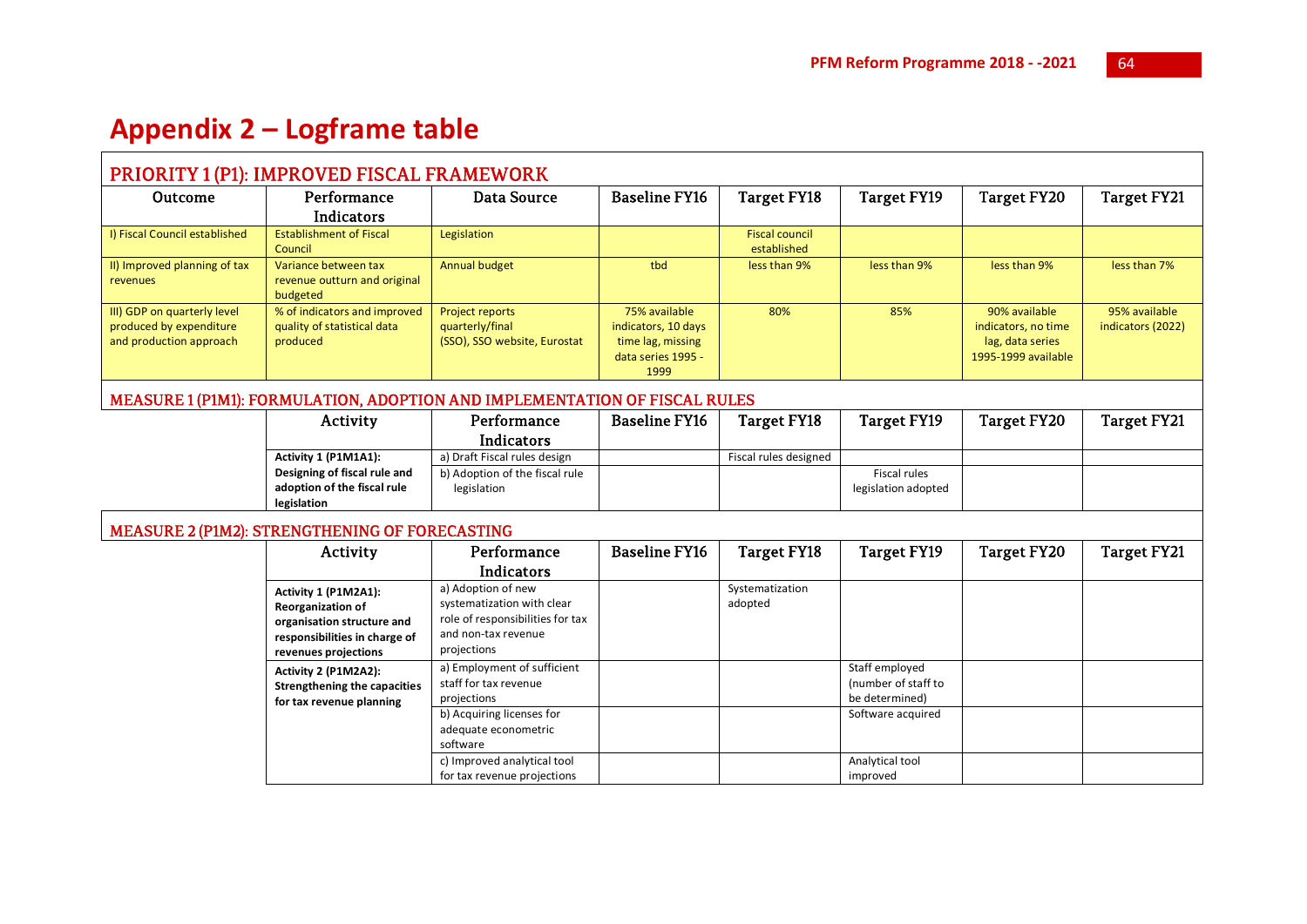# Appendix 2 – Logframe table

## PRIORITY 1 (P1): IMPROVED FISCAL FRAMEWORK

| Outcome | Performance Indicators | Data Source | Baseline FY16 | Target FY18 | Target FY19 | Target FY20 | Target FY21 |
|---|---|---|---|---|---|---|---|
| I) Fiscal Council established | Establishment of Fiscal Council | Legislation | | Fiscal council established | | | |
| II) Improved planning of tax revenues | Variance between tax revenue outturn and original budgeted | Annual budget | tbd | less than 9% | less than 9% | less than 9% | less than 7% |
| III) GDP on quarterly level produced by expenditure and production approach | % of indicators and improved quality of statistical data produced | Project reports quarterly/final (SSO), SSO website, Eurostat | 75% available indicators, 10 days time lag, missing data series 1995 - 1999 | 80% | 85% | 90% available indicators, no time lag, data series 1995-1999 available | 95% available indicators (2022) |

### MEASURE 1 (P1M1): FORMULATION, ADOPTION AND IMPLEMENTATION OF FISCAL RULES

| Activity | Performance Indicators | Baseline FY16 | Target FY18 | Target FY19 | Target FY20 | Target FY21 |
|---|---|---|---|---|---|---|
| **Activity 1 (P1M1A1): Designing of fiscal rule and adoption of the fiscal rule legislation** | a) Draft Fiscal rules design | | Fiscal rules designed | | | |
| | b) Adoption of the fiscal rule legislation | | | Fiscal rules legislation adopted | | |

### MEASURE 2 (P1M2): STRENGTHENING OF FORECASTING

| Activity | Performance Indicators | Baseline FY16 | Target FY18 | Target FY19 | Target FY20 | Target FY21 |
|---|---|---|---|---|---|---|
| **Activity 1 (P1M2A1): Reorganization of organisation structure and responsibilities in charge of revenues projections** | a) Adoption of new systematization with clear role of responsibilities for tax and non-tax revenue projections | | Systematization adopted | | | |
| **Activity 2 (P1M2A2): Strengthening the capacities for tax revenue planning** | a) Employment of sufficient staff for tax revenue projections | | | Staff employed (number of staff to be determined) | | |
| | b) Acquiring licenses for adequate econometric software | | | Software acquired | | |
| | c) Improved analytical tool for tax revenue projections | | | Analytical tool improved | | |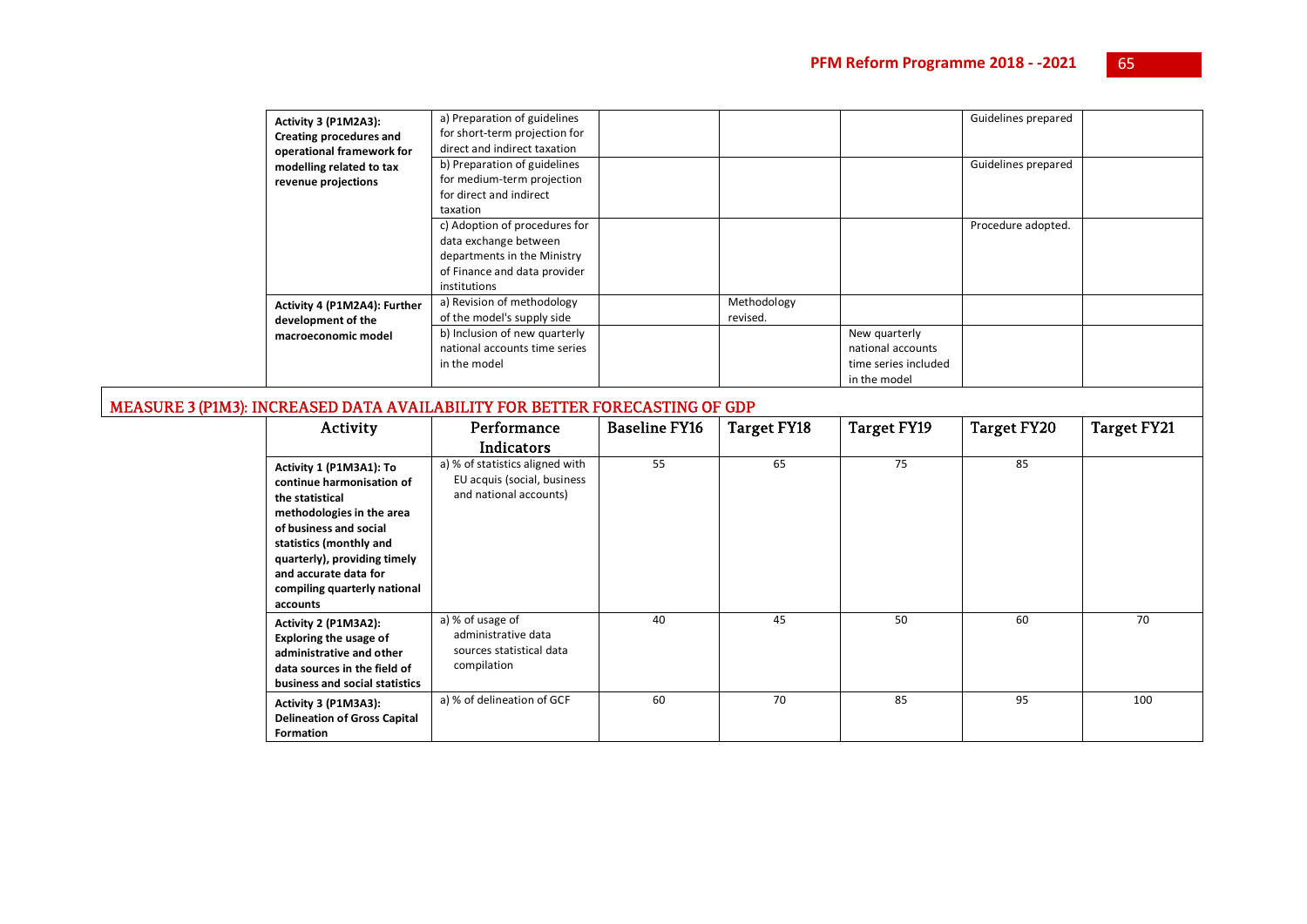| | | | | | | |
|---|---|---|---|---|---|---|
| **Activity 3 (P1M2A3): Creating procedures and operational framework for modelling related to tax revenue projections** | a) Preparation of guidelines for short-term projection for direct and indirect taxation | | | | Guidelines prepared | |
| | b) Preparation of guidelines for medium-term projection for direct and indirect taxation | | | | Guidelines prepared | |
| | c) Adoption of procedures for data exchange between departments in the Ministry of Finance and data provider institutions | | | | Procedure adopted. | |
| **Activity 4 (P1M2A4): Further development of the macroeconomic model** | a) Revision of methodology of the model's supply side | | Methodology revised. | | | |
| | b) Inclusion of new quarterly national accounts time series in the model | | | New quarterly national accounts time series included in the model | | |

## MEASURE 3 (P1M3): INCREASED DATA AVAILABILITY FOR BETTER FORECASTING OF GDP

| Activity | Performance Indicators | Baseline FY16 | Target FY18 | Target FY19 | Target FY20 | Target FY21 |
|---|---|---|---|---|---|---|
| **Activity 1 (P1M3A1): To continue harmonisation of the statistical methodologies in the area of business and social statistics (monthly and quarterly), providing timely and accurate data for compiling quarterly national accounts** | a) % of statistics aligned with EU acquis (social, business and national accounts) | 55 | 65 | 75 | 85 | |
| **Activity 2 (P1M3A2): Exploring the usage of administrative and other data sources in the field of business and social statistics** | a) % of usage of administrative data sources statistical data compilation | 40 | 45 | 50 | 60 | 70 |
| **Activity 3 (P1M3A3): Delineation of Gross Capital Formation** | a) % of delineation of GCF | 60 | 70 | 85 | 95 | 100 |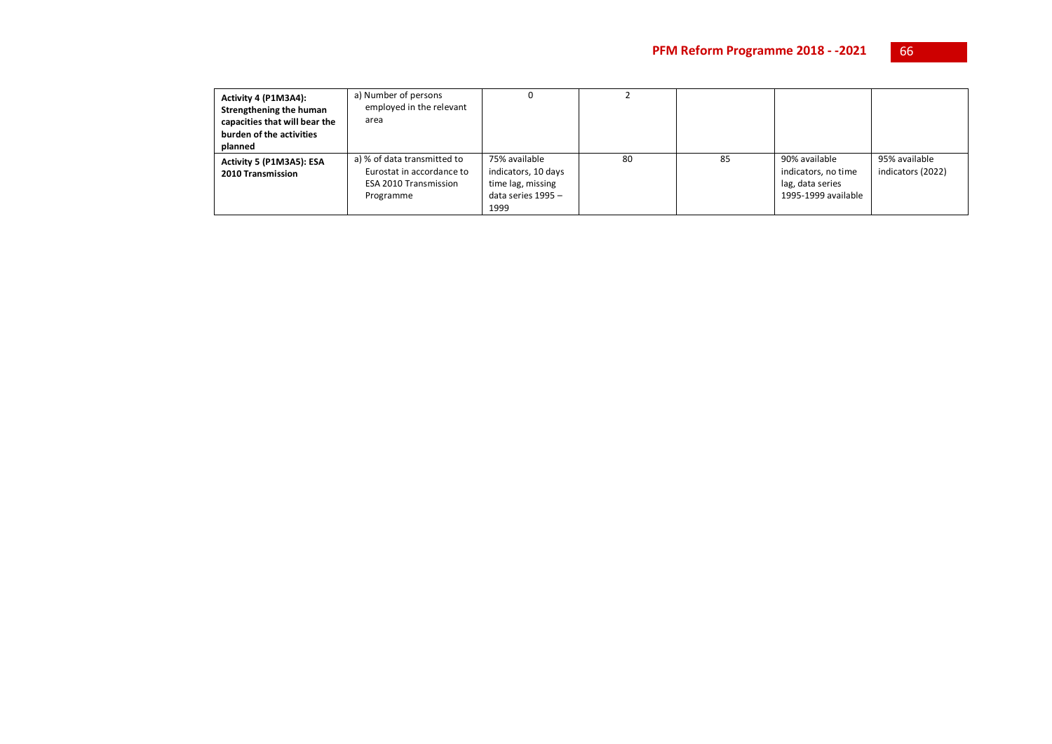| | | | | | | |
|---|---|---|---|---|---|---|
| **Activity 4 (P1M3A4): Strengthening the human capacities that will bear the burden of the activities planned** | a) Number of persons employed in the relevant area | 0 | 2 | | | |
| **Activity 5 (P1M3A5): ESA 2010 Transmission** | a) % of data transmitted to Eurostat in accordance to ESA 2010 Transmission Programme | 75% available indicators, 10 days time lag, missing data series 1995 – 1999 | 80 | 85 | 90% available indicators, no time lag, data series 1995-1999 available | 95% available indicators (2022) |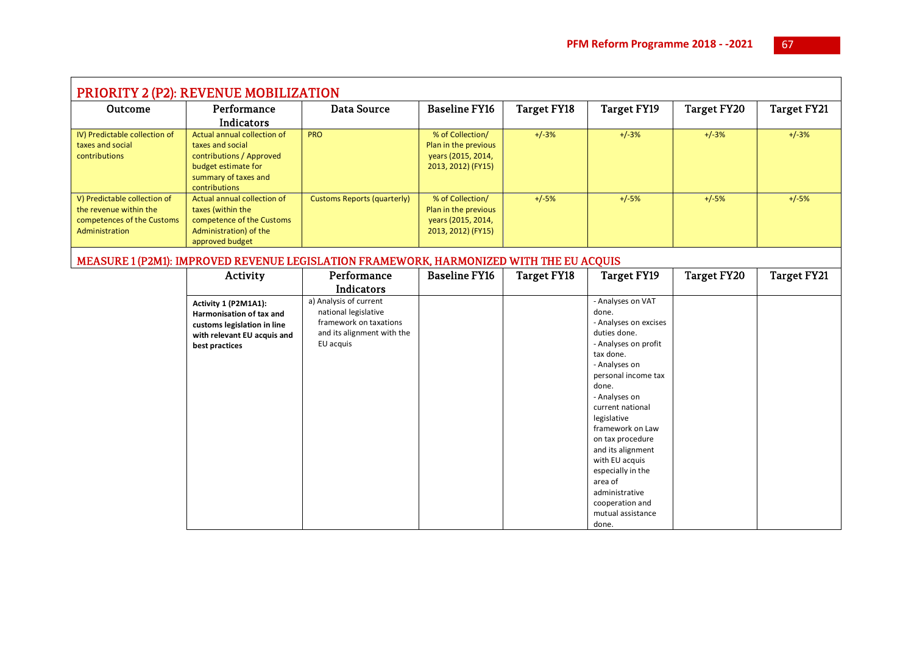## PRIORITY 2 (P2): REVENUE MOBILIZATION

| Outcome | Performance Indicators | Data Source | Baseline FY16 | Target FY18 | Target FY19 | Target FY20 | Target FY21 |
|---|---|---|---|---|---|---|---|
| IV) Predictable collection of taxes and social contributions | Actual annual collection of taxes and social contributions / Approved budget estimate for summary of taxes and contributions | PRO | % of Collection/ Plan in the previous years (2015, 2014, 2013, 2012) (FY15) | +/-3% | +/-3% | +/-3% | +/-3% |
| V) Predictable collection of the revenue within the competences of the Customs Administration | Actual annual collection of taxes (within the competence of the Customs Administration) of the approved budget | Customs Reports (quarterly) | % of Collection/ Plan in the previous years (2015, 2014, 2013, 2012) (FY15) | +/-5% | +/-5% | +/-5% | +/-5% |

## MEASURE 1 (P2M1): IMPROVED REVENUE LEGISLATION FRAMEWORK, HARMONIZED WITH THE EU ACQUIS

| Activity | Performance Indicators | Baseline FY16 | Target FY18 | Target FY19 | Target FY20 | Target FY21 |
|---|---|---|---|---|---|---|
| **Activity 1 (P2M1A1): Harmonisation of tax and customs legislation in line with relevant EU acquis and best practices** | a) Analysis of current national legislative framework on taxations and its alignment with the EU acquis | | | - Analyses on VAT done.<br>- Analyses on excises duties done.<br>- Analyses on profit tax done.<br>- Analyses on personal income tax done.<br>- Analyses on current national legislative framework on Law on tax procedure and its alignment with EU acquis especially in the area of administrative cooperation and mutual assistance done. | | |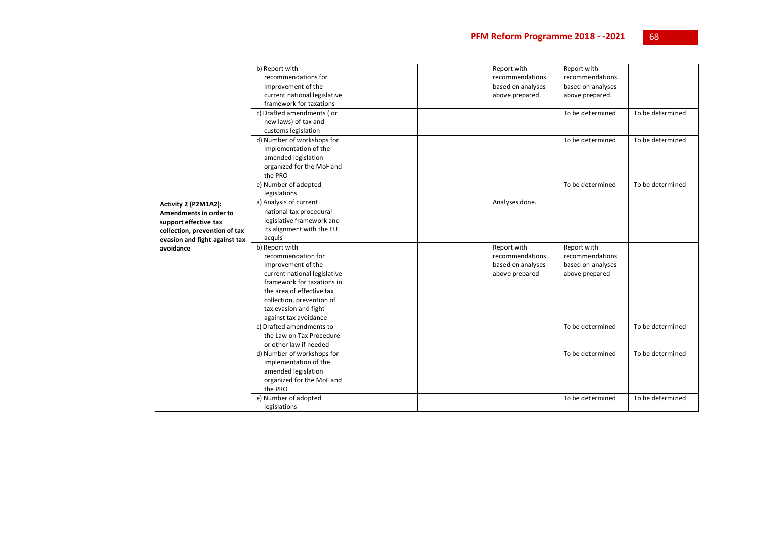| | | | | | | |
|---|---|---|---|---|---|---|
| | b) Report with recommendations for improvement of the current national legislative framework for taxations | | | Report with recommendations based on analyses above prepared. | Report with recommendations based on analyses above prepared. | |
| | c) Drafted amendments ( or new laws) of tax and customs legislation | | | | To be determined | To be determined |
| | d) Number of workshops for implementation of the amended legislation organized for the MoF and the PRO | | | | To be determined | To be determined |
| | e) Number of adopted legislations | | | | To be determined | To be determined |
| **Activity 2 (P2M1A2): Amendments in order to support effective tax collection, prevention of tax evasion and fight against tax avoidance** | a) Analysis of current national tax procedural legislative framework and its alignment with the EU acquis | | | Analyses done. | | |
| | b) Report with recommendation for improvement of the current national legislative framework for taxations in the area of effective tax collection, prevention of tax evasion and fight against tax avoidance | | | Report with recommendations based on analyses above prepared | Report with recommendations based on analyses above prepared | |
| | c) Drafted amendments to the Law on Tax Procedure or other law if needed | | | | To be determined | To be determined |
| | d) Number of workshops for implementation of the amended legislation organized for the MoF and the PRO | | | | To be determined | To be determined |
| | e) Number of adopted legislations | | | | To be determined | To be determined |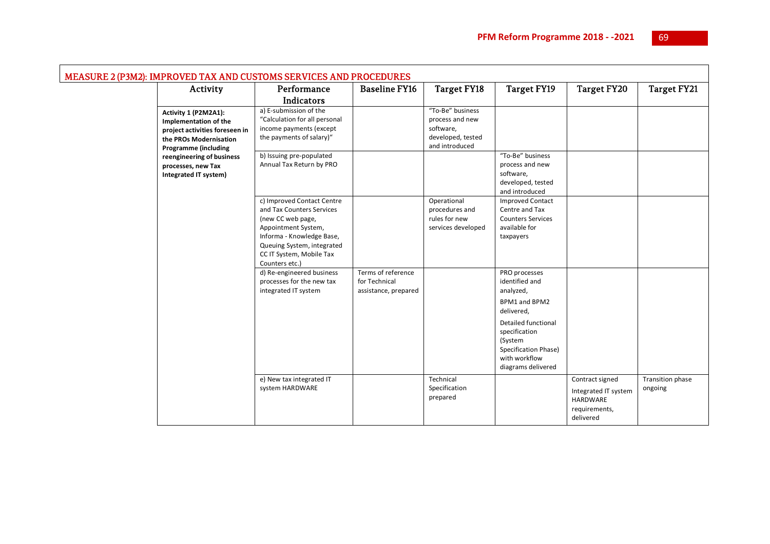## MEASURE 2 (P3M2): IMPROVED TAX AND CUSTOMS SERVICES AND PROCEDURES

| Activity | Performance Indicators | Baseline FY16 | Target FY18 | Target FY19 | Target FY20 | Target FY21 |
|---|---|---|---|---|---|---|
| **Activity 1 (P2M2A1): Implementation of the project activities foreseen in the PROs Modernisation Programme (including reengineering of business processes, new Tax Integrated IT system)** | a) E-submission of the "Calculation for all personal income payments (except the payments of salary)" | | "To-Be" business process and new software, developed, tested and introduced | | | |
| | b) Issuing pre-populated Annual Tax Return by PRO | | | "To-Be" business process and new software, developed, tested and introduced | | |
| | c) Improved Contact Centre and Tax Counters Services (new CC web page, Appointment System, Informa - Knowledge Base, Queuing System, integrated CC IT System, Mobile Tax Counters etc.) | | Operational procedures and rules for new services developed | Improved Contact Centre and Tax Counters Services available for taxpayers | | |
| | d) Re-engineered business processes for the new tax integrated IT system | Terms of reference for Technical assistance, prepared | | PRO processes identified and analyzed, BPM1 and BPM2 delivered, Detailed functional specification (System Specification Phase) with workflow diagrams delivered | | |
| | e) New tax integrated IT system HARDWARE | | Technical Specification prepared | | Contract signed Integrated IT system HARDWARE requirements, delivered | Transition phase ongoing |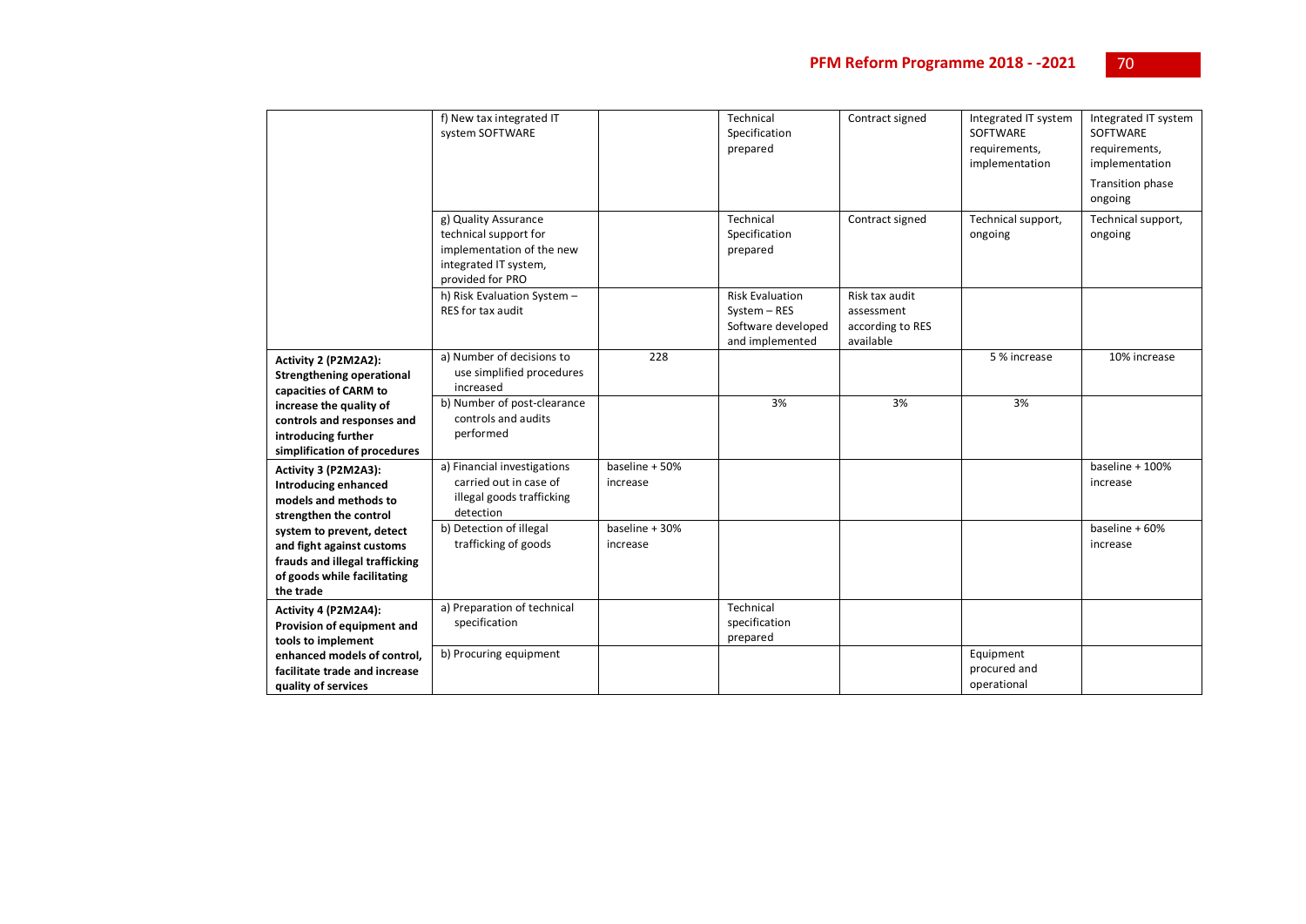| | | | | | | |
|---|---|---|---|---|---|---|
| | f) New tax integrated IT system SOFTWARE | | Technical Specification prepared | Contract signed | Integrated IT system SOFTWARE requirements, implementation | Integrated IT system SOFTWARE requirements, implementation<br>Transition phase ongoing |
| | g) Quality Assurance technical support for implementation of the new integrated IT system, provided for PRO | | Technical Specification prepared | Contract signed | Technical support, ongoing | Technical support, ongoing |
| | h) Risk Evaluation System – RES for tax audit | | Risk Evaluation System – RES Software developed and implemented | Risk tax audit assessment according to RES available | | |
| **Activity 2 (P2M2A2): Strengthening operational capacities of CARM to increase the quality of controls and responses and introducing further simplification of procedures** | a) Number of decisions to use simplified procedures increased | 228 | | | 5 % increase | 10% increase |
| | b) Number of post-clearance controls and audits performed | | 3% | 3% | 3% | |
| **Activity 3 (P2M2A3): Introducing enhanced models and methods to strengthen the control system to prevent, detect and fight against customs frauds and illegal trafficking of goods while facilitating the trade** | a) Financial investigations carried out in case of illegal goods trafficking detection | baseline + 50% increase | | | | baseline + 100% increase |
| | b) Detection of illegal trafficking of goods | baseline + 30% increase | | | | baseline + 60% increase |
| **Activity 4 (P2M2A4): Provision of equipment and tools to implement enhanced models of control, facilitate trade and increase quality of services** | a) Preparation of technical specification | | Technical specification prepared | | | |
| | b) Procuring equipment | | | | Equipment procured and operational | |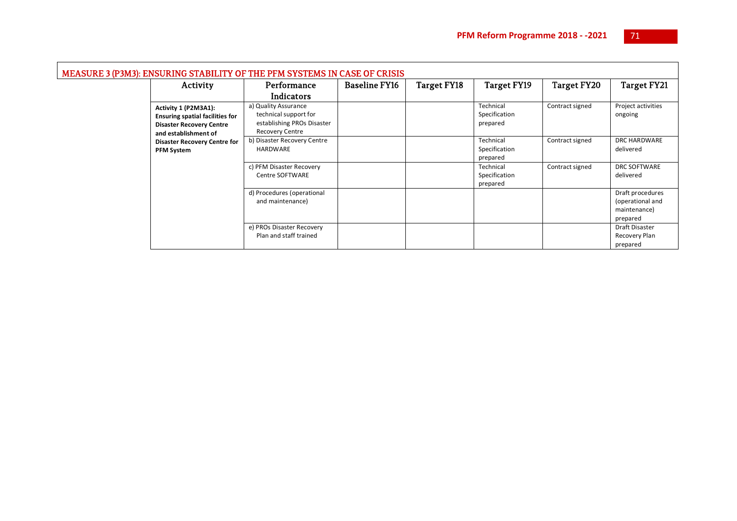## MEASURE 3 (P3M3): ENSURING STABILITY OF THE PFM SYSTEMS IN CASE OF CRISIS

| Activity | Performance Indicators | Baseline FY16 | Target FY18 | Target FY19 | Target FY20 | Target FY21 |
|---|---|---|---|---|---|---|
| **Activity 1 (P2M3A1): Ensuring spatial facilities for Disaster Recovery Centre and establishment of Disaster Recovery Centre for PFM System** | a) Quality Assurance technical support for establishing PROs Disaster Recovery Centre | | | Technical Specification prepared | Contract signed | Project activities ongoing |
| | b) Disaster Recovery Centre HARDWARE | | | Technical Specification prepared | Contract signed | DRC HARDWARE delivered |
| | c) PFM Disaster Recovery Centre SOFTWARE | | | Technical Specification prepared | Contract signed | DRC SOFTWARE delivered |
| | d) Procedures (operational and maintenance) | | | | | Draft procedures (operational and maintenance) prepared |
| | e) PROs Disaster Recovery Plan and staff trained | | | | | Draft Disaster Recovery Plan prepared |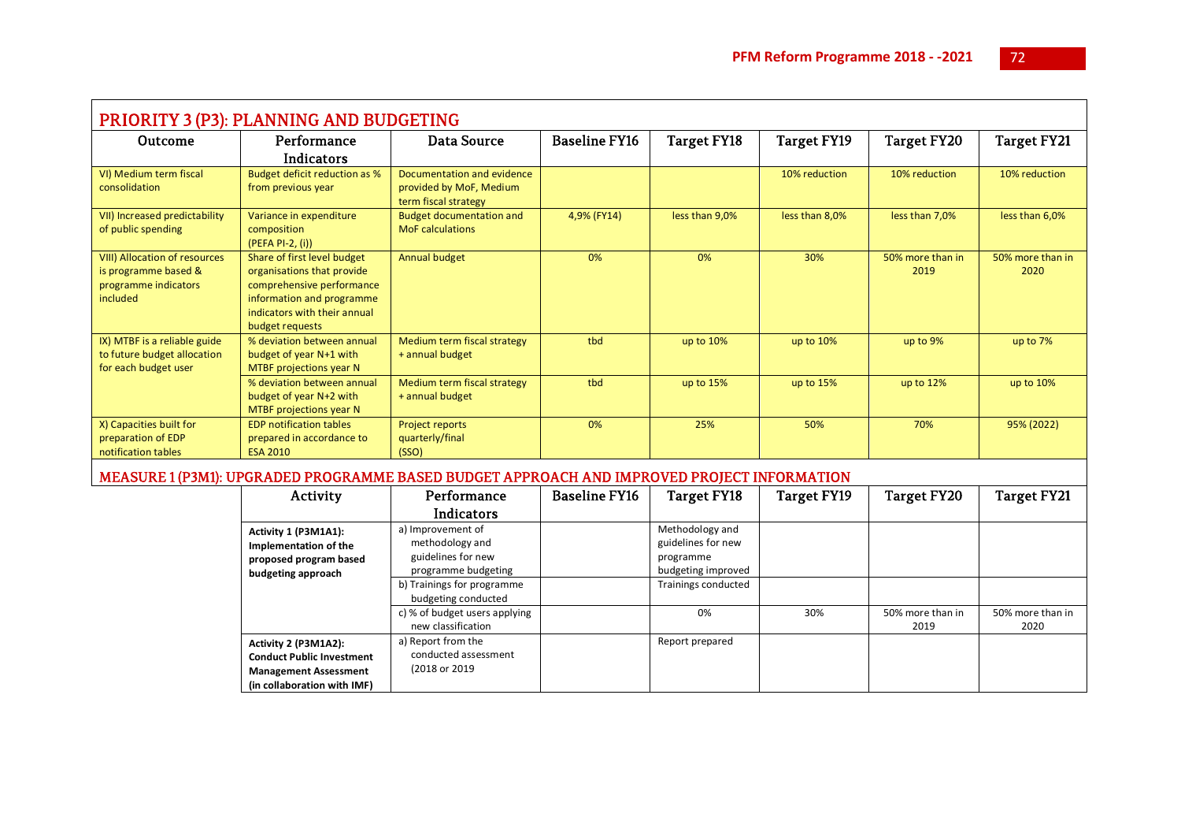## PRIORITY 3 (P3): PLANNING AND BUDGETING

| Outcome | Performance Indicators | Data Source | Baseline FY16 | Target FY18 | Target FY19 | Target FY20 | Target FY21 |
|---|---|---|---|---|---|---|---|
| VI) Medium term fiscal consolidation | Budget deficit reduction as % from previous year | Documentation and evidence provided by MoF, Medium term fiscal strategy | | | 10% reduction | 10% reduction | 10% reduction |
| VII) Increased predictability of public spending | Variance in expenditure composition (PEFA PI-2, (i)) | Budget documentation and MoF calculations | 4,9% (FY14) | less than 9,0% | less than 8,0% | less than 7,0% | less than 6,0% |
| VIII) Allocation of resources is programme based & programme indicators included | Share of first level budget organisations that provide comprehensive performance information and programme indicators with their annual budget requests | Annual budget | 0% | 0% | 30% | 50% more than in 2019 | 50% more than in 2020 |
| IX) MTBF is a reliable guide to future budget allocation for each budget user | % deviation between annual budget of year N+1 with MTBF projections year N | Medium term fiscal strategy + annual budget | tbd | up to 10% | up to 10% | up to 9% | up to 7% |
| | % deviation between annual budget of year N+2 with MTBF projections year N | Medium term fiscal strategy + annual budget | tbd | up to 15% | up to 15% | up to 12% | up to 10% |
| X) Capacities built for preparation of EDP notification tables | EDP notification tables prepared in accordance to ESA 2010 | Project reports quarterly/final (SSO) | 0% | 25% | 50% | 70% | 95% (2022) |

## MEASURE 1 (P3M1): UPGRADED PROGRAMME BASED BUDGET APPROACH AND IMPROVED PROJECT INFORMATION

| Activity | Performance Indicators | Baseline FY16 | Target FY18 | Target FY19 | Target FY20 | Target FY21 |
|---|---|---|---|---|---|---|
| **Activity 1 (P3M1A1): Implementation of the proposed program based budgeting approach** | a) Improvement of methodology and guidelines for new programme budgeting | | Methodology and guidelines for new programme budgeting improved | | | |
| | b) Trainings for programme budgeting conducted | | Trainings conducted | | | |
| | c) % of budget users applying new classification | | 0% | 30% | 50% more than in 2019 | 50% more than in 2020 |
| **Activity 2 (P3M1A2): Conduct Public Investment Management Assessment (in collaboration with IMF)** | a) Report from the conducted assessment (2018 or 2019 | | Report prepared | | | |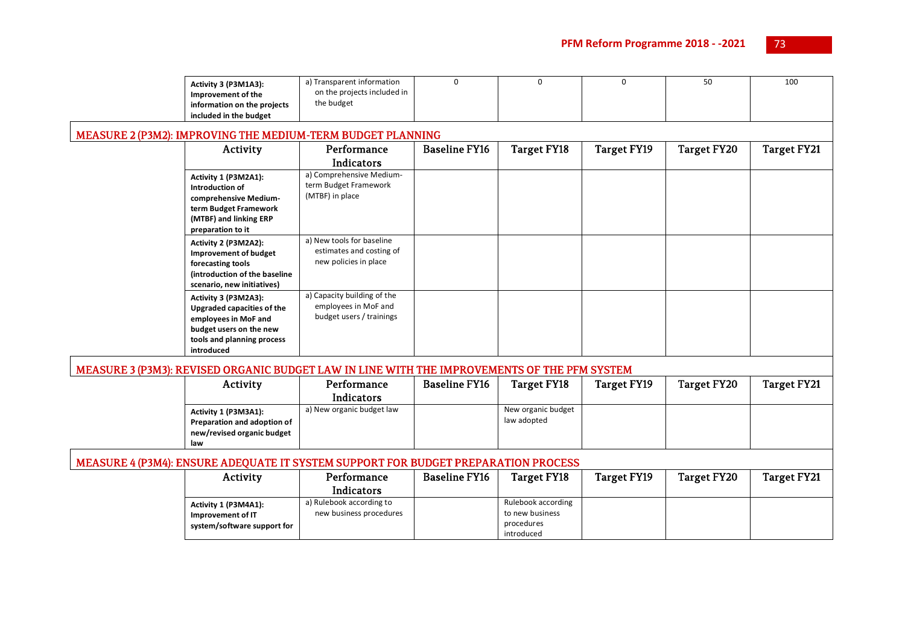| Activity | Performance Indicators | Baseline FY16 | Target FY18 | Target FY19 | Target FY20 | Target FY21 |
|---|---|---|---|---|---|---|
| **Activity 3 (P3M1A3): Improvement of the information on the projects included in the budget** | a) Transparent information on the projects included in the budget | 0 | 0 | 0 | 50 | 100 |

## MEASURE 2 (P3M2): IMPROVING THE MEDIUM-TERM BUDGET PLANNING

| Activity | Performance Indicators | Baseline FY16 | Target FY18 | Target FY19 | Target FY20 | Target FY21 |
|---|---|---|---|---|---|---|
| **Activity 1 (P3M2A1): Introduction of comprehensive Medium-term Budget Framework (MTBF) and linking ERP preparation to it** | a) Comprehensive Medium-term Budget Framework (MTBF) in place | | | | | |
| **Activity 2 (P3M2A2): Improvement of budget forecasting tools (introduction of the baseline scenario, new initiatives)** | a) New tools for baseline estimates and costing of new policies in place | | | | | |
| **Activity 3 (P3M2A3): Upgraded capacities of the employees in MoF and budget users on the new tools and planning process introduced** | a) Capacity building of the employees in MoF and budget users / trainings | | | | | |

## MEASURE 3 (P3M3): REVISED ORGANIC BUDGET LAW IN LINE WITH THE IMPROVEMENTS OF THE PFM SYSTEM

| Activity | Performance Indicators | Baseline FY16 | Target FY18 | Target FY19 | Target FY20 | Target FY21 |
|---|---|---|---|---|---|---|
| **Activity 1 (P3M3A1): Preparation and adoption of new/revised organic budget law** | a) New organic budget law | | New organic budget law adopted | | | |

## MEASURE 4 (P3M4): ENSURE ADEQUATE IT SYSTEM SUPPORT FOR BUDGET PREPARATION PROCESS

| Activity | Performance Indicators | Baseline FY16 | Target FY18 | Target FY19 | Target FY20 | Target FY21 |
|---|---|---|---|---|---|---|
| **Activity 1 (P3M4A1): Improvement of IT system/software support for** | a) Rulebook according to new business procedures | | Rulebook according to new business procedures introduced | | | |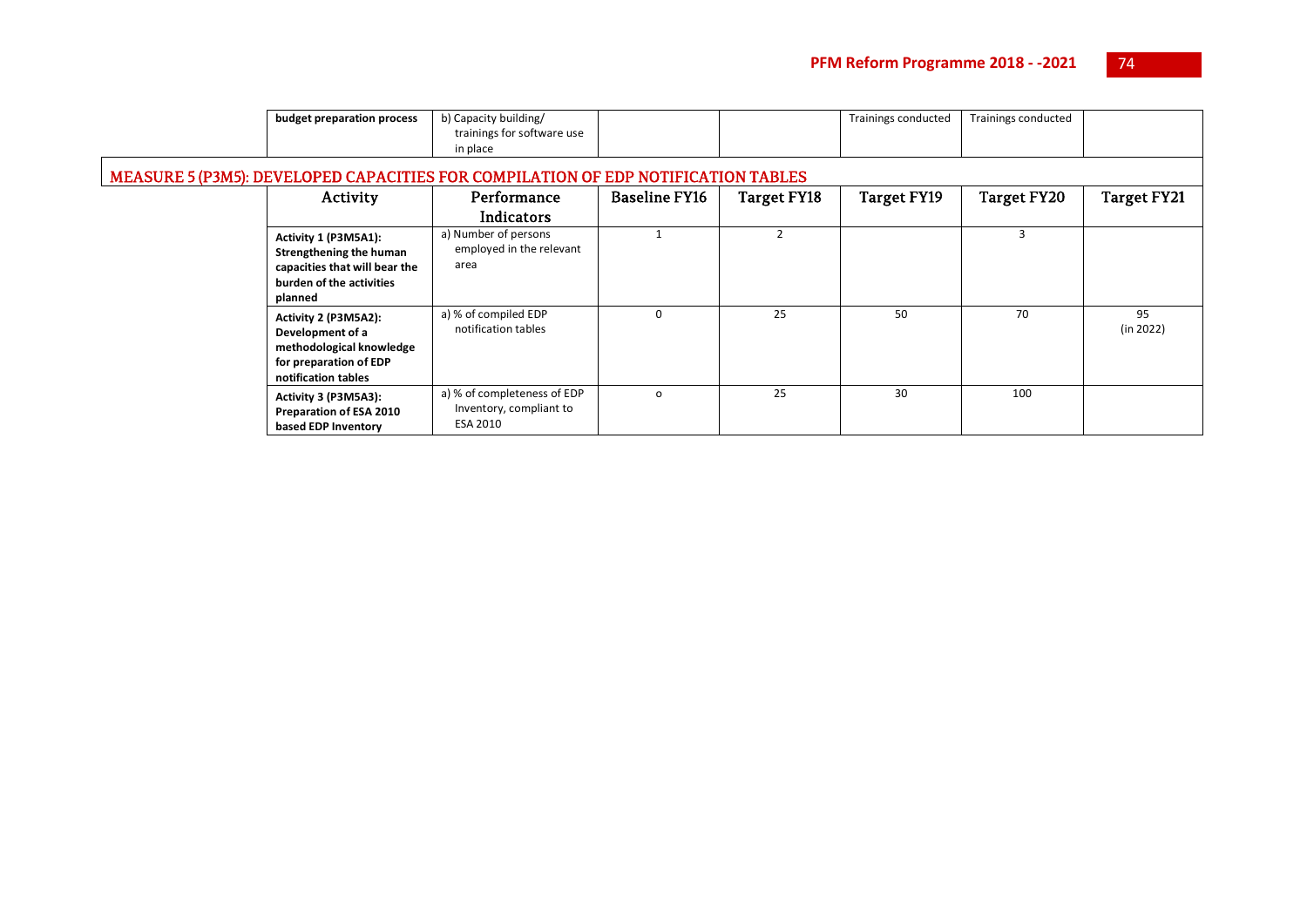| budget preparation process | b) Capacity building/ trainings for software use in place | | | Trainings conducted | Trainings conducted | |
|---|---|---|---|---|---|---|

## MEASURE 5 (P3M5): DEVELOPED CAPACITIES FOR COMPILATION OF EDP NOTIFICATION TABLES

| Activity | Performance Indicators | Baseline FY16 | Target FY18 | Target FY19 | Target FY20 | Target FY21 |
|---|---|---|---|---|---|---|
| **Activity 1 (P3M5A1): Strengthening the human capacities that will bear the burden of the activities planned** | a) Number of persons employed in the relevant area | 1 | 2 | | 3 | |
| **Activity 2 (P3M5A2): Development of a methodological knowledge for preparation of EDP notification tables** | a) % of compiled EDP notification tables | 0 | 25 | 50 | 70 | 95 (in 2022) |
| **Activity 3 (P3M5A3): Preparation of ESA 2010 based EDP Inventory** | a) % of completeness of EDP Inventory, compliant to ESA 2010 | o | 25 | 30 | 100 | |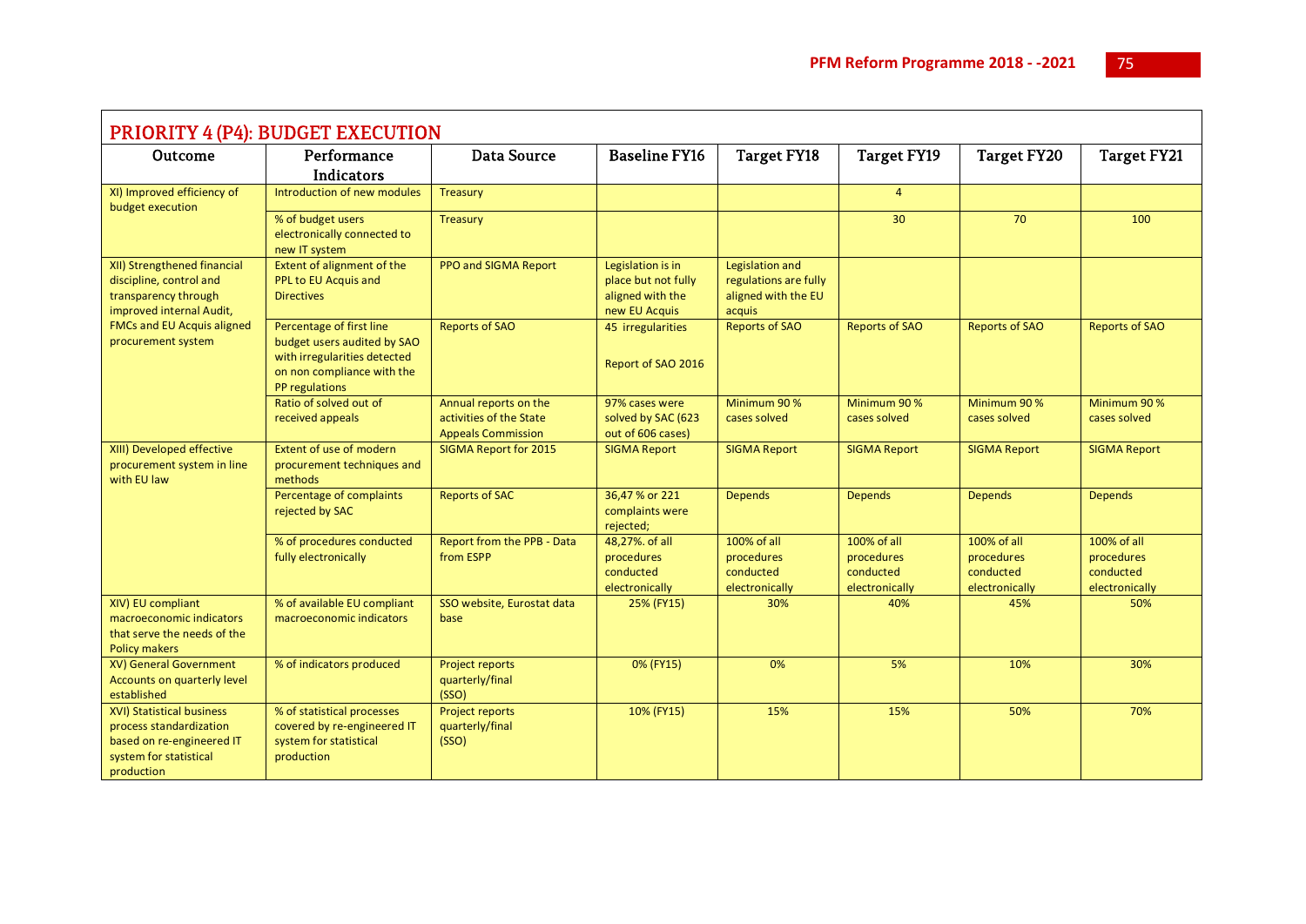## PRIORITY 4 (P4): BUDGET EXECUTION

| Outcome | Performance Indicators | Data Source | Baseline FY16 | Target FY18 | Target FY19 | Target FY20 | Target FY21 |
|---|---|---|---|---|---|---|---|
| XI) Improved efficiency of budget execution | Introduction of new modules | Treasury | | | 4 | | |
| | % of budget users electronically connected to new IT system | Treasury | | | 30 | 70 | 100 |
| XII) Strengthened financial discipline, control and transparency through improved internal Audit, FMCs and EU Acquis aligned procurement system | Extent of alignment of the PPL to EU Acquis and Directives | PPO and SIGMA Report | Legislation is in place but not fully aligned with the new EU Acquis | Legislation and regulations are fully aligned with the EU acquis | | | |
| | Percentage of first line budget users audited by SAO with irregularities detected on non compliance with the PP regulations | Reports of SAO | 45 irregularities<br><br>Report of SAO 2016 | Reports of SAO | Reports of SAO | Reports of SAO | Reports of SAO |
| | Ratio of solved out of received appeals | Annual reports on the activities of the State Appeals Commission | 97% cases were solved by SAC (623 out of 606 cases) | Minimum 90 % cases solved | Minimum 90 % cases solved | Minimum 90 % cases solved | Minimum 90 % cases solved |
| XIII) Developed effective procurement system in line with EU law | Extent of use of modern procurement techniques and methods | SIGMA Report for 2015 | SIGMA Report | SIGMA Report | SIGMA Report | SIGMA Report | SIGMA Report |
| | Percentage of complaints rejected by SAC | Reports of SAC | 36,47 % or 221 complaints were rejected; | Depends | Depends | Depends | Depends |
| | % of procedures conducted fully electronically | Report from the PPB - Data from ESPP | 48,27%. of all procedures conducted electronically | 100% of all procedures conducted electronically | 100% of all procedures conducted electronically | 100% of all procedures conducted electronically | 100% of all procedures conducted electronically |
| XIV) EU compliant macroeconomic indicators that serve the needs of the Policy makers | % of available EU compliant macroeconomic indicators | SSO website, Eurostat data base | 25% (FY15) | 30% | 40% | 45% | 50% |
| XV) General Government Accounts on quarterly level established | % of indicators produced | Project reports quarterly/final (SSO) | 0% (FY15) | 0% | 5% | 10% | 30% |
| XVI) Statistical business process standardization based on re-engineered IT system for statistical production | % of statistical processes covered by re-engineered IT system for statistical production | Project reports quarterly/final (SSO) | 10% (FY15) | 15% | 15% | 50% | 70% |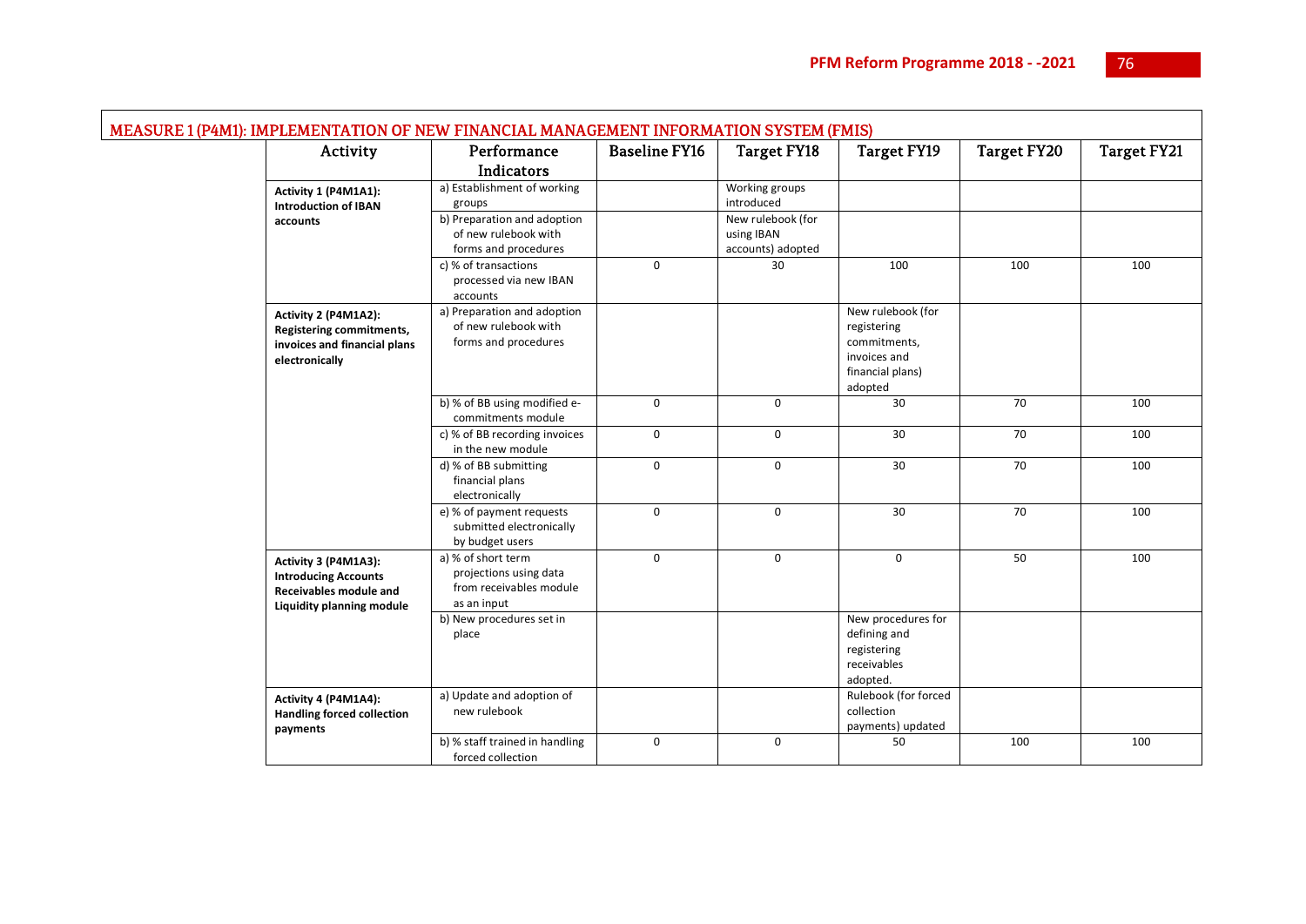## MEASURE 1 (P4M1): IMPLEMENTATION OF NEW FINANCIAL MANAGEMENT INFORMATION SYSTEM (FMIS)

| Activity | Performance Indicators | Baseline FY16 | Target FY18 | Target FY19 | Target FY20 | Target FY21 |
|---|---|---|---|---|---|---|
| **Activity 1 (P4M1A1): Introduction of IBAN accounts** | a) Establishment of working groups | | Working groups introduced | | | |
| | b) Preparation and adoption of new rulebook with forms and procedures | | New rulebook (for using IBAN accounts) adopted | | | |
| | c) % of transactions processed via new IBAN accounts | 0 | 30 | 100 | 100 | 100 |
| **Activity 2 (P4M1A2): Registering commitments, invoices and financial plans electronically** | a) Preparation and adoption of new rulebook with forms and procedures | | | New rulebook (for registering commitments, invoices and financial plans) adopted | | |
| | b) % of BB using modified e-commitments module | 0 | 0 | 30 | 70 | 100 |
| | c) % of BB recording invoices in the new module | 0 | 0 | 30 | 70 | 100 |
| | d) % of BB submitting financial plans electronically | 0 | 0 | 30 | 70 | 100 |
| | e) % of payment requests submitted electronically by budget users | 0 | 0 | 30 | 70 | 100 |
| **Activity 3 (P4M1A3): Introducing Accounts Receivables module and Liquidity planning module** | a) % of short term projections using data from receivables module as an input | 0 | 0 | 0 | 50 | 100 |
| | b) New procedures set in place | | | New procedures for defining and registering receivables adopted. | | |
| **Activity 4 (P4M1A4): Handling forced collection payments** | a) Update and adoption of new rulebook | | | Rulebook (for forced collection payments) updated | | |
| | b) % staff trained in handling forced collection | 0 | 0 | 50 | 100 | 100 |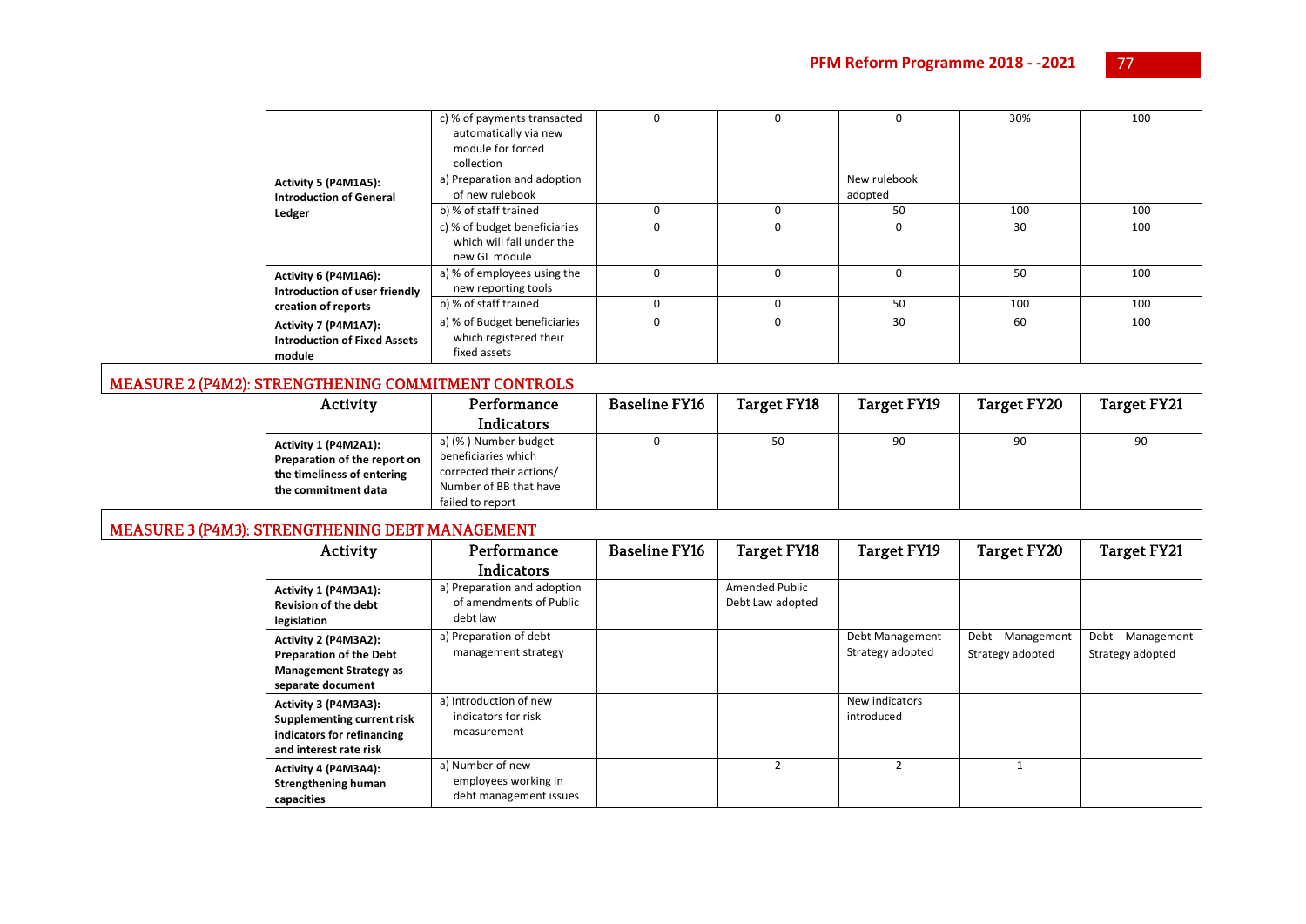| Activity | Performance Indicators | Baseline FY16 | Target FY18 | Target FY19 | Target FY20 | Target FY21 |
|---|---|---|---|---|---|---|
| | c) % of payments transacted automatically via new module for forced collection | 0 | 0 | 0 | 30% | 100 |
| **Activity 5 (P4M1A5): Introduction of General Ledger** | a) Preparation and adoption of new rulebook | | | New rulebook adopted | | |
| | b) % of staff trained | 0 | 0 | 50 | 100 | 100 |
| | c) % of budget beneficiaries which will fall under the new GL module | 0 | 0 | 0 | 30 | 100 |
| **Activity 6 (P4M1A6): Introduction of user friendly creation of reports** | a) % of employees using the new reporting tools | 0 | 0 | 0 | 50 | 100 |
| | b) % of staff trained | 0 | 0 | 50 | 100 | 100 |
| **Activity 7 (P4M1A7): Introduction of Fixed Assets module** | a) % of Budget beneficiaries which registered their fixed assets | 0 | 0 | 30 | 60 | 100 |

## MEASURE 2 (P4M2): STRENGTHENING COMMITMENT CONTROLS

| Activity | Performance Indicators | Baseline FY16 | Target FY18 | Target FY19 | Target FY20 | Target FY21 |
|---|---|---|---|---|---|---|
| **Activity 1 (P4M2A1): Preparation of the report on the timeliness of entering the commitment data** | a) (% ) Number budget beneficiaries which corrected their actions/ Number of BB that have failed to report | 0 | 50 | 90 | 90 | 90 |

## MEASURE 3 (P4M3): STRENGTHENING DEBT MANAGEMENT

| Activity | Performance Indicators | Baseline FY16 | Target FY18 | Target FY19 | Target FY20 | Target FY21 |
|---|---|---|---|---|---|---|
| **Activity 1 (P4M3A1): Revision of the debt legislation** | a) Preparation and adoption of amendments of Public debt law | | Amended Public Debt Law adopted | | | |
| **Activity 2 (P4M3A2): Preparation of the Debt Management Strategy as separate document** | a) Preparation of debt management strategy | | | Debt Management Strategy adopted | Debt Management Strategy adopted | Debt Management Strategy adopted |
| **Activity 3 (P4M3A3): Supplementing current risk indicators for refinancing and interest rate risk** | a) Introduction of new indicators for risk measurement | | | New indicators introduced | | |
| **Activity 4 (P4M3A4): Strengthening human capacities** | a) Number of new employees working in debt management issues | | 2 | 2 | 1 | |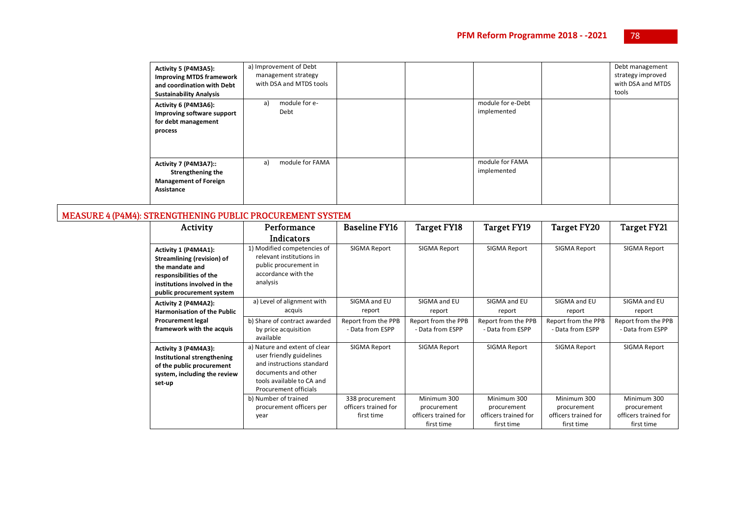| | | | | | | |
|---|---|---|---|---|---|---|
| **Activity 5 (P4M3A5): Improving MTDS framework and coordination with Debt Sustainability Analysis** | a) Improvement of Debt management strategy with DSA and MTDS tools | | | | | Debt management strategy improved with DSA and MTDS tools |
| **Activity 6 (P4M3A6): Improving software support for debt management process** | a) module for e-Debt | | | module for e-Debt implemented | | |
| **Activity 7 (P4M3A7):: Strengthening the Management of Foreign Assistance** | a) module for FAMA | | | module for FAMA implemented | | |

## MEASURE 4 (P4M4): STRENGTHENING PUBLIC PROCUREMENT SYSTEM

| Activity | Performance Indicators | Baseline FY16 | Target FY18 | Target FY19 | Target FY20 | Target FY21 |
|---|---|---|---|---|---|---|
| **Activity 1 (P4M4A1): Streamlining (revision) of the mandate and responsibilities of the institutions involved in the public procurement system** | 1) Modified competencies of relevant institutions in public procurement in accordance with the analysis | SIGMA Report | SIGMA Report | SIGMA Report | SIGMA Report | SIGMA Report |
| **Activity 2 (P4M4A2): Harmonisation of the Public Procurement legal framework with the acquis** | a) Level of alignment with acquis | SIGMA and EU report | SIGMA and EU report | SIGMA and EU report | SIGMA and EU report | SIGMA and EU report |
| | b) Share of contract awarded by price acquisition available | Report from the PPB - Data from ESPP | Report from the PPB - Data from ESPP | Report from the PPB - Data from ESPP | Report from the PPB - Data from ESPP | Report from the PPB - Data from ESPP |
| **Activity 3 (P4M4A3): Institutional strengthening of the public procurement system, including the review set-up** | a) Nature and extent of clear user friendly guidelines and instructions standard documents and other tools available to CA and Procurement officials | SIGMA Report | SIGMA Report | SIGMA Report | SIGMA Report | SIGMA Report |
| | b) Number of trained procurement officers per year | 338 procurement officers trained for first time | Minimum 300 procurement officers trained for first time | Minimum 300 procurement officers trained for first time | Minimum 300 procurement officers trained for first time | Minimum 300 procurement officers trained for first time |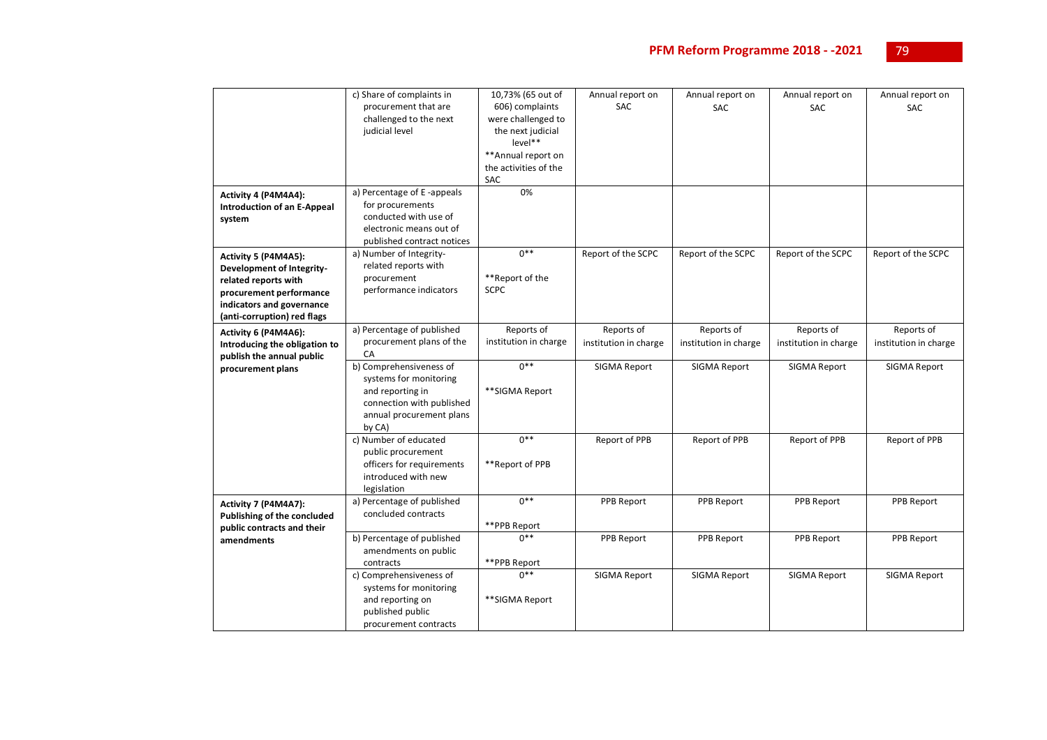| | | | | | | |
|---|---|---|---|---|---|---|
| | c) Share of complaints in procurement that are challenged to the next judicial level | 10,73% (65 out of 606) complaints were challenged to the next judicial level** <br>**Annual report on the activities of the SAC | Annual report on SAC | Annual report on SAC | Annual report on SAC | Annual report on SAC |
| **Activity 4 (P4M4A4): Introduction of an E-Appeal system** | a) Percentage of E -appeals for procurements conducted with use of electronic means out of published contract notices | 0% | | | | |
| **Activity 5 (P4M4A5): Development of Integrity-related reports with procurement performance indicators and governance (anti-corruption) red flags** | a) Number of Integrity-related reports with procurement performance indicators | 0** <br>**Report of the SCPC | Report of the SCPC | Report of the SCPC | Report of the SCPC | Report of the SCPC |
| **Activity 6 (P4M4A6): Introducing the obligation to publish the annual public procurement plans** | a) Percentage of published procurement plans of the CA | Reports of institution in charge | Reports of institution in charge | Reports of institution in charge | Reports of institution in charge | Reports of institution in charge |
| | b) Comprehensiveness of systems for monitoring and reporting in connection with published annual procurement plans by CA) | 0** <br>**SIGMA Report | SIGMA Report | SIGMA Report | SIGMA Report | SIGMA Report |
| | c) Number of educated public procurement officers for requirements introduced with new legislation | 0** <br>**Report of PPB | Report of PPB | Report of PPB | Report of PPB | Report of PPB |
| **Activity 7 (P4M4A7): Publishing of the concluded public contracts and their amendments** | a) Percentage of published concluded contracts | 0** <br>**PPB Report | PPB Report | PPB Report | PPB Report | PPB Report |
| | b) Percentage of published amendments on public contracts | 0** <br>**PPB Report | PPB Report | PPB Report | PPB Report | PPB Report |
| | c) Comprehensiveness of systems for monitoring and reporting on published public procurement contracts | 0** <br>**SIGMA Report | SIGMA Report | SIGMA Report | SIGMA Report | SIGMA Report |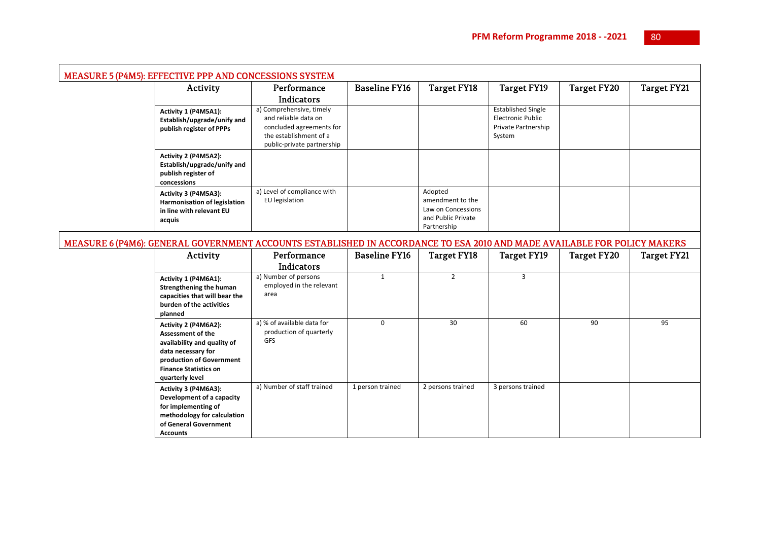## MEASURE 5 (P4M5): EFFECTIVE PPP AND CONCESSIONS SYSTEM

| Activity | Performance Indicators | Baseline FY16 | Target FY18 | Target FY19 | Target FY20 | Target FY21 |
|---|---|---|---|---|---|---|
| **Activity 1 (P4M5A1): Establish/upgrade/unify and publish register of PPPs** | a) Comprehensive, timely and reliable data on concluded agreements for the establishment of a public-private partnership | | | Established Single Electronic Public Private Partnership System | | |
| **Activity 2 (P4M5A2): Establish/upgrade/unify and publish register of concessions** | | | | | | |
| **Activity 3 (P4M5A3): Harmonisation of legislation in line with relevant EU acquis** | a) Level of compliance with EU legislation | | Adopted amendment to the Law on Concessions and Public Private Partnership | | | |

## MEASURE 6 (P4M6): GENERAL GOVERNMENT ACCOUNTS ESTABLISHED IN ACCORDANCE TO ESA 2010 AND MADE AVAILABLE FOR POLICY MAKERS

| Activity | Performance Indicators | Baseline FY16 | Target FY18 | Target FY19 | Target FY20 | Target FY21 |
|---|---|---|---|---|---|---|
| **Activity 1 (P4M6A1): Strengthening the human capacities that will bear the burden of the activities planned** | a) Number of persons employed in the relevant area | 1 | 2 | 3 | | |
| **Activity 2 (P4M6A2): Assessment of the availability and quality of data necessary for production of Government Finance Statistics on quarterly level** | a) % of available data for production of quarterly GFS | 0 | 30 | 60 | 90 | 95 |
| **Activity 3 (P4M6A3): Development of a capacity for implementing of methodology for calculation of General Government Accounts** | a) Number of staff trained | 1 person trained | 2 persons trained | 3 persons trained | | |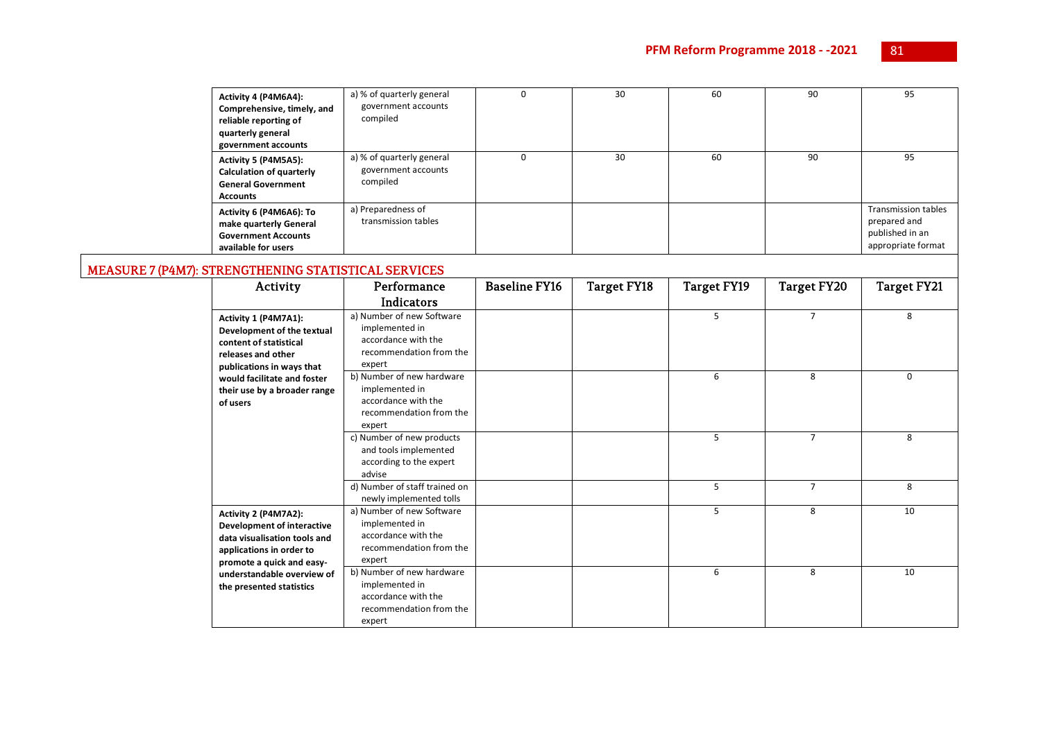| Activity | Performance Indicators | Baseline FY16 | Target FY18 | Target FY19 | Target FY20 | Target FY21 |
|---|---|---|---|---|---|---|
| **Activity 4 (P4M6A4): Comprehensive, timely, and reliable reporting of quarterly general government accounts** | a) % of quarterly general government accounts compiled | 0 | 30 | 60 | 90 | 95 |
| **Activity 5 (P4M5A5): Calculation of quarterly General Government Accounts** | a) % of quarterly general government accounts compiled | 0 | 30 | 60 | 90 | 95 |
| **Activity 6 (P4M6A6): To make quarterly General Government Accounts available for users** | a) Preparedness of transmission tables | | | | | Transmission tables prepared and published in an appropriate format |

## MEASURE 7 (P4M7): STRENGTHENING STATISTICAL SERVICES

| Activity | Performance Indicators | Baseline FY16 | Target FY18 | Target FY19 | Target FY20 | Target FY21 |
|---|---|---|---|---|---|---|
| **Activity 1 (P4M7A1): Development of the textual content of statistical releases and other publications in ways that would facilitate and foster their use by a broader range of users** | a) Number of new Software implemented in accordance with the recommendation from the expert | | | 5 | 7 | 8 |
| | b) Number of new hardware implemented in accordance with the recommendation from the expert | | | 6 | 8 | 0 |
| | c) Number of new products and tools implemented according to the expert advise | | | 5 | 7 | 8 |
| | d) Number of staff trained on newly implemented tolls | | | 5 | 7 | 8 |
| **Activity 2 (P4M7A2): Development of interactive data visualisation tools and applications in order to promote a quick and easy-understandable overview of the presented statistics** | a) Number of new Software implemented in accordance with the recommendation from the expert | | | 5 | 8 | 10 |
| | b) Number of new hardware implemented in accordance with the recommendation from the expert | | | 6 | 8 | 10 |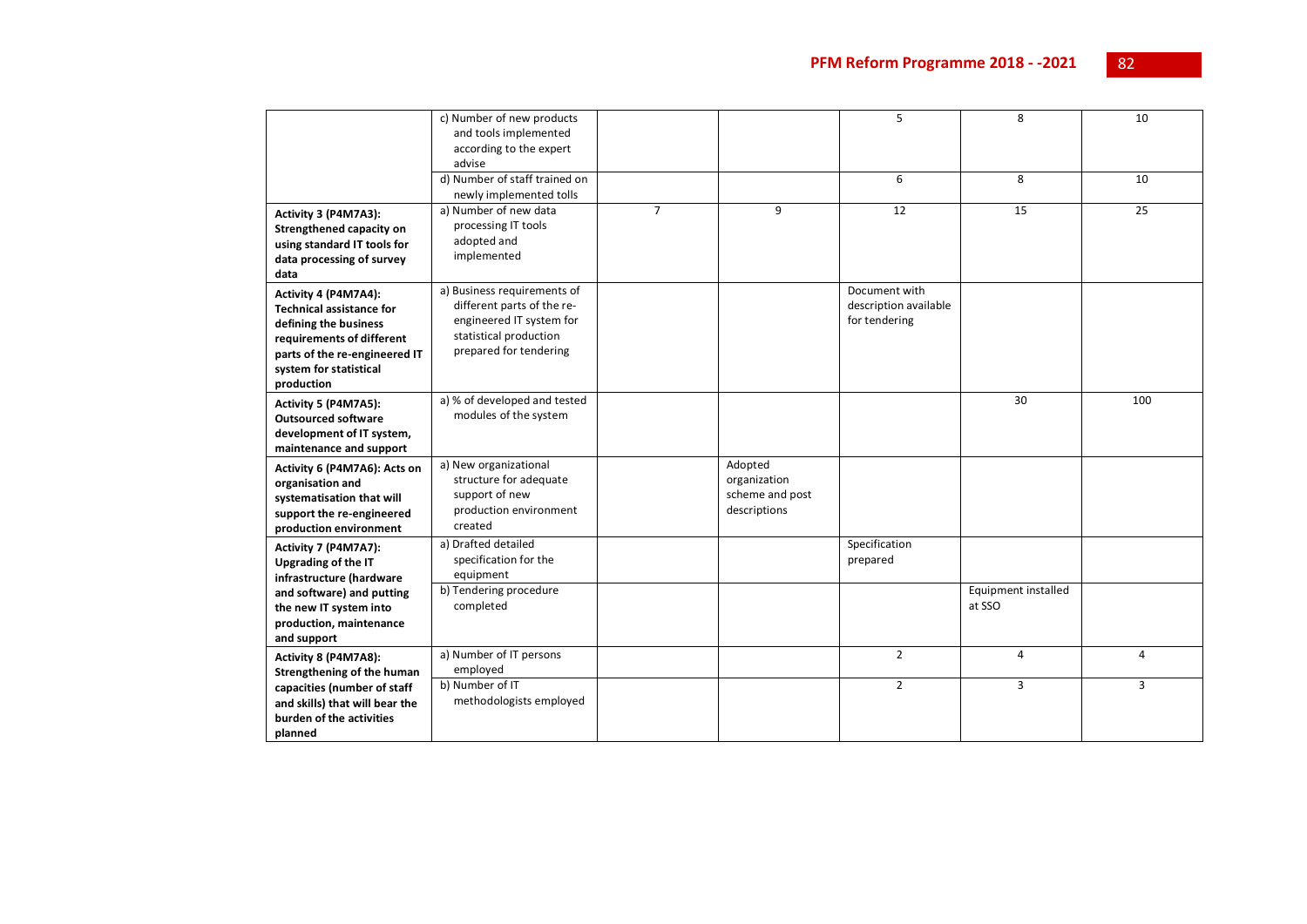| | | | | | | |
|---|---|---|---|---|---|---|
| | c) Number of new products and tools implemented according to the expert advise | | | 5 | 8 | 10 |
| | d) Number of staff trained on newly implemented tolls | | | 6 | 8 | 10 |
| **Activity 3 (P4M7A3): Strengthened capacity on using standard IT tools for data processing of survey data** | a) Number of new data processing IT tools adopted and implemented | 7 | 9 | 12 | 15 | 25 |
| **Activity 4 (P4M7A4): Technical assistance for defining the business requirements of different parts of the re-engineered IT system for statistical production** | a) Business requirements of different parts of the re-engineered IT system for statistical production prepared for tendering | | | Document with description available for tendering | | |
| **Activity 5 (P4M7A5): Outsourced software development of IT system, maintenance and support** | a) % of developed and tested modules of the system | | | | 30 | 100 |
| **Activity 6 (P4M7A6): Acts on organisation and systematisation that will support the re-engineered production environment** | a) New organizational structure for adequate support of new production environment created | | Adopted organization scheme and post descriptions | | | |
| **Activity 7 (P4M7A7): Upgrading of the IT infrastructure (hardware and software) and putting the new IT system into production, maintenance and support** | a) Drafted detailed specification for the equipment | | | Specification prepared | | |
| | b) Tendering procedure completed | | | | Equipment installed at SSO | |
| **Activity 8 (P4M7A8): Strengthening of the human capacities (number of staff and skills) that will bear the burden of the activities planned** | a) Number of IT persons employed | | | 2 | 4 | 4 |
| | b) Number of IT methodologists employed | | | 2 | 3 | 3 |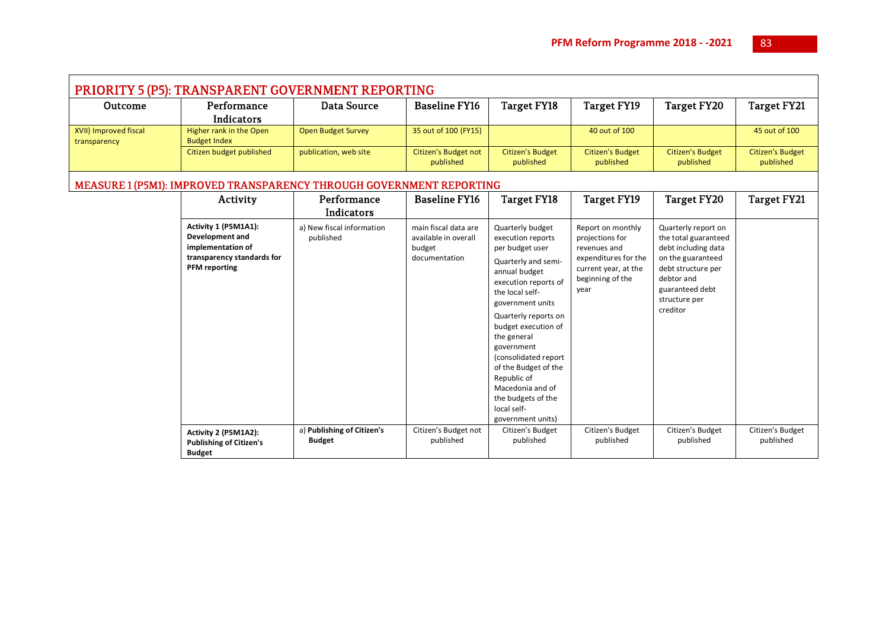## PRIORITY 5 (P5): TRANSPARENT GOVERNMENT REPORTING

| Outcome | Performance Indicators | Data Source | Baseline FY16 | Target FY18 | Target FY19 | Target FY20 | Target FY21 |
|---|---|---|---|---|---|---|---|
| XVII) Improved fiscal transparency | Higher rank in the Open Budget Index | Open Budget Survey | 35 out of 100 (FY15) | | 40 out of 100 | | 45 out of 100 |
| | Citizen budget published | publication, web site | Citizen's Budget not published | Citizen's Budget published | Citizen's Budget published | Citizen's Budget published | Citizen's Budget published |

## MEASURE 1 (P5M1): IMPROVED TRANSPARENCY THROUGH GOVERNMENT REPORTING

| Activity | Performance Indicators | Baseline FY16 | Target FY18 | Target FY19 | Target FY20 | Target FY21 |
|---|---|---|---|---|---|---|
| **Activity 1 (P5M1A1): Development and implementation of transparency standards for PFM reporting** | a) New fiscal information published | main fiscal data are available in overall budget documentation | Quarterly budget execution reports per budget user<br>Quarterly and semi-annual budget execution reports of the local self-government units<br>Quarterly reports on budget execution of the general government (consolidated report of the Budget of the Republic of Macedonia and of the budgets of the local self-government units) | Report on monthly projections for revenues and expenditures for the current year, at the beginning of the year | Quarterly report on the total guaranteed debt including data on the guaranteed debt structure per debtor and guaranteed debt structure per creditor | |
| **Activity 2 (P5M1A2): Publishing of Citizen's Budget** | a) **Publishing of Citizen's Budget** | Citizen's Budget not published | Citizen's Budget published | Citizen's Budget published | Citizen's Budget published | Citizen's Budget published |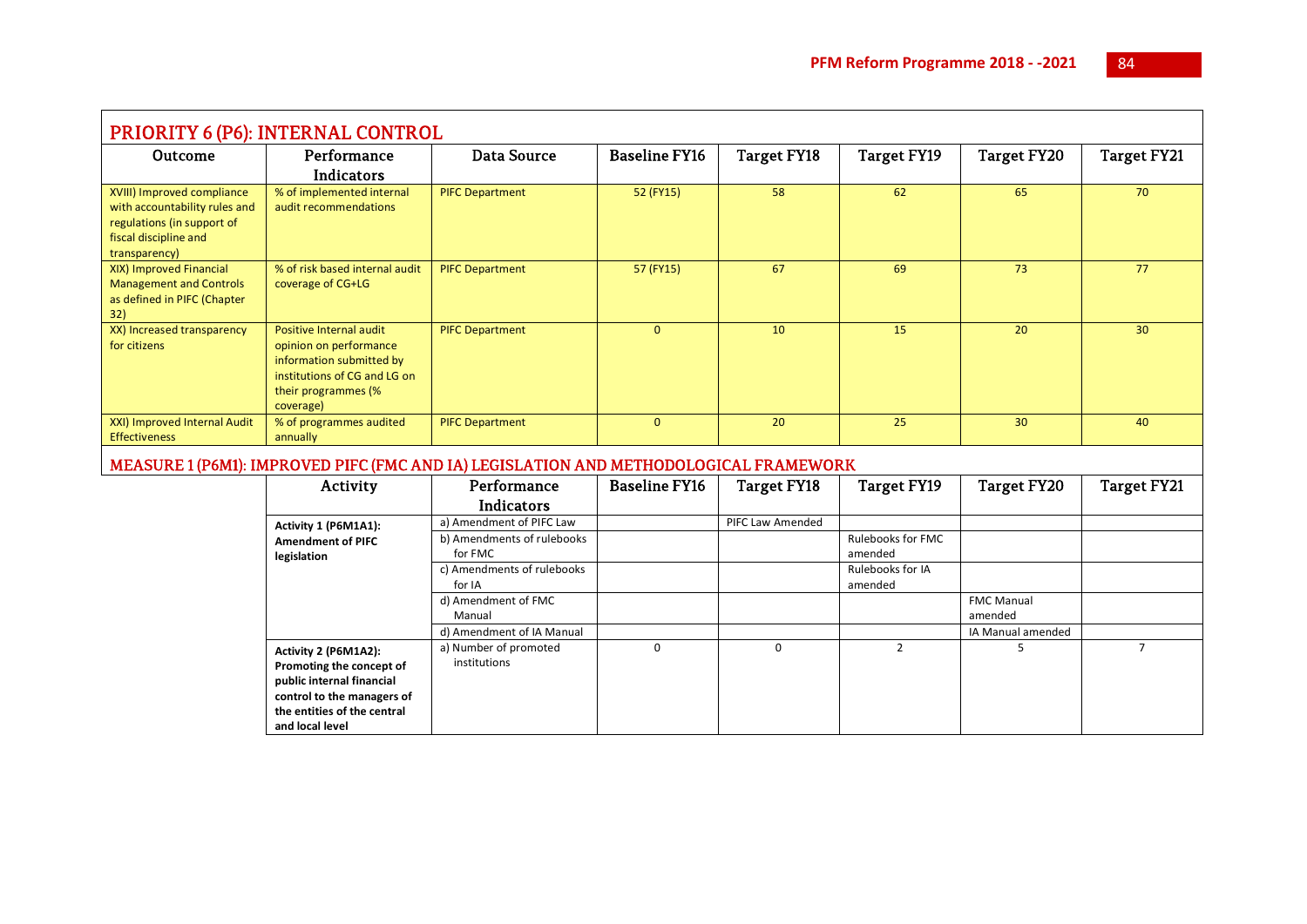## PRIORITY 6 (P6): INTERNAL CONTROL

| Outcome | Performance Indicators | Data Source | Baseline FY16 | Target FY18 | Target FY19 | Target FY20 | Target FY21 |
|---|---|---|---|---|---|---|---|
| XVIII) Improved compliance with accountability rules and regulations (in support of fiscal discipline and transparency) | % of implemented internal audit recommendations | PIFC Department | 52 (FY15) | 58 | 62 | 65 | 70 |
| XIX) Improved Financial Management and Controls as defined in PIFC (Chapter 32) | % of risk based internal audit coverage of CG+LG | PIFC Department | 57 (FY15) | 67 | 69 | 73 | 77 |
| XX) Increased transparency for citizens | Positive Internal audit opinion on performance information submitted by institutions of CG and LG on their programmes (% coverage) | PIFC Department | 0 | 10 | 15 | 20 | 30 |
| XXI) Improved Internal Audit Effectiveness | % of programmes audited annually | PIFC Department | 0 | 20 | 25 | 30 | 40 |

## MEASURE 1 (P6M1): IMPROVED PIFC (FMC AND IA) LEGISLATION AND METHODOLOGICAL FRAMEWORK

| Activity | Performance Indicators | Baseline FY16 | Target FY18 | Target FY19 | Target FY20 | Target FY21 |
|---|---|---|---|---|---|---|
| **Activity 1 (P6M1A1): Amendment of PIFC legislation** | a) Amendment of PIFC Law | | PIFC Law Amended | | | |
| | b) Amendments of rulebooks for FMC | | | Rulebooks for FMC amended | | |
| | c) Amendments of rulebooks for IA | | | Rulebooks for IA amended | | |
| | d) Amendment of FMC Manual | | | | FMC Manual amended | |
| | d) Amendment of IA Manual | | | | IA Manual amended | |
| **Activity 2 (P6M1A2): Promoting the concept of public internal financial control to the managers of the entities of the central and local level** | a) Number of promoted institutions | 0 | 0 | 2 | 5 | 7 |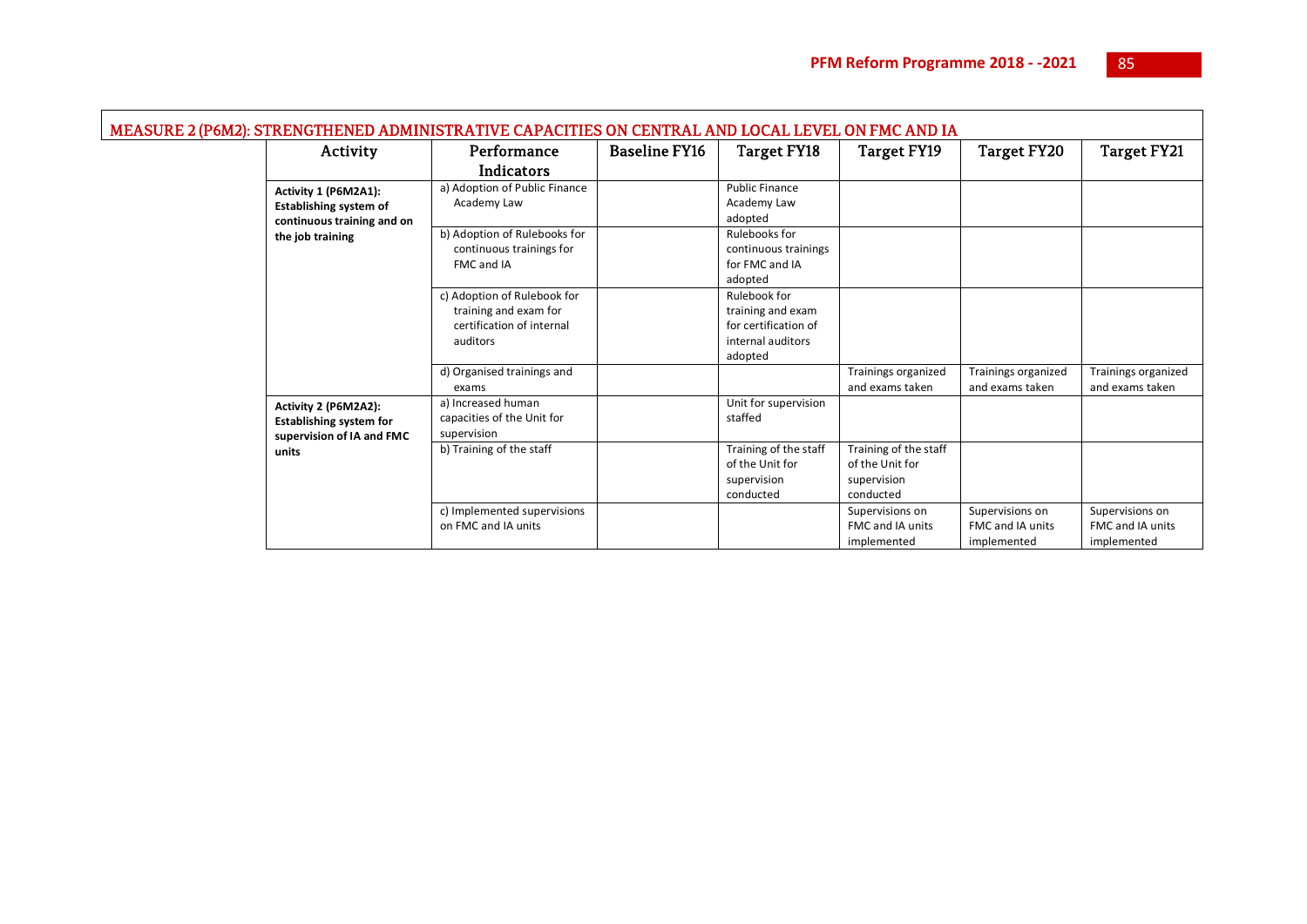## MEASURE 2 (P6M2): STRENGTHENED ADMINISTRATIVE CAPACITIES ON CENTRAL AND LOCAL LEVEL ON FMC AND IA

| Activity | Performance Indicators | Baseline FY16 | Target FY18 | Target FY19 | Target FY20 | Target FY21 |
|---|---|---|---|---|---|---|
| **Activity 1 (P6M2A1): Establishing system of continuous training and on the job training** | a) Adoption of Public Finance Academy Law | | Public Finance Academy Law adopted | | | |
| | b) Adoption of Rulebooks for continuous trainings for FMC and IA | | Rulebooks for continuous trainings for FMC and IA adopted | | | |
| | c) Adoption of Rulebook for training and exam for certification of internal auditors | | Rulebook for training and exam for certification of internal auditors adopted | | | |
| | d) Organised trainings and exams | | | Trainings organized and exams taken | Trainings organized and exams taken | Trainings organized and exams taken |
| **Activity 2 (P6M2A2): Establishing system for supervision of IA and FMC units** | a) Increased human capacities of the Unit for supervision | | Unit for supervision staffed | | | |
| | b) Training of the staff | | Training of the staff of the Unit for supervision conducted | Training of the staff of the Unit for supervision conducted | | |
| | c) Implemented supervisions on FMC and IA units | | | Supervisions on FMC and IA units implemented | Supervisions on FMC and IA units implemented | Supervisions on FMC and IA units implemented |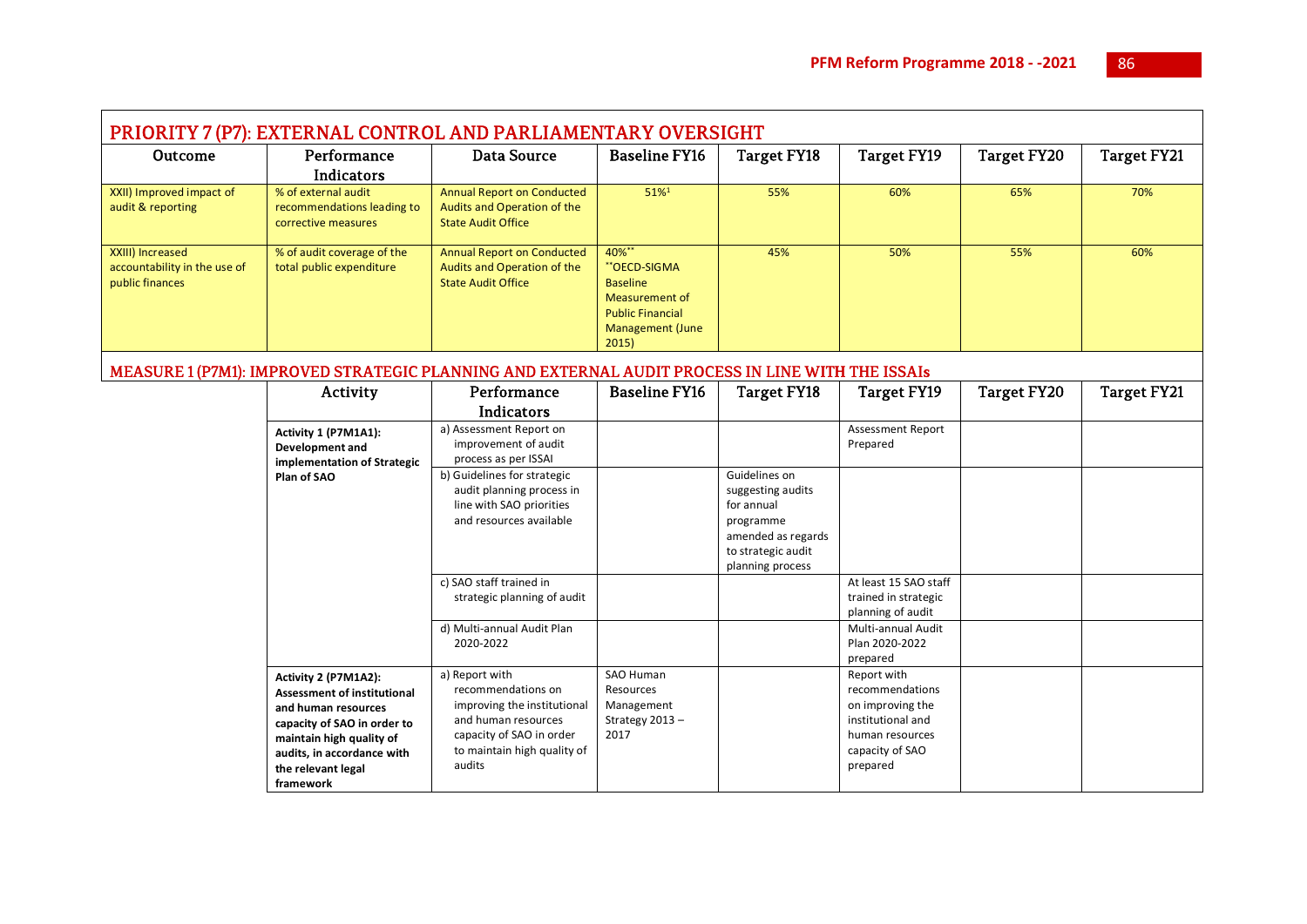## PRIORITY 7 (P7): EXTERNAL CONTROL AND PARLIAMENTARY OVERSIGHT

| Outcome | Performance Indicators | Data Source | Baseline FY16 | Target FY18 | Target FY19 | Target FY20 | Target FY21 |
|---|---|---|---|---|---|---|---|
| XXII) Improved impact of audit & reporting | % of external audit recommendations leading to corrective measures | Annual Report on Conducted Audits and Operation of the State Audit Office | 51%[1] | 55% | 60% | 65% | 70% |
| XXIII) Increased accountability in the use of public finances | % of audit coverage of the total public expenditure | Annual Report on Conducted Audits and Operation of the State Audit Office | 40%** **OECD-SIGMA Baseline Measurement of Public Financial Management (June 2015) | 45% | 50% | 55% | 60% |

### MEASURE 1 (P7M1): IMPROVED STRATEGIC PLANNING AND EXTERNAL AUDIT PROCESS IN LINE WITH THE ISSAIs

| Activity | Performance Indicators | Baseline FY16 | Target FY18 | Target FY19 | Target FY20 | Target FY21 |
|---|---|---|---|---|---|---|
| **Activity 1 (P7M1A1): Development and implementation of Strategic Plan of SAO** | a) Assessment Report on improvement of audit process as per ISSAI | | | Assessment Report Prepared | | |
| | b) Guidelines for strategic audit planning process in line with SAO priorities and resources available | | Guidelines on suggesting audits for annual programme amended as regards to strategic audit planning process | | | |
| | c) SAO staff trained in strategic planning of audit | | | At least 15 SAO staff trained in strategic planning of audit | | |
| | d) Multi-annual Audit Plan 2020-2022 | | | Multi-annual Audit Plan 2020-2022 prepared | | |
| **Activity 2 (P7M1A2): Assessment of institutional and human resources capacity of SAO in order to maintain high quality of audits, in accordance with the relevant legal framework** | a) Report with recommendations on improving the institutional and human resources capacity of SAO in order to maintain high quality of audits | SAO Human Resources Management Strategy 2013 – 2017 | | Report with recommendations on improving the institutional and human resources capacity of SAO prepared | | |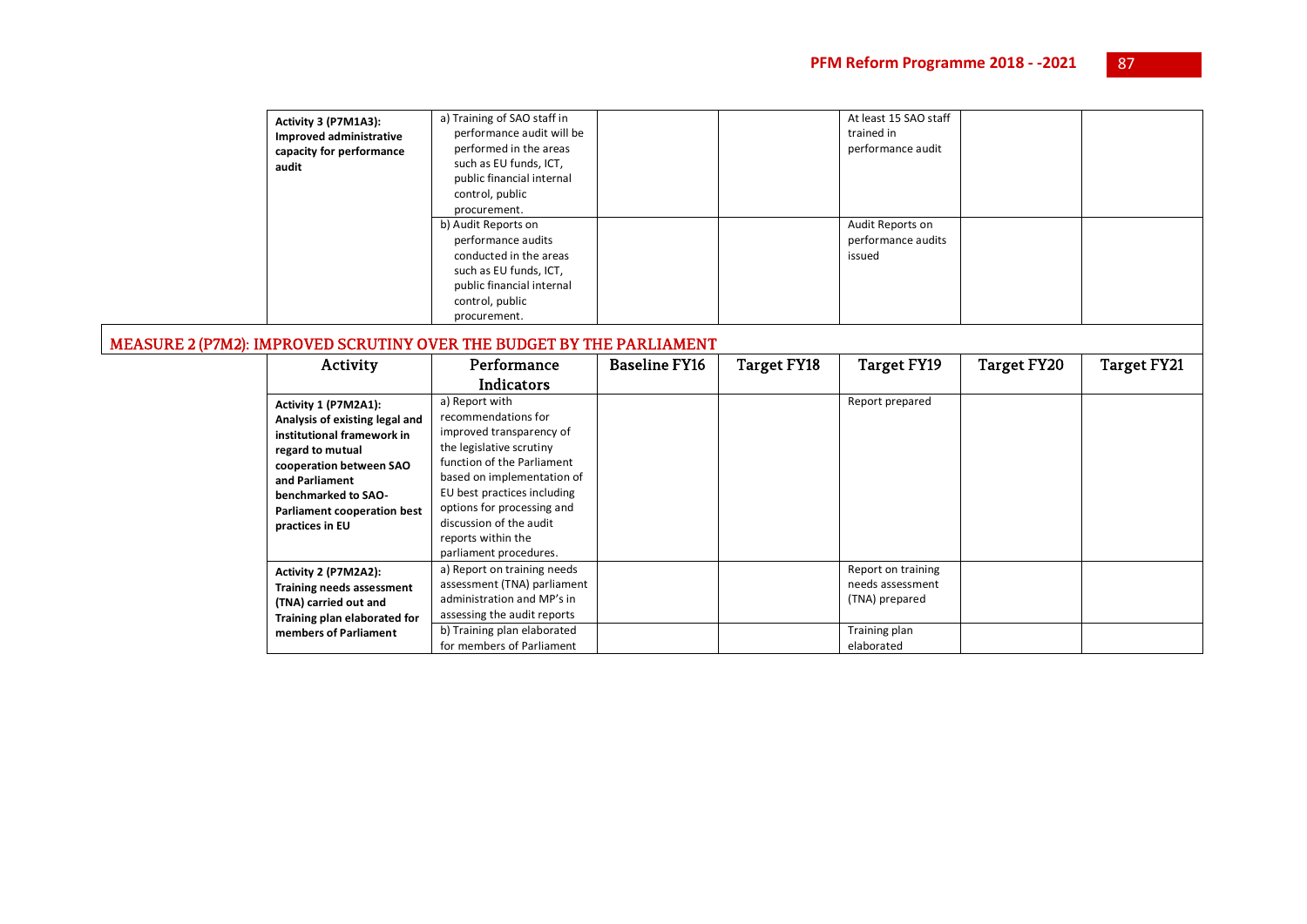| | | | | | | |
|---|---|---|---|---|---|---|
| **Activity 3 (P7M1A3): Improved administrative capacity for performance audit** | a) Training of SAO staff in performance audit will be performed in the areas such as EU funds, ICT, public financial internal control, public procurement. | | | At least 15 SAO staff trained in performance audit | | |
| | b) Audit Reports on performance audits conducted in the areas such as EU funds, ICT, public financial internal control, public procurement. | | | Audit Reports on performance audits issued | | |

## MEASURE 2 (P7M2): IMPROVED SCRUTINY OVER THE BUDGET BY THE PARLIAMENT

| Activity | Performance Indicators | Baseline FY16 | Target FY18 | Target FY19 | Target FY20 | Target FY21 |
|---|---|---|---|---|---|---|
| **Activity 1 (P7M2A1): Analysis of existing legal and institutional framework in regard to mutual cooperation between SAO and Parliament benchmarked to SAO-Parliament cooperation best practices in EU** | a) Report with recommendations for improved transparency of the legislative scrutiny function of the Parliament based on implementation of EU best practices including options for processing and discussion of the audit reports within the parliament procedures. | | | Report prepared | | |
| **Activity 2 (P7M2A2): Training needs assessment (TNA) carried out and Training plan elaborated for members of Parliament** | a) Report on training needs assessment (TNA) parliament administration and MP's in assessing the audit reports | | | Report on training needs assessment (TNA) prepared | | |
| | b) Training plan elaborated for members of Parliament | | | Training plan elaborated | | |